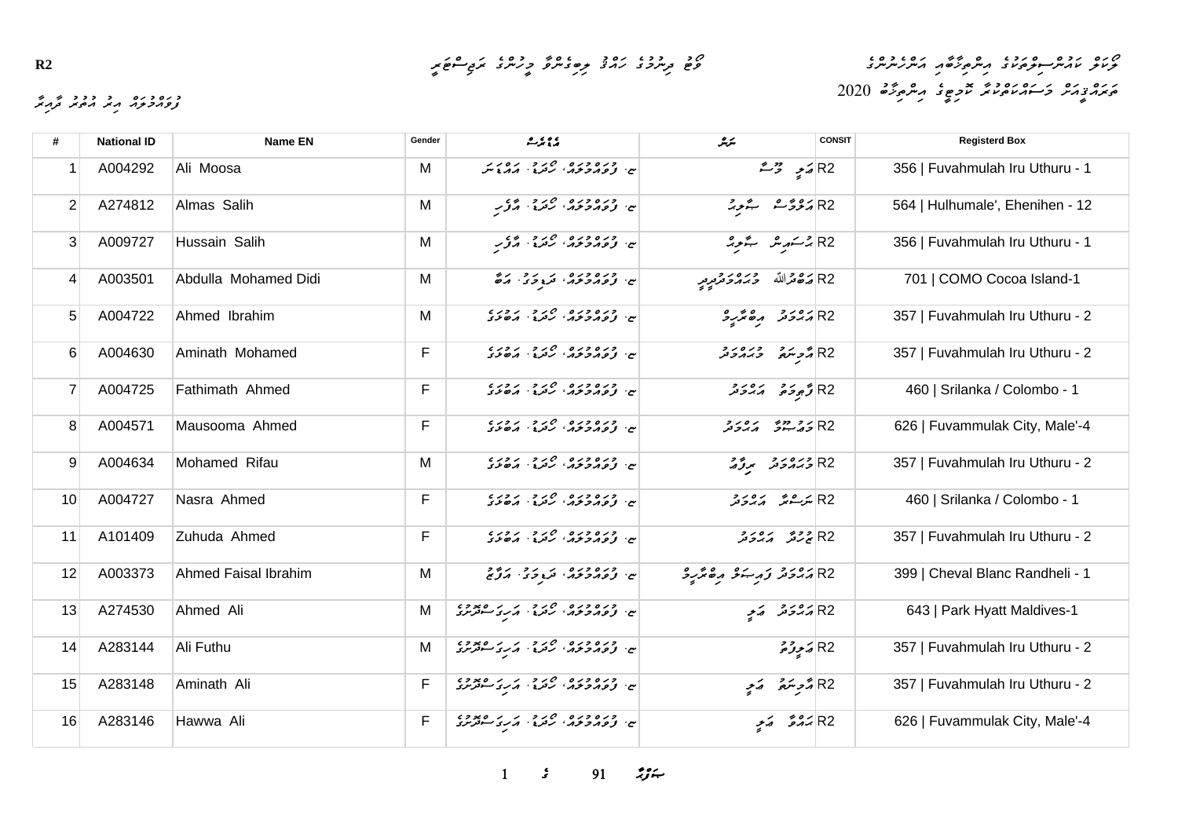ވޯޓުލާއިރު ބޭނުންވާ ވޯޓުލާ މަރުކަޒުތަކާއި ވޯޓުލާ ދާއިރާ ނިސްބަތްވާ ވަކި ބޭނުން ގޮތް އަދި ކަނޑައަޅައިފައިވާ ކަރުދާސް 2020

R2

ފުވައްމުލަކު އިރު އުތުރު ދާއިރާ

| # | National ID | Name EN | Gender | ދާއިރާ | ނަން | CONSIT | Registerd Box |
|---|---|---|---|---|---|---|---|
| 1 | A004292 | Ali Moosa | M | ސ. ފުވައްމުލަކު، ހޯދަޑު. އަރުޖާން | އަލީ މޫސާ | R2 | 356 \| Fuvahmulah Iru Uthuru - 1 |
| 2 | A274812 | Almas Salih | M | ސ. ފުވައްމުލަކު، ހޯދަޑު. އާފް | އަލްމާސް ސާލިހު | R2 | 564 \| Hulhumale', Ehenihen - 12 |
| 3 | A009727 | Hussain Salih | M | ސ. ފުވައްމުލަކު، ހޯދަޑު. އާފް | ހުސައިން ސާލިހު | R2 | 356 \| Fuvahmulah Iru Uthuru - 1 |
| 4 | A003501 | Abdulla Mohamed Didi | M | ސ. ފުވައްމުލަކު، ދަށުގަމު. އަބަ | އަބްދުﷲ މުހައްމަދުދީދީ | R2 | 701 \| COMO Cocoa Island-1 |
| 5 | A004722 | Ahmed Ibrahim | M | ސ. ފުވައްމުލަކު، ހޯދަޑު. އަބޯގަ | އަހްމަދު އިބްރާހީމް | R2 | 357 \| Fuvahmulah Iru Uthuru - 2 |
| 6 | A004630 | Aminath Mohamed | F | ސ. ފުވައްމުލަކު، ހޯދަޑު. އަބޯގަ | އާމިނަތު މުހައްމަދު | R2 | 357 \| Fuvahmulah Iru Uthuru - 2 |
| 7 | A004725 | Fathimath Ahmed | F | ސ. ފުވައްމުލަކު، ހޯދަޑު. އަބޯގަ | ފާތިމަތު އަހްމަދު | R2 | 460 \| Srilanka / Colombo - 1 |
| 8 | A004571 | Mausooma Ahmed | F | ސ. ފުވައްމުލަކު، ހޯދަޑު. އަބޯގަ | މައުސޫމާ އަހްމަދު | R2 | 626 \| Fuvammulak City, Male'-4 |
| 9 | A004634 | Mohamed Rifau | M | ސ. ފުވައްމުލަކު، ހޯދަޑު. އަބޯގަ | މުހައްމަދު ރިފާއު | R2 | 357 \| Fuvahmulah Iru Uthuru - 2 |
| 10 | A004727 | Nasra Ahmed | F | ސ. ފުވައްމުލަކު، ހޯދަޑު. އަބޯގަ | ނަސްރާ އަހްމަދު | R2 | 460 \| Srilanka / Colombo - 1 |
| 11 | A101409 | Zuhuda Ahmed | F | ސ. ފުވައްމުލަކު، ހޯދަޑު. އަބޯގަ | ޒުހުދާ އަހްމަދު | R2 | 357 \| Fuvahmulah Iru Uthuru - 2 |
| 12 | A003373 | Ahmed Faisal Ibrahim | M | ސ. ފުވައްމުލަކު، ދަށުގަމު. އަލާމު | އަހްމަދު ފައިސަލް އިބްރާހީމް | R2 | 399 \| Cheval Blanc Randheli - 1 |
| 13 | A274530 | Ahmed Ali | M | ސ. ފުވައްމުލަކު، ހޯދަޑު. އަލިވަސްތޫރީގެ | އަހްމަދު އަލީ | R2 | 643 \| Park Hyatt Maldives-1 |
| 14 | A283144 | Ali Futhu | M | ސ. ފުވައްމުލަކު، ހޯދަޑު. އަލިވަސްތޫރީގެ | އަލިފުތު | R2 | 357 \| Fuvahmulah Iru Uthuru - 2 |
| 15 | A283148 | Aminath Ali | F | ސ. ފުވައްމުލަކު، ހޯދަޑު. އަލިވަސްތޫރީގެ | އާމިނަތު އަލީ | R2 | 357 \| Fuvahmulah Iru Uthuru - 2 |
| 16 | A283146 | Hawwa Ali | F | ސ. ފުވައްމުލަކު، ހޯދަޑު. އަލިވަސްތޫރީގެ | ހައްވާ އަލީ | R2 | 626 \| Fuvammulak City, Male'-4 |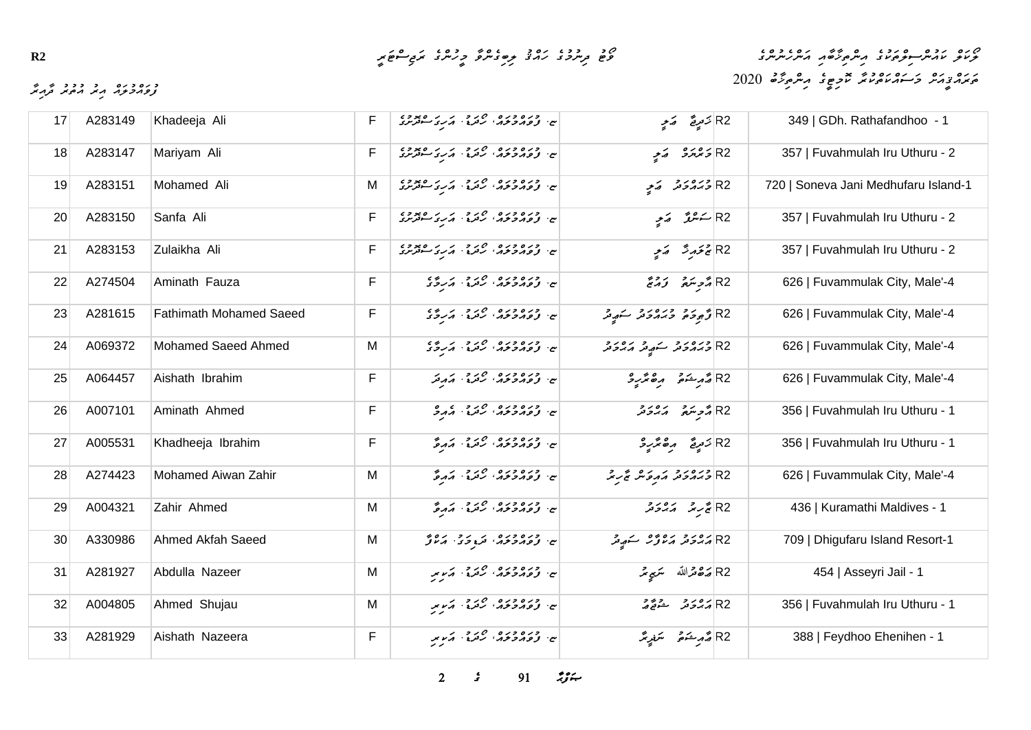| 17 | A283149 | Khadeeja Ali | F | ސ. ފުވައްމުލައް، ހޯދަދު، އަލިފާސްކުރުރު | ޚަދީޖާ އަލި R2 | 349 \| GDh. Rathafandhoo - 1 |
|---|---|---|---|---|---|---|
| 18 | A283147 | Mariyam Ali | F | ސ. ފުވައްމުލައް، ހޯދަދު، އަލިފާސްކުރުރު | މަރިޔަމް އަލި R2 | 357 \| Fuvahmulah Iru Uthuru - 2 |
| 19 | A283151 | Mohamed Ali | M | ސ. ފުވައްމުލައް، ހޯދަދު، އަލިފާސްކުރުރު | މުހައްމަދު އަލި R2 | 720 \| Soneva Jani Medhufaru Island-1 |
| 20 | A283150 | Sanfa Ali | F | ސ. ފުވައްމުލައް، ހޯދަދު، އަލިފާސްކުރުރު | ސަންފާ އަލި R2 | 357 \| Fuvahmulah Iru Uthuru - 2 |
| 21 | A283153 | Zulaikha Ali | F | ސ. ފުވައްމުލައް، ހޯދަދު، އަލިފާސްކުރުރު | ޒުލައިޚާ އަލި R2 | 357 \| Fuvahmulah Iru Uthuru - 2 |
| 22 | A274504 | Aminath Fauza | F | ސ. ފުވައްމުލައް، ހޯދަދު، އަލިމާގެ | އާމިނަތު ފައުޒާ R2 | 626 \| Fuvammulak City, Male'-4 |
| 23 | A281615 | Fathimath Mohamed Saeed | F | ސ. ފުވައްމުލައް، ހޯދަދު، އަލިމާގެ | ފާތިމަތު މުހައްމަދު ސައީދު R2 | 626 \| Fuvammulak City, Male'-4 |
| 24 | A069372 | Mohamed Saeed Ahmed | M | ސ. ފުވައްމުލައް، ހޯދަދު، އަލިމާގެ | މުހައްމަދު ސައީދު އަހްމަދު R2 | 626 \| Fuvammulak City, Male'-4 |
| 25 | A064457 | Aishath Ibrahim | F | ސ. ފުވައްމުލައް، ހޯދަދު، އައިނަ | އާއިޝަތު އިބްރާހީމް R2 | 626 \| Fuvammulak City, Male'-4 |
| 26 | A007101 | Aminath Ahmed | F | ސ. ފުވައްމުލައް، ހޯދަދު، އައިވާ | އާމިނަތު އަހްމަދު R2 | 356 \| Fuvahmulah Iru Uthuru - 1 |
| 27 | A005531 | Khadheeja Ibrahim | F | ސ. ފުވައްމުލައް، ހޯދަދު، އައިވާ | ޚަދީޖާ އިބްރާހީމް R2 | 356 \| Fuvahmulah Iru Uthuru - 1 |
| 28 | A274423 | Mohamed Aiwan Zahir | M | ސ. ފުވައްމުލައް، ހޯދަދު، އައިވާ | މުހައްމަދު އައިވަން ޒާހިރު R2 | 626 \| Fuvammulak City, Male'-4 |
| 29 | A004321 | Zahir Ahmed | M | ސ. ފުވައްމުލައް، ހޯދަދު، އައިވާ | ޒާހިރު އަހްމަދު R2 | 436 \| Kuramathi Maldives - 1 |
| 30 | A330986 | Ahmed Akfah Saeed | M | ސ. ފުވައްމުލައް، ދަށުމަގު، އަކްފާ | އަހްމަދު އަކްފާހު ސައީދު R2 | 709 \| Dhigufaru Island Resort-1 |
| 31 | A281927 | Abdulla Nazeer | M | ސ. ފުވައްމުލައް، ހޯދަދު، އަކިރި | އަބްދުﷲ ނަޒީރު R2 | 454 \| Asseyri Jail - 1 |
| 32 | A004805 | Ahmed Shujau | M | ސ. ފުވައްމުލައް، ހޯދަދު، އަކިރި | އަހްމަދު ޝުޖާއު R2 | 356 \| Fuvahmulah Iru Uthuru - 1 |
| 33 | A281929 | Aishath Nazeera | F | ސ. ފުވައްމުލައް، ހޯދަދު، އަކިރި | އާއިޝަތު ނަޒީރާ R2 | 388 \| Feydhoo Ehenihen - 1 |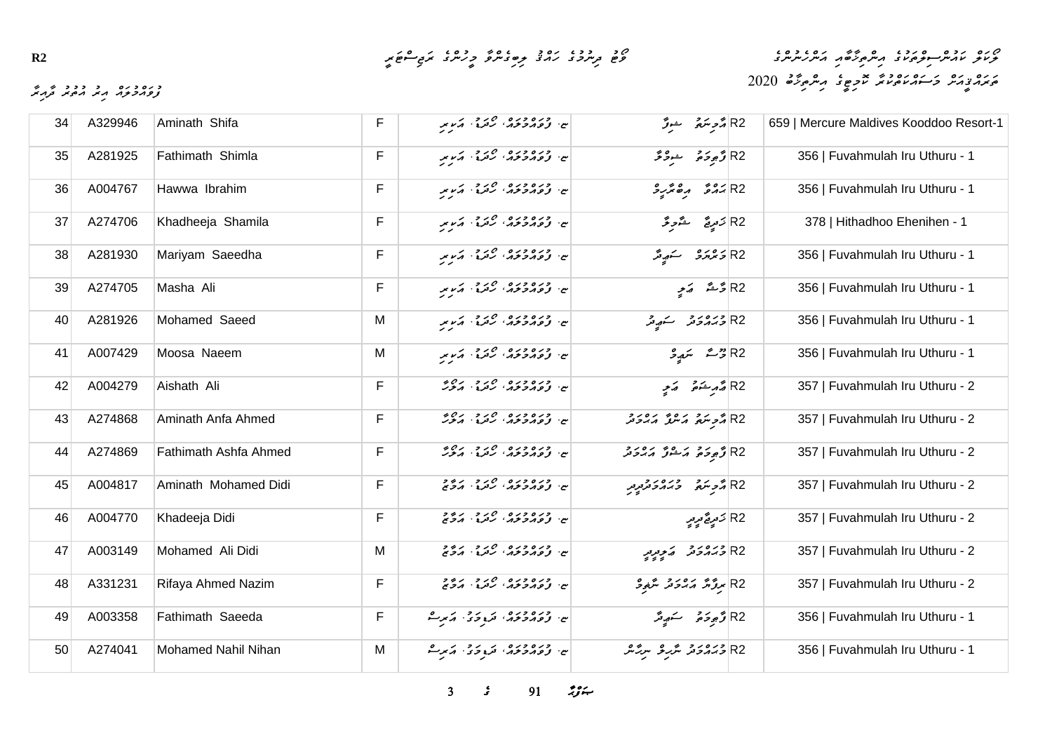| 34 | A329946 | Aminath Shifa | F | ސ. ފުވައްމުލައް، ހޯދަދު، އަކިކި | އާމިނަތު ޝިފާ R2 | 659 \| Mercure Maldives Kooddoo Resort-1 |
|---|---|---|---|---|---|---|
| 35 | A281925 | Fathimath Shimla | F | ސ. ފުވައްމުލައް، ހޯދަދު، އަކިކި | ފާތިމަތު ޝިމްލާ R2 | 356 \| Fuvahmulah Iru Uthuru - 1 |
| 36 | A004767 | Hawwa Ibrahim | F | ސ. ފުވައްމުލައް، ހޯދަދު، އަކިކި | ހައްވާ އިބްރާހީމް R2 | 356 \| Fuvahmulah Iru Uthuru - 1 |
| 37 | A274706 | Khadheeja Shamila | F | ސ. ފުވައްމުލައް، ހޯދަދު، އަކިކި | ޚަދީޖާ ޝާމިލާ R2 | 378 \| Hithadhoo Ehenihen - 1 |
| 38 | A281930 | Mariyam Saeedha | F | ސ. ފުވައްމުލައް، ހޯދަދު، އަކިކި | މަރިޔަމް ސަޢީދާ R2 | 356 \| Fuvahmulah Iru Uthuru - 1 |
| 39 | A274705 | Masha Ali | F | ސ. ފުވައްމުލައް، ހޯދަދު، އަކިކި | މާޝާ ޢަލީ R2 | 356 \| Fuvahmulah Iru Uthuru - 1 |
| 40 | A281926 | Mohamed Saeed | M | ސ. ފުވައްމުލައް، ހޯދަދު، އަކިކި | މުޙައްމަދު ސަޢީދު R2 | 356 \| Fuvahmulah Iru Uthuru - 1 |
| 41 | A007429 | Moosa Naeem | M | ސ. ފުވައްމުލައް، ހޯދަދު، އަކިކި | މޫސާ ނަޢީމް R2 | 356 \| Fuvahmulah Iru Uthuru - 1 |
| 42 | A004279 | Aishath Ali | F | ސ. ފުވައްމުލައް، ހޯދަދު، އަވަށް | އާއިޝަތު ޢަލީ R2 | 357 \| Fuvahmulah Iru Uthuru - 2 |
| 43 | A274868 | Aminath Anfa Ahmed | F | ސ. ފުވައްމުލައް، ހޯދަދު، އަވަށް | އާމިނަތު އަންފާ އަޙްމަދު R2 | 357 \| Fuvahmulah Iru Uthuru - 2 |
| 44 | A274869 | Fathimath Ashfa Ahmed | F | ސ. ފުވައްމުލައް، ހޯދަދު، އަވަށް | ފާތިމަތު އަޝްފާ އަޙްމަދު R2 | 357 \| Fuvahmulah Iru Uthuru - 2 |
| 45 | A004817 | Aminath Mohamed Didi | F | ސ. ފުވައްމުލައް، ހޯދަދު، އަވަޖު | އާމިނަތު މުޙައްމަދުދީދީ R2 | 357 \| Fuvahmulah Iru Uthuru - 2 |
| 46 | A004770 | Khadeeja Didi | F | ސ. ފުވައްމުލައް، ހޯދަދު، އަވަޖު | ޚަދީޖާދީދީ R2 | 357 \| Fuvahmulah Iru Uthuru - 2 |
| 47 | A003149 | Mohamed Ali Didi | M | ސ. ފުވައްމުލައް، ހޯދަދު، އަވަޖު | މުޙައްމަދު ޢަލީދީދީ R2 | 357 \| Fuvahmulah Iru Uthuru - 2 |
| 48 | A331231 | Rifaya Ahmed Nazim | F | ސ. ފުވައްމުލައް، ހޯދަދު، އަވަޖު | ރިފާޔާ އަޙްމަދު ނާޒިމް R2 | 357 \| Fuvahmulah Iru Uthuru - 2 |
| 49 | A003358 | Fathimath Saeeda | F | ސ. ފުވައްމުލައް، ދަޑިމަގު، އަރީސް | ފާތިމަތު ސަޢީދާ R2 | 356 \| Fuvahmulah Iru Uthuru - 1 |
| 50 | A274041 | Mohamed Nahil Nihan | M | ސ. ފުވައްމުލައް، ދަޑިމަގު، އަރީސް | މުޙައްމަދު ނާހިލް ނިހާން R2 | 356 \| Fuvahmulah Iru Uthuru - 1 |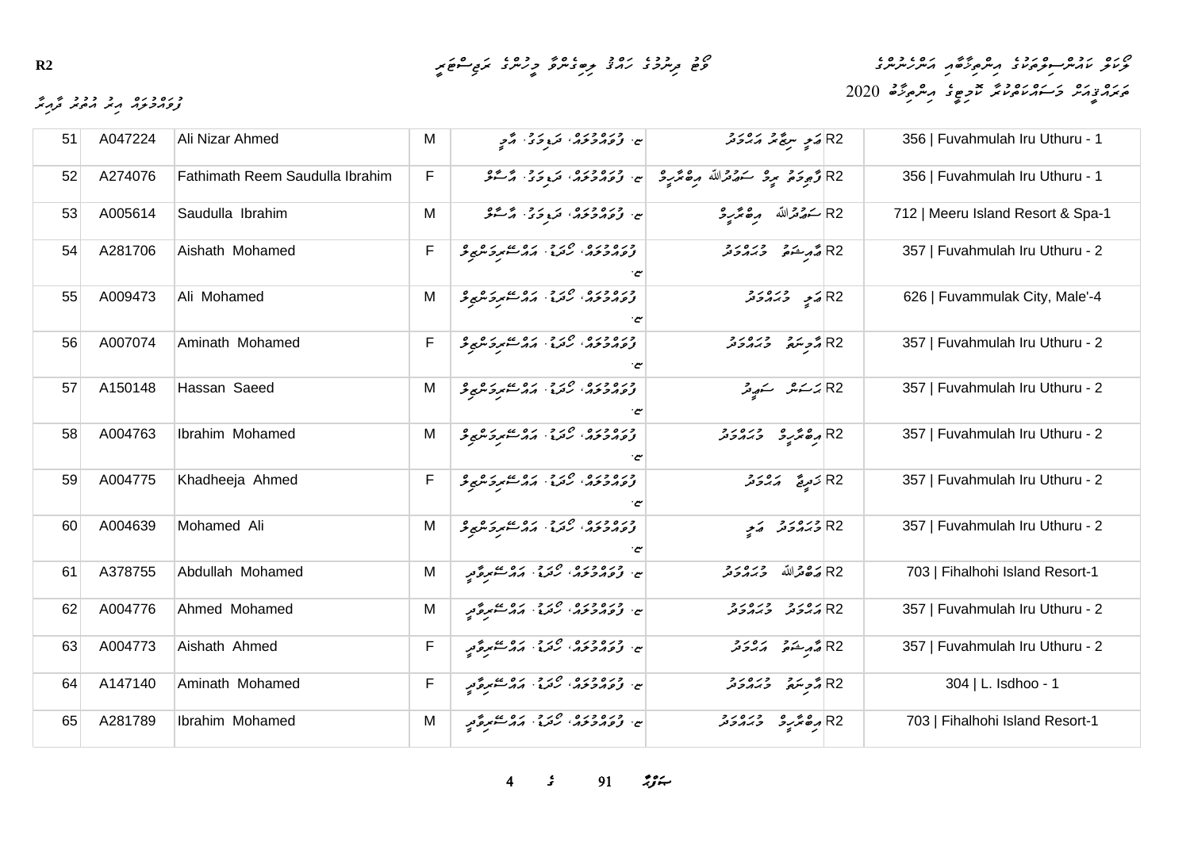| 51 | A047224 | Ali Nizar Ahmed | M | ސ. ފުވައްމުލައް، ދަލިމަގު. އާލި | R2 އަލީ ނިޒާރު އަޙްމަދު | 356 \| Fuvahmulah Iru Uthuru - 1 |
|---|---|---|---|---|---|---|
| 52 | A274076 | Fathimath Reem Saudulla Ibrahim | F | ސ. ފުވައްމުލައް، ދަލިމަގު. އާސޯލް | R2 ފާތިމަތު ރީމް ސައުދުﷲ އިބްރާހީމް | 356 \| Fuvahmulah Iru Uthuru - 1 |
| 53 | A005614 | Saudulla Ibrahim | M | ސ. ފުވައްމުލައް، ދަލިމަގު. އާސޯލް | R2 ސައުދުﷲ އިބްރާހީމް | 712 \| Meeru Island Resort & Spa-1 |
| 54 | A281706 | Aishath Mohamed | F | ފުވައްމުލައް، ހޯދަޑު. އައްސޭރިމަންޒިލް .ސ | R2 އާއިޝަތު މުޙައްމަދު | 357 \| Fuvahmulah Iru Uthuru - 2 |
| 55 | A009473 | Ali Mohamed | M | ފުވައްމުލައް، ހޯދަޑު. އައްސޭރިމަންޒިލް .ސ | R2 އަލީ މުޙައްމަދު | 626 \| Fuvammulak City, Male'-4 |
| 56 | A007074 | Aminath Mohamed | F | ފުވައްމުލައް، ހޯދަޑު. އައްސޭރިމަންޒިލް .ސ | R2 އާމިނަތު މުޙައްމަދު | 357 \| Fuvahmulah Iru Uthuru - 2 |
| 57 | A150148 | Hassan Saeed | M | ފުވައްމުލައް، ހޯދަޑު. އައްސޭރިމަންޒިލް .ސ | R2 ޙަސަން ސަޢީދު | 357 \| Fuvahmulah Iru Uthuru - 2 |
| 58 | A004763 | Ibrahim Mohamed | M | ފުވައްމުލައް، ހޯދަޑު. އައްސޭރިމަންޒިލް .ސ | R2 އިބްރާހީމް މުޙައްމަދު | 357 \| Fuvahmulah Iru Uthuru - 2 |
| 59 | A004775 | Khadheeja Ahmed | F | ފުވައްމުލައް، ހޯދަޑު. އައްސޭރިމަންޒިލް .ސ | R2 ޚަދީޖާ އަޙްމަދު | 357 \| Fuvahmulah Iru Uthuru - 2 |
| 60 | A004639 | Mohamed Ali | M | ފުވައްމުލައް، ހޯދަޑު. އައްސޭރިމަންޒިލް .ސ | R2 މުޙައްމަދު އަލީ | 357 \| Fuvahmulah Iru Uthuru - 2 |
| 61 | A378755 | Abdullah Mohamed | M | ސ. ފުވައްމުލައް، ހޯދަޑު. އައްސޭރިވާދީ | R2 އަބްދުﷲ މުޙައްމަދު | 703 \| Fihalhohi Island Resort-1 |
| 62 | A004776 | Ahmed Mohamed | M | ސ. ފުވައްމުލައް، ހޯދަޑު. އައްސޭރިވާދީ | R2 އަޙްމަދު މުޙައްމަދު | 357 \| Fuvahmulah Iru Uthuru - 2 |
| 63 | A004773 | Aishath Ahmed | F | ސ. ފުވައްމުލައް، ހޯދަޑު. އައްސޭރިވާދީ | R2 އާއިޝަތު އަޙްމަދު | 357 \| Fuvahmulah Iru Uthuru - 2 |
| 64 | A147140 | Aminath Mohamed | F | ސ. ފުވައްމުލައް، ހޯދަޑު. އައްސޭރިވާދީ | R2 އާމިނަތު މުޙައްމަދު | 304 \| L. Isdhoo - 1 |
| 65 | A281789 | Ibrahim Mohamed | M | ސ. ފުވައްމުލައް، ހޯދަޑު. އައްސޭރިވާދީ | R2 އިބްރާހީމް މުޙައްމަދު | 703 \| Fihalhohi Island Resort-1 |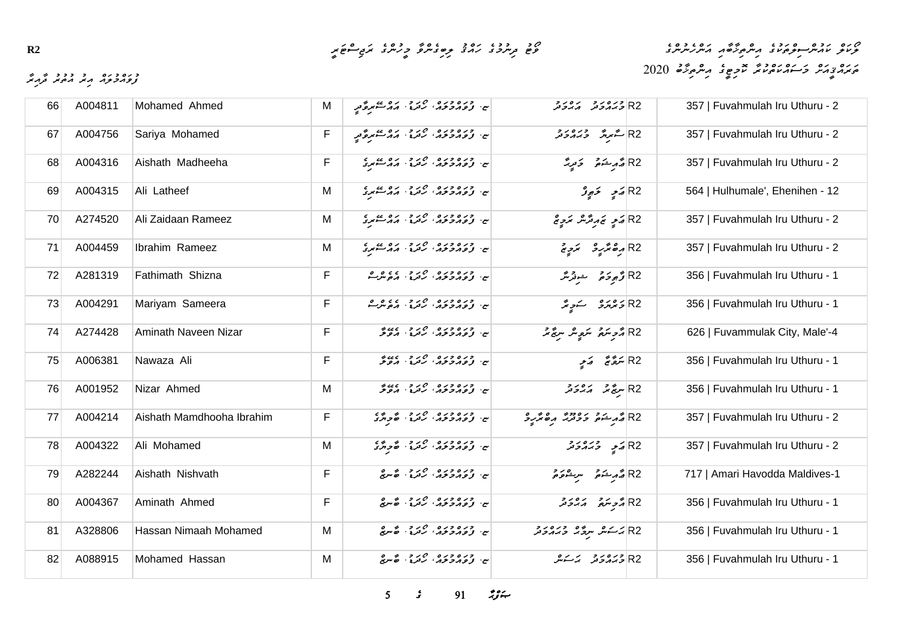| 66 | A004811 | Mohamed Ahmed | M | ސ. ފުވައްމުލައް، ހޯދަދު. އައްސޭރިވާދީ | R2 މުހައްމަދު އަހުމަދު | 357 \| Fuvahmulah Iru Uthuru - 2 |
|---|---|---|---|---|---|---|
| 67 | A004756 | Sariya Mohamed | F | ސ. ފުވައްމުލައް، ހޯދަދު. އައްސޭރިވާދީ | R2 ސާރިޔާ މުހައްމަދު | 357 \| Fuvahmulah Iru Uthuru - 2 |
| 68 | A004316 | Aishath Madheeha | F | ސ. ފުވައްމުލައް، ހޯދަދު. އައްސޭރިގެ | R2 އާއިޝަތު މަދީހާ | 357 \| Fuvahmulah Iru Uthuru - 2 |
| 69 | A004315 | Ali Latheef | M | ސ. ފުވައްމުލައް، ހޯދަދު. އައްސޭރިގެ | R2 އަލީ ލަޠީފު | 564 \| Hulhumale', Ehenihen - 12 |
| 70 | A274520 | Ali Zaidaan Rameez | M | ސ. ފުވައްމުލައް، ހޯދަދު. އައްސޭރިގެ | R2 އަލީ ޒައިދާން ރަމީޒު | 357 \| Fuvahmulah Iru Uthuru - 2 |
| 71 | A004459 | Ibrahim Rameez | M | ސ. ފުވައްމުލައް، ހޯދަދު. އައްސޭރިގެ | R2 އިބްރާހީމް ރަމީޒު | 357 \| Fuvahmulah Iru Uthuru - 2 |
| 72 | A281319 | Fathimath Shizna | F | ސ. ފުވައްމުލައް، ހޯދަދު. އެވެރެސް | R2 ފާތިމަތު ޝިޒްނާ | 356 \| Fuvahmulah Iru Uthuru - 1 |
| 73 | A004291 | Mariyam Sameera | F | ސ. ފުވައްމުލައް، ހޯދަދު. އެވެރެސް | R2 މަރިޔަމް ސަމީރާ | 356 \| Fuvahmulah Iru Uthuru - 1 |
| 74 | A274428 | Aminath Naveen Nizar | F | ސ. ފުވައްމުލައް، ހޯދަދު. އޮޑީވާ | R2 އާމިނަތު ނަވީން ނިޒާރު | 626 \| Fuvammulak City, Male'-4 |
| 75 | A006381 | Nawaza Ali | F | ސ. ފުވައްމުލައް، ހޯދަދު. އޮޑީވާ | R2 ނަވާޒާ އަލީ | 356 \| Fuvahmulah Iru Uthuru - 1 |
| 76 | A001952 | Nizar Ahmed | M | ސ. ފުވައްމުލައް، ހޯދަދު. އޮޑީވާ | R2 ނިޒާރު އަހުމަދު | 356 \| Fuvahmulah Iru Uthuru - 1 |
| 77 | A004214 | Aishath Mamdhooha Ibrahim | F | ސ. ފުވައްމުލައް، ހޯދަދު. ބާލިދާގެ | R2 އާއިޝަތު މަމްދޫހާ އިބްރާހީމް | 357 \| Fuvahmulah Iru Uthuru - 2 |
| 78 | A004322 | Ali Mohamed | M | ސ. ފުވައްމުލައް، ހޯދަދު. ބާލިދާގެ | R2 އަލީ މުހައްމަދު | 357 \| Fuvahmulah Iru Uthuru - 2 |
| 79 | A282244 | Aishath Nishvath | F | ސ. ފުވައްމުލައް، ހޯދަދު. ބާނީ | R2 އާއިޝަތު ނިޝްވަތު | 717 \| Amari Havodda Maldives-1 |
| 80 | A004367 | Aminath Ahmed | F | ސ. ފުވައްމުލައް، ހޯދަދު. ބާނީ | R2 އާމިނަތު އަހުމަދު | 356 \| Fuvahmulah Iru Uthuru - 1 |
| 81 | A328806 | Hassan Nimaah Mohamed | M | ސ. ފުވައްމުލައް، ހޯދަދު. ބާނީ | R2 ހަސަން ނިމާހް މުހައްމަދު | 356 \| Fuvahmulah Iru Uthuru - 1 |
| 82 | A088915 | Mohamed Hassan | M | ސ. ފުވައްމުލައް، ހޯދަދު. ބާނީ | R2 މުހައްމަދު ހަސަން | 356 \| Fuvahmulah Iru Uthuru - 1 |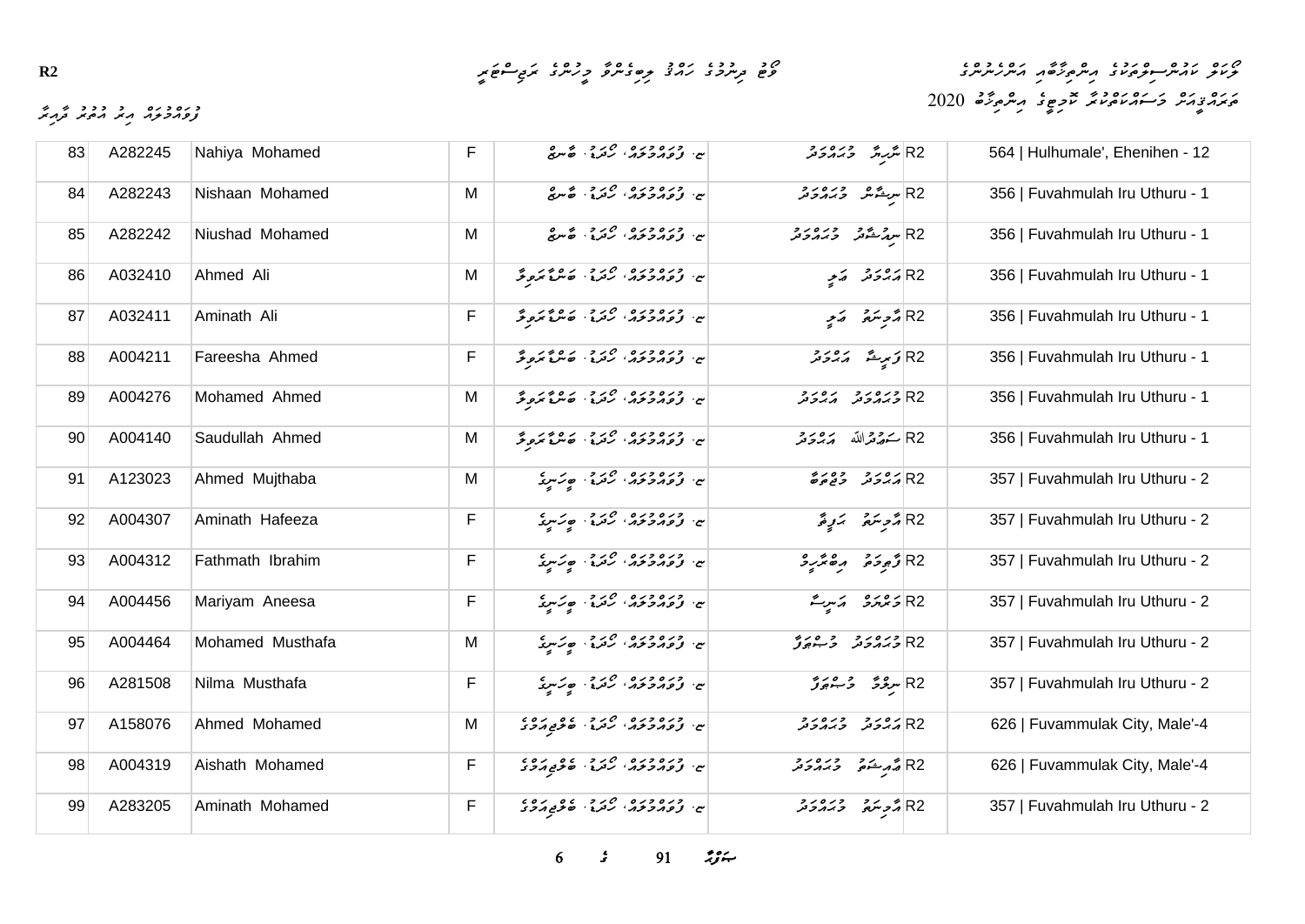| 83 | A282245 | Nahiya Mohamed | F | ސ. ފުވައްމުލައް، ހޯދަދު، ބާނޫ | R2 ނާހިޔާ މުޙައްމަދު | 564 \| Hulhumale', Ehenihen - 12 |
|---|---|---|---|---|---|---|
| 84 | A282243 | Nishaan Mohamed | M | ސ. ފުވައްމުލައް، ހޯދަދު، ބާނޫ | R2 ނިޝާން މުޙައްމަދު | 356 \| Fuvahmulah Iru Uthuru - 1 |
| 85 | A282242 | Niushad Mohamed | M | ސ. ފުވައްމުލައް، ހޯދަދު، ބާނޫ | R2 ނިއުޝާދު މުޙައްމަދު | 356 \| Fuvahmulah Iru Uthuru - 1 |
| 86 | A032410 | Ahmed Ali | M | ސ. ފުވައްމުލައް، ހޯދަދު، ބަނޑާރުވިލާ | R2 އަޙްމަދު އަލީ | 356 \| Fuvahmulah Iru Uthuru - 1 |
| 87 | A032411 | Aminath Ali | F | ސ. ފުވައްމުލައް، ހޯދަދު، ބަނޑާރުވިލާ | R2 އާމިނަތު އަލީ | 356 \| Fuvahmulah Iru Uthuru - 1 |
| 88 | A004211 | Fareesha Ahmed | F | ސ. ފުވައްމުލައް، ހޯދަދު، ބަނޑާރުވިލާ | R2 ފަރީޝާ އަޙްމަދު | 356 \| Fuvahmulah Iru Uthuru - 1 |
| 89 | A004276 | Mohamed Ahmed | M | ސ. ފުވައްމުލައް، ހޯދަދު، ބަނޑާރުވިލާ | R2 މުޙައްމަދު އަޙްމަދު | 356 \| Fuvahmulah Iru Uthuru - 1 |
| 90 | A004140 | Saudullah Ahmed | M | ސ. ފުވައްމުލައް، ހޯދަދު، ބަނޑާރުވިލާ | R2 ސައުދުﷲ އަޙްމަދު | 356 \| Fuvahmulah Iru Uthuru - 1 |
| 91 | A123023 | Ahmed Mujthaba | M | ސ. ފުވައްމުލައް، ހޯދަދު، ބިހަނިގެ | R2 އަޙްމަދު މުޖުތަބާ | 357 \| Fuvahmulah Iru Uthuru - 2 |
| 92 | A004307 | Aminath Hafeeza | F | ސ. ފުވައްމުލައް، ހޯދަދު، ބިހަނިގެ | R2 އާމިނަތު ހަފީޒާ | 357 \| Fuvahmulah Iru Uthuru - 2 |
| 93 | A004312 | Fathmath Ibrahim | F | ސ. ފުވައްމުލައް، ހޯދަދު، ބިހަނިގެ | R2 ފާތިމަތު އިބްރާހިމް | 357 \| Fuvahmulah Iru Uthuru - 2 |
| 94 | A004456 | Mariyam Aneesa | F | ސ. ފުވައްމުލައް، ހޯދަދު، ބިހަނިގެ | R2 މަރިޔަމް އަނީސާ | 357 \| Fuvahmulah Iru Uthuru - 2 |
| 95 | A004464 | Mohamed Musthafa | M | ސ. ފުވައްމުލައް، ހޯދަދު، ބިހަނިގެ | R2 މުޙައްމަދު މުސްތަފާ | 357 \| Fuvahmulah Iru Uthuru - 2 |
| 96 | A281508 | Nilma Musthafa | F | ސ. ފުވައްމުލައް، ހޯދަދު، ބިހަނިގެ | R2 ނިލްމާ މުސްތަފާ | 357 \| Fuvahmulah Iru Uthuru - 2 |
| 97 | A158076 | Ahmed Mohamed | M | ސ. ފުވައްމުލައް، ހޯދަދު، ބޮޑުއަގުގެ | R2 އަޙްމަދު މުޙައްމަދު | 626 \| Fuvammulak City, Male'-4 |
| 98 | A004319 | Aishath Mohamed | F | ސ. ފުވައްމުލައް، ހޯދަދު، ބޮޑުއަގުގެ | R2 އާއިޝަތު މުޙައްމަދު | 626 \| Fuvammulak City, Male'-4 |
| 99 | A283205 | Aminath Mohamed | F | ސ. ފުވައްމުލައް، ހޯދަދު، ބޮޑުއަގުގެ | R2 އާމިނަތު މުޙައްމަދު | 357 \| Fuvahmulah Iru Uthuru - 2 |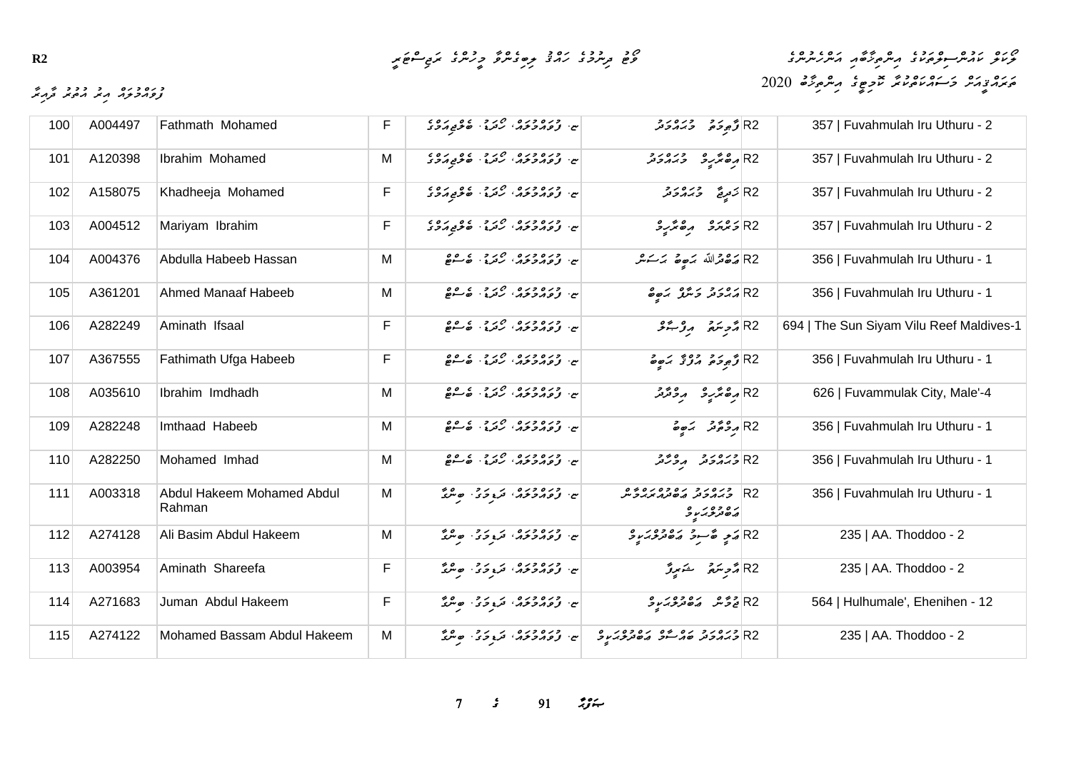| 100 | A004497 | Fathmath Mohamed | F | ސ. ފުވައްމުލައް، ހޯދަދު. ބޮޑުދިގުވާދީ | ފާތިމަތު މުހައްމަދު | R2 | 357 \| Fuvahmulah Iru Uthuru - 2 |
|---|---|---|---|---|---|---|---|
| 101 | A120398 | Ibrahim Mohamed | M | ސ. ފުވައްމުލައް، ހޯދަދު. ބޮޑުދިގުވާދީ | އިބްރާހީމް މުހައްމަދު | R2 | 357 \| Fuvahmulah Iru Uthuru - 2 |
| 102 | A158075 | Khadheeja Mohamed | F | ސ. ފުވައްމުލައް، ހޯދަދު. ބޮޑުދިގުވާދީ | ޚަދީޖާ މުހައްމަދު | R2 | 357 \| Fuvahmulah Iru Uthuru - 2 |
| 103 | A004512 | Mariyam Ibrahim | F | ސ. ފުވައްމުލައް، ހޯދަދު. ބޮޑުދިގުވާދީ | މަރިޔަމް އިބްރާހީމް | R2 | 357 \| Fuvahmulah Iru Uthuru - 2 |
| 104 | A004376 | Abdulla Habeeb Hassan | M | ސ. ފުވައްމުލައް، ހޯދަދު. ބަސްބާ | އަބްދުﷲ ހަބީބު ހަސަން | R2 | 356 \| Fuvahmulah Iru Uthuru - 1 |
| 105 | A361201 | Ahmed Manaaf Habeeb | M | ސ. ފުވައްމުލައް، ހޯދަދު. ބަސްބާ | އަހުމަދު މަނާފް ހަބީބު | R2 | 356 \| Fuvahmulah Iru Uthuru - 1 |
| 106 | A282249 | Aminath Ifsaal | F | ސ. ފުވައްމުލައް، ހޯދަދު. ބަސްބާ | އާމިނަތު އިފްސާލް | R2 | 694 \| The Sun Siyam Vilu Reef Maldives-1 |
| 107 | A367555 | Fathimath Ufga Habeeb | F | ސ. ފުވައްމުލައް، ހޯދަދު. ބަސްބާ | ފާތިމަތު އުފްގާ ހަބީބު | R2 | 356 \| Fuvahmulah Iru Uthuru - 1 |
| 108 | A035610 | Ibrahim Imdhadh | M | ސ. ފުވައްމުލައް، ހޯދަދު. ބަސްބާ | އިބްރާހީމް އިމްދާދު | R2 | 626 \| Fuvammulak City, Male'-4 |
| 109 | A282248 | Imthaad Habeeb | M | ސ. ފުވައްމުލައް، ހޯދަދު. ބަސްބާ | އިމްތާދު ހަބީބު | R2 | 356 \| Fuvahmulah Iru Uthuru - 1 |
| 110 | A282250 | Mohamed Imhad | M | ސ. ފުވައްމުލައް، ހޯދަދު. ބަސްބާ | މުހައްމަދު އިމްހާދު | R2 | 356 \| Fuvahmulah Iru Uthuru - 1 |
| 111 | A003318 | Abdul Hakeem Mohamed Abdul Rahman | M | ސ. ފުވައްމުލައް، ދަރުމަވަނ. ބިންގާ | މުހައްމަދު އަބްދުއްރަޙްމާން އަބްދުލްހަކީމް | R2 | 356 \| Fuvahmulah Iru Uthuru - 1 |
| 112 | A274128 | Ali Basim Abdul Hakeem | M | ސ. ފުވައްމުލައް، ދަރުމަވަނ. ބިންގާ | އަލި ބާސިމް އަބްދުލްހަކީމް | R2 | 235 \| AA. Thoddoo - 2 |
| 113 | A003954 | Aminath Shareefa | F | ސ. ފުވައްމުލައް، ދަރުމަވަނ. ބިންގާ | އާމިނަތު ޝަރީފާ | R2 | 235 \| AA. Thoddoo - 2 |
| 114 | A271683 | Juman Abdul Hakeem | F | ސ. ފުވައްމުލައް، ދަރުމަވަނ. ބިންގާ | ޖުމާން އަބްދުލްހަކީމް | R2 | 564 \| Hulhumale', Ehenihen - 12 |
| 115 | A274122 | Mohamed Bassam Abdul Hakeem | M | ސ. ފުވައްމުލައް، ދަރުމަވަނ. ބިންގާ | މުހައްމަދު ބައްސާމް އަބްދުލްހަކީމް | R2 | 235 \| AA. Thoddoo - 2 |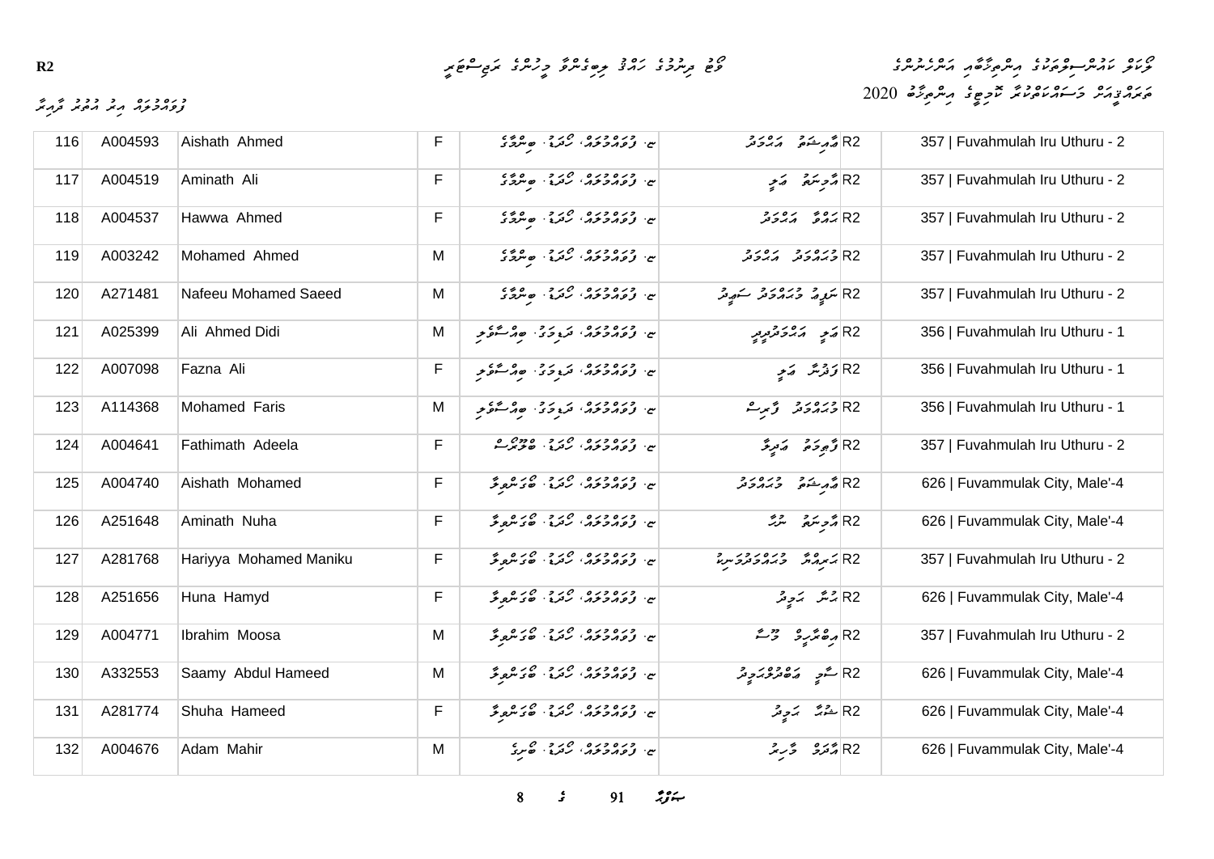| 116 | A004593 | Aishath Ahmed | F | ގ. ފުވައްމުލައް، ހޯދަޑު، ބިންގާގެ | R2 ޢާއިޝަތު އަޙްމަދު | 357 \| Fuvahmulah Iru Uthuru - 2 |
|---|---|---|---|---|---|---|
| 117 | A004519 | Aminath Ali | F | ގ. ފުވައްމުލައް، ހޯދަޑު، ބިންގާގެ | R2 އާމިނަތު ޢަލީ | 357 \| Fuvahmulah Iru Uthuru - 2 |
| 118 | A004537 | Hawwa Ahmed | F | ގ. ފުވައްމުލައް، ހޯދަޑު، ބިންގާގެ | R2 ހައްވާ އަޙްމަދު | 357 \| Fuvahmulah Iru Uthuru - 2 |
| 119 | A003242 | Mohamed Ahmed | M | ގ. ފުވައްމުލައް، ހޯދަޑު، ބިންގާގެ | R2 މުޙައްމަދު އަޙްމަދު | 357 \| Fuvahmulah Iru Uthuru - 2 |
| 120 | A271481 | Nafeeu Mohamed Saeed | M | ގ. ފުވައްމުލައް، ހޯދަޑު، ބިންގާގެ | R2 ނަފީޢު މުޙައްމަދު ސަޢީދު | 357 \| Fuvahmulah Iru Uthuru - 2 |
| 121 | A025399 | Ali Ahmed Didi | M | ގ. ފުވައްމުލައް، ދަލަވަޒު. ބިއްސޯލެ | R2 ޢަލީ އަޙްމަދުދީދީ | 356 \| Fuvahmulah Iru Uthuru - 1 |
| 122 | A007098 | Fazna Ali | F | ގ. ފުވައްމުލައް، ދަލަވަޒު. ބިއްސޯލެ | R2 ފަޒްނާ ޢަލީ | 356 \| Fuvahmulah Iru Uthuru - 1 |
| 123 | A114368 | Mohamed Faris | M | ގ. ފުވައްމުލައް، ދަލަވަޒު. ބިއްސޯލެ | R2 މުޙައްމަދު ފާރިސް | 356 \| Fuvahmulah Iru Uthuru - 1 |
| 124 | A004641 | Fathimath Adeela | F | ގ. ފުވައްމުލައް، ހޯދަޑު، ބުލޫނަސް | R2 ފާތިމަތު އަދީލާ | 357 \| Fuvahmulah Iru Uthuru - 2 |
| 125 | A004740 | Aishath Mohamed | F | ގ. ފުވައްމުލައް، ހޯދަޑު، ބޮޑުނިވާލާ | R2 ޢާއިޝަތު މުޙައްމަދު | 626 \| Fuvammulak City, Male'-4 |
| 126 | A251648 | Aminath Nuha | F | ގ. ފުވައްމުލައް، ހޯދަޑު، ބޮޑުނިވާލާ | R2 އާމިނަތު ނުހާ | 626 \| Fuvammulak City, Male'-4 |
| 127 | A281768 | Hariyya Mohamed Maniku | F | ގ. ފުވައްމުލައް، ހޯދަޑު، ބޮޑުނިވާލާ | R2 ހަރިއްޔާ މުޙައްމަދުމަނިކު | 357 \| Fuvahmulah Iru Uthuru - 2 |
| 128 | A251656 | Huna Hamyd | F | ގ. ފުވައްމުލައް، ހޯދަޑު، ބޮޑުނިވާލާ | R2 ހުނާ ހަމީދު | 626 \| Fuvammulak City, Male'-4 |
| 129 | A004771 | Ibrahim Moosa | M | ގ. ފުވައްމުލައް، ހޯދަޑު، ބޮޑުނިވާލާ | R2 އިބްރާހީމް މޫސާ | 357 \| Fuvahmulah Iru Uthuru - 2 |
| 130 | A332553 | Saamy Abdul Hameed | M | ގ. ފުވައްމުލައް، ހޯދަޑު، ބޮޑުނިވާލާ | R2 ސާމީ އަބްދުލްޙަމީދު | 626 \| Fuvammulak City, Male'-4 |
| 131 | A281774 | Shuha Hameed | F | ގ. ފުވައްމުލައް، ހޯދަޑު، ބޮޑުނިވާލާ | R2 ޝުހާ ހަމީދު | 626 \| Fuvammulak City, Male'-4 |
| 132 | A004676 | Adam Mahir | M | ގ. ފުވައްމުލައް، ހޯދަޑު، ބޮރީ | R2 އާދަމް މާހިރު | 626 \| Fuvammulak City, Male'-4 |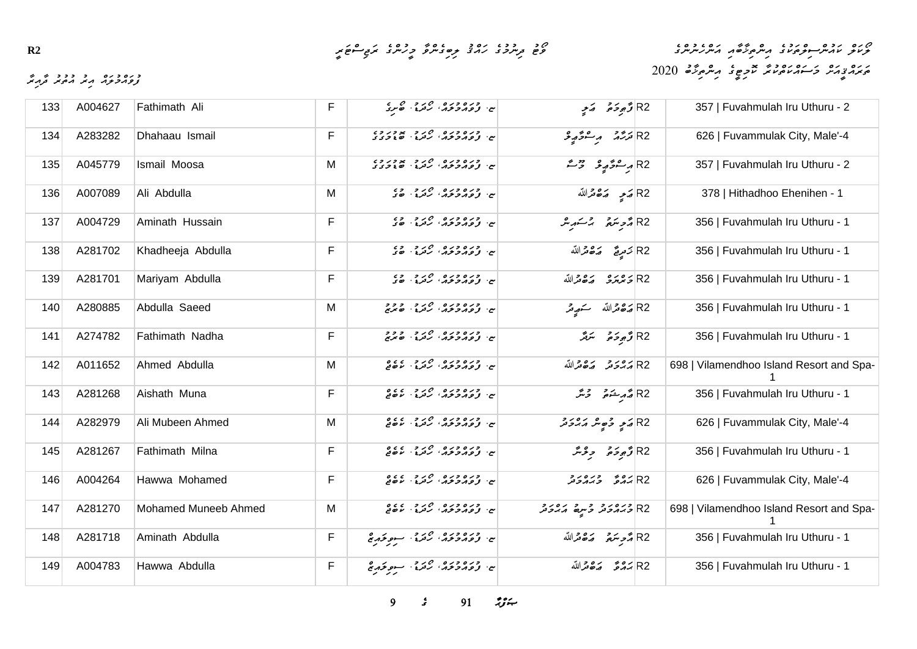| 133 | A004627 | Fathimath Ali | F | ސ. ފުވައްމުލައް، ހޯދަޑު، ބާރަގު | R2 ފާތިމަތު ޢަލީ | 357 \| Fuvahmulah Iru Uthuru - 2 |
|---|---|---|---|---|---|---|
| 134 | A283282 | Dhahaau Ismail | F | ސ. ފުވައްމުލައް، ހޯދަޑު، ބާޣީޗާގެ | R2 ދަހާއު އިސްމާޢީލް | 626 \| Fuvammulak City, Male'-4 |
| 135 | A045779 | Ismail Moosa | M | ސ. ފުވައްމުލައް، ހޯދަޑު، ބާޣީޗާގެ | R2 އިސްމާޢީލް މޫސާ | 357 \| Fuvahmulah Iru Uthuru - 2 |
| 136 | A007089 | Ali Abdulla | M | ސ. ފުވައްމުލައް، ހޯދަޑު، ބޭގެ | R2 ޢަލީ ޢަބްދުﷲ | 378 \| Hithadhoo Ehenihen - 1 |
| 137 | A004729 | Aminath Hussain | F | ސ. ފުވައްމުލައް، ހޯދަޑު، ބޭގެ | R2 އާމިނަތު ހުސައިން | 356 \| Fuvahmulah Iru Uthuru - 1 |
| 138 | A281702 | Khadheeja Abdulla | F | ސ. ފުވައްމުލައް، ހޯދަޑު، ބޭގެ | R2 ޚަދީޖާ ޢަބްދުﷲ | 356 \| Fuvahmulah Iru Uthuru - 1 |
| 139 | A281701 | Mariyam Abdulla | F | ސ. ފުވައްމުލައް، ހޯދަޑު، ބޭގެ | R2 މަރިޔަމް ޢަބްދުﷲ | 356 \| Fuvahmulah Iru Uthuru - 1 |
| 140 | A280885 | Abdulla Saeed | M | ސ. ފުވައްމުލައް، ހޯދަޑު، ބުރުޖު | R2 ޢަބްދުﷲ ސަޢީދު | 356 \| Fuvahmulah Iru Uthuru - 1 |
| 141 | A274782 | Fathimath Nadha | F | ސ. ފުވައްމުލައް، ހޯދަޑު، ބުރުޖު | R2 ފާތިމަތު ނަދާ | 356 \| Fuvahmulah Iru Uthuru - 1 |
| 142 | A011652 | Ahmed Abdulla | M | ސ. ފުވައްމުލައް، ހޯދަޑު، ކޮބޭ | R2 އަހުމަދު ޢަބްދުﷲ | 698 \| Vilamendhoo Island Resort and Spa-1 |
| 143 | A281268 | Aishath Muna | F | ސ. ފުވައްމުލައް، ހޯދަޑު، ކޮބޭ | R2 ޢާއިޝަތު މުނާ | 356 \| Fuvahmulah Iru Uthuru - 1 |
| 144 | A282979 | Ali Mubeen Ahmed | M | ސ. ފުވައްމުލައް، ހޯދަޑު، ކޮބޭ | R2 ޢަލީ މުބީން އަހުމަދު | 626 \| Fuvammulak City, Male'-4 |
| 145 | A281267 | Fathimath Milna | F | ސ. ފުވައްމުލައް، ހޯދަޑު، ކޮބޭ | R2 ފާތިމަތު މިލްނާ | 356 \| Fuvahmulah Iru Uthuru - 1 |
| 146 | A004264 | Hawwa Mohamed | F | ސ. ފުވައްމުލައް، ހޯދަޑު، ކޮބޭ | R2 ހައްވާ މުހައްމަދު | 626 \| Fuvammulak City, Male'-4 |
| 147 | A281270 | Mohamed Muneeb Ahmed | M | ސ. ފުވައްމުލައް، ހޯދަޑު، ކޮބޭ | R2 މުހައްމަދު މުނީބު އަހުމަދު | 698 \| Vilamendhoo Island Resort and Spa-1 |
| 148 | A281718 | Aminath Abdulla | F | ސ. ފުވައްމުލައް، ހޯދަޑު، ސިލްވަރިޖް | R2 އާމިނަތު ޢަބްދުﷲ | 356 \| Fuvahmulah Iru Uthuru - 1 |
| 149 | A004783 | Hawwa Abdulla | F | ސ. ފުވައްމުލައް، ހޯދަޑު، ސިލްވަރިޖް | R2 ހައްވާ ޢަބްދުﷲ | 356 \| Fuvahmulah Iru Uthuru - 1 |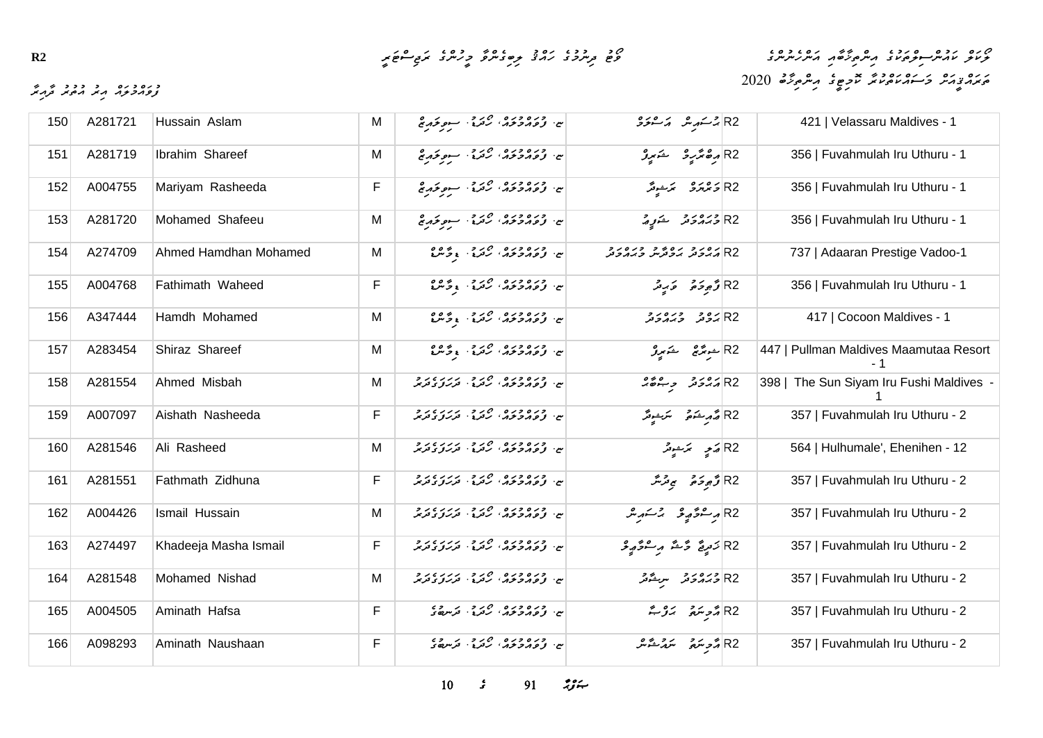| 150 | A281721 | Hussain Aslam | M | ސ. ފުވައްމުލައް، ހޯދަޑު، ސިލްވަރިޗް | R2 ހުސައިން އަސްލަމް | 421 \| Velassaru Maldives - 1 |
|---|---|---|---|---|---|---|
| 151 | A281719 | Ibrahim Shareef | M | ސ. ފުވައްމުލައް، ހޯދަޑު، ސިލްވަރިޗް | R2 އިބްރާހީމް ޝަރީފް | 356 \| Fuvahmulah Iru Uthuru - 1 |
| 152 | A004755 | Mariyam Rasheeda | F | ސ. ފުވައްމުލައް، ހޯދަޑު، ސިލްވަރިޗް | R2 މަރިޔަމް ރަޝީދާ | 356 \| Fuvahmulah Iru Uthuru - 1 |
| 153 | A281720 | Mohamed Shafeeu | M | ސ. ފުވައްމުލައް، ހޯދަޑު، ސިލްވަރިޗް | R2 މުޙައްމަދު ޝަފީޢު | 356 \| Fuvahmulah Iru Uthuru - 1 |
| 154 | A274709 | Ahmed Hamdhan Mohamed | M | ސ. ފުވައްމުލައް، ހޯދަޑު، ވިޔާންސް | R2 އަޙްމަދު ހަމްދާން މުޙައްމަދު | 737 \| Adaaran Prestige Vadoo-1 |
| 155 | A004768 | Fathimath Waheed | F | ސ. ފުވައްމުލައް، ހޯދަޑު، ވިޔާންސް | R2 ފާތިމަތު ވަޙީދު | 356 \| Fuvahmulah Iru Uthuru - 1 |
| 156 | A347444 | Hamdh Mohamed | M | ސ. ފުވައްމުލައް، ހޯދަޑު، ވިޔާންސް | R2 ހަމްދު މުޙައްމަދު | 417 \| Cocoon Maldives - 1 |
| 157 | A283454 | Shiraz Shareef | M | ސ. ފުވައްމުލައް، ހޯދަޑު، ވިޔާންސް | R2 ޝިރާޒް ޝަރީފް | 447 \| Pullman Maldives Maamutaa Resort - 1 |
| 158 | A281554 | Ahmed Misbah | M | ސ. ފުވައްމުލައް، ހޯދަޑު، ދަރަވަނދަރު | R2 އަޙްމަދު މިސްބާޙް | 398 \| The Sun Siyam Iru Fushi Maldives - 1 |
| 159 | A007097 | Aishath Nasheeda | F | ސ. ފުވައްމުލައް، ހޯދަޑު، ދަރަވަނދަރު | R2 އާއިޝަތު ނަޝީދާ | 357 \| Fuvahmulah Iru Uthuru - 2 |
| 160 | A281546 | Ali Rasheed | M | ސ. ފުވައްމުލައް، ހޯދަޑު، ދަރަވަނދަރު | R2 އަލި ރަޝީދު | 564 \| Hulhumale', Ehenihen - 12 |
| 161 | A281551 | Fathmath Zidhuna | F | ސ. ފުވައްމުލައް، ހޯދަޑު، ދަރަވަނދަރު | R2 ފާތިމަތު ޒިދުނާ | 357 \| Fuvahmulah Iru Uthuru - 2 |
| 162 | A004426 | Ismail Hussain | M | ސ. ފުވައްމުލައް، ހޯދަޑު، ދަރަވަނދަރު | R2 އިސްމާޢީލް ހުސައިން | 357 \| Fuvahmulah Iru Uthuru - 2 |
| 163 | A274497 | Khadeeja Masha Ismail | F | ސ. ފުވައްމުލައް، ހޯދަޑު، ދަރަވަނދަރު | R2 ޚަދީޖާ މާޝާ އިސްމާޢީލް | 357 \| Fuvahmulah Iru Uthuru - 2 |
| 164 | A281548 | Mohamed Nishad | M | ސ. ފުވައްމުލައް، ހޯދަޑު، ދަރަވަނދަރު | R2 މުޙައްމަދު ނިޝާދު | 357 \| Fuvahmulah Iru Uthuru - 2 |
| 165 | A004505 | Aminath Hafsa | F | ސ. ފުވައްމުލައް، ހޯދަޑު، ދަނބުގެ | R2 އާމިނަތު ހަފްސާ | 357 \| Fuvahmulah Iru Uthuru - 2 |
| 166 | A098293 | Aminath Naushaan | F | ސ. ފުވައްމުލައް، ހޯދަޑު، ދަނބުގެ | R2 އާމިނަތު ނައުޝާން | 357 \| Fuvahmulah Iru Uthuru - 2 |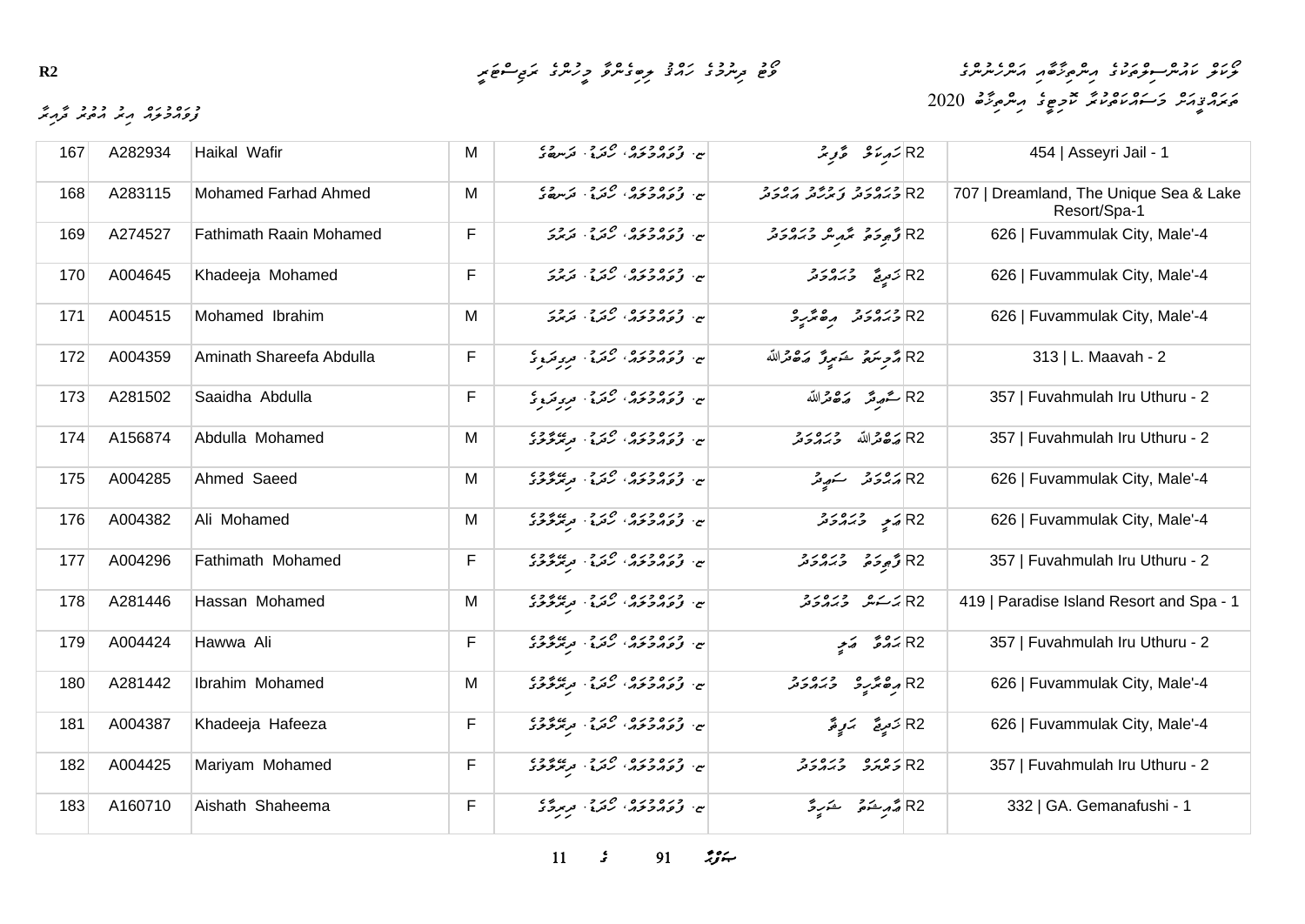| 167 | A282934 | Haikal Wafir | M | ނ. ފުވައްމުލައް، ހޯދަޑު، ދަނބިގެ | ހައިކަލް ވާފިރު R2 | 454 \| Asseyri Jail - 1 |
|---|---|---|---|---|---|---|
| 168 | A283115 | Mohamed Farhad Ahmed | M | ނ. ފުވައްމުލައް، ހޯދަޑު، ދަނބިގެ | މުހައްމަދު ފަރުހާދު އަހުމަދު R2 | 707 \| Dreamland, The Unique Sea & Lake Resort/Spa-1 |
| 169 | A274527 | Fathimath Raain Mohamed | F | ނ. ފުވައްމުލައް، ހޯދަޑު، ދަރުމަ | ފާތިމަތު ރާއިން މުހައްމަދު R2 | 626 \| Fuvammulak City, Male'-4 |
| 170 | A004645 | Khadeeja Mohamed | F | ނ. ފުވައްމުލައް، ހޯދަޑު، ދަރުމަ | ހަދީޖާ މުހައްމަދު R2 | 626 \| Fuvammulak City, Male'-4 |
| 171 | A004515 | Mohamed Ibrahim | M | ނ. ފުވައްމުލައް، ހޯދަޑު، ދަރުމަ | މުހައްމަދު އިބްރާހީމް R2 | 626 \| Fuvammulak City, Male'-4 |
| 172 | A004359 | Aminath Shareefa Abdulla | F | ނ. ފުވައްމުލައް، ހޯދަޑު، ދިލިދަރުގެ | އާމިނަތު ޝަރީފާ އަބްދުﷲ R2 | 313 \| L. Maavah - 2 |
| 173 | A281502 | Saaidha Abdulla | F | ނ. ފުވައްމުލައް، ހޯދަޑު، ދިލިދަރުގެ | ސާއިދާ އަބްދުﷲ R2 | 357 \| Fuvahmulah Iru Uthuru - 2 |
| 174 | A156874 | Abdulla Mohamed | M | ނ. ފުވައްމުލައް، ހޯދަޑު، ދިރާގާގެ | އަބްދުﷲ މުހައްމަދު R2 | 357 \| Fuvahmulah Iru Uthuru - 2 |
| 175 | A004285 | Ahmed Saeed | M | ނ. ފުވައްމުލައް، ހޯދަޑު، ދިރާގާގެ | އަހުމަދު ސައީދު R2 | 626 \| Fuvammulak City, Male'-4 |
| 176 | A004382 | Ali Mohamed | M | ނ. ފުވައްމުލައް، ހޯދަޑު، ދިރާގާގެ | އަލި މުހައްމަދު R2 | 626 \| Fuvammulak City, Male'-4 |
| 177 | A004296 | Fathimath Mohamed | F | ނ. ފުވައްމުލައް، ހޯދަޑު، ދިރާގާގެ | ފާތިމަތު މުހައްމަދު R2 | 357 \| Fuvahmulah Iru Uthuru - 2 |
| 178 | A281446 | Hassan Mohamed | M | ނ. ފުވައްމުލައް، ހޯދަޑު، ދިރާގާގެ | ހަސަން މުހައްމަދު R2 | 419 \| Paradise Island Resort and Spa - 1 |
| 179 | A004424 | Hawwa Ali | F | ނ. ފުވައްމުލައް، ހޯދަޑު، ދިރާގާގެ | ހައްވާ އަލި R2 | 357 \| Fuvahmulah Iru Uthuru - 2 |
| 180 | A281442 | Ibrahim Mohamed | M | ނ. ފުވައްމުލައް، ހޯދަޑު، ދިރާގާގެ | އިބްރާހީމް މުހައްމަދު R2 | 626 \| Fuvammulak City, Male'-4 |
| 181 | A004387 | Khadeeja Hafeeza | F | ނ. ފުވައްމުލައް، ހޯދަޑު، ދިރާގާގެ | ހަދީޖާ ހަފީޒާ R2 | 626 \| Fuvammulak City, Male'-4 |
| 182 | A004425 | Mariyam Mohamed | F | ނ. ފުވައްމުލައް، ހޯދަޑު، ދިރާގާގެ | މަރިޔަމް މުހައްމަދު R2 | 357 \| Fuvahmulah Iru Uthuru - 2 |
| 183 | A160710 | Aishath Shaheema | F | ނ. ފުވައްމުލައް، ހޯދަޑު، ދިރިމާގެ | އާއިޝަތު ޝަހީމާ R2 | 332 \| GA. Gemanafushi - 1 |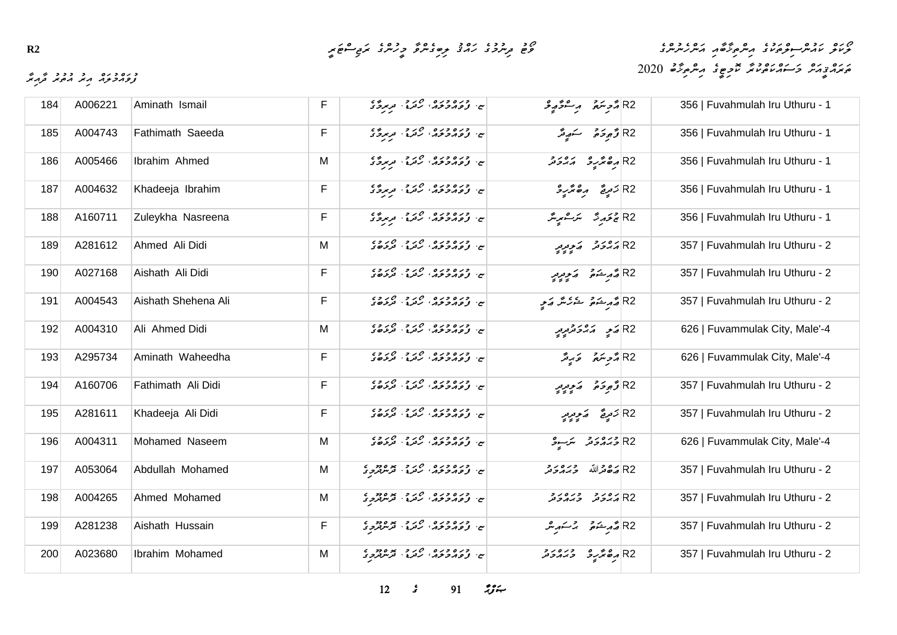| 184 | A006221 | Aminath Ismail | F | ނ. ފުވައްމުލައް، ހޯދަޑު، ދިރިމާގެ | R2 އާމިނަތު އިސްމާޢީލް | 356 \| Fuvahmulah Iru Uthuru - 1 |
|---|---|---|---|---|---|---|
| 185 | A004743 | Fathimath Saeeda | F | ނ. ފުވައްމުލައް، ހޯދަޑު، ދިރިމާގެ | R2 ފާތިމަތު ސައީދާ | 356 \| Fuvahmulah Iru Uthuru - 1 |
| 186 | A005466 | Ibrahim Ahmed | M | ނ. ފުވައްމުލައް، ހޯދަޑު، ދިރިމާގެ | R2 އިބްރާހީމް އަޙްމަދު | 356 \| Fuvahmulah Iru Uthuru - 1 |
| 187 | A004632 | Khadeeja Ibrahim | F | ނ. ފުވައްމުލައް، ހޯދަޑު، ދިރިމާގެ | R2 ޚަދީޖާ އިބްރާހީމް | 356 \| Fuvahmulah Iru Uthuru - 1 |
| 188 | A160711 | Zuleykha Nasreena | F | ނ. ފުވައްމުލައް، ހޯދަޑު، ދިރިމާގެ | R2 ޒުލެއިޚާ ނަސްރީނާ | 356 \| Fuvahmulah Iru Uthuru - 1 |
| 189 | A281612 | Ahmed Ali Didi | M | ނ. ފުވައްމުލައް، ހޯދަޑު، ދޮރުބުގެ | R2 އަޙްމަދު އަލީދީދީ | 357 \| Fuvahmulah Iru Uthuru - 2 |
| 190 | A027168 | Aishath Ali Didi | F | ނ. ފުވައްމުލައް، ހޯދަޑު، ދޮރުބުގެ | R2 އާއިޝަތު އަލީދީދީ | 357 \| Fuvahmulah Iru Uthuru - 2 |
| 191 | A004543 | Aishath Shehena Ali | F | ނ. ފުވައްމުލައް، ހޯދަޑު، ދޮރުބުގެ | R2 އާއިޝަތު ޝެހެނާ އަލީ | 357 \| Fuvahmulah Iru Uthuru - 2 |
| 192 | A004310 | Ali Ahmed Didi | M | ނ. ފުވައްމުލައް، ހޯދަޑު، ދޮރުބުގެ | R2 އަލީ އަޙްމަދުދީދީ | 626 \| Fuvammulak City, Male'-4 |
| 193 | A295734 | Aminath Waheedha | F | ނ. ފުވައްމުލައް، ހޯދަޑު، ދޮރުބުގެ | R2 އާމިނަތު ވަޙީދާ | 626 \| Fuvammulak City, Male'-4 |
| 194 | A160706 | Fathimath Ali Didi | F | ނ. ފުވައްމުލައް، ހޯދަޑު، ދޮރުބުގެ | R2 ފާތިމަތު އަލީދީދީ | 357 \| Fuvahmulah Iru Uthuru - 2 |
| 195 | A281611 | Khadeeja Ali Didi | F | ނ. ފުވައްމުލައް، ހޯދަޑު، ދޮރުބުގެ | R2 ޚަދީޖާ އަލީދީދީ | 357 \| Fuvahmulah Iru Uthuru - 2 |
| 196 | A004311 | Mohamed Naseem | M | ނ. ފުވައްމުލައް، ހޯދަޑު، ދޮރުބުގެ | R2 މުޙައްމަދު ނަސީމް | 626 \| Fuvammulak City, Male'-4 |
| 197 | A053064 | Abdullah Mohamed | M | ނ. ފުވައްމުލައް، ހޯދަޑު، ދޮންނޫރުގެ | R2 އަބްދުﷲ މުޙައްމަދު | 357 \| Fuvahmulah Iru Uthuru - 2 |
| 198 | A004265 | Ahmed Mohamed | M | ނ. ފުވައްމުލައް، ހޯދަޑު، ދޮންނޫރުގެ | R2 އަޙްމަދު މުޙައްމަދު | 357 \| Fuvahmulah Iru Uthuru - 2 |
| 199 | A281238 | Aishath Hussain | F | ނ. ފުވައްމުލައް، ހޯދަޑު، ދޮންނޫރުގެ | R2 އާއިޝަތު ޙުސައިން | 357 \| Fuvahmulah Iru Uthuru - 2 |
| 200 | A023680 | Ibrahim Mohamed | M | ނ. ފުވައްމުލައް، ހޯދަޑު، ދޮންނޫރުގެ | R2 އިބްރާހީމް މުޙައްމަދު | 357 \| Fuvahmulah Iru Uthuru - 2 |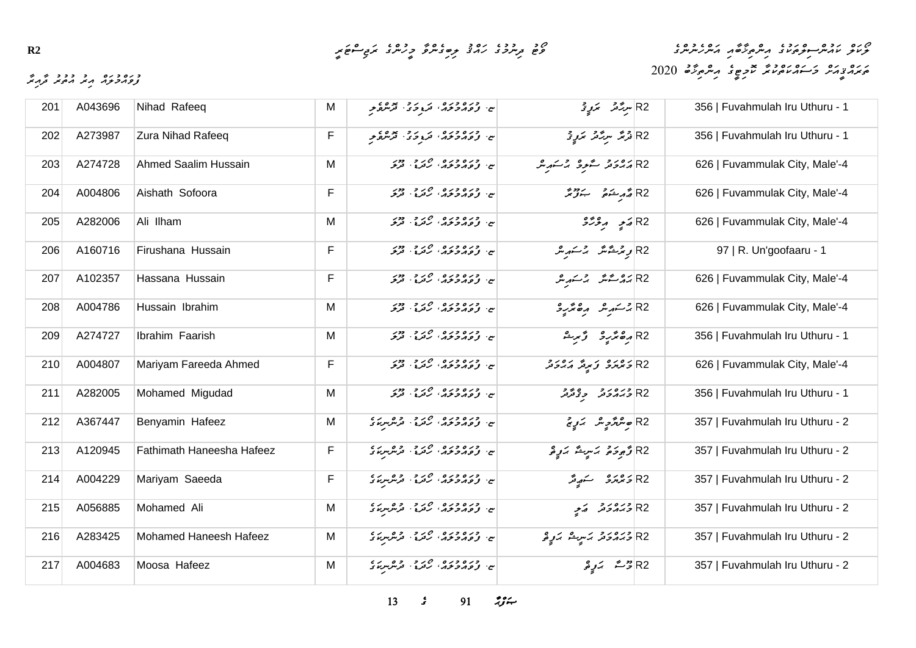| 201 | A043696 | Nihad Rafeeq | M | ސ. ފުވައްމުލައް، ދަލިވަގު، ދޫންބޯލި | ނިހާދު ރަފީޤު R2 | 356 \| Fuvahmulah Iru Uthuru - 1 |
|---|---|---|---|---|---|---|
| 202 | A273987 | Zura Nihad Rafeeq | F | ސ. ފުވައްމުލައް، ދަލިވަގު، ދޫންބޯލި | ޒުރާ ނިހާދު ރަފީޤު R2 | 356 \| Fuvahmulah Iru Uthuru - 1 |
| 203 | A274728 | Ahmed Saalim Hussain | M | ސ. ފުވައްމުލައް، ހުދާ، ދޫރަ | އަހުމަދު ސާލިމް ހުސައިން R2 | 626 \| Fuvammulak City, Male'-4 |
| 204 | A004806 | Aishath Sofoora | F | ސ. ފުވައްމުލައް، ހުދާ، ދޫރަ | އާއިޝަތު ޞަފޫރާ R2 | 626 \| Fuvammulak City, Male'-4 |
| 205 | A282006 | Ali Ilham | M | ސ. ފުވައްމުލައް، ހުދާ، ދޫރަ | އަލި އިލްހާމް R2 | 626 \| Fuvammulak City, Male'-4 |
| 206 | A160716 | Firushana Hussain | F | ސ. ފުވައްމުލައް، ހުދާ، ދޫރަ | ފިރުޝާނާ ހުސައިން R2 | 97 \| R. Un'goofaaru - 1 |
| 207 | A102357 | Hassana Hussain | F | ސ. ފުވައްމުލައް، ހުދާ، ދޫރަ | ހައްސާނާ ހުސައިން R2 | 626 \| Fuvammulak City, Male'-4 |
| 208 | A004786 | Hussain Ibrahim | M | ސ. ފުވައްމުލައް، ހުދާ، ދޫރަ | ހުސައިން އިބްރާހީމް R2 | 626 \| Fuvammulak City, Male'-4 |
| 209 | A274727 | Ibrahim Faarish | M | ސ. ފުވައްމުލައް، ހުދާ، ދޫރަ | އިބްރާހީމް ފާރިޝް R2 | 356 \| Fuvahmulah Iru Uthuru - 1 |
| 210 | A004807 | Mariyam Fareeda Ahmed | F | ސ. ފުވައްމުލައް، ހުދާ، ދޫރަ | މަރިޔަމް ފަރީދާ އަހުމަދު R2 | 626 \| Fuvammulak City, Male'-4 |
| 211 | A282005 | Mohamed Migudad | M | ސ. ފުވައްމުލައް، ހުދާ، ދޫރަ | މުހައްމަދު މިގްދާދު R2 | 356 \| Fuvahmulah Iru Uthuru - 1 |
| 212 | A367447 | Benyamin Hafeez | M | ސ. ފުވައްމުލައް، ހުދާ، ދޫންނިކަގެ | ބެންޔާމީން ހަފީޒު R2 | 357 \| Fuvahmulah Iru Uthuru - 2 |
| 213 | A120945 | Fathimath Haneesha Hafeez | F | ސ. ފުވައްމުލައް، ހުދާ، ދޫންނިކަގެ | ފާތިމަތު ހަނީޝާ ހަފީޒު R2 | 357 \| Fuvahmulah Iru Uthuru - 2 |
| 214 | A004229 | Mariyam Saeeda | F | ސ. ފުވައްމުލައް، ހުދާ، ދޫންނިކަގެ | މަރިޔަމް ސަޢީދާ R2 | 357 \| Fuvahmulah Iru Uthuru - 2 |
| 215 | A056885 | Mohamed Ali | M | ސ. ފުވައްމުލައް، ހުދާ، ދޫންނިކަގެ | މުހައްމަދު އަލި R2 | 357 \| Fuvahmulah Iru Uthuru - 2 |
| 216 | A283425 | Mohamed Haneesh Hafeez | M | ސ. ފުވައްމުލައް، ހުދާ، ދޫންނިކަގެ | މުހައްމަދު ހަނީޝް ހަފީޒު R2 | 357 \| Fuvahmulah Iru Uthuru - 2 |
| 217 | A004683 | Moosa Hafeez | M | ސ. ފުވައްމުލައް، ހުދާ، ދޫންނިކަގެ | މޫސާ ހަފީޒު R2 | 357 \| Fuvahmulah Iru Uthuru - 2 |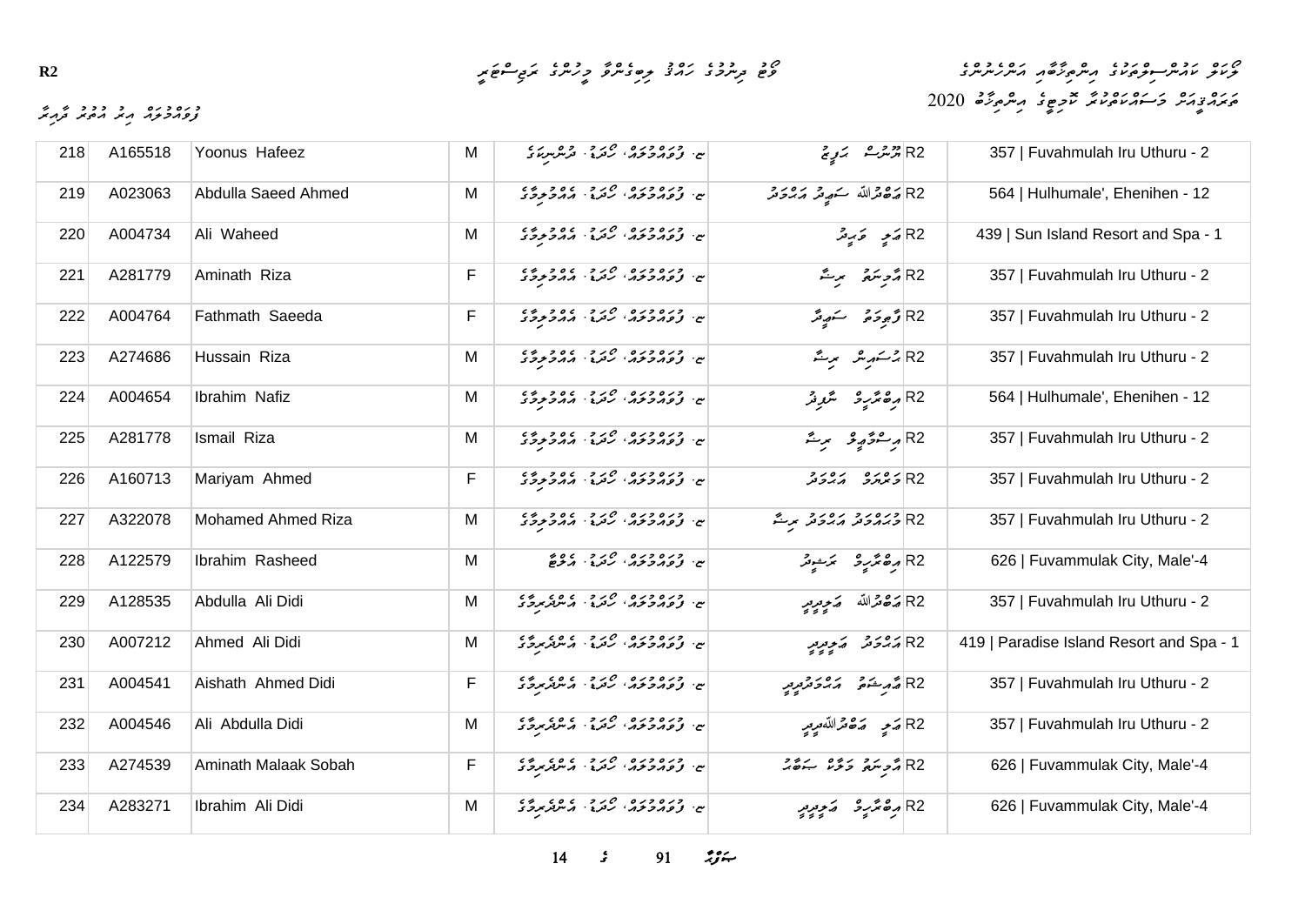| 218 | A165518 | Yoonus Hafeez | M | ސ. ފުވައްމުލައް، ހޯދަޑު، ދަނބުނާގެ | ޔޫނުސް ހަފީޒު R2 | 357 \| Fuvahmulah Iru Uthuru - 2 |
|---|---|---|---|---|---|---|
| 219 | A023063 | Abdulla Saeed Ahmed | M | ސ. ފުވައްމުލައް، ހޯދަޑު، އައްމުލިވާގެ | އަބްދުﷲ ސައީދު އަޙްމަދު R2 | 564 \| Hulhumale', Ehenihen - 12 |
| 220 | A004734 | Ali Waheed | M | ސ. ފުވައްމުލައް، ހޯދަޑު، އައްމުލިވާގެ | އަލި ވަޙީދު R2 | 439 \| Sun Island Resort and Spa - 1 |
| 221 | A281779 | Aminath Riza | F | ސ. ފުވައްމުލައް، ހޯދަޑު، އައްމުލިވާގެ | އާމިނަތު ރިޟާ R2 | 357 \| Fuvahmulah Iru Uthuru - 2 |
| 222 | A004764 | Fathmath Saeeda | F | ސ. ފުވައްމުލައް، ހޯދަޑު، އައްމުލިވާގެ | ފާތިމަތު ސައީދާ R2 | 357 \| Fuvahmulah Iru Uthuru - 2 |
| 223 | A274686 | Hussain Riza | M | ސ. ފުވައްމުލައް، ހޯދަޑު، އައްމުލިވާގެ | ހުސައިން ރިޟާ R2 | 357 \| Fuvahmulah Iru Uthuru - 2 |
| 224 | A004654 | Ibrahim Nafiz | M | ސ. ފުވައްމުލައް، ހޯދަޑު، އައްމުލިވާގެ | އިބްރާހީމް ނާފިޒު R2 | 564 \| Hulhumale', Ehenihen - 12 |
| 225 | A281778 | Ismail Riza | M | ސ. ފުވައްމުލައް، ހޯދަޑު، އައްމުލިވާގެ | އިސްމާޢީލް ރިޟާ R2 | 357 \| Fuvahmulah Iru Uthuru - 2 |
| 226 | A160713 | Mariyam Ahmed | F | ސ. ފުވައްމުލައް، ހޯދަޑު، އައްމުލިވާގެ | މަރިޔަމް އަޙްމަދު R2 | 357 \| Fuvahmulah Iru Uthuru - 2 |
| 227 | A322078 | Mohamed Ahmed Riza | M | ސ. ފުވައްމުލައް، ހޯދަޑު، އައްމުލިވާގެ | މުޙައްމަދު އަޙްމަދު ރިޟާ R2 | 357 \| Fuvahmulah Iru Uthuru - 2 |
| 228 | A122579 | Ibrahim Rasheed | M | ސ. ފުވައްމުލައް، ހޯދަޑު، އަލިވާ | އިބްރާހީމް ރަޝީދު R2 | 626 \| Fuvammulak City, Male'-4 |
| 229 | A128535 | Abdulla Ali Didi | M | ސ. ފުވައްމުލައް، ހޯދަޑު، އަސްދެރިވާގެ | އަބްދުﷲ އަލިދީދީ R2 | 357 \| Fuvahmulah Iru Uthuru - 2 |
| 230 | A007212 | Ahmed Ali Didi | M | ސ. ފުވައްމުލައް، ހޯދަޑު، އަސްދެރިވާގެ | އަޙްމަދު އަލިދީދީ R2 | 419 \| Paradise Island Resort and Spa - 1 |
| 231 | A004541 | Aishath Ahmed Didi | F | ސ. ފުވައްމުލައް، ހޯދަޑު، އަސްދެރިވާގެ | އާއިޝަތު އަޙްމަދުދީދީ R2 | 357 \| Fuvahmulah Iru Uthuru - 2 |
| 232 | A004546 | Ali Abdulla Didi | M | ސ. ފުވައްމުލައް، ހޯދަޑު، އަސްދެރިވާގެ | އަލި އަބްދުﷲދީދީ R2 | 357 \| Fuvahmulah Iru Uthuru - 2 |
| 233 | A274539 | Aminath Malaak Sobah | F | ސ. ފުވައްމުލައް، ހޯދަޑު، އަސްދެރިވާގެ | އާމިނަތު މަލާކު ސަބާހު R2 | 626 \| Fuvammulak City, Male'-4 |
| 234 | A283271 | Ibrahim Ali Didi | M | ސ. ފުވައްމުލައް، ހޯދަޑު، އަސްދެރިވާގެ | އިބްރާހީމް އަލިދީދީ R2 | 626 \| Fuvammulak City, Male'-4 |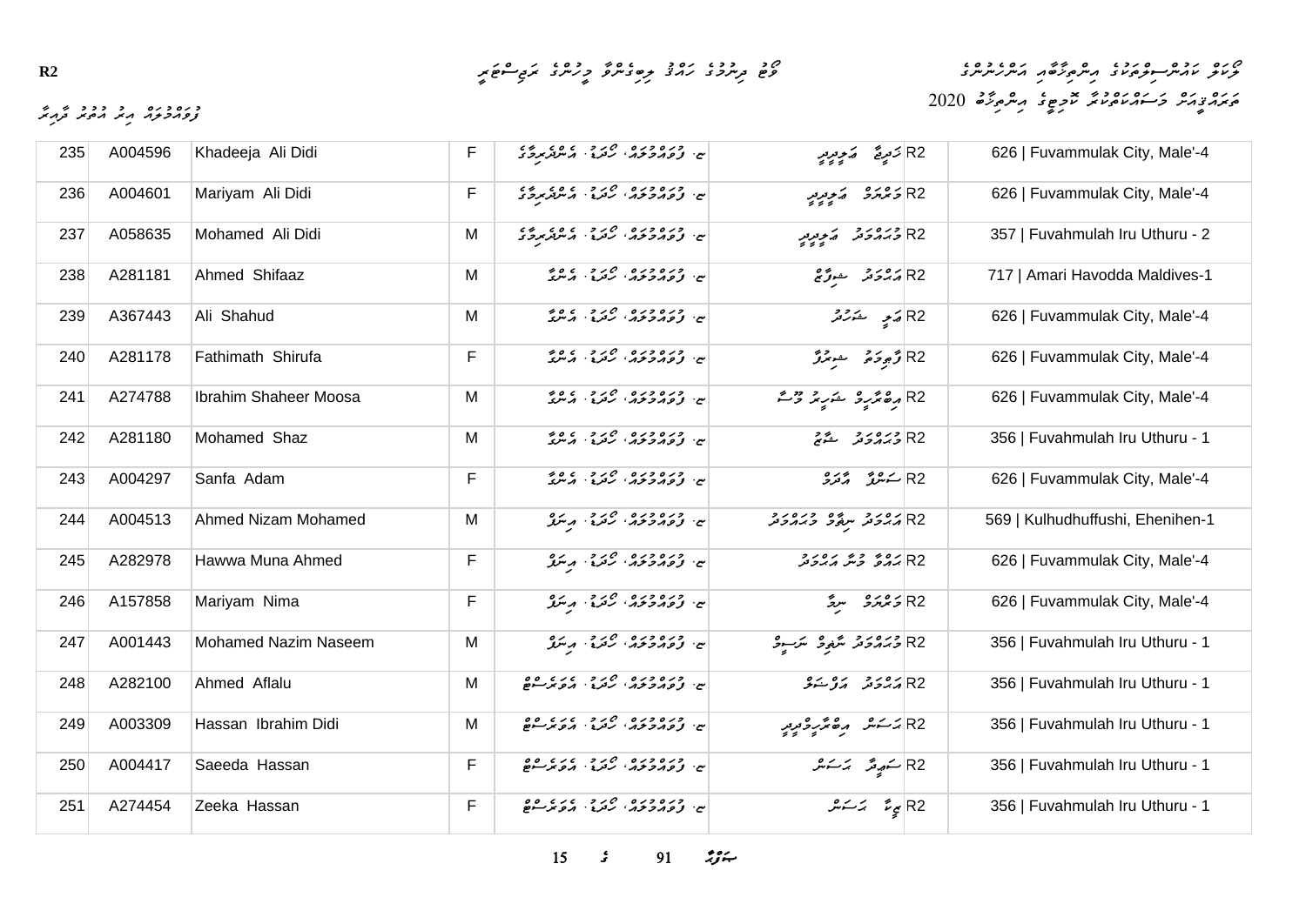| 235 | A004596 | Khadeeja Ali Didi | F | ސ. ފުވައްމުލައް، ހޯދަދު، އަންނާރިމާގެ | R2 ޚަދީޖާ އަލީދީދީ | 626 \| Fuvammulak City, Male'-4 |
|---|---|---|---|---|---|---|
| 236 | A004601 | Mariyam Ali Didi | F | ސ. ފުވައްމުލައް، ހޯދަދު، އަންނާރިމާގެ | R2 މަރިޔަމް އަލީދީދީ | 626 \| Fuvammulak City, Male'-4 |
| 237 | A058635 | Mohamed Ali Didi | M | ސ. ފުވައްމުލައް، ހޯދަދު، އަންނާރިމާގެ | R2 މުޙައްމަދު އަލީދީދީ | 357 \| Fuvahmulah Iru Uthuru - 2 |
| 238 | A281181 | Ahmed Shifaaz | M | ސ. ފުވައްމުލައް، ހޯދަދު، އަންނާ | R2 އަޙްމަދު ޝިފާޒު | 717 \| Amari Havodda Maldives-1 |
| 239 | A367443 | Ali Shahud | M | ސ. ފުވައްމުލައް، ހޯދަދު، އަންނާ | R2 އަލީ ޝަހުދު | 626 \| Fuvammulak City, Male'-4 |
| 240 | A281178 | Fathimath Shirufa | F | ސ. ފުވައްމުލައް، ހޯދަދު، އަންނާ | R2 ފާތިމަތު ޝިރުފާ | 626 \| Fuvammulak City, Male'-4 |
| 241 | A274788 | Ibrahim Shaheer Moosa | M | ސ. ފުވައްމުލައް، ހޯދަދު، އަންނާ | R2 އިބްރާހީމް ޝަހީރު މޫސާ | 626 \| Fuvammulak City, Male'-4 |
| 242 | A281180 | Mohamed Shaz | M | ސ. ފުވައްމުލައް، ހޯދަދު، އަންނާ | R2 މުޙައްމަދު ޝާޒު | 356 \| Fuvahmulah Iru Uthuru - 1 |
| 243 | A004297 | Sanfa Adam | F | ސ. ފުވައްމުލައް، ހޯދަދު، އަންނާ | R2 ސަންފާ އާދަމް | 626 \| Fuvammulak City, Male'-4 |
| 244 | A004513 | Ahmed Nizam Mohamed | M | ސ. ފުވައްމުލައް، ހޯދަދު، އިނަލް | R2 އަޙްމަދު ނިޒާމް މުޙައްމަދު | 569 \| Kulhudhuffushi, Ehenihen-1 |
| 245 | A282978 | Hawwa Muna Ahmed | F | ސ. ފުވައްމުލައް، ހޯދަދު، އިނަލް | R2 ހައްވާ މުނާ އަޙްމަދު | 626 \| Fuvammulak City, Male'-4 |
| 246 | A157858 | Mariyam Nima | F | ސ. ފުވައްމުލައް، ހޯދަދު، އިނަލް | R2 މަރިޔަމް ނިމާ | 626 \| Fuvammulak City, Male'-4 |
| 247 | A001443 | Mohamed Nazim Naseem | M | ސ. ފުވައްމުލައް، ހޯދަދު، އިނަލް | R2 މުޙައްމަދު ނާޒިމް ނަސީމް | 356 \| Fuvahmulah Iru Uthuru - 1 |
| 248 | A282100 | Ahmed Aflalu | M | ސ. ފުވައްމުލައް، ހޯދަދު، އުވަރުސްޓް | R2 އަޙްމަދު އަފްލަލު | 356 \| Fuvahmulah Iru Uthuru - 1 |
| 249 | A003309 | Hassan Ibrahim Didi | M | ސ. ފުވައްމުލައް، ހޯދަދު، އުވަރުސްޓް | R2 ހަސަން އިބްރާހީމްދީދީ | 356 \| Fuvahmulah Iru Uthuru - 1 |
| 250 | A004417 | Saeeda Hassan | F | ސ. ފުވައްމުލައް، ހޯދަދު، އުވަރުސްޓް | R2 ސައީދާ ހަސަން | 356 \| Fuvahmulah Iru Uthuru - 1 |
| 251 | A274454 | Zeeka Hassan | F | ސ. ފުވައްމުލައް، ހޯދަދު، އުވަރުސްޓް | R2 ޒީކާ ހަސަން | 356 \| Fuvahmulah Iru Uthuru - 1 |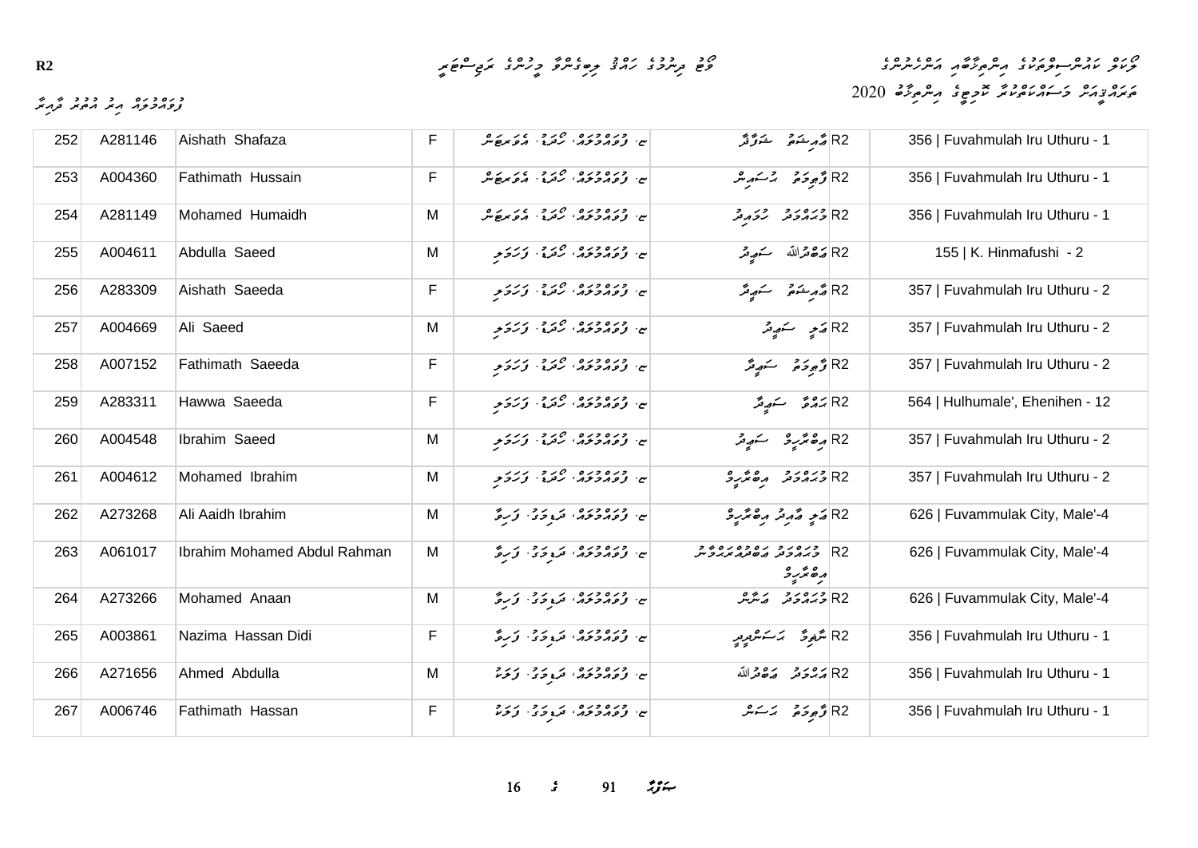| 252 | A281146 | Aishath Shafaza | F | ސ. ފުވައްމުލައް، ހުދުގޭ، އެވަރގްރީން | އާއިޝަތު ޝަފާޒާ R2 | 356 \| Fuvahmulah Iru Uthuru - 1 |
|---|---|---|---|---|---|---|
| 253 | A004360 | Fathimath Hussain | F | ސ. ފުވައްމުލައް، ހުދުގޭ، އެވަރގްރީން | ފާތިމަތު ހުސައިން R2 | 356 \| Fuvahmulah Iru Uthuru - 1 |
| 254 | A281149 | Mohamed Humaidh | M | ސ. ފުވައްމުލައް، ހުދުގޭ، އެވަރގްރީން | މުހައްމަދު ހުމައިދު R2 | 356 \| Fuvahmulah Iru Uthuru - 1 |
| 255 | A004611 | Abdulla Saeed | M | ސ. ފުވައްމުލައް، ހުދުގޭ، ފަހަރުގެ | އަބްދުﷲ ސައީދު R2 | 155 \| K. Hinmafushi - 2 |
| 256 | A283309 | Aishath Saeeda | F | ސ. ފުވައްމުލައް، ހުދުގޭ، ފަހަރުގެ | އާއިޝަތު ސަޢީދާ R2 | 357 \| Fuvahmulah Iru Uthuru - 2 |
| 257 | A004669 | Ali Saeed | M | ސ. ފުވައްމުލައް، ހުދުގޭ، ފަހަރުގެ | އަލި ސައީދު R2 | 357 \| Fuvahmulah Iru Uthuru - 2 |
| 258 | A007152 | Fathimath Saeeda | F | ސ. ފުވައްމުލައް، ހުދުގޭ، ފަހަރުގެ | ފާތިމަތު ސަޢީދާ R2 | 357 \| Fuvahmulah Iru Uthuru - 2 |
| 259 | A283311 | Hawwa Saeeda | F | ސ. ފުވައްމުލައް، ހުދުގޭ، ފަހަރުގެ | ހައްވާ ސަޢީދާ R2 | 564 \| Hulhumale', Ehenihen - 12 |
| 260 | A004548 | Ibrahim Saeed | M | ސ. ފުވައްމުލައް، ހުދުގޭ، ފަހަރުގެ | އިބްރާހީމް ސައީދު R2 | 357 \| Fuvahmulah Iru Uthuru - 2 |
| 261 | A004612 | Mohamed Ibrahim | M | ސ. ފުވައްމުލައް، ހުދުގޭ، ފަހަރުގެ | މުހައްމަދު އިބްރާހީމް R2 | 357 \| Fuvahmulah Iru Uthuru - 2 |
| 262 | A273268 | Ali Aaidh Ibrahim | M | ސ. ފުވައްމުލައް، ރަތްމަގު، ފަރިވާ | އަލި އާއިދު އިބްރާހީމް R2 | 626 \| Fuvammulak City, Male'-4 |
| 263 | A061017 | Ibrahim Mohamed Abdul Rahman | M | ސ. ފުވައްމުލައް، ރަތްމަގު، ފަރިވާ | މުހައްމަދު އަބްދުއްރަހްމާން R2 އިބްރާހީމް | 626 \| Fuvammulak City, Male'-4 |
| 264 | A273266 | Mohamed Anaan | M | ސ. ފުވައްމުލައް، ރަތްމަގު، ފަރިވާ | މުހައްމަދު އަނާން R2 | 626 \| Fuvammulak City, Male'-4 |
| 265 | A003861 | Nazima Hassan Didi | F | ސ. ފުވައްމުލައް، ރަތްމަގު، ފަރިވާ | ނާޒިމާ ހަސަންދީދީ R2 | 356 \| Fuvahmulah Iru Uthuru - 1 |
| 266 | A271656 | Ahmed Abdulla | M | ސ. ފުވައްމުލައް، ރަތްމަގު، ފަރަށް | އަހްމަދު އަބްދުﷲ R2 | 356 \| Fuvahmulah Iru Uthuru - 1 |
| 267 | A006746 | Fathimath Hassan | F | ސ. ފުވައްމުލައް، ރަތްމަގު، ފަރަށް | ފާތިމަތު ހަސަން R2 | 356 \| Fuvahmulah Iru Uthuru - 1 |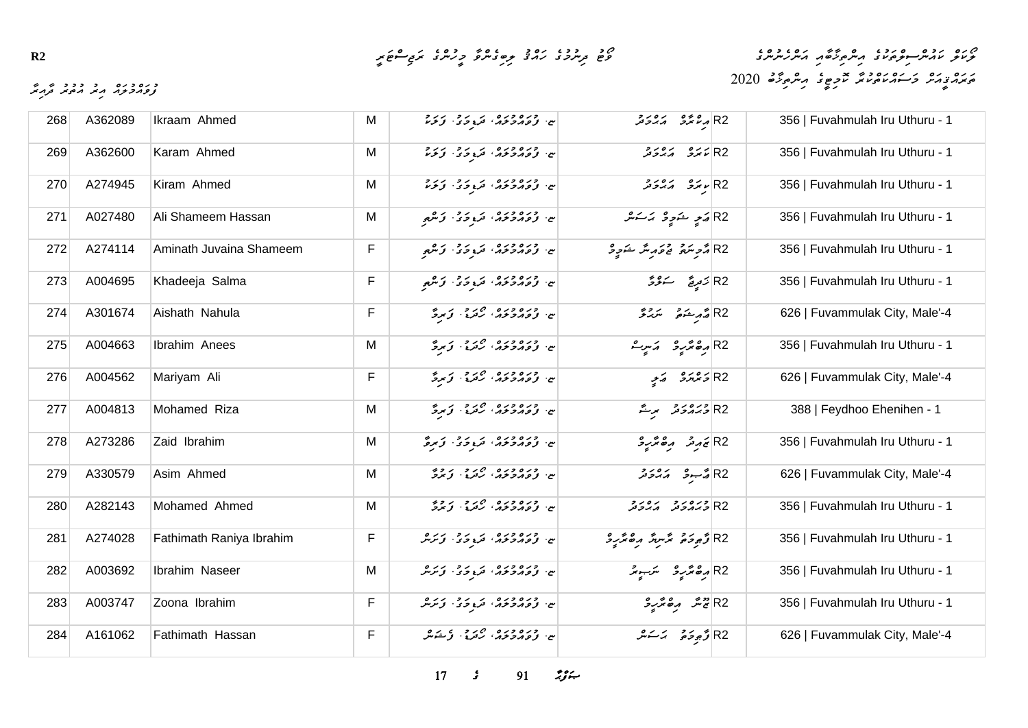| 268 | A362089 | Ikraam Ahmed | M | ސ. ފުވައްމުލައް، ދަނބުގަނޑު. ފަރަކު | R2 | އިކްރާމް އަޙްމަދު | 356 \| Fuvahmulah Iru Uthuru - 1 |
|---|---|---|---|---|---|---|---|
| 269 | A362600 | Karam Ahmed | M | ސ. ފުވައްމުލައް، ދަނބުގަނޑު. ފަރަކު | R2 | ކަރަމް އަޙްމަދު | 356 \| Fuvahmulah Iru Uthuru - 1 |
| 270 | A274945 | Kiram Ahmed | M | ސ. ފުވައްމުލައް، ދަނބުގަނޑު. ފަރަކު | R2 | ކިރަމް އަޙްމަދު | 356 \| Fuvahmulah Iru Uthuru - 1 |
| 271 | A027480 | Ali Shameem Hassan | M | ސ. ފުވައްމުލައް، ދަނބުގަނޑު. ފަސްޖި | R2 | އަލި ޝަމީމް ހަސަން | 356 \| Fuvahmulah Iru Uthuru - 1 |
| 272 | A274114 | Aminath Juvaina Shameem | F | ސ. ފުވައްމުލައް، ދަނބުގަނޑު. ފަސްޖި | R2 | އާމިނަތު ޖުވައިނާ ޝަމީމް | 356 \| Fuvahmulah Iru Uthuru - 1 |
| 273 | A004695 | Khadeeja Salma | F | ސ. ފުވައްމުލައް، ދަނބުގަނޑު. ފަސްޖި | R2 | ހަދީޖާ ސަލްމާ | 356 \| Fuvahmulah Iru Uthuru - 1 |
| 274 | A301674 | Aishath Nahula | F | ސ. ފުވައްމުލައް، ހޯދަޑު. ފަރިވާ | R2 | އާއިޝަތު ނަހުލާ | 626 \| Fuvammulak City, Male'-4 |
| 275 | A004663 | Ibrahim Anees | M | ސ. ފުވައްމުލައް، ހޯދަޑު. ފަރިވާ | R2 | އިބްރާހީމް އަނީސް | 356 \| Fuvahmulah Iru Uthuru - 1 |
| 276 | A004562 | Mariyam Ali | F | ސ. ފުވައްމުލައް، ހޯދަޑު. ފަރިވާ | R2 | މަރިޔަމް އަލި | 626 \| Fuvammulak City, Male'-4 |
| 277 | A004813 | Mohamed Riza | M | ސ. ފުވައްމުލައް، ހޯދަޑު. ފަރިވާ | R2 | މުޙައްމަދު ރިޟާ | 388 \| Feydhoo Ehenihen - 1 |
| 278 | A273286 | Zaid Ibrahim | M | ސ. ފުވައްމުލައް، ދަނބުގަނޑު. ފަރިވާ | R2 | ޒައިދު އިބްރާހީމް | 356 \| Fuvahmulah Iru Uthuru - 1 |
| 279 | A330579 | Asim Ahmed | M | ސ. ފުވައްމުލައް، ހޯދަޑު. ފަރުވާ | R2 | އާސިމް އަޙްމަދު | 626 \| Fuvammulak City, Male'-4 |
| 280 | A282143 | Mohamed Ahmed | M | ސ. ފުވައްމުލައް، ހޯދަޑު. ފަރުވާ | R2 | މުޙައްމަދު އަޙްމަދު | 356 \| Fuvahmulah Iru Uthuru - 1 |
| 281 | A274028 | Fathimath Raniya Ibrahim | F | ސ. ފުވައްމުލައް، ދަނބުގަނޑު. ފަނަސް | R2 | ފާތިމަތު ރާނިޔާ އިބްރާހީމް | 356 \| Fuvahmulah Iru Uthuru - 1 |
| 282 | A003692 | Ibrahim Naseer | M | ސ. ފުވައްމުލައް، ދަނބުގަނޑު. ފަނަސް | R2 | އިބްރާހީމް ނަސީރު | 356 \| Fuvahmulah Iru Uthuru - 1 |
| 283 | A003747 | Zoona Ibrahim | F | ސ. ފުވައްމުލައް، ދަނބުގަނޑު. ފަނަސް | R2 | ޒޫނާ އިބްރާހީމް | 356 \| Fuvahmulah Iru Uthuru - 1 |
| 284 | A161062 | Fathimath Hassan | F | ސ. ފުވައްމުލައް، ހޯދަޑު. ފެޝަން | R2 | ފާތިމަތު ހަސަން | 626 \| Fuvammulak City, Male'-4 |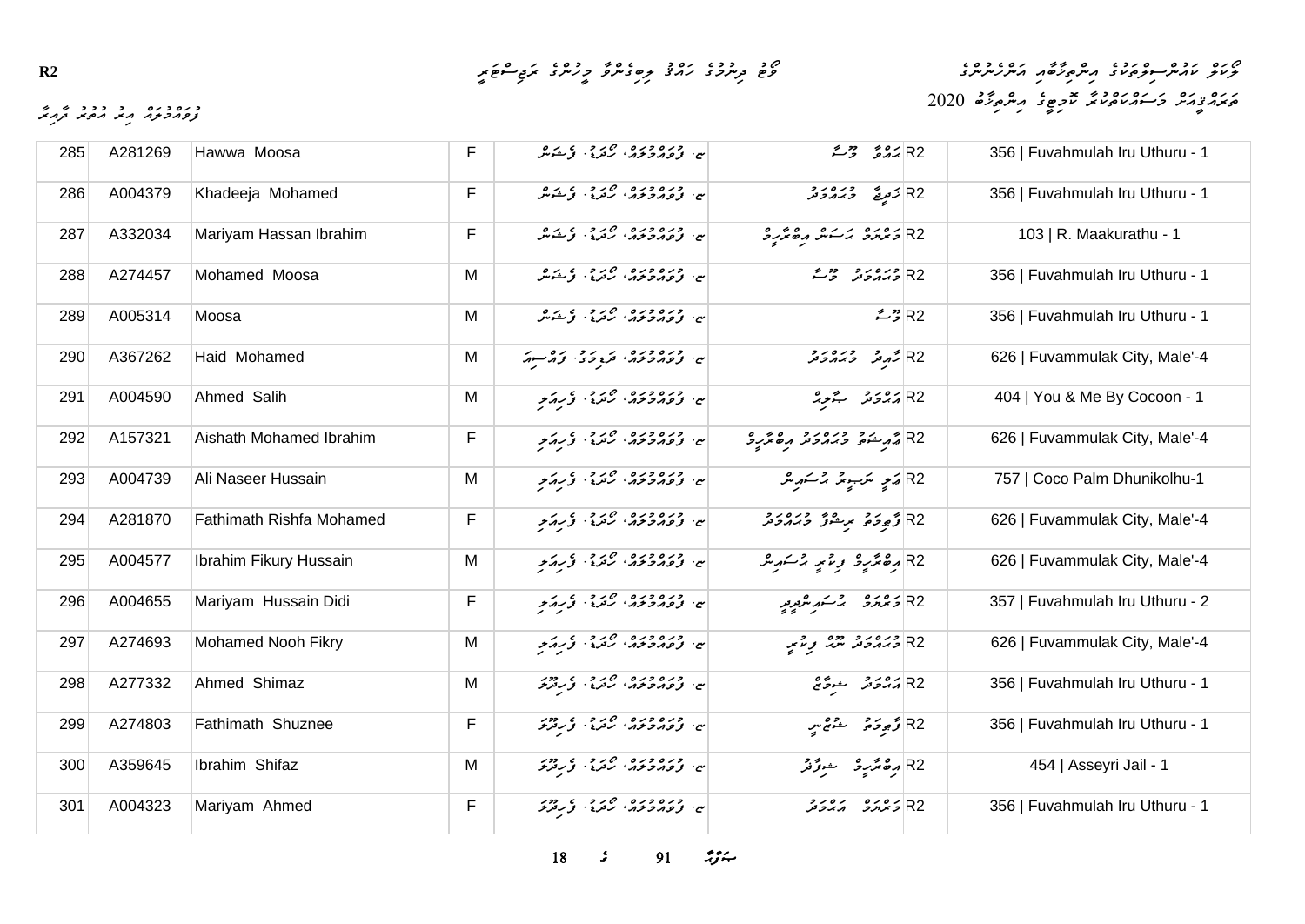| 285 | A281269 | Hawwa Moosa | F | ސ. ފުވައްމުލައް، ހޯދަޑު، ފެހިވާދީ | ހައްވާ  މޫސާ R2 | 356 \| Fuvahmulah Iru Uthuru - 1 |
|---|---|---|---|---|---|---|
| 286 | A004379 | Khadeeja Mohamed | F | ސ. ފުވައްމުލައް، ހޯދަޑު، ފެހިވާދީ | ޚަދީޖާ  މުޙައްމަދު R2 | 356 \| Fuvahmulah Iru Uthuru - 1 |
| 287 | A332034 | Mariyam Hassan Ibrahim | F | ސ. ފުވައްމުލައް، ހޯދަޑު، ފެހިވާދީ | މަރިޔަމް ހަސަން އިބްރާހީމް R2 | 103 \| R. Maakurathu - 1 |
| 288 | A274457 | Mohamed Moosa | M | ސ. ފުވައްމުލައް، ހޯދަޑު، ފެހިވާދީ | މުޙައްމަދު  މޫސާ R2 | 356 \| Fuvahmulah Iru Uthuru - 1 |
| 289 | A005314 | Moosa | M | ސ. ފުވައްމުލައް، ހޯދަޑު، ފެހިވާދީ | މޫސާ R2 | 356 \| Fuvahmulah Iru Uthuru - 1 |
| 290 | A367262 | Haid Mohamed | M | ސ. ފުވައްމުލައް، ދަށުމަގު، ފަޔާސްމަ | ހާއިދު  މުޙައްމަދު R2 | 626 \| Fuvammulak City, Male'-4 |
| 291 | A004590 | Ahmed Salih | M | ސ. ފުވައްމުލައް، ހޯދަޑު، ފިހާރަ | އަހްމަދު  ސާލިހު R2 | 404 \| You & Me By Cocoon - 1 |
| 292 | A157321 | Aishath Mohamed Ibrahim | F | ސ. ފުވައްމުލައް، ހޯދަޑު، ފިހާރަ | އާއިޝަތު މުޙައްމަދު އިބްރާހީމް R2 | 626 \| Fuvammulak City, Male'-4 |
| 293 | A004739 | Ali Naseer Hussain | M | ސ. ފުވައްމުލައް، ހޯދަޑު، ފިހާރަ | އަލީ ނަސީރު ހުސައިން R2 | 757 \| Coco Palm Dhunikolhu-1 |
| 294 | A281870 | Fathimath Rishfa Mohamed | F | ސ. ފުވައްމުލައް، ހޯދަޑު، ފިހާރަ | ފާތިމަތު ރިޝްފާ މުޙައްމަދު R2 | 626 \| Fuvammulak City, Male'-4 |
| 295 | A004577 | Ibrahim Fikury Hussain | M | ސ. ފުވައްމުލައް، ހޯދަޑު، ފިހާރަ | އިބްރާހީމް ފިކުރީ ހުސައިން R2 | 626 \| Fuvammulak City, Male'-4 |
| 296 | A004655 | Mariyam Hussain Didi | F | ސ. ފުވައްމުލައް، ހޯދަޑު، ފިހާރަ | މަރިޔަމް  ހުސައިންދީދީ R2 | 357 \| Fuvahmulah Iru Uthuru - 2 |
| 297 | A274693 | Mohamed Nooh Fikry | M | ސ. ފުވައްމުލައް، ހޯދަޑު، ފިހާރަ | މުޙައްމަދު ނޫޙް ފިކުރީ R2 | 626 \| Fuvammulak City, Male'-4 |
| 298 | A277332 | Ahmed Shimaz | M | ސ. ފުވައްމުލައް، ހޯދަޑު، ފިނޫރަ | އަހްމަދު  ޝިމާޒު R2 | 356 \| Fuvahmulah Iru Uthuru - 1 |
| 299 | A274803 | Fathimath Shuznee | F | ސ. ފުވައްމުލައް، ހޯދަޑު، ފިނޫރަ | ފާތިމަތު  ޝުޒްނީ R2 | 356 \| Fuvahmulah Iru Uthuru - 1 |
| 300 | A359645 | Ibrahim Shifaz | M | ސ. ފުވައްމުލައް، ހޯދަޑު، ފިނޫރަ | އިބްރާހީމް  ޝިފާޒު R2 | 454 \| Asseyri Jail - 1 |
| 301 | A004323 | Mariyam Ahmed | F | ސ. ފުވައްމުލައް، ހޯދަޑު، ފިނޫރަ | މަރިޔަމް  އަހްމަދު R2 | 356 \| Fuvahmulah Iru Uthuru - 1 |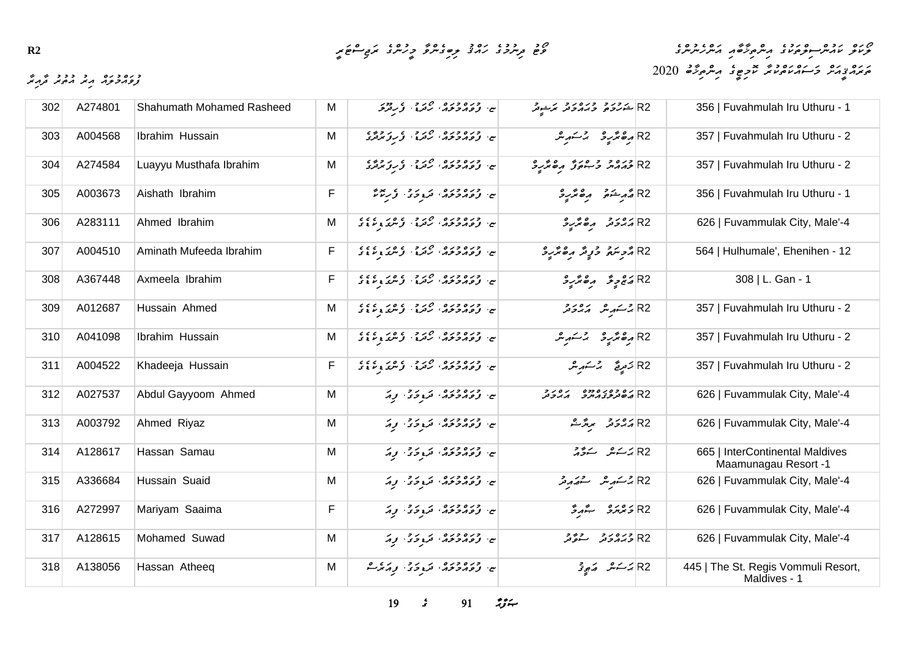| 302 | A274801 | Shahumath Mohamed Rasheed | M | ސ. ފުވައްމުލައް، ހޯދަދު، ފެހިވާދީ | ޝަހުމަތު މުހައްމަދު ރަޝީދު R2 | 356 \| Fuvahmulah Iru Uthuru - 1 |
|---|---|---|---|---|---|---|
| 303 | A004568 | Ibrahim Hussain | M | ސ. ފުވައްމުލައް، ހޯދަދު، ފެހިވަރުދޮށު | އިބްރާހީމް ހުސައިން R2 | 357 \| Fuvahmulah Iru Uthuru - 2 |
| 304 | A274584 | Luayyu Musthafa Ibrahim | M | ސ. ފުވައްމުލައް، ހޯދަދު، ފެހިވަރުދޮށު | ލުއައްޔު މުސްތަފާ އިބްރާހީމް R2 | 357 \| Fuvahmulah Iru Uthuru - 2 |
| 305 | A003673 | Aishath Ibrahim | F | ސ. ފުވައްމުލައް، ދަރުމަވަ، ފެހިނާ | އާއިޝަތު އިބްރާހީމް R2 | 356 \| Fuvahmulah Iru Uthuru - 1 |
| 306 | A283111 | Ahmed Ibrahim | M | ސ. ފުވައްމުލައް، ހޯދަދު، ފެންމަލިކާގެ | އަހުމަދު އިބްރާހީމް R2 | 626 \| Fuvammulak City, Male'-4 |
| 307 | A004510 | Aminath Mufeeda Ibrahim | F | ސ. ފުވައްމުލައް، ހޯދަދު، ފެންމަލިކާގެ | އާމިނަތު މުފީދާ އިބްރާހީމް R2 | 564 \| Hulhumale', Ehenihen - 12 |
| 308 | A367448 | Axmeela Ibrahim | F | ސ. ފުވައްމުލައް، ހޯދަދު، ފެންމަލިކާގެ | އަޒްމީލާ އިބްރާހީމް R2 | 308 \| L. Gan - 1 |
| 309 | A012687 | Hussain Ahmed | M | ސ. ފުވައްމުލައް، ހޯދަދު، ފެންމަލިކާގެ | ހުސައިން އަހުމަދު R2 | 357 \| Fuvahmulah Iru Uthuru - 2 |
| 310 | A041098 | Ibrahim Hussain | M | ސ. ފުވައްމުލައް، ހޯދަދު، ފެންމަލިކާގެ | އިބްރާހީމް ހުސައިން R2 | 357 \| Fuvahmulah Iru Uthuru - 2 |
| 311 | A004522 | Khadeeja Hussain | F | ސ. ފުވައްމުލައް، ހޯދަދު، ފެންމަލިކާގެ | ޚަދީޖާ ހުސައިން R2 | 357 \| Fuvahmulah Iru Uthuru - 2 |
| 312 | A027537 | Abdul Gayyoom Ahmed | M | ސ. ފުވައްމުލައް، ދަރުމަވަ، ވިއަ | އަބްދުލްގައްޔޫމް އަހުމަދު R2 | 626 \| Fuvammulak City, Male'-4 |
| 313 | A003792 | Ahmed Riyaz | M | ސ. ފުވައްމުލައް، ދަރުމަވަ، ވިއަ | އަހުމަދު ރިޔާޒް R2 | 626 \| Fuvammulak City, Male'-4 |
| 314 | A128617 | Hassan Samau | M | ސ. ފުވައްމުލައް، ދަރުމަވަ، ވިއަ | ހަސަން ސަމާއު R2 | 665 \| InterContinental Maldives Maamunagau Resort -1 |
| 315 | A336684 | Hussain Suaid | M | ސ. ފުވައްމުލައް، ދަރުމަވަ، ވިއަ | ހުސައިން ސުއައިދު R2 | 626 \| Fuvammulak City, Male'-4 |
| 316 | A272997 | Mariyam Saaima | F | ސ. ފުވައްމުލައް، ދަރުމަވަ، ވިއަ | މަރިޔަމް ސާއިމާ R2 | 626 \| Fuvammulak City, Male'-4 |
| 317 | A128615 | Mohamed Suwad | M | ސ. ފުވައްމުލައް، ދަރުމަވަ، ވިއަ | މުހައްމަދު ސުވާދު R2 | 626 \| Fuvammulak City, Male'-4 |
| 318 | A138056 | Hassan Atheeq | M | ސ. ފުވައްމުލައް، ދަރުމަވަ، ވިއަރުސް | ހަސަން އަތީޤު R2 | 445 \| The St. Regis Vommuli Resort, Maldives - 1 |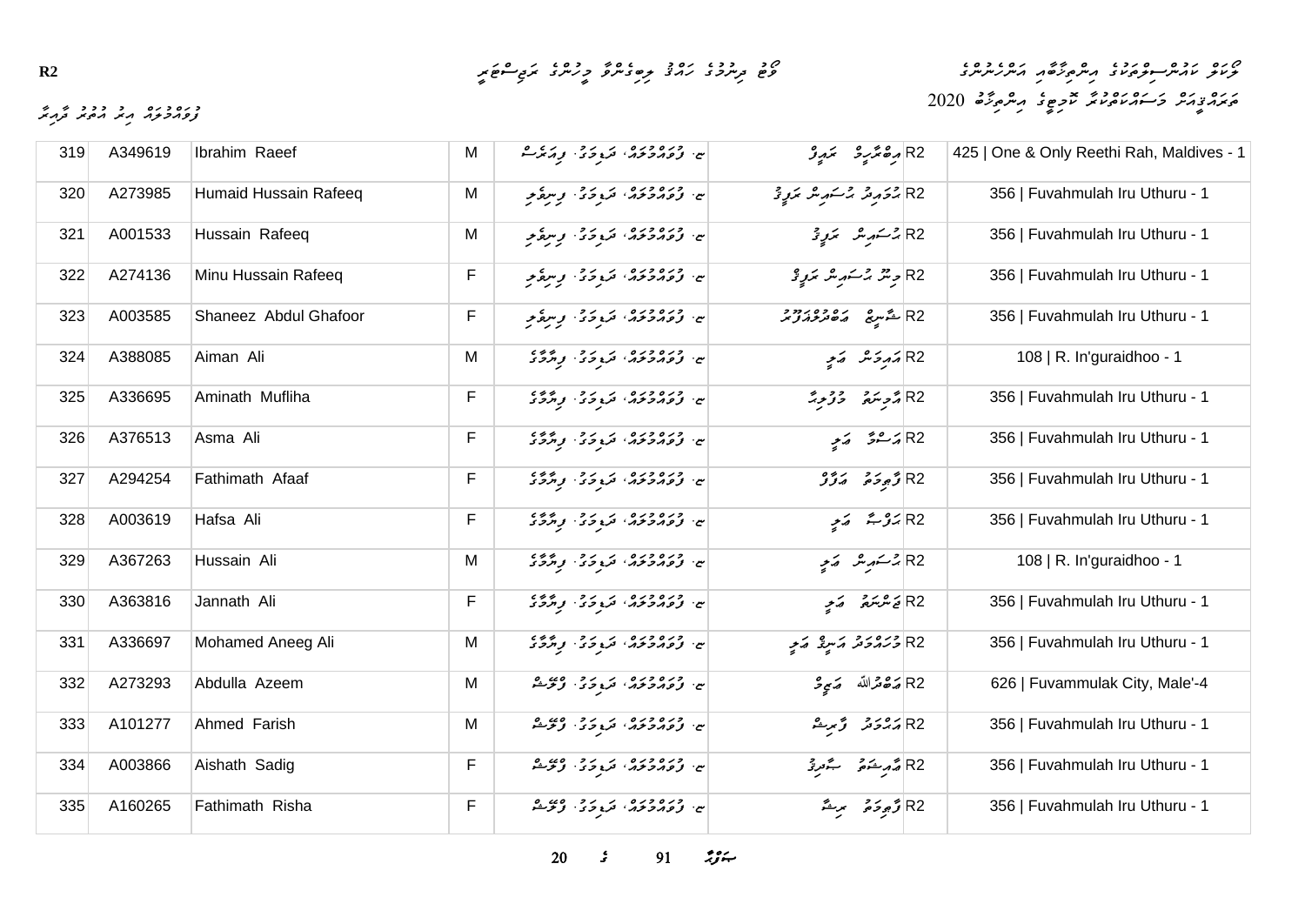| 319 | A349619 | Ibrahim Raeef | M | س. وَمَهْدُوَمْ، مَرِوَرْ، وِمَعْرَتْ | R2 مِرْھِعَّرِدْ مَرَمِرْ | 425 \| One & Only Reethi Rah, Maldives - 1 |
|---|---|---|---|---|---|---|
| 320 | A273985 | Humaid Hussain Rafeeq | M | س. وَمَهْدُوَمْ، مَرِوَرْ، وِسِعْرِ | R2 بُرُمِرِدْ بُرْسَرِسْ مَرِرِدْ | 356 \| Fuvahmulah Iru Uthuru - 1 |
| 321 | A001533 | Hussain Rafeeq | M | س. وَمَهْدُوَمْ، مَرِوَرْ، وِسِعْرِ | R2 بُرْسَرِسْ مَرِرِدْ | 356 \| Fuvahmulah Iru Uthuru - 1 |
| 322 | A274136 | Minu Hussain Rafeeq | F | س. وَمَهْدُوَمْ، مَرِوَرْ، وِسِعْرِ | R2 وِسْرْ بُرْسَرِسْ مَرِرِدْ | 356 \| Fuvahmulah Iru Uthuru - 1 |
| 323 | A003585 | Shaneez Abdul Ghafoor | F | س. وَمَهْدُوَمْ، مَرِوَرْ، وِسِعْرِ | R2 شَّسِيْ مَرْھُتْرُمْرَمَرْ | 356 \| Fuvahmulah Iru Uthuru - 1 |
| 324 | A388085 | Aiman Ali | M | س. وَمَهْدُوَمْ، مَرِوَرْ، وِرْوَرْ | R2 مَرِدَسْ مَرِ | 108 \| R. In'guraidhoo - 1 |
| 325 | A336695 | Aminath Mufliha | F | س. وَمَهْدُوَمْ، مَرِوَرْ، وِرْوَرْ | R2 مَّرِسَمْ دْوُرِرَّ | 356 \| Fuvahmulah Iru Uthuru - 1 |
| 326 | A376513 | Asma Ali | F | س. وَمَهْدُوَمْ، مَرِوَرْ، وِرْوَرْ | R2 مَرْسُرَّ مَرِ | 356 \| Fuvahmulah Iru Uthuru - 1 |
| 327 | A294254 | Fathimath Afaaf | F | س. وَمَهْدُوَمْ، مَرِوَرْ، وِرْوَرْ | R2 وَّرِدَمْ مَرَّرْ | 356 \| Fuvahmulah Iru Uthuru - 1 |
| 328 | A003619 | Hafsa Ali | F | س. وَمَهْدُوَمْ، مَرِوَرْ، وِرْوَرْ | R2 بَرْدْبَّ مَرِ | 356 \| Fuvahmulah Iru Uthuru - 1 |
| 329 | A367263 | Hussain Ali | M | س. وَمَهْدُوَمْ، مَرِوَرْ، وِرْوَرْ | R2 بُرْسَرِسْ مَرِ | 108 \| R. In'guraidhoo - 1 |
| 330 | A363816 | Jannath Ali | F | س. وَمَهْدُوَمْ، مَرِوَرْ، وِرْوَرْ | R2 يَسْرَسَمْ مَرِ | 356 \| Fuvahmulah Iru Uthuru - 1 |
| 331 | A336697 | Mohamed Aneeg Ali | M | س. وَمَهْدُوَمْ، مَرِوَرْ، وِرْوَرْ | R2 وُرَمْرَدْ مَسِرْ مَرِ | 356 \| Fuvahmulah Iru Uthuru - 1 |
| 332 | A273293 | Abdulla Azeem | M | س. وَمَهْدُوَمْ، مَرِوَرْ، وِرْسْ | R2 مَرْھُتْرَاللّٰہ مَرِوْ | 626 \| Fuvammulak City, Male'-4 |
| 333 | A101277 | Ahmed Farish | M | س. وَمَهْدُوَمْ، مَرِوَرْ، وِرْسْ | R2 مَرْدَدْ وَّسِرْ | 356 \| Fuvahmulah Iru Uthuru - 1 |
| 334 | A003866 | Aishath Sadig | F | س. وَمَهْدُوَمْ، مَرِوَرْ، وِرْسْ | R2 مَّرِشَمْ سَّمِرْ | 356 \| Fuvahmulah Iru Uthuru - 1 |
| 335 | A160265 | Fathimath Risha | F | س. وَمَهْدُوَمْ، مَرِوَرْ، وِرْسْ | R2 وَّرِدَمْ سِرْشَّ | 356 \| Fuvahmulah Iru Uthuru - 1 |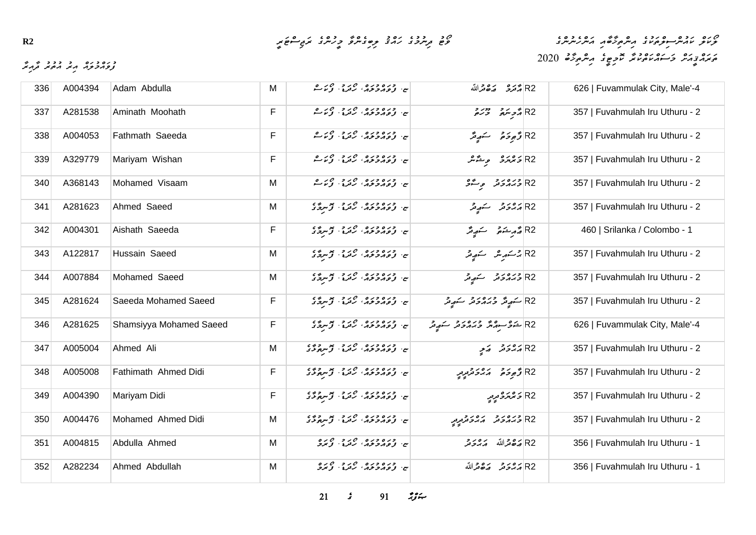| 336 | A004394 | Adam Abdulla | M | ސ. ފުވައްމުލައް، ހޯދަދު، ފޮޅަސް | އާދަމް އަބްދުﷲ | R2 | 626 \| Fuvammulak City, Male'-4 |
|---|---|---|---|---|---|---|---|
| 337 | A281538 | Aminath Moohath | F | ސ. ފުވައްމުލައް، ހޯދަދު، ފޮޅަސް | އާމިނަތު މޫހަތު | R2 | 357 \| Fuvahmulah Iru Uthuru - 2 |
| 338 | A004053 | Fathmath Saeeda | F | ސ. ފުވައްމުލައް، ހޯދަދު، ފޮޅަސް | ފާތިމަތު ސައީދާ | R2 | 357 \| Fuvahmulah Iru Uthuru - 2 |
| 339 | A329779 | Mariyam Wishan | F | ސ. ފުވައްމުލައް، ހޯދަދު، ފޮޅަސް | މަރިޔަމް ވިޝާން | R2 | 357 \| Fuvahmulah Iru Uthuru - 2 |
| 340 | A368143 | Mohamed Visaam | M | ސ. ފުވައްމުލައް، ހޯދަދު، ފޮޅަސް | މުޙައްމަދު ވިސާމް | R2 | 357 \| Fuvahmulah Iru Uthuru - 2 |
| 341 | A281623 | Ahmed Saeed | M | ސ. ފުވައްމުލައް، ހޯދަދު، ފޮނިމާގެ | އަޙްމަދު ސައީދު | R2 | 357 \| Fuvahmulah Iru Uthuru - 2 |
| 342 | A004301 | Aishath Saeeda | F | ސ. ފުވައްމުލައް، ހޯދަދު، ފޮނިމާގެ | އާއިޝަތު ސައީދާ | R2 | 460 \| Srilanka / Colombo - 1 |
| 343 | A122817 | Hussain Saeed | M | ސ. ފުވައްމުލައް، ހޯދަދު، ފޮނިމާގެ | ހުސައިން ސައީދު | R2 | 357 \| Fuvahmulah Iru Uthuru - 2 |
| 344 | A007884 | Mohamed Saeed | M | ސ. ފުވައްމުލައް، ހޯދަދު، ފޮނިމާގެ | މުޙައްމަދު ސައީދު | R2 | 357 \| Fuvahmulah Iru Uthuru - 2 |
| 345 | A281624 | Saeeda Mohamed Saeed | F | ސ. ފުވައްމުލައް، ހޯދަދު، ފޮނިމާގެ | ސައީދާ މުޙައްމަދު ސައީދު | R2 | 357 \| Fuvahmulah Iru Uthuru - 2 |
| 346 | A281625 | Shamsiyya Mohamed Saeed | F | ސ. ފުވައްމުލައް، ހޯދަދު، ފޮނިމާގެ | ޝަމްސިއްޔާ މުޙައްމަދު ސައީދު | R2 | 626 \| Fuvammulak City, Male'-4 |
| 347 | A005004 | Ahmed Ali | M | ސ. ފުވައްމުލައް، ހޯދަދު، ފޮނިތުގެ | އަޙްމަދު ޢަލީ | R2 | 357 \| Fuvahmulah Iru Uthuru - 2 |
| 348 | A005008 | Fathimath Ahmed Didi | F | ސ. ފުވައްމުލައް، ހޯދަދު، ފޮނިތުގެ | ފާތިމަތު އަޙްމަދުދީދީ | R2 | 357 \| Fuvahmulah Iru Uthuru - 2 |
| 349 | A004390 | Mariyam Didi | F | ސ. ފުވައްމުލައް، ހޯދަދު، ފޮނިތުގެ | މަރިޔަމްދީދީ | R2 | 357 \| Fuvahmulah Iru Uthuru - 2 |
| 350 | A004476 | Mohamed Ahmed Didi | M | ސ. ފުވައްމުލައް، ހޯދަދު، ފޮނިތުގެ | މުޙައްމަދު އަޙްމަދުދީދީ | R2 | 357 \| Fuvahmulah Iru Uthuru - 2 |
| 351 | A004815 | Abdulla Ahmed | M | ސ. ފުވައްމުލައް، ހޯދަދު، ފޮރަވ | އަބްދުﷲ އަޙްމަދު | R2 | 356 \| Fuvahmulah Iru Uthuru - 1 |
| 352 | A282234 | Ahmed Abdullah | M | ސ. ފުވައްމުލައް، ހޯދަދު، ފޮރަވ | އަޙްމަދު އަބްދުﷲ | R2 | 356 \| Fuvahmulah Iru Uthuru - 1 |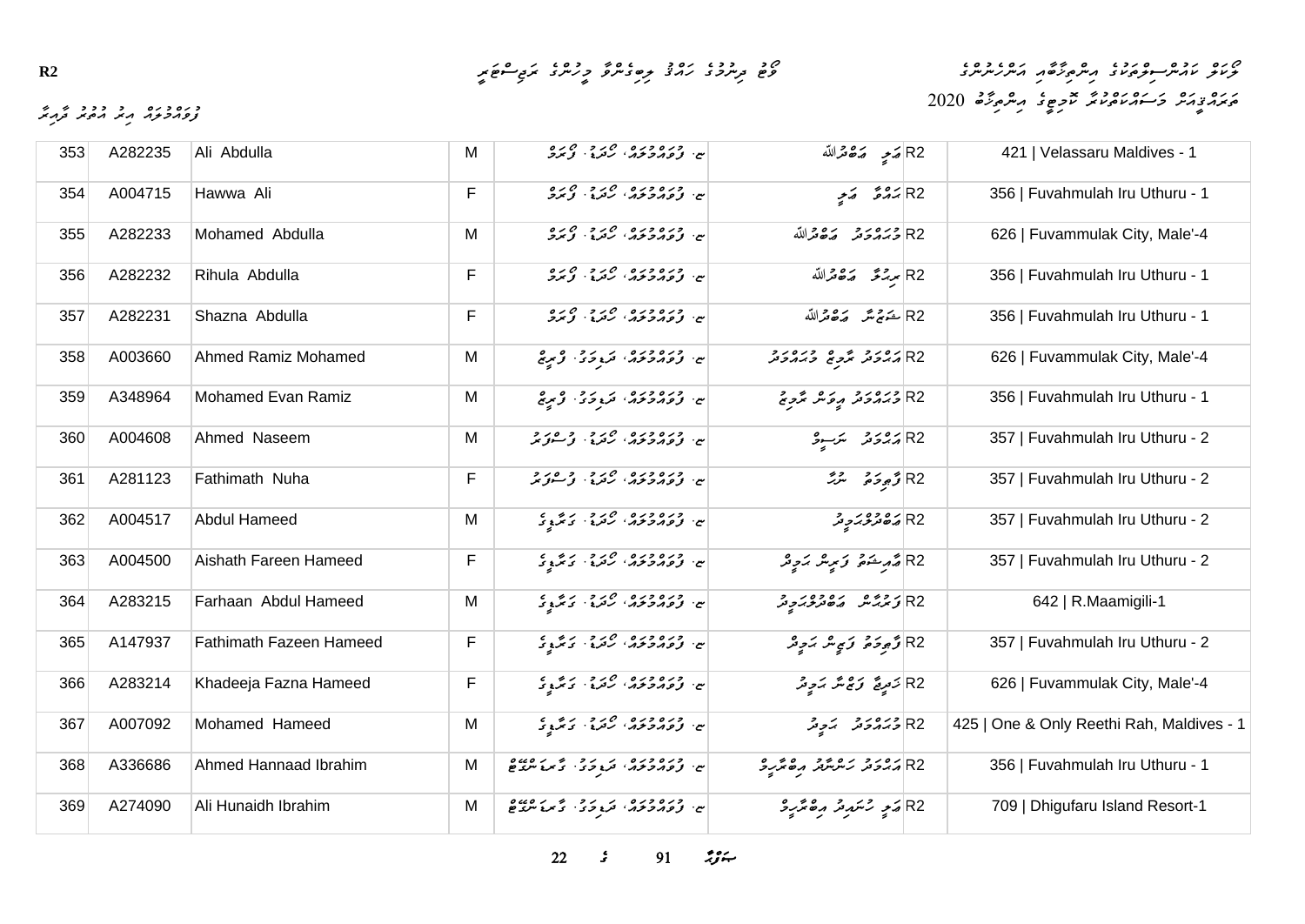| 353 | A282235 | Ali Abdulla | M | ސ. ފުވައްމުލައް، ހޯދަޑު، ފެހިރަށް | R2 | 421 \| Velassaru Maldives - 1 |
|---|---|---|---|---|---|---|
| 354 | A004715 | Hawwa Ali | F | ސ. ފުވައްމުލައް، ހޯދަޑު، ފެހިރަށް | R2 | 356 \| Fuvahmulah Iru Uthuru - 1 |
| 355 | A282233 | Mohamed Abdulla | M | ސ. ފުވައްމުލައް، ހޯދަޑު، ފެހިރަށް | R2 | 626 \| Fuvammulak City, Male'-4 |
| 356 | A282232 | Rihula Abdulla | F | ސ. ފުވައްމުލައް، ހޯދަޑު، ފެހިރަށް | R2 | 356 \| Fuvahmulah Iru Uthuru - 1 |
| 357 | A282231 | Shazna Abdulla | F | ސ. ފުވައްމުލައް، ހޯދަޑު، ފެހިރަށް | R2 | 356 \| Fuvahmulah Iru Uthuru - 1 |
| 358 | A003660 | Ahmed Ramiz Mohamed | M | ސ. ފުވައްމުލައް، ދަރަމަގު، ފެހިމާ | R2 | 626 \| Fuvammulak City, Male'-4 |
| 359 | A348964 | Mohamed Evan Ramiz | M | ސ. ފުވައްމުލައް، ދަރަމަގު، ފެހިމާ | R2 | 356 \| Fuvahmulah Iru Uthuru - 1 |
| 360 | A004608 | Ahmed Naseem | M | ސ. ފުވައްމުލައް، ހޯދަޑު، ފެސްޓިވަލް | R2 | 357 \| Fuvahmulah Iru Uthuru - 2 |
| 361 | A281123 | Fathimath Nuha | F | ސ. ފުވައްމުލައް، ހޯދަޑު، ފެސްޓިވަލް | R2 | 357 \| Fuvahmulah Iru Uthuru - 2 |
| 362 | A004517 | Abdul Hameed | M | ސ. ފުވައްމުލައް، ހޯދަޑު، ގަނޑުވަރު | R2 | 357 \| Fuvahmulah Iru Uthuru - 2 |
| 363 | A004500 | Aishath Fareen Hameed | F | ސ. ފުވައްމުލައް، ހޯދަޑު، ގަނޑުވަރު | R2 | 357 \| Fuvahmulah Iru Uthuru - 2 |
| 364 | A283215 | Farhaan Abdul Hameed | M | ސ. ފުވައްމުލައް، ހޯދަޑު، ގަނޑުވަރު | R2 | 642 \| R.Maamigili-1 |
| 365 | A147937 | Fathimath Fazeen Hameed | F | ސ. ފުވައްމުލައް، ހޯދަޑު، ގަނޑުވަރު | R2 | 357 \| Fuvahmulah Iru Uthuru - 2 |
| 366 | A283214 | Khadeeja Fazna Hameed | F | ސ. ފުވައްމުލައް، ހޯދަޑު، ގަނޑުވަރު | R2 | 626 \| Fuvammulak City, Male'-4 |
| 367 | A007092 | Mohamed Hameed | M | ސ. ފުވައްމުލައް، ހޯދަޑު، ގަނޑުވަރު | R2 | 425 \| One & Only Reethi Rah, Maldives - 1 |
| 368 | A336686 | Ahmed Hannaad Ibrahim | M | ސ. ފުވައްމުލައް، ދަރަމަގު، ގުލްޝަންވިލާ | R2 | 356 \| Fuvahmulah Iru Uthuru - 1 |
| 369 | A274090 | Ali Hunaidh Ibrahim | M | ސ. ފުވައްމުލައް، ދަރަމަގު، ގުލްޝަންވިލާ | R2 | 709 \| Dhigufaru Island Resort-1 |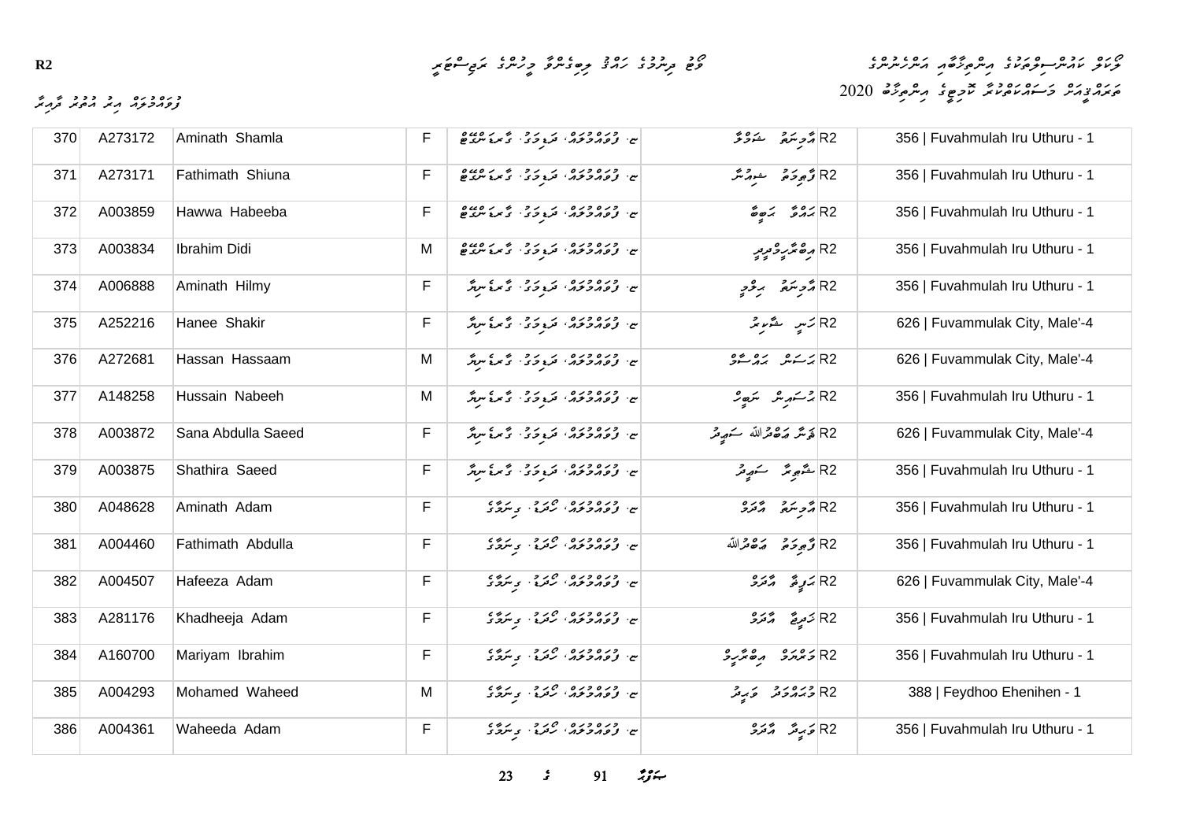| 370 | A273172 | Aminath Shamla | F | س. ژوهرڅرو، ترونځ. ژُمرۀ سرو | R2 مُرْحِسَمُ شَرْوَقُ | 356 \| Fuvahmulah Iru Uthuru - 1 |
|---|---|---|---|---|---|---|
| 371 | A273171 | Fathimath Shiuna | F | س. ژوهرڅرو، ترونځ. ژُمرۀ سرو | R2 وَّجِرَةُ شِورْسُ | 356 \| Fuvahmulah Iru Uthuru - 1 |
| 372 | A003859 | Hawwa Habeeba | F | س. ژوهرڅرو، ترونځ. ژُمرۀ سرو | R2 بَرْدُوَّ بَرَصِرَّ | 356 \| Fuvahmulah Iru Uthuru - 1 |
| 373 | A003834 | Ibrahim Didi | M | س. ژوهرڅرو، ترونځ. ژُمرۀ سرو | R2 رەمحرىرۇمېرىر | 356 \| Fuvahmulah Iru Uthuru - 1 |
| 374 | A006888 | Aminath Hilmy | F | س. ژوهرڅرو، ترونځ. ژُمرۀ سرو | R2 مُرْحِسَمُ بِرْوُحِ | 356 \| Fuvahmulah Iru Uthuru - 1 |
| 375 | A252216 | Hanee Shakir | F | س. ژوهرڅرو، ترونځ. ژُمرۀ سرو | R2 رَسِرِ شَّرِبْرُ | 626 \| Fuvammulak City, Male'-4 |
| 376 | A272681 | Hassan Hassaam | M | س. ژوهرڅرو، ترونځ. ژُمرۀ سرو | R2 بَرْسَسْ بَرْرُسُّوْ | 626 \| Fuvammulak City, Male'-4 |
| 377 | A148258 | Hussain Nabeeh | M | س. ژوهرڅرو، ترونځ. ژُمرۀ سرو | R2 بُرْسَمِ سْ سَھِرْ | 356 \| Fuvahmulah Iru Uthuru - 1 |
| 378 | A003872 | Sana Abdulla Saeed | F | س. ژوهرڅرو، ترونځ. ژُمرۀ سرو | R2 فَرَسَّ رَصْرْاللَّه سَوِيْتُر | 626 \| Fuvammulak City, Male'-4 |
| 379 | A003875 | Shathira Saeed | F | س. ژوهرڅرو، ترونځ. ژُمرۀ سرو | R2 شَّوِيْرَ سَوِيْتُر | 356 \| Fuvahmulah Iru Uthuru - 1 |
| 380 | A048628 | Aminath Adam | F | س. ژوهرڅرو، رُترۀ. وِسَرْدَّى | R2 مُرْحِسَمُ مُرْتَرْدُ | 356 \| Fuvahmulah Iru Uthuru - 1 |
| 381 | A004460 | Fathimath Abdulla | F | س. ژوهرڅرو، رُترۀ. وِسَرْدَّى | R2 وَّجِرَةُ مَصْرْاللَّه | 356 \| Fuvahmulah Iru Uthuru - 1 |
| 382 | A004507 | Hafeeza Adam | F | س. ژوهرڅرو، رُترۀ. وِسَرْدَّى | R2 بَرُوِیَّ مُرْتَرْدُ | 626 \| Fuvammulak City, Male'-4 |
| 383 | A281176 | Khadheeja Adam | F | س. ژوهرڅرو، رُترۀ. وِسَرْدَّى | R2 رَمِيعٌ مُرْتَرْدُ | 356 \| Fuvahmulah Iru Uthuru - 1 |
| 384 | A160700 | Mariyam Ibrahim | F | س. ژوهرڅرو، رُترۀ. وِسَرْدَّى | R2 وَسْرَمَرْدُ مِرْصُمَّرِرْدُ | 356 \| Fuvahmulah Iru Uthuru - 1 |
| 385 | A004293 | Mohamed Waheed | M | س. ژوهرڅرو، رُترۀ. وِسَرْدَّى | R2 دُبَرْدُوَتُرْ وَبِرْتُر | 388 \| Feydhoo Ehenihen - 1 |
| 386 | A004361 | Waheeda Adam | F | س. ژوهرڅرو، رُترۀ. وِسَرْدَّى | R2 وَبِرْتَرْ مُرْتَرْدُ | 356 \| Fuvahmulah Iru Uthuru - 1 |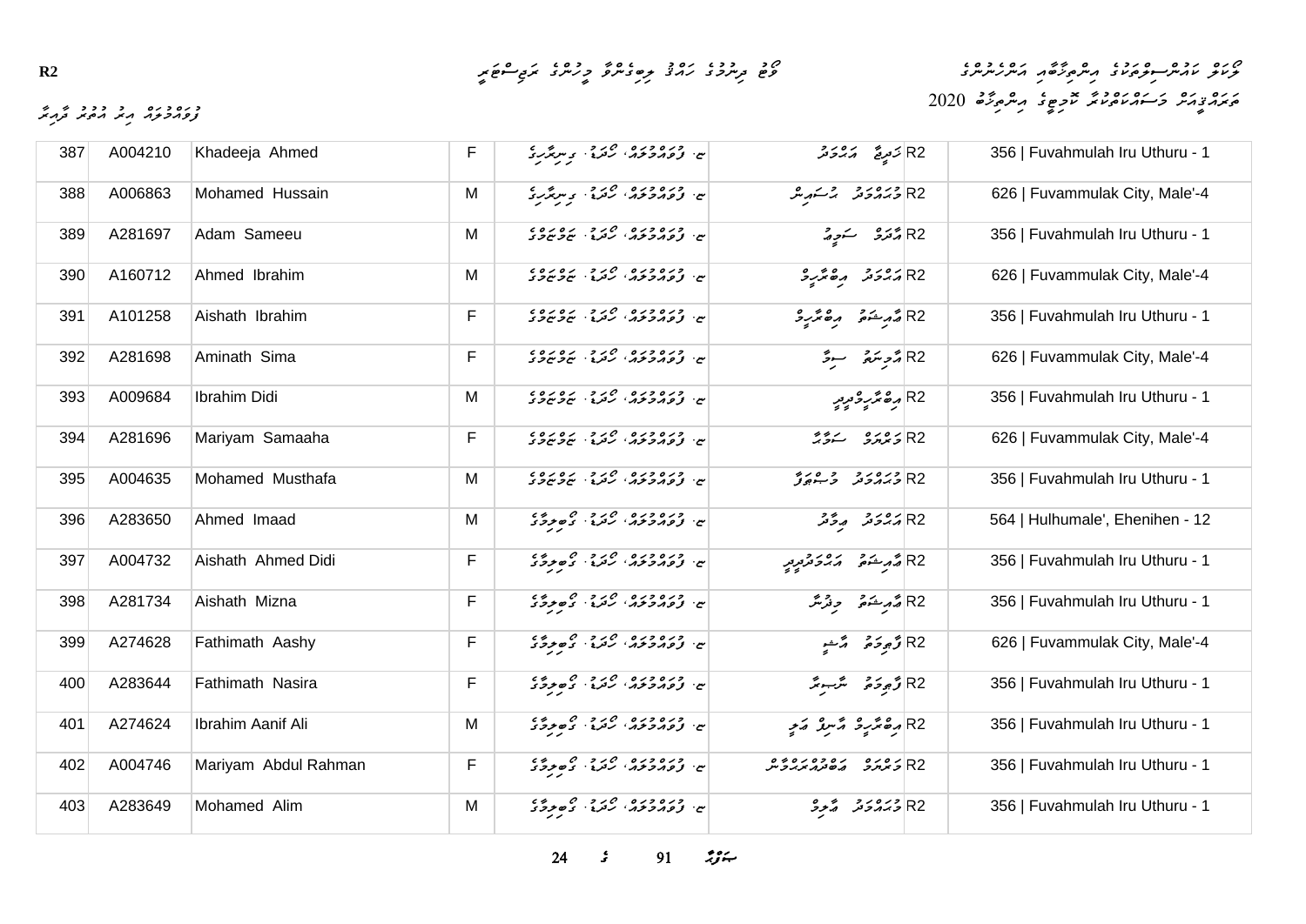| 387 | A004210 | Khadeeja Ahmed | F | ނ. ފުވައްމުލައް، ހޯދަދު، ވިނިލާރިގެ | ޚަދީޖާ އަހުމަދު R2 | 356 \| Fuvahmulah Iru Uthuru - 1 |
|---|---|---|---|---|---|---|
| 388 | A006863 | Mohamed Hussain | M | ނ. ފުވައްމުލައް، ހޯދަދު، ވިނިލާރިގެ | މުހައްމަދު ހުސައިން R2 | 626 \| Fuvammulak City, Male'-4 |
| 389 | A281697 | Adam Sameeu | M | ނ. ފުވައްމުލައް، ހޯދަދު، ނަވާރަވާގެ | އާދަމް ސަމީޢު R2 | 356 \| Fuvahmulah Iru Uthuru - 1 |
| 390 | A160712 | Ahmed Ibrahim | M | ނ. ފުވައްމުލައް، ހޯދަދު، ނަވާރަވާގެ | އަހުމަދު އިބްރާހީމް R2 | 626 \| Fuvammulak City, Male'-4 |
| 391 | A101258 | Aishath Ibrahim | F | ނ. ފުވައްމުލައް، ހޯދަދު، ނަވާރަވާގެ | އާއިޝަތު އިބްރާހީމް R2 | 356 \| Fuvahmulah Iru Uthuru - 1 |
| 392 | A281698 | Aminath Sima | F | ނ. ފުވައްމުލައް، ހޯދަދު، ނަވާރަވާގެ | އާމިނަތު ސިމާ R2 | 626 \| Fuvammulak City, Male'-4 |
| 393 | A009684 | Ibrahim Didi | M | ނ. ފުވައްމުލައް، ހޯދަދު، ނަވާރަވާގެ | އިބްރާހީމްދީދީ R2 | 356 \| Fuvahmulah Iru Uthuru - 1 |
| 394 | A281696 | Mariyam Samaaha | F | ނ. ފުވައްމުލައް، ހޯދަދު، ނަވާރަވާގެ | މަރިޔަމް ސަމާހާ R2 | 626 \| Fuvammulak City, Male'-4 |
| 395 | A004635 | Mohamed Musthafa | M | ނ. ފުވައްމުލައް، ހޯދަދު، ނަވާރަވާގެ | މުހައްމަދު މުސްތަފާ R2 | 356 \| Fuvahmulah Iru Uthuru - 1 |
| 396 | A283650 | Ahmed Imaad | M | ނ. ފުވައްމުލައް، ހޯދަދު، ގުޅިވާގެ | އަހުމަދު އިމާދު R2 | 564 \| Hulhumale', Ehenihen - 12 |
| 397 | A004732 | Aishath Ahmed Didi | F | ނ. ފުވައްމުލައް، ހޯދަދު، ގުޅިވާގެ | އާއިޝަތު އަހުމަދުދީދީ R2 | 356 \| Fuvahmulah Iru Uthuru - 1 |
| 398 | A281734 | Aishath Mizna | F | ނ. ފުވައްމުލައް، ހޯދަދު، ގުޅިވާގެ | އާއިޝަތު މިޒްނާ R2 | 356 \| Fuvahmulah Iru Uthuru - 1 |
| 399 | A274628 | Fathimath Aashy | F | ނ. ފުވައްމުލައް، ހޯދަދު، ގުޅިވާގެ | ފާތިމަތު އާޝީ R2 | 626 \| Fuvammulak City, Male'-4 |
| 400 | A283644 | Fathimath Nasira | F | ނ. ފުވައްމުލައް، ހޯދަދު، ގުޅިވާގެ | ފާތިމަތު ނާސިރާ R2 | 356 \| Fuvahmulah Iru Uthuru - 1 |
| 401 | A274624 | Ibrahim Aanif Ali | M | ނ. ފުވައްމުލައް، ހޯދަދު، ގުޅިވާގެ | އިބްރާހީމް އާނިފް އަލި R2 | 356 \| Fuvahmulah Iru Uthuru - 1 |
| 402 | A004746 | Mariyam Abdul Rahman | F | ނ. ފުވައްމުލައް، ހޯދަދު، ގުޅިވާގެ | މަރިޔަމް އަބްދުއްރަޙްމާން R2 | 356 \| Fuvahmulah Iru Uthuru - 1 |
| 403 | A283649 | Mohamed Alim | M | ނ. ފުވައްމުލައް، ހޯދަދު، ގުޅިވާގެ | މުހައްމަދު އާލިމް R2 | 356 \| Fuvahmulah Iru Uthuru - 1 |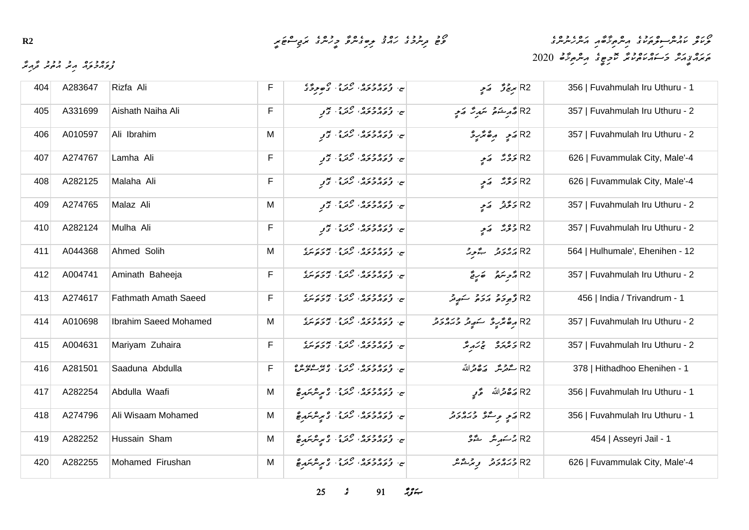ޝާފީ ދާއިރާގެ ވޯޓު ލިސްޓް 2020 ޖަނަވަރީ ފުވައްމުލަކު ސިޓީ

| 404 | A283647 | Rizfa Ali | F | ސ. ފުވައްމުލަކު، ހޯދަޑު. ގުޅިވާގޭ | ރިޒްފާ އަލި | R2 | 356 \| Fuvahmulah Iru Uthuru - 1 |
|---|---|---|---|---|---|---|---|
| 405 | A331699 | Aishath Naiha Ali | F | ސ. ފުވައްމުލަކު، ހޯދަޑު. ޗާލި | އައިޝަތު ނައިހާ އަލި | R2 | 357 \| Fuvahmulah Iru Uthuru - 2 |
| 406 | A010597 | Ali Ibrahim | M | ސ. ފުވައްމުލަކު، ހޯދަޑު. ޗާލި | އަލި އިބްރާހީމް | R2 | 357 \| Fuvahmulah Iru Uthuru - 2 |
| 407 | A274767 | Lamha Ali | F | ސ. ފުވައްމުލަކު، ހޯދަޑު. ޗާލި | ލަމްހާ އަލި | R2 | 626 \| Fuvammulak City, Male'-4 |
| 408 | A282125 | Malaha Ali | F | ސ. ފުވައްމުލަކު، ހޯދަޑު. ޗާލި | މަލާހާ އަލި | R2 | 626 \| Fuvammulak City, Male'-4 |
| 409 | A274765 | Malaz Ali | M | ސ. ފުވައްމުލަކު، ހޯދަޑު. ޗާލި | މަލާޒް އަލި | R2 | 357 \| Fuvahmulah Iru Uthuru - 2 |
| 410 | A282124 | Mulha Ali | F | ސ. ފުވައްމުލަކު، ހޯދަޑު. ޗާލި | މުލްހާ އަލި | R2 | 357 \| Fuvahmulah Iru Uthuru - 2 |
| 411 | A044368 | Ahmed Solih | M | ސ. ފުވައްމުލަކު، ހޯދަޑު. ޗަމަކަނގު | އަހުމަދު ޞާލިހު | R2 | 564 \| Hulhumale', Ehenihen - 12 |
| 412 | A004741 | Aminath Baheeja | F | ސ. ފުވައްމުލަކު، ހޯދަޑު. ޗަމަކަނގު | އާމިނަތު ބަހީޖާ | R2 | 357 \| Fuvahmulah Iru Uthuru - 2 |
| 413 | A274617 | Fathmath Amath Saeed | F | ސ. ފުވައްމުލަކު، ހޯދަޑު. ޗަމަކަނގު | ފާތިމަތު އަމަތު ސަޢީދު | R2 | 456 \| India / Trivandrum - 1 |
| 414 | A010698 | Ibrahim Saeed Mohamed | M | ސ. ފުވައްމުލަކު، ހޯދަޑު. ޗަމަކަނގު | އިބްރާހީމް ސަޢީދު މުޙައްމަދު | R2 | 357 \| Fuvahmulah Iru Uthuru - 2 |
| 415 | A004631 | Mariyam Zuhaira | F | ސ. ފުވައްމުލަކު، ހޯދަޑު. ޗަމަކަނގު | މަރިޔަމް ޒުހައިރާ | R2 | 357 \| Fuvahmulah Iru Uthuru - 2 |
| 416 | A281501 | Saaduna Abdulla | F | ސ. ފުވައްމުލަކު، ހޯދަޑު. ގުރަށިވާދޫ | ސަޢުދުނާ އަބްދުﷲ | R2 | 378 \| Hithadhoo Ehenihen - 1 |
| 417 | A282254 | Abdulla Waafi | M | ސ. ފުވައްމުލަކު، ހޯދަޑު. ގުރިނދަނގު | އަބްދުﷲ ވާފީ | R2 | 356 \| Fuvahmulah Iru Uthuru - 1 |
| 418 | A274796 | Ali Wisaam Mohamed | M | ސ. ފުވައްމުލަކު، ހޯދަޑު. ގުރިނދަނގު | އަލި ވިސާމް މުޙައްމަދު | R2 | 356 \| Fuvahmulah Iru Uthuru - 1 |
| 419 | A282252 | Hussain Sham | M | ސ. ފުވައްމުލަކު، ހޯދަޑު. ގުރިނދަނގު | ހުސައިން ޝާމް | R2 | 454 \| Asseyri Jail - 1 |
| 420 | A282255 | Mohamed Firushan | M | ސ. ފުވައްމުލަކު، ހޯދަޑު. ގުރިނދަނގު | މުޙައްމަދު ފިރުޝާން | R2 | 626 \| Fuvammulak City, Male'-4 |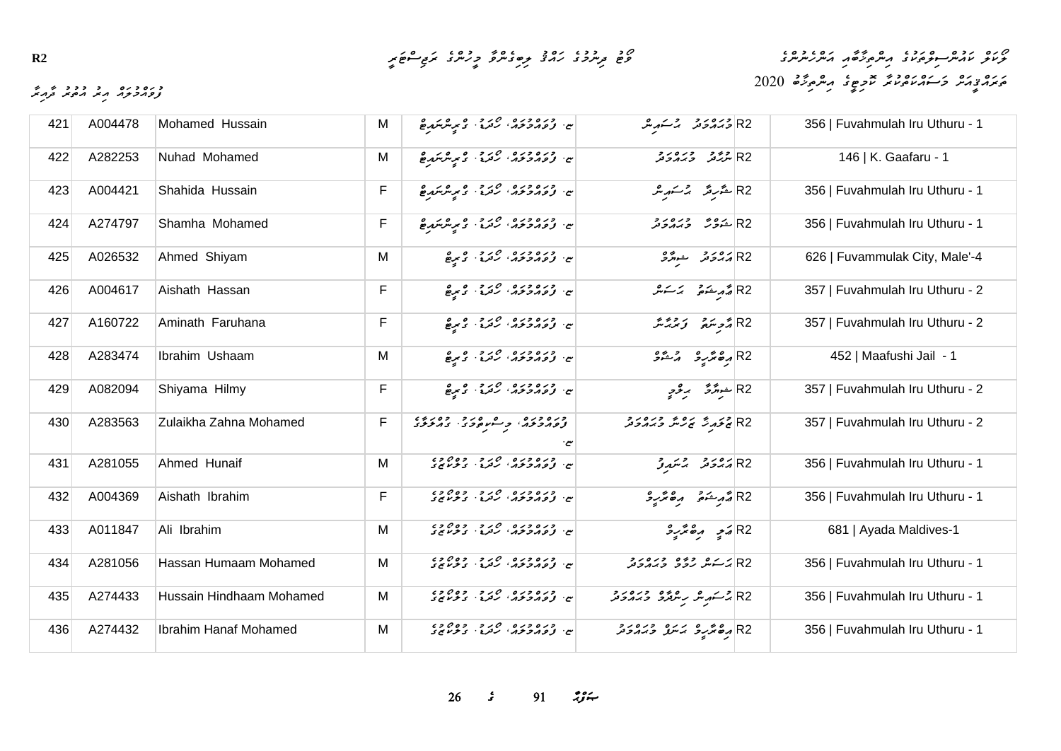| 421 | A004478 | Mohamed Hussain | M | ސ. ފުވައްމުލައް، ހުޅުދޫ، ގުރިސްނަރީ | R2 | 356 | Fuvahmulah Iru Uthuru - 1 |
|---|---|---|---|---|---|---|---|
| 422 | A282253 | Nuhad Mohamed | M | ސ. ފުވައްމުލައް، ހުޅުދޫ، ގުރިސްނަރީ | R2 | 146 \| K. Gaafaru - 1 |
| 423 | A004421 | Shahida Hussain | F | ސ. ފުވައްމުލައް، ހުޅުދޫ، ގުރިސްނަރީ | R2 | 356 \| Fuvahmulah Iru Uthuru - 1 |
| 424 | A274797 | Shamha Mohamed | F | ސ. ފުވައްމުލައް، ހުޅުދޫ، ގުރިސްނަރީ | R2 | 356 \| Fuvahmulah Iru Uthuru - 1 |
| 425 | A026532 | Ahmed Shiyam | M | ސ. ފުވައްމުލައް، ހުޅުދޫ، ގުރީ | R2 | 626 \| Fuvammulak City, Male'-4 |
| 426 | A004617 | Aishath Hassan | F | ސ. ފުވައްމުލައް، ހުޅުދޫ، ގުރީ | R2 | 357 \| Fuvahmulah Iru Uthuru - 2 |
| 427 | A160722 | Aminath Faruhana | F | ސ. ފުވައްމުލައް، ހުޅުދޫ، ގުރީ | R2 | 357 \| Fuvahmulah Iru Uthuru - 2 |
| 428 | A283474 | Ibrahim Ushaam | M | ސ. ފުވައްމުލައް، ހުޅުދޫ، ގުރީ | R2 | 452 \| Maafushi Jail - 1 |
| 429 | A082094 | Shiyama Hilmy | F | ސ. ފުވައްމުލައް، ހުޅުދޫ، ގުރީ | R2 | 357 \| Fuvahmulah Iru Uthuru - 2 |
| 430 | A283563 | Zulaikha Zahna Mohamed | F | ފުވައްމުލައް، ދިސްކަވަރީ، މައުރަފާ. ސ | R2 | 357 \| Fuvahmulah Iru Uthuru - 2 |
| 431 | A281055 | Ahmed Hunaif | M | ސ. ފުވައްމުލައް، ހުޅުދޫ، ގުލާބީގެ | R2 | 356 \| Fuvahmulah Iru Uthuru - 1 |
| 432 | A004369 | Aishath Ibrahim | F | ސ. ފުވައްމުލައް، ހުޅުދޫ، ގުލާބީގެ | R2 | 356 \| Fuvahmulah Iru Uthuru - 1 |
| 433 | A011847 | Ali Ibrahim | M | ސ. ފުވައްމުލައް، ހުޅުދޫ، ގުލާބީގެ | R2 | 681 \| Ayada Maldives-1 |
| 434 | A281056 | Hassan Humaam Mohamed | M | ސ. ފުވައްމުލައް، ހުޅުދޫ، ގުލާބީގެ | R2 | 356 \| Fuvahmulah Iru Uthuru - 1 |
| 435 | A274433 | Hussain Hindhaam Mohamed | M | ސ. ފުވައްމުލައް، ހުޅުދޫ، ގުލާބީގެ | R2 | 356 \| Fuvahmulah Iru Uthuru - 1 |
| 436 | A274432 | Ibrahim Hanaf Mohamed | M | ސ. ފުވައްމުލައް، ހުޅުދޫ، ގުލާބީގެ | R2 | 356 \| Fuvahmulah Iru Uthuru - 1 |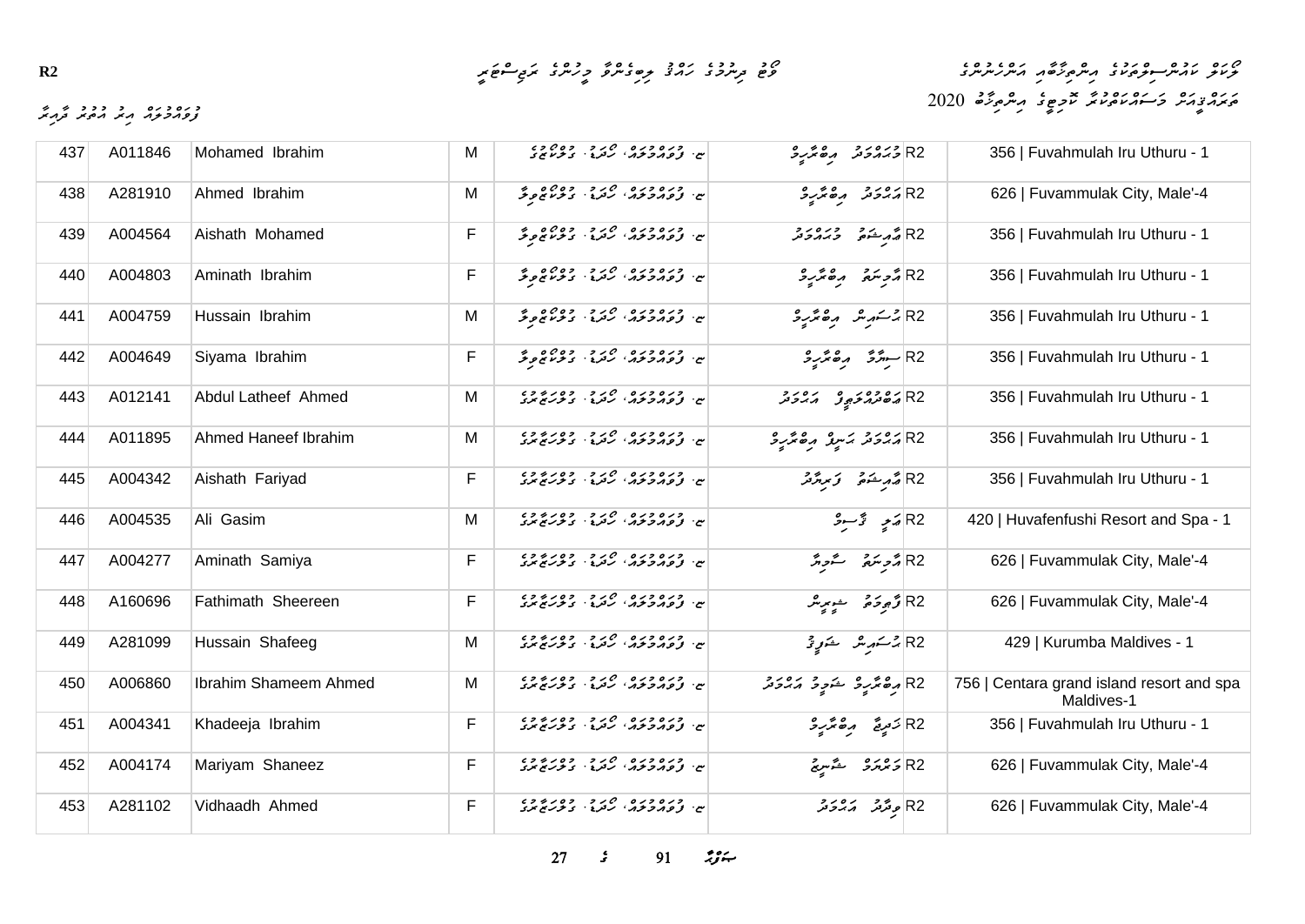| 437 | A011846 | Mohamed Ibrahim | M | ސ. ފުވައްމުލައް، ހޯދަދު، މުރަނގަގޭ | މުޙައްމަދު އިބްރާހީމް R2 | 356 \| Fuvahmulah Iru Uthuru - 1 |
|---|---|---|---|---|---|---|
| 438 | A281910 | Ahmed Ibrahim | M | ސ. ފުވައްމުލައް، ހޯދަދު، މުރަނގަގެވިލާ | އަޙްމަދު އިބްރާހީމް R2 | 626 \| Fuvammulak City, Male'-4 |
| 439 | A004564 | Aishath Mohamed | F | ސ. ފުވައްމުލައް، ހޯދަދު، މުރަނގަގެވިލާ | އާއިޝަތު މުޙައްމަދު R2 | 356 \| Fuvahmulah Iru Uthuru - 1 |
| 440 | A004803 | Aminath Ibrahim | F | ސ. ފުވައްމުލައް، ހޯދަދު، މުރަނގަގެވިލާ | އާމިނަތު އިބްރާހީމް R2 | 356 \| Fuvahmulah Iru Uthuru - 1 |
| 441 | A004759 | Hussain Ibrahim | M | ސ. ފުވައްމުލައް، ހޯދަދު، މުރަނގަގެވިލާ | ހުސައިން އިބްރާހީމް R2 | 356 \| Fuvahmulah Iru Uthuru - 1 |
| 442 | A004649 | Siyama Ibrahim | F | ސ. ފުވައްމުލައް، ހޯދަދު، މުރަނގަގެވިލާ | ސިޔާމާ އިބްރާހީމް R2 | 356 \| Fuvahmulah Iru Uthuru - 1 |
| 443 | A012141 | Abdul Latheef Ahmed | M | ސ. ފުވައްމުލައް، ހޯދަދު، މުރަނގަގެދޮރު | އަބްދުއްލަޠީފް އަޙްމަދު R2 | 356 \| Fuvahmulah Iru Uthuru - 1 |
| 444 | A011895 | Ahmed Haneef Ibrahim | M | ސ. ފުވައްމުލައް، ހޯދަދު، މުރަނގަގެދޮރު | އަޙްމަދު ޙަނީފް އިބްރާހީމް R2 | 356 \| Fuvahmulah Iru Uthuru - 1 |
| 445 | A004342 | Aishath Fariyad | F | ސ. ފުވައްމުލައް، ހޯދަދު، މުރަނގަގެދޮރު | އާއިޝަތު ފަރިޔާދު R2 | 356 \| Fuvahmulah Iru Uthuru - 1 |
| 446 | A004535 | Ali Gasim | M | ސ. ފުވައްމުލައް، ހޯދަދު، މުރަނގަގެދޮރު | އަލީ ޤާސިމް R2 | 420 \| Huvafenfushi Resort and Spa - 1 |
| 447 | A004277 | Aminath Samiya | F | ސ. ފުވައްމުލައް، ހޯދަދު، މުރަނގަގެދޮރު | އާމިނަތު ސާމިޔާ R2 | 626 \| Fuvammulak City, Male'-4 |
| 448 | A160696 | Fathimath Sheereen | F | ސ. ފުވައްމުލައް، ހޯދަދު، މުރަނގަގެދޮރު | ފާތިމަތު ޝީރީން R2 | 626 \| Fuvammulak City, Male'-4 |
| 449 | A281099 | Hussain Shafeeg | M | ސ. ފުވައްމުލައް، ހޯދަދު، މުރަނގަގެދޮރު | ހުސައިން ޝަފީޤު R2 | 429 \| Kurumba Maldives - 1 |
| 450 | A006860 | Ibrahim Shameem Ahmed | M | ސ. ފުވައްމުލައް، ހޯދަދު، މުރަނގަގެދޮރު | އިބްރާހީމް ޝަމީމް އަޙްމަދު R2 | 756 \| Centara grand island resort and spa Maldives-1 |
| 451 | A004341 | Khadeeja Ibrahim | F | ސ. ފުވައްމުލައް، ހޯދަދު، މުރަނގަގެދޮރު | ޚަދީޖާ އިބްރާހީމް R2 | 356 \| Fuvahmulah Iru Uthuru - 1 |
| 452 | A004174 | Mariyam Shaneez | F | ސ. ފުވައްމުލައް، ހޯދަދު، މުރަނގަގެދޮރު | މަރިޔަމް ޝަނީޒް R2 | 626 \| Fuvammulak City, Male'-4 |
| 453 | A281102 | Vidhaadh Ahmed | F | ސ. ފުވައްމުލައް، ހޯދަދު، މުރަނގަގެދޮރު | ވިދާދު އަޙްމަދު R2 | 626 \| Fuvammulak City, Male'-4 |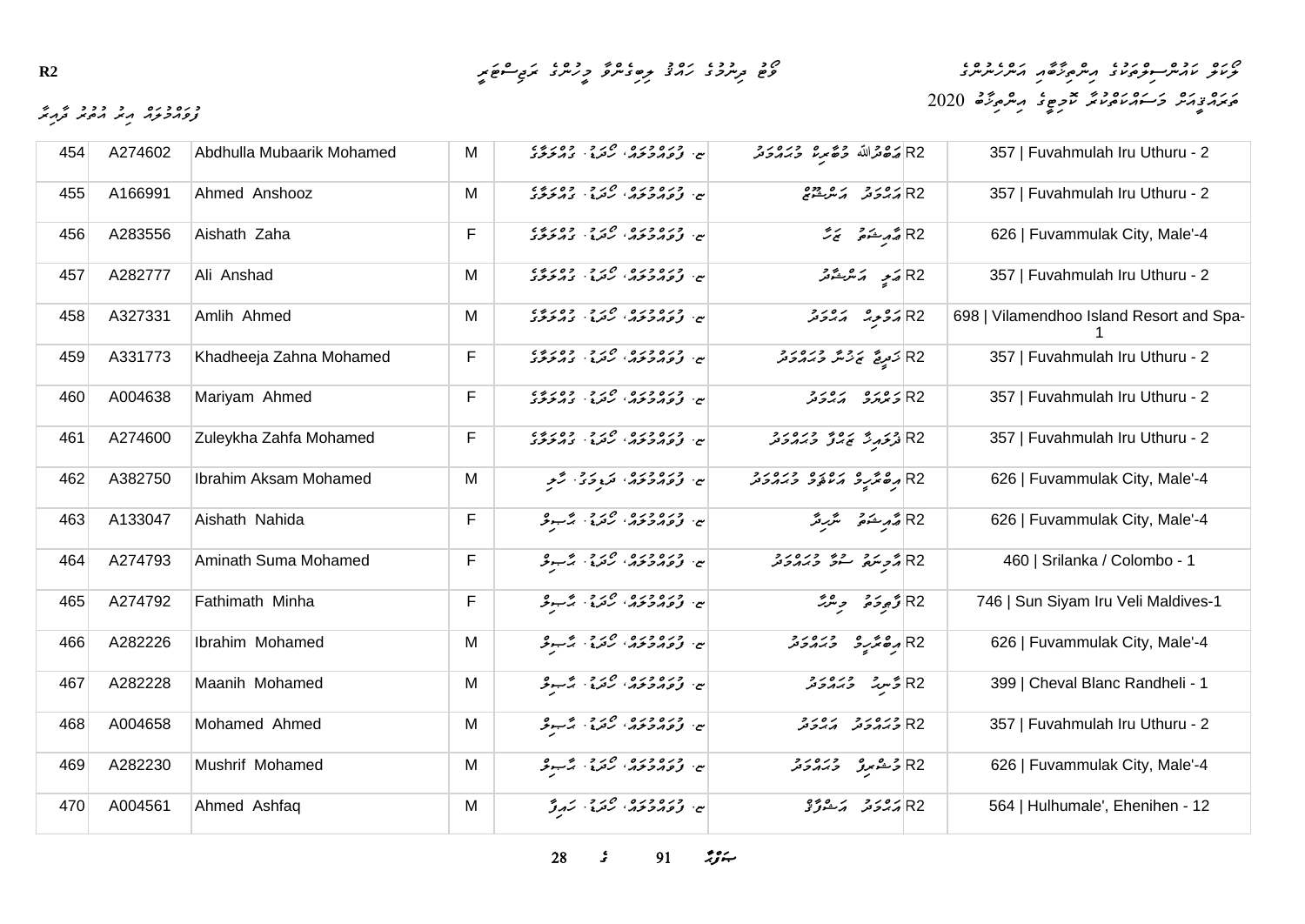| 454 | A274602 | Abdhulla Mubaarik Mohamed | M | ޅ. ފުވައްމުލައް، ހޯދަދު، މެއިނަރާ | އަބްދުﷲ މުބާރިކް މުޙައްމަދު R2 | 357 \| Fuvahmulah Iru Uthuru - 2 |
|---|---|---|---|---|---|---|
| 455 | A166991 | Ahmed Anshooz | M | ޅ. ފުވައްމުލައް، ހޯދަދު، މެއިނަރާ | އަޙްމަދު އަންޝޫޒް R2 | 357 \| Fuvahmulah Iru Uthuru - 2 |
| 456 | A283556 | Aishath Zaha | F | ޅ. ފުވައްމުލައް، ހޯދަދު، މެއިނަރާ | އާއިޝަތު ޒަހާ R2 | 626 \| Fuvammulak City, Male'-4 |
| 457 | A282777 | Ali Anshad | M | ޅ. ފުވައްމުލައް، ހޯދަދު، މެއިނަރާ | ޢަލީ އަންޝާދު R2 | 357 \| Fuvahmulah Iru Uthuru - 2 |
| 458 | A327331 | Amlih Ahmed | M | ޅ. ފުވައްމުލައް، ހޯދަދު، މެއިނަރާ | އަމްލިޙް އަޙްމަދު R2 | 698 \| Vilamendhoo Island Resort and Spa-1 |
| 459 | A331773 | Khadheeja Zahna Mohamed | F | ޅ. ފުވައްމުލައް، ހޯދަދު، މެއިނަރާ | ޚަދީޖާ ޒަހްނާ މުޙައްމަދު R2 | 357 \| Fuvahmulah Iru Uthuru - 2 |
| 460 | A004638 | Mariyam Ahmed | F | ޅ. ފުވައްމުލައް، ހޯދަދު، މެއިނަރާ | މަރިޔަމް އަޙްމަދު R2 | 357 \| Fuvahmulah Iru Uthuru - 2 |
| 461 | A274600 | Zuleykha Zahfa Mohamed | F | ޅ. ފުވައްމުލައް، ހޯދަދު، މެއިނަރާ | ޒުލައިޚާ ޒަހްފާ މުޙައްމަދު R2 | 357 \| Fuvahmulah Iru Uthuru - 2 |
| 462 | A382750 | Ibrahim Aksam Mohamed | M | ޅ. ފުވައްމުލައް، ދަލިމަގު، ހާ | އިބްރާހީމް އަކްސަމް މުޙައްމަދު R2 | 626 \| Fuvammulak City, Male'-4 |
| 463 | A133047 | Aishath Nahida | F | ޅ. ފުވައްމުލައް، ހޯދަދު، ޖާސްމީ | އާއިޝަތު ނާހިދާ R2 | 626 \| Fuvammulak City, Male'-4 |
| 464 | A274793 | Aminath Suma Mohamed | F | ޅ. ފުވައްމުލައް، ހޯދަދު، ޖާސްމީ | އާމިނަތު ސުމާ މުޙައްމަދު R2 | 460 \| Srilanka / Colombo - 1 |
| 465 | A274792 | Fathimath Minha | F | ޅ. ފުވައްމުލައް، ހޯދަދު، ޖާސްމީ | ފާތިމަތު މިންހާ R2 | 746 \| Sun Siyam Iru Veli Maldives-1 |
| 466 | A282226 | Ibrahim Mohamed | M | ޅ. ފުވައްމުލައް، ހޯދަދު، ޖާސްމީ | އިބްރާހީމް މުޙައްމަދު R2 | 626 \| Fuvammulak City, Male'-4 |
| 467 | A282228 | Maanih Mohamed | M | ޅ. ފުވައްމުލައް، ހޯދަދު، ޖާސްމީ | މާނިޙް މުޙައްމަދު R2 | 399 \| Cheval Blanc Randheli - 1 |
| 468 | A004658 | Mohamed Ahmed | M | ޅ. ފުވައްމުލައް، ހޯދަދު، ޖާސްމީ | މުޙައްމަދު އަޙްމަދު R2 | 357 \| Fuvahmulah Iru Uthuru - 2 |
| 469 | A282230 | Mushrif Mohamed | M | ޅ. ފުވައްމުލައް، ހޯދަދު، ޖާސްމީ | މުޝްރިފް މުޙައްމަދު R2 | 626 \| Fuvammulak City, Male'-4 |
| 470 | A004561 | Ahmed Ashfaq | M | ޅ. ފުވައްމުލައް، ހޯދަދު، ޒަރީފާ | އަޙްމަދު އަޝްފާޤު R2 | 564 \| Hulhumale', Ehenihen - 12 |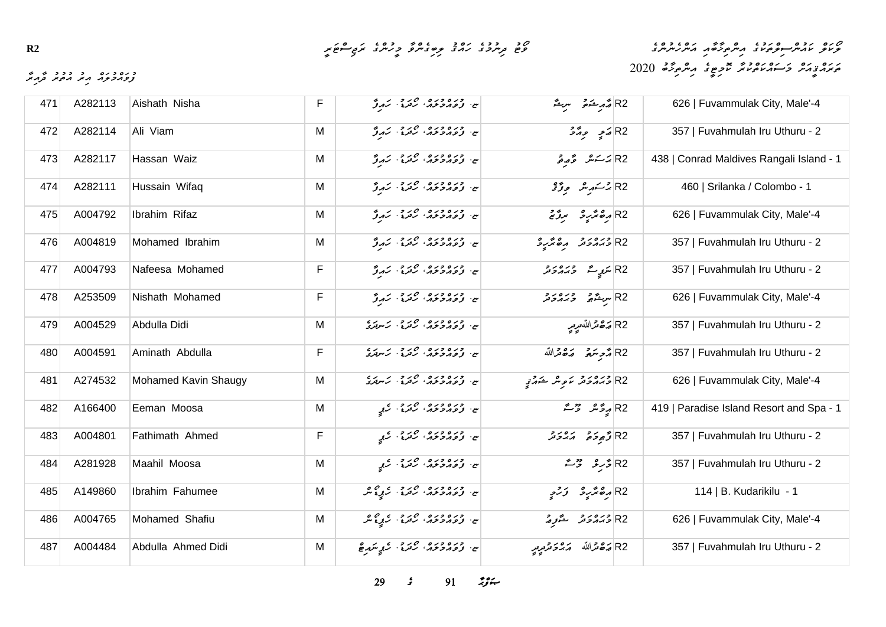| 471 | A282113 | Aishath Nisha | F | ސ. ފުވައްމުލައް، ހޯދަޑު، ހައިވާ | އާއިޝަތު ނިޝާ | R2 | 626 \| Fuvammulak City, Male'-4 |
|---|---|---|---|---|---|---|---|
| 472 | A282114 | Ali Viam | M | ސ. ފުވައްމުލައް، ހޯދަޑު، ހައިވާ | އަލި ވިއާމް | R2 | 357 \| Fuvahmulah Iru Uthuru - 2 |
| 473 | A282117 | Hassan Waiz | M | ސ. ފުވައްމުލައް، ހޯދަޑު، ހައިވާ | ހަސަން ވާއިޒު | R2 | 438 \| Conrad Maldives Rangali Island - 1 |
| 474 | A282111 | Hussain Wifaq | M | ސ. ފުވައްމުލައް، ހޯދަޑު، ހައިވާ | ހުސައިން ވިފާޤު | R2 | 460 \| Srilanka / Colombo - 1 |
| 475 | A004792 | Ibrahim Rifaz | M | ސ. ފުވައްމުލައް، ހޯދަޑު، ހައިވާ | އިބްރާހީމް ރިފާޒު | R2 | 626 \| Fuvammulak City, Male'-4 |
| 476 | A004819 | Mohamed Ibrahim | M | ސ. ފުވައްމުލައް، ހޯދަޑު، ހައިވާ | މުޙައްމަދު އިބްރާހީމް | R2 | 357 \| Fuvahmulah Iru Uthuru - 2 |
| 477 | A004793 | Nafeesa Mohamed | F | ސ. ފުވައްމުލައް، ހޯދަޑު، ހައިވާ | ނަފީސާ މުޙައްމަދު | R2 | 357 \| Fuvahmulah Iru Uthuru - 2 |
| 478 | A253509 | Nishath Mohamed | F | ސ. ފުވައްމުލައް، ހޯދަޑު، ހައިވާ | ނިޝާތު މުޙައްމަދު | R2 | 626 \| Fuvammulak City, Male'-4 |
| 479 | A004529 | Abdulla Didi | M | ސ. ފުވައްމުލައް، ހޯދަޑު، ހަނދުރު | އަބްދުﷲދީދީ | R2 | 357 \| Fuvahmulah Iru Uthuru - 2 |
| 480 | A004591 | Aminath Abdulla | F | ސ. ފުވައްމުލައް، ހޯދަޑު، ހަނދުރު | އާމިނަތު އަބްދުﷲ | R2 | 357 \| Fuvahmulah Iru Uthuru - 2 |
| 481 | A274532 | Mohamed Kavin Shaugy | M | ސ. ފުވައްމުލައް، ހޯދަޑު، ހަނދުރު | މުޙައްމަދު ކަވިން ޝައުޤީ | R2 | 626 \| Fuvammulak City, Male'-4 |
| 482 | A166400 | Eeman Moosa | M | ސ. ފުވައްމުލައް، ހޯދަޑު، ހެދި | އީމާން މޫސާ | R2 | 419 \| Paradise Island Resort and Spa - 1 |
| 483 | A004801 | Fathimath Ahmed | F | ސ. ފުވައްމުލައް، ހޯދަޑު، ހެދި | ފާތިމަތު އަޙްމަދު | R2 | 357 \| Fuvahmulah Iru Uthuru - 2 |
| 484 | A281928 | Maahil Moosa | M | ސ. ފުވައްމުލައް، ހޯދަޑު، ހެދި | މާހިލް މޫސާ | R2 | 357 \| Fuvahmulah Iru Uthuru - 2 |
| 485 | A149860 | Ibrahim Fahumee | M | ސ. ފުވައްމުލައް، ހޯދަޑު، ހެދިގެން | އިބްރާހީމް ފަހުމީ | R2 | 114 \| B. Kudarikilu - 1 |
| 486 | A004765 | Mohamed Shafiu | M | ސ. ފުވައްމުލައް، ހޯދަޑު، ހެދިގެން | މުޙައްމަދު ޝާފިޢު | R2 | 626 \| Fuvammulak City, Male'-4 |
| 487 | A004484 | Abdulla Ahmed Didi | M | ސ. ފުވައްމުލައް، ހޯދަޑު، ހެދިނައިޓް | އަބްދުﷲ އަޙްމަދުދީދީ | R2 | 357 \| Fuvahmulah Iru Uthuru - 2 |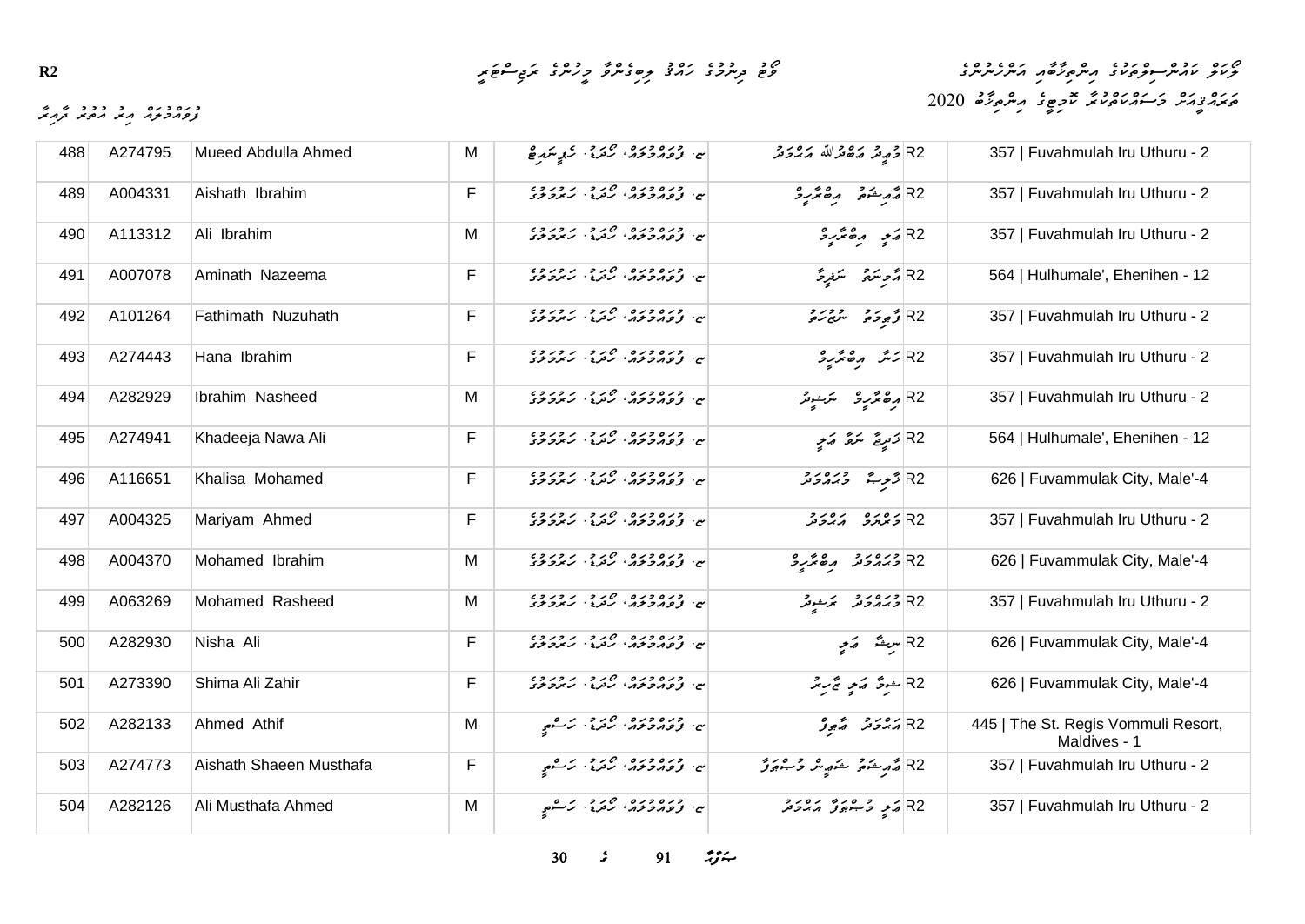| 488 | A274795 | Mueed Abdulla Ahmed | M | ސ. ފުވައްމުލައް، ހޮދަނީ، ހެލިޔަދޫ | R2 މުޢީދު އަބްދުﷲ އަޙްމަދު | 357 \| Fuvahmulah Iru Uthuru - 2 |
|---|---|---|---|---|---|---|
| 489 | A004331 | Aishath Ibrahim | F | ސ. ފުވައްމުލައް، ހޮދަނީ، ހަރުގަލާގެ | R2 އާއިޝަތު އިބްރާހީމް | 357 \| Fuvahmulah Iru Uthuru - 2 |
| 490 | A113312 | Ali Ibrahim | M | ސ. ފުވައްމުލައް، ހޮދަނީ، ހަރުގަލާގެ | R2 އަލީ އިބްރާހީމް | 357 \| Fuvahmulah Iru Uthuru - 2 |
| 491 | A007078 | Aminath Nazeema | F | ސ. ފުވައްމުލައް، ހޮދަނީ، ހަރުގަލާގެ | R2 އާމިނަތު ނަޒީމާ | 564 \| Hulhumale', Ehenihen - 12 |
| 492 | A101264 | Fathimath Nuzuhath | F | ސ. ފުވައްމުލައް، ހޮދަނީ، ހަރުގަލާގެ | R2 ފާތިމަތު ނުޒުހަތު | 357 \| Fuvahmulah Iru Uthuru - 2 |
| 493 | A274443 | Hana Ibrahim | F | ސ. ފުވައްމުލައް، ހޮދަނީ، ހަރުގަލާގެ | R2 ހަނާ އިބްރާހީމް | 357 \| Fuvahmulah Iru Uthuru - 2 |
| 494 | A282929 | Ibrahim Nasheed | M | ސ. ފުވައްމުލައް، ހޮދަނީ، ހަރުގަލާގެ | R2 އިބްރާހީމް ނަޝީދު | 357 \| Fuvahmulah Iru Uthuru - 2 |
| 495 | A274941 | Khadeeja Nawa Ali | F | ސ. ފުވައްމުލައް، ހޮދަނީ، ހަރުގަލާގެ | R2 ޚަދީޖާ ނަވާ އަލީ | 564 \| Hulhumale', Ehenihen - 12 |
| 496 | A116651 | Khalisa Mohamed | F | ސ. ފުވައްމުލައް، ހޮދަނީ، ހަރުގަލާގެ | R2 ޚާލިޞާ މުޙައްމަދު | 626 \| Fuvammulak City, Male'-4 |
| 497 | A004325 | Mariyam Ahmed | F | ސ. ފުވައްމުލައް، ހޮދަނީ، ހަރުގަލާގެ | R2 މަރިޔަމް އަޙްމަދު | 357 \| Fuvahmulah Iru Uthuru - 2 |
| 498 | A004370 | Mohamed Ibrahim | M | ސ. ފުވައްމުލައް، ހޮދަނީ، ހަރުގަލާގެ | R2 މުޙައްމަދު އިބްރާހީމް | 626 \| Fuvammulak City, Male'-4 |
| 499 | A063269 | Mohamed Rasheed | M | ސ. ފުވައްމުލައް، ހޮދަނީ، ހަރުގަލާގެ | R2 މުޙައްމަދު ރަޝީދު | 357 \| Fuvahmulah Iru Uthuru - 2 |
| 500 | A282930 | Nisha Ali | F | ސ. ފުވައްމުލައް، ހޮދަނީ، ހަރުގަލާގެ | R2 ނިޝާ އަލީ | 626 \| Fuvammulak City, Male'-4 |
| 501 | A273390 | Shima Ali Zahir | F | ސ. ފުވައްމުލައް، ހޮދަނީ، ހަރުގަލާގެ | R2 ޝިމާ އަލީ ޒާހިރު | 626 \| Fuvammulak City, Male'-4 |
| 502 | A282133 | Ahmed Athif | M | ސ. ފުވައްމުލައް، ހޮދަނީ، ހަސްތީ | R2 އަޙްމަދު އާތިފު | 445 \| The St. Regis Vommuli Resort, Maldives - 1 |
| 503 | A274773 | Aishath Shaeen Musthafa | F | ސ. ފުވައްމުލައް، ހޮދަނީ، ހަސްތީ | R2 އާއިޝަތު ޝަޢީން މުސްތަފާ | 357 \| Fuvahmulah Iru Uthuru - 2 |
| 504 | A282126 | Ali Musthafa Ahmed | M | ސ. ފުވައްމުލައް، ހޮދަނީ، ހަސްތީ | R2 އަލީ މުސްތަފާ އަޙްމަދު | 357 \| Fuvahmulah Iru Uthuru - 2 |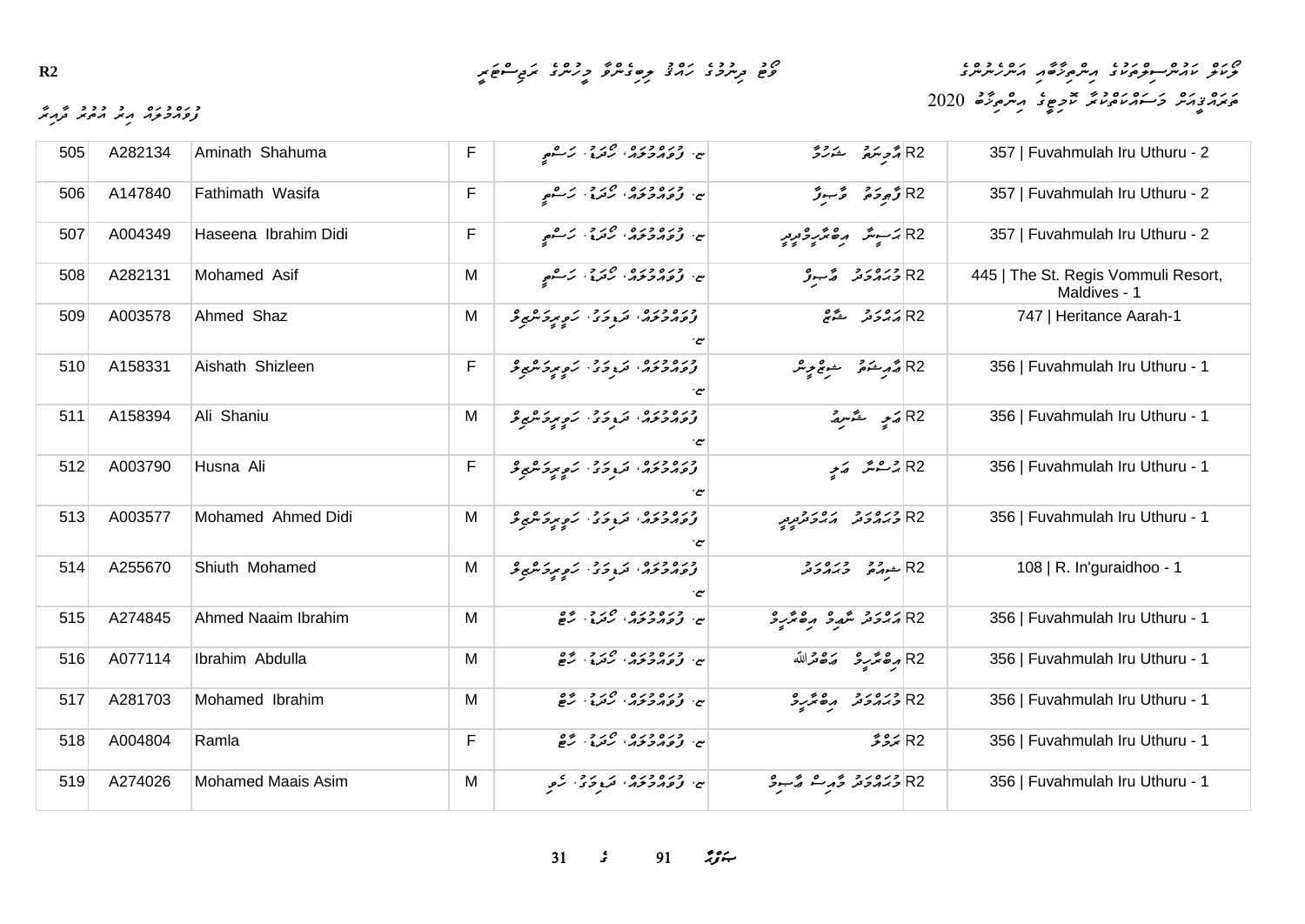| 505 | A282134 | Aminath Shahuma | F | ސ. ފުވައްމުލައް، ހުޅަނގު. ހަސްތީ | އާމިނަތު ޝަހުމާ | R2 | 357 \| Fuvahmulah Iru Uthuru - 2 |
|---|---|---|---|---|---|---|---|
| 506 | A147840 | Fathimath Wasifa | F | ސ. ފުވައްމުލައް، ހުޅަނގު. ހަސްތީ | ފާތިމަތު ވާސިފާ | R2 | 357 \| Fuvahmulah Iru Uthuru - 2 |
| 507 | A004349 | Haseena Ibrahim Didi | F | ސ. ފުވައްމުލައް، ހުޅަނގު. ހަސްތީ | ހަސީނާ އިބްރާހީމްދީދީ | R2 | 357 \| Fuvahmulah Iru Uthuru - 2 |
| 508 | A282131 | Mohamed Asif | M | ސ. ފުވައްމުލައް، ހުޅަނގު. ހަސްތީ | މުހައްމަދު އާސިފު | R2 | 445 \| The St. Regis Vommuli Resort, Maldives - 1 |
| 509 | A003578 | Ahmed Shaz | M | ފުވައްމުލައް، ދަޅުވަދު. ހަވީރީގަސްދޮށުގެ .ސ | އަހުމަދު ޝާޒު | R2 | 747 \| Heritance Aarah-1 |
| 510 | A158331 | Aishath Shizleen | F | ފުވައްމުލައް، ދަޅުވަދު. ހަވީރީގަސްދޮށުގެ .ސ | އާއިޝަތު ޝިޒްލީން | R2 | 356 \| Fuvahmulah Iru Uthuru - 1 |
| 511 | A158394 | Ali Shaniu | M | ފުވައްމުލައް، ދަޅުވަދު. ހަވީރީގަސްދޮށުގެ .ސ | އަލީ ޝާނިއު | R2 | 356 \| Fuvahmulah Iru Uthuru - 1 |
| 512 | A003790 | Husna Ali | F | ފުވައްމުލައް، ދަޅުވަދު. ހަވީރީގަސްދޮށުގެ .ސ | ހުސްނާ އަލީ | R2 | 356 \| Fuvahmulah Iru Uthuru - 1 |
| 513 | A003577 | Mohamed Ahmed Didi | M | ފުވައްމުލައް، ދަޅުވަދު. ހަވީރީގަސްދޮށުގެ .ސ | މުހައްމަދު އަހުމަދުދީދީ | R2 | 356 \| Fuvahmulah Iru Uthuru - 1 |
| 514 | A255670 | Shiuth Mohamed | M | ފުވައްމުލައް، ދަޅުވަދު. ހަވީރީގަސްދޮށުގެ .ސ | ޝިއުތު މުހައްމަދު | R2 | 108 \| R. In'guraidhoo - 1 |
| 515 | A274845 | Ahmed Naaim Ibrahim | M | ސ. ފުވައްމުލައް، ހުޅަނގު. ހާޒް | އަހުމަދު ނާއިމް އިބްރާހީމް | R2 | 356 \| Fuvahmulah Iru Uthuru - 1 |
| 516 | A077114 | Ibrahim Abdulla | M | ސ. ފުވައްމުލައް، ހުޅަނގު. ހާޒް | އިބްރާހީމް އަބްދުﷲ | R2 | 356 \| Fuvahmulah Iru Uthuru - 1 |
| 517 | A281703 | Mohamed Ibrahim | M | ސ. ފުވައްމުލައް، ހުޅަނގު. ހާޒް | މުހައްމަދު އިބްރާހީމް | R2 | 356 \| Fuvahmulah Iru Uthuru - 1 |
| 518 | A004804 | Ramla | F | ސ. ފުވައްމުލައް، ހުޅަނގު. ހާޒް | ރަމްލާ | R2 | 356 \| Fuvahmulah Iru Uthuru - 1 |
| 519 | A274026 | Mohamed Maais Asim | M | ސ. ފުވައްމުލައް، ދަޅުވަދު. ހާވ | މުހައްމަދު މާއިސް އާސިމް | R2 | 356 \| Fuvahmulah Iru Uthuru - 1 |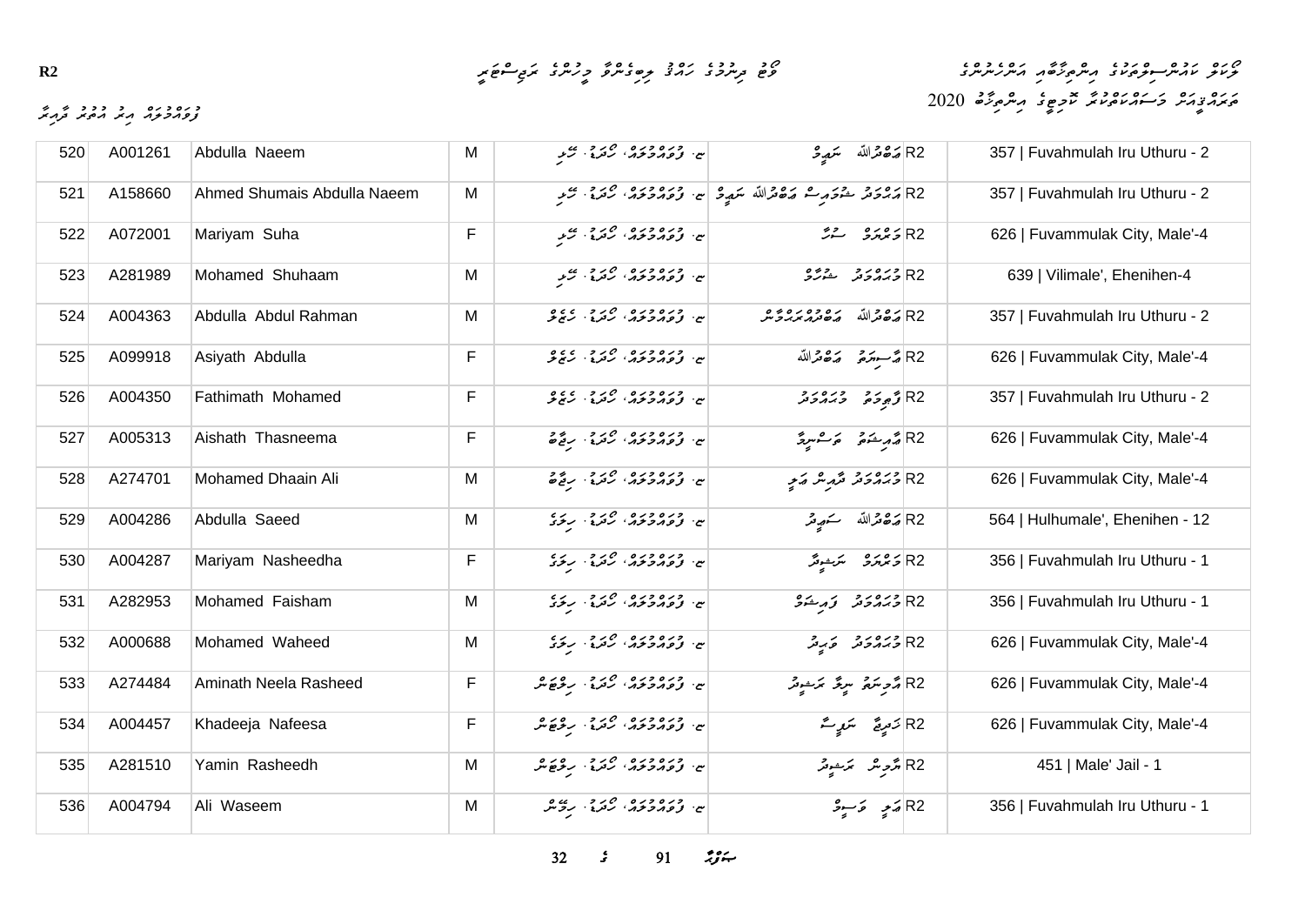| 520 | A001261 | Abdulla Naeem | M | ސ. ފުވައްމުލައް، ހުޅުދޫ، ރޯޒާ | އަބްދުﷲ ނައީމް R2 | 357 \| Fuvahmulah Iru Uthuru - 2 |
|---|---|---|---|---|---|---|
| 521 | A158660 | Ahmed Shumais Abdulla Naeem | M | ސ. ފުވައްމުލައް، ހުޅުދޫ، ރޯޒާ | އަހުމަދު ޝުމައިސް އަބްދުﷲ ނައީމް R2 | 357 \| Fuvahmulah Iru Uthuru - 2 |
| 522 | A072001 | Mariyam Suha | F | ސ. ފުވައްމުލައް، ހުޅުދޫ، ރޯޒާ | މަރިޔަމް ސުހާ R2 | 626 \| Fuvammulak City, Male'-4 |
| 523 | A281989 | Mohamed Shuhaam | M | ސ. ފުވައްމުލައް، ހުޅުދޫ، ރޯޒާ | މުހައްމަދު ޝުހާމް R2 | 639 \| Vilimale', Ehenihen-4 |
| 524 | A004363 | Abdulla Abdul Rahman | M | ސ. ފުވައްމުލައް، ހުޅުދޫ، ރޯޒްވިލާ | އަބްދުﷲ އަބްދުއްރަހްމާން R2 | 357 \| Fuvahmulah Iru Uthuru - 2 |
| 525 | A099918 | Asiyath Abdulla | F | ސ. ފުވައްމުލައް، ހުޅުދޫ، ރޯޒްވިލާ | އާސިޔަތު އަބްދުﷲ R2 | 626 \| Fuvammulak City, Male'-4 |
| 526 | A004350 | Fathimath Mohamed | F | ސ. ފުވައްމުލައް، ހުޅުދޫ، ރޯޒްވިލާ | ފާތިމަތު މުހައްމަދު R2 | 357 \| Fuvahmulah Iru Uthuru - 2 |
| 527 | A005313 | Aishath Thasneema | F | ސ. ފުވައްމުލައް، ހުޅުދޫ، ރިޔާޟް | އާއިޝަތު ތަސްނީމާ R2 | 626 \| Fuvammulak City, Male'-4 |
| 528 | A274701 | Mohamed Dhaain Ali | M | ސ. ފުވައްމުލައް، ހުޅުދޫ، ރިޔާޟް | މުހައްމަދު ދާއިން އަލީ R2 | 626 \| Fuvammulak City, Male'-4 |
| 529 | A004286 | Abdulla Saeed | M | ސ. ފުވައްމުލައް، ހުޅުދޫ، ރިވަރު | އަބްދުﷲ ސައީދު R2 | 564 \| Hulhumale', Ehenihen - 12 |
| 530 | A004287 | Mariyam Nasheedha | F | ސ. ފުވައްމުލައް، ހުޅުދޫ، ރިވަރު | މަރިޔަމް ނަޝީދާ R2 | 356 \| Fuvahmulah Iru Uthuru - 1 |
| 531 | A282953 | Mohamed Faisham | M | ސ. ފުވައްމުލައް، ހުޅުދޫ، ރިވަރު | މުހައްމަދު ފައިޝަމް R2 | 356 \| Fuvahmulah Iru Uthuru - 1 |
| 532 | A000688 | Mohamed Waheed | M | ސ. ފުވައްމުލައް، ހުޅުދޫ، ރިވަރު | މުހައްމަދު ވަހީދު R2 | 626 \| Fuvammulak City, Male'-4 |
| 533 | A274484 | Aminath Neela Rasheed | F | ސ. ފުވައްމުލައް، ހުޅުދޫ، ރިލެކްސް | އާމިނަތު ނީލާ ރަޝީދު R2 | 626 \| Fuvammulak City, Male'-4 |
| 534 | A004457 | Khadeeja Nafeesa | F | ސ. ފުވައްމުލައް، ހުޅުދޫ، ރިލެކްސް | ޚަދީޖާ ނަފީސާ R2 | 626 \| Fuvammulak City, Male'-4 |
| 535 | A281510 | Yamin Rasheedh | M | ސ. ފުވައްމުލައް، ހުޅުދޫ، ރިލެކްސް | ޔާމިން ރަޝީދު R2 | 451 \| Male' Jail - 1 |
| 536 | A004794 | Ali Waseem | M | ސ. ފުވައްމުލައް، ހުޅުދޫ، ރިޒަން | އަލީ ވަސީމް R2 | 356 \| Fuvahmulah Iru Uthuru - 1 |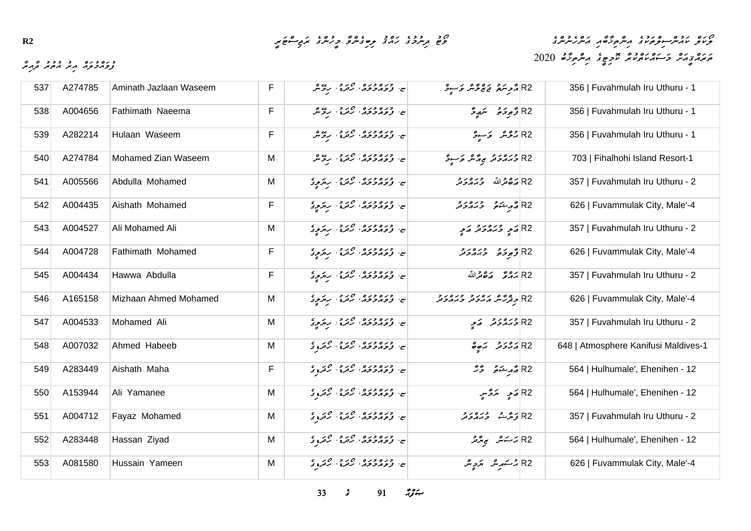| 537 | A274785 | Aminath Jazlaan Waseem | F | ސ. ފުވައްމުލައް، ހޯދަދު، ހިލާން | R2 އާމިނަތު ޖަޒްލާން ވަސީމް | 356 \| Fuvahmulah Iru Uthuru - 1 |
|---|---|---|---|---|---|---|
| 538 | A004656 | Fathimath Naeema | F | ސ. ފުވައްމުލައް، ހޯދަދު، ހިލާން | R2 ފާތިމަތު ނައީމާ | 356 \| Fuvahmulah Iru Uthuru - 1 |
| 539 | A282214 | Hulaan Waseem | F | ސ. ފުވައްމުލައް، ހޯދަދު، ހިލާން | R2 ހުލާން ވަސީމް | 356 \| Fuvahmulah Iru Uthuru - 1 |
| 540 | A274784 | Mohamed Zian Waseem | M | ސ. ފުވައްމުލައް، ހޯދަދު، ހިލާން | R2 މުހައްމަދު ޒިއާން ވަސީމް | 703 \| Fihalhohi Island Resort-1 |
| 541 | A005566 | Abdulla Mohamed | M | ސ. ފުވައްމުލައް، ހޯދަދު، ހިރަފުގެ | R2 އަބްދުﷲ މުހައްމަދު | 357 \| Fuvahmulah Iru Uthuru - 2 |
| 542 | A004435 | Aishath Mohamed | F | ސ. ފުވައްމުލައް، ހޯދަދު، ހިރަފުގެ | R2 އާއިޝަތު މުހައްމަދު | 626 \| Fuvammulak City, Male'-4 |
| 543 | A004527 | Ali Mohamed Ali | M | ސ. ފުވައްމުލައް، ހޯދަދު، ހިރަފުގެ | R2 އަލި މުހައްމަދު އަލި | 357 \| Fuvahmulah Iru Uthuru - 2 |
| 544 | A004728 | Fathimath Mohamed | F | ސ. ފުވައްމުލައް، ހޯދަދު، ހިރަފުގެ | R2 ފާތިމަތު މުހައްމަދު | 626 \| Fuvammulak City, Male'-4 |
| 545 | A004434 | Hawwa Abdulla | F | ސ. ފުވައްމުލައް، ހޯދަދު، ހިރަފުގެ | R2 ހައްވާ އަބްދުﷲ | 357 \| Fuvahmulah Iru Uthuru - 2 |
| 546 | A165158 | Mizhaan Ahmed Mohamed | M | ސ. ފުވައްމުލައް، ހޯދަދު، ހިރަފުގެ | R2 މިޒްހާން އަހްމަދު މުހައްމަދު | 626 \| Fuvammulak City, Male'-4 |
| 547 | A004533 | Mohamed Ali | M | ސ. ފުވައްމުލައް، ހޯދަދު، ހިރަފުގެ | R2 މުހައްމަދު އަލި | 357 \| Fuvahmulah Iru Uthuru - 2 |
| 548 | A007032 | Ahmed Habeeb | M | ސ. ފުވައްމުލައް، ހޯދަދު، ހޯދަނީގެ | R2 އަހްމަދު ހަބީބު | 648 \| Atmosphere Kanifusi Maldives-1 |
| 549 | A283449 | Aishath Maha | F | ސ. ފުވައްމުލައް، ހޯދަދު، ހޯދަނީގެ | R2 އާއިޝަތު މަހާ | 564 \| Hulhumale', Ehenihen - 12 |
| 550 | A153944 | Ali Yamanee | M | ސ. ފުވައްމުލައް، ހޯދަދު، ހޯދަނީގެ | R2 އަލި ޔަމާނީ | 564 \| Hulhumale', Ehenihen - 12 |
| 551 | A004712 | Fayaz Mohamed | M | ސ. ފުވައްމުލައް، ހޯދަދު، ހޯދަނީގެ | R2 ފަޔާޒް މުހައްމަދު | 357 \| Fuvahmulah Iru Uthuru - 2 |
| 552 | A283448 | Hassan Ziyad | M | ސ. ފުވައްމުލައް، ހޯދަދު، ހޯދަނީގެ | R2 ހަސަން ޒިޔާދު | 564 \| Hulhumale', Ehenihen - 12 |
| 553 | A081580 | Hussain Yameen | M | ސ. ފުވައްމުލައް، ހޯދަދު، ހޯދަނީގެ | R2 ހުސައިން ޔަމީން | 626 \| Fuvammulak City, Male'-4 |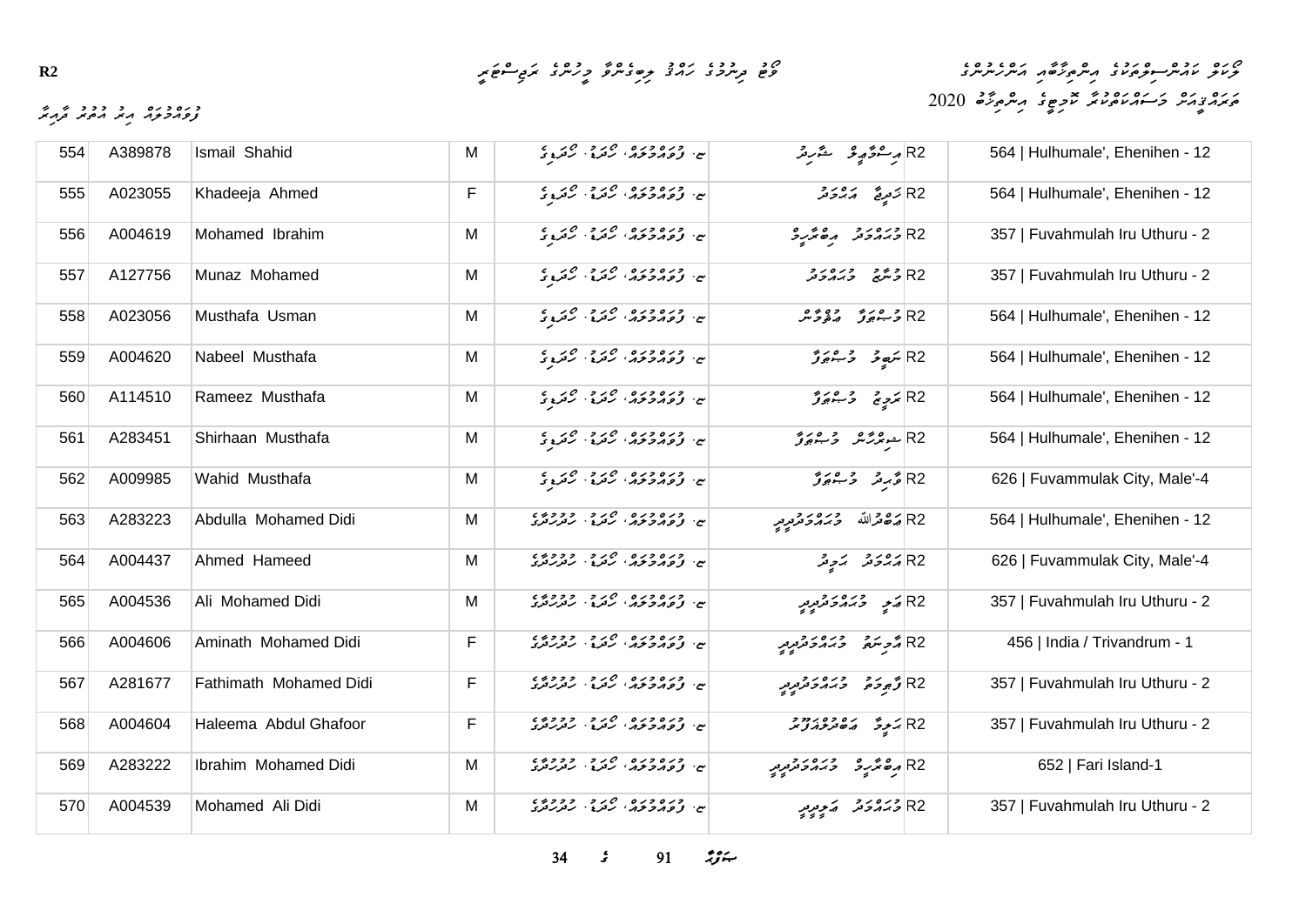| 554 | A389878 | Ismail Shahid | M | ސ. ފުވައްމުލައް، ހޮދަނީ، ހޮދަނީގެ | R2 ރިސްމާއީލް ޝާހިދު | 564 \| Hulhumale', Ehenihen - 12 |
|---|---|---|---|---|---|---|
| 555 | A023055 | Khadeeja Ahmed | F | ސ. ފުވައްމުލައް، ހޮދަނީ، ހޮދަނީގެ | R2 ޚަދީޖާ އަޙްމަދު | 564 \| Hulhumale', Ehenihen - 12 |
| 556 | A004619 | Mohamed Ibrahim | M | ސ. ފުވައްމުލައް، ހޮދަނީ، ހޮދަނީގެ | R2 މުޙައްމަދު އިބްރާހިމް | 357 \| Fuvahmulah Iru Uthuru - 2 |
| 557 | A127756 | Munaz Mohamed | M | ސ. ފުވައްމުލައް، ހޮދަނީ، ހޮދަނީގެ | R2 މުނާޒް މުޙައްމަދު | 357 \| Fuvahmulah Iru Uthuru - 2 |
| 558 | A023056 | Musthafa Usman | M | ސ. ފުވައްމުލައް، ހޮދަނީ، ހޮދަނީގެ | R2 މުސްތަފާ ޢުثްމާން | 564 \| Hulhumale', Ehenihen - 12 |
| 559 | A004620 | Nabeel Musthafa | M | ސ. ފުވައްމުލައް، ހޮދަނީ، ހޮދަނީގެ | R2 ނަބީލް މުސްތަފާ | 564 \| Hulhumale', Ehenihen - 12 |
| 560 | A114510 | Rameez Musthafa | M | ސ. ފުވައްމުލައް، ހޮދަނީ، ހޮދަނީގެ | R2 ރަމީޒް މުސްތަފާ | 564 \| Hulhumale', Ehenihen - 12 |
| 561 | A283451 | Shirhaan Musthafa | M | ސ. ފުވައްމުލައް، ހޮދަނީ، ހޮދަނީގެ | R2 ޝިރުހާން މުސްތަފާ | 564 \| Hulhumale', Ehenihen - 12 |
| 562 | A009985 | Wahid Musthafa | M | ސ. ފުވައްމުލައް، ހޮދަނީ، ހޮދަނީގެ | R2 ވާހިދު މުސްތަފާ | 626 \| Fuvammulak City, Male'-4 |
| 563 | A283223 | Abdulla Mohamed Didi | M | ސ. ފުވައްމުލައް، ހޮދަނީ، ހުދުހުރާ | R2 އަބްދުއްلّه މުޙައްމަދުދީދީ | 564 \| Hulhumale', Ehenihen - 12 |
| 564 | A004437 | Ahmed Hameed | M | ސ. ފުވައްމުލައް، ހޮދަނީ، ހުދުހުރާ | R2 އަޙްމަދު ހަމީދު | 626 \| Fuvammulak City, Male'-4 |
| 565 | A004536 | Ali Mohamed Didi | M | ސ. ފުވައްމުލައް، ހޮދަނީ، ހުދުހުރާ | R2 އަލި މުޙައްމަދުދީދީ | 357 \| Fuvahmulah Iru Uthuru - 2 |
| 566 | A004606 | Aminath Mohamed Didi | F | ސ. ފުވައްމުލައް، ހޮދަނީ، ހުދުހުރާ | R2 އާމިނަތު މުޙައްމަދުދީދީ | 456 \| India / Trivandrum - 1 |
| 567 | A281677 | Fathimath Mohamed Didi | F | ސ. ފުވައްމުލައް، ހޮދަނީ، ހުދުހުރާ | R2 ފާތިމަތު މުޙައްމަދުދީދީ | 357 \| Fuvahmulah Iru Uthuru - 2 |
| 568 | A004604 | Haleema Abdul Ghafoor | F | ސ. ފުވައްމުލައް، ހޮދަނީ، ހުދުހުރާ | R2 ހަލީމާ އަބްދުލްޣަފޫރު | 357 \| Fuvahmulah Iru Uthuru - 2 |
| 569 | A283222 | Ibrahim Mohamed Didi | M | ސ. ފުވައްމުލައް، ހޮދަނީ، ހުދުހުރާ | R2 އިބްރާހިމް މުޙައްމަދުދީދީ | 652 \| Fari Island-1 |
| 570 | A004539 | Mohamed Ali Didi | M | ސ. ފުވައްމުލައް، ހޮދަނީ، ހުދުހުރާ | R2 މުޙައްމަދު އަލިދީދީ | 357 \| Fuvahmulah Iru Uthuru - 2 |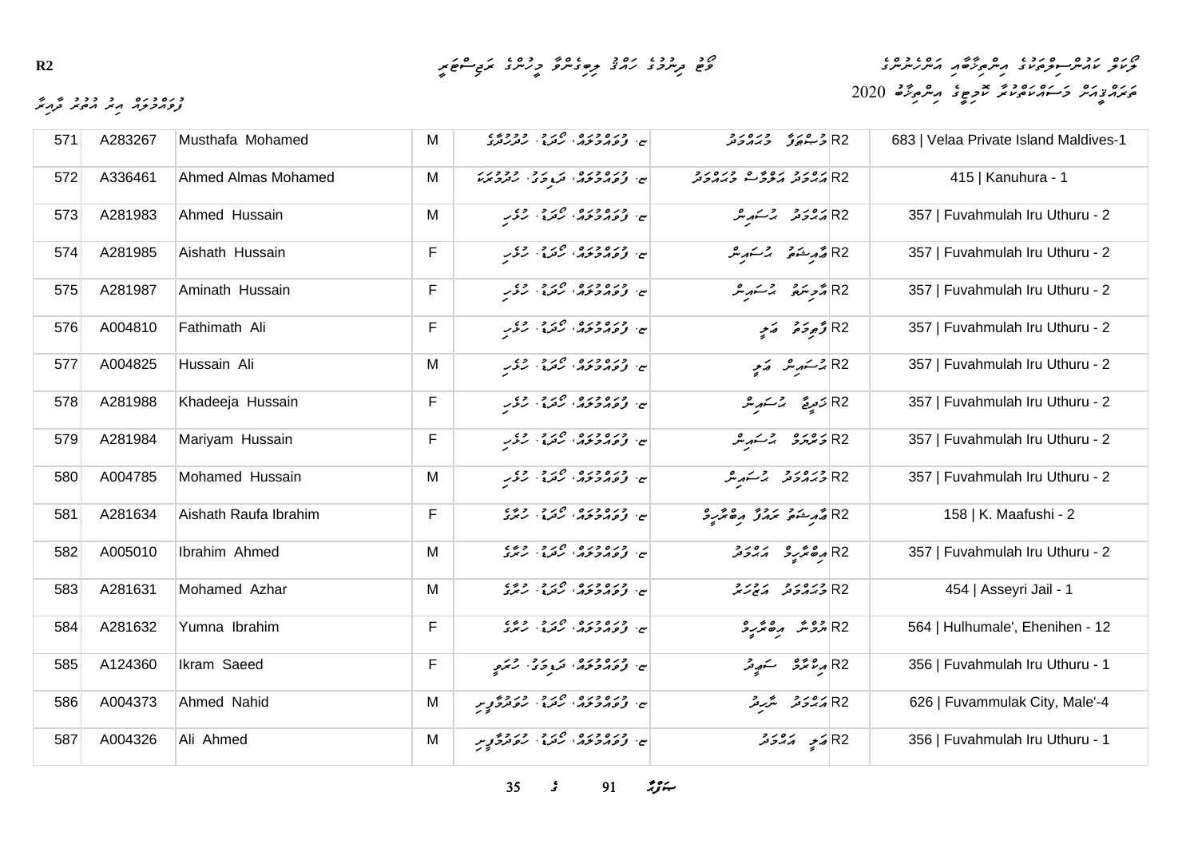| 571 | A283267 | Musthafa Mohamed | M | ސ. ފުވައްމުލައް، ހޯދަޑު، ހުދުހުދާ | R2 މުސްތަފާ މުހައްމަދު | 683 \| Velaa Private Island Maldives-1 |
|---|---|---|---|---|---|---|
| 572 | A336461 | Ahmed Almas Mohamed | M | ސ. ފުވައްމުލައް، ދަނބުގަނޑު، ހުދުފިނި | R2 އަހުމަދު އަލްމާސް މުހައްމަދު | 415 \| Kanuhura - 1 |
| 573 | A281983 | Ahmed Hussain | M | ސ. ފުވައްމުލައް، ހޯދަޑު، ހުޅަނގު | R2 އަހުމަދު ހުސައިން | 357 \| Fuvahmulah Iru Uthuru - 2 |
| 574 | A281985 | Aishath Hussain | F | ސ. ފުވައްމުލައް، ހޯދަޑު، ހުޅަނގު | R2 އައިޝަތު ހުސައިން | 357 \| Fuvahmulah Iru Uthuru - 2 |
| 575 | A281987 | Aminath Hussain | F | ސ. ފުވައްމުލައް، ހޯދަޑު، ހުޅަނގު | R2 އާމިނަތު ހުސައިން | 357 \| Fuvahmulah Iru Uthuru - 2 |
| 576 | A004810 | Fathimath Ali | F | ސ. ފުވައްމުލައް، ހޯދަޑު، ހުޅަނގު | R2 ފާތިމަތު އަލީ | 357 \| Fuvahmulah Iru Uthuru - 2 |
| 577 | A004825 | Hussain Ali | M | ސ. ފުވައްމުލައް، ހޯދަޑު، ހުޅަނގު | R2 ހުސައިން އަލީ | 357 \| Fuvahmulah Iru Uthuru - 2 |
| 578 | A281988 | Khadeeja Hussain | F | ސ. ފުވައްމުލައް، ހޯދަޑު، ހުޅަނގު | R2 ޚަދީޖާ ހުސައިން | 357 \| Fuvahmulah Iru Uthuru - 2 |
| 579 | A281984 | Mariyam Hussain | F | ސ. ފުވައްމުލައް، ހޯދަޑު، ހުޅަނގު | R2 މަރިޔަމް ހުސައިން | 357 \| Fuvahmulah Iru Uthuru - 2 |
| 580 | A004785 | Mohamed Hussain | M | ސ. ފުވައްމުލައް، ހޯދަޑު، ހުޅަނގު | R2 މުހައްމަދު ހުސައިން | 357 \| Fuvahmulah Iru Uthuru - 2 |
| 581 | A281634 | Aishath Raufa Ibrahim | F | ސ. ފުވައްމުލައް، ހޯދަޑު، ހުރާ | R2 އައިޝަތު ރައުފާ އިބްރާހީމް | 158 \| K. Maafushi - 2 |
| 582 | A005010 | Ibrahim Ahmed | M | ސ. ފުވައްމުލައް، ހޯދަޑު، ހުރާ | R2 އިބްރާހީމް އަހުމަދު | 357 \| Fuvahmulah Iru Uthuru - 2 |
| 583 | A281631 | Mohamed Azhar | M | ސ. ފުވައްމުލައް، ހޯދަޑު، ހުރާ | R2 މުހައްމަދު އަޒްހަރު | 454 \| Asseyri Jail - 1 |
| 584 | A281632 | Yumna Ibrahim | F | ސ. ފުވައްމުލައް، ހޯދަޑު، ހުރާ | R2 ޔުމްނާ އިބްރާހީމް | 564 \| Hulhumale', Ehenihen - 12 |
| 585 | A124360 | Ikram Saeed | F | ސ. ފުވައްމުލައް، ދަނބުގަނޑު، ހުރަވީ | R2 އިކްރާމް ސައީދު | 356 \| Fuvahmulah Iru Uthuru - 1 |
| 586 | A004373 | Ahmed Nahid | M | ސ. ފުވައްމުލައް، ހޯދަޑު، ހުވަދުމާފިނި | R2 އަހުމަދު ނާހިދު | 626 \| Fuvammulak City, Male'-4 |
| 587 | A004326 | Ali Ahmed | M | ސ. ފުވައްމުލައް، ހޯދަޑު، ހުވަދުމާފިނި | R2 އަލީ އަހުމަދު | 356 \| Fuvahmulah Iru Uthuru - 1 |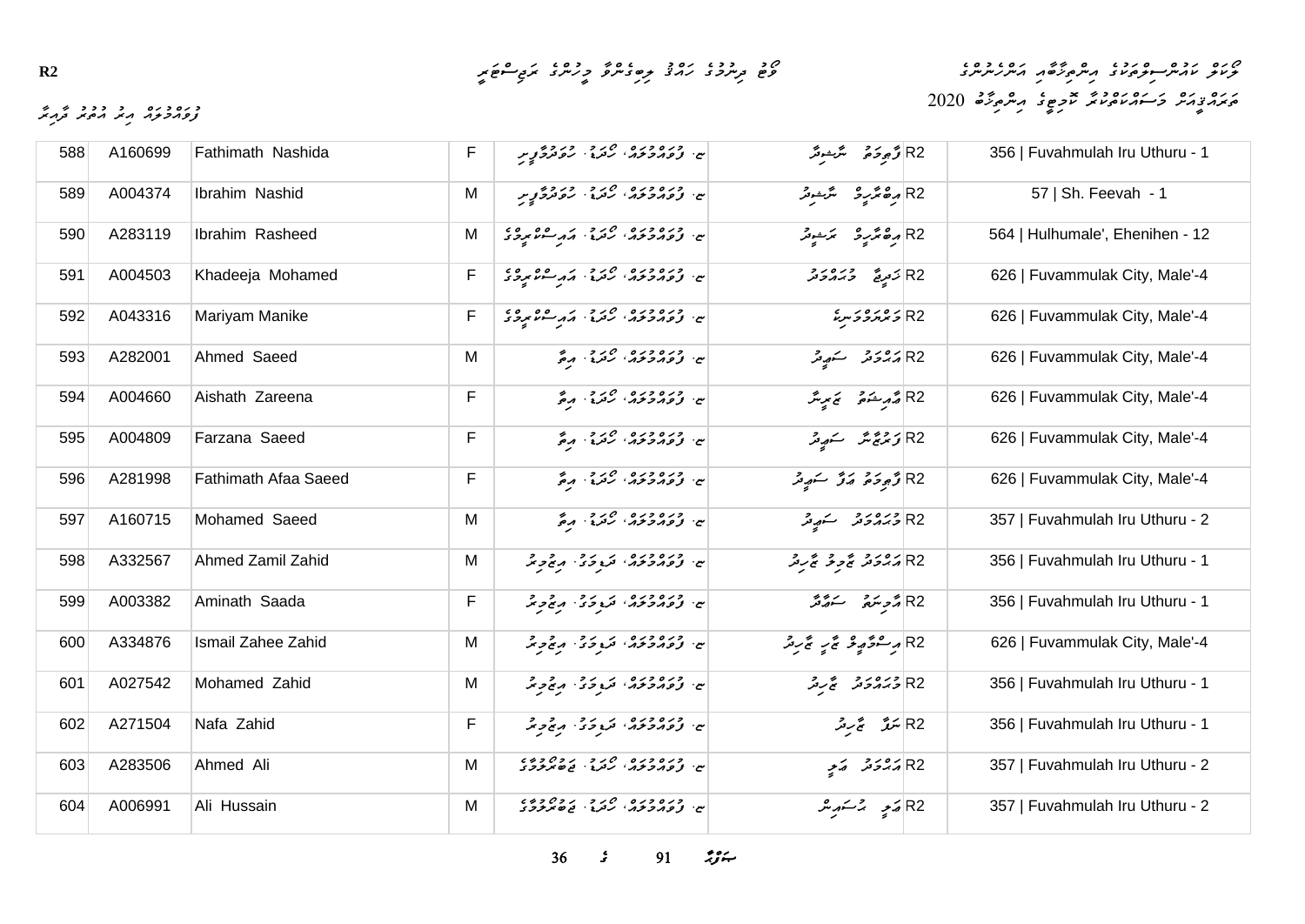| 588 | A160699 | Fathimath Nashida | F | ސ. ފުވައްމުލައް، ހޯދަޑު، ހުވަދުމާފިލި | ފާތިމަތު ނާޝިދާ R2 | 356 \| Fuvahmulah Iru Uthuru - 1 |
|---|---|---|---|---|---|---|
| 589 | A004374 | Ibrahim Nashid | M | ސ. ފުވައްމުލައް، ހޯދަޑު، ހުވަދުމާފިލި | އިބްރާހީމް ނާޝިދު R2 | 57 \| Sh. Feevah - 1 |
| 590 | A283119 | Ibrahim Rasheed | M | ސ. ފުވައްމުލައް، ހޯދަޑު، އައިސްކްރީމްގެ | އިބްރާހީމް ރަޝީދު R2 | 564 \| Hulhumale', Ehenihen - 12 |
| 591 | A004503 | Khadeeja Mohamed | F | ސ. ފުވައްމުލައް، ހޯދަޑު، އައިސްކްރީމްގެ | ޚަދީޖާ މުޙައްމަދު R2 | 626 \| Fuvammulak City, Male'-4 |
| 592 | A043316 | Mariyam Manike | F | ސ. ފުވައްމުލައް، ހޯދަޑު، އައިސްކްރީމްގެ | މަރިޔަމްމަނިކެ R2 | 626 \| Fuvammulak City, Male'-4 |
| 593 | A282001 | Ahmed Saeed | M | ސ. ފުވައްމުލައް، ހޯދަޑު، އިލާ | އަޙްމަދު ސަޢީދު R2 | 626 \| Fuvammulak City, Male'-4 |
| 594 | A004660 | Aishath Zareena | F | ސ. ފުވައްމުލައް، ހޯދަޑު، އިލާ | އާއިޝަތު ޒަރީނާ R2 | 626 \| Fuvammulak City, Male'-4 |
| 595 | A004809 | Farzana Saeed | F | ސ. ފުވައްމުލައް، ހޯދަޑު، އިލާ | ފަރްޒާނާ ސަޢީދު R2 | 626 \| Fuvammulak City, Male'-4 |
| 596 | A281998 | Fathimath Afaa Saeed | F | ސ. ފުވައްމުލައް، ހޯދަޑު، އިލާ | ފާތިމަތު އަފާ ސަޢީދު R2 | 626 \| Fuvammulak City, Male'-4 |
| 597 | A160715 | Mohamed Saeed | M | ސ. ފުވައްމުލައް، ހޯދަޑު، އިލާ | މުޙައްމަދު ސަޢީދު R2 | 357 \| Fuvahmulah Iru Uthuru - 2 |
| 598 | A332567 | Ahmed Zamil Zahid | M | ސ. ފުވައްމުލައް، ދަނޑިމަގު، އިޒްލިނާ | އަޙްމަދު ޒާމިލް ޒާހިދު R2 | 356 \| Fuvahmulah Iru Uthuru - 1 |
| 599 | A003382 | Aminath Saada | F | ސ. ފުވައްމުލައް، ދަނޑިމަގު، އިޒްލިނާ | އާމިނަތު ސަޢާދާ R2 | 356 \| Fuvahmulah Iru Uthuru - 1 |
| 600 | A334876 | Ismail Zahee Zahid | M | ސ. ފުވައްމުލައް، ދަނޑިމަގު، އިޒްލިނާ | އިސްމާޢީލް ޒާހީ ޒާހިދު R2 | 626 \| Fuvammulak City, Male'-4 |
| 601 | A027542 | Mohamed Zahid | M | ސ. ފުވައްމުލައް، ދަނޑިމަގު، އިޒްލިނާ | މުޙައްމަދު ޒާހިދު R2 | 356 \| Fuvahmulah Iru Uthuru - 1 |
| 602 | A271504 | Nafa Zahid | F | ސ. ފުވައްމުލައް، ދަނޑިމަގު، އިޒްލިނާ | ނަފާ ޒާހިދު R2 | 356 \| Fuvahmulah Iru Uthuru - 1 |
| 603 | A283506 | Ahmed Ali | M | ސ. ފުވައްމުލައް، ހޯދަޑު، ޖަބަރުވާގެ | އަޙްމަދު ޢަލީ R2 | 357 \| Fuvahmulah Iru Uthuru - 2 |
| 604 | A006991 | Ali Hussain | M | ސ. ފުވައްމުލައް، ހޯދަޑު، ޖަބަރުވާގެ | ޢަލީ ހުސައިން R2 | 357 \| Fuvahmulah Iru Uthuru - 2 |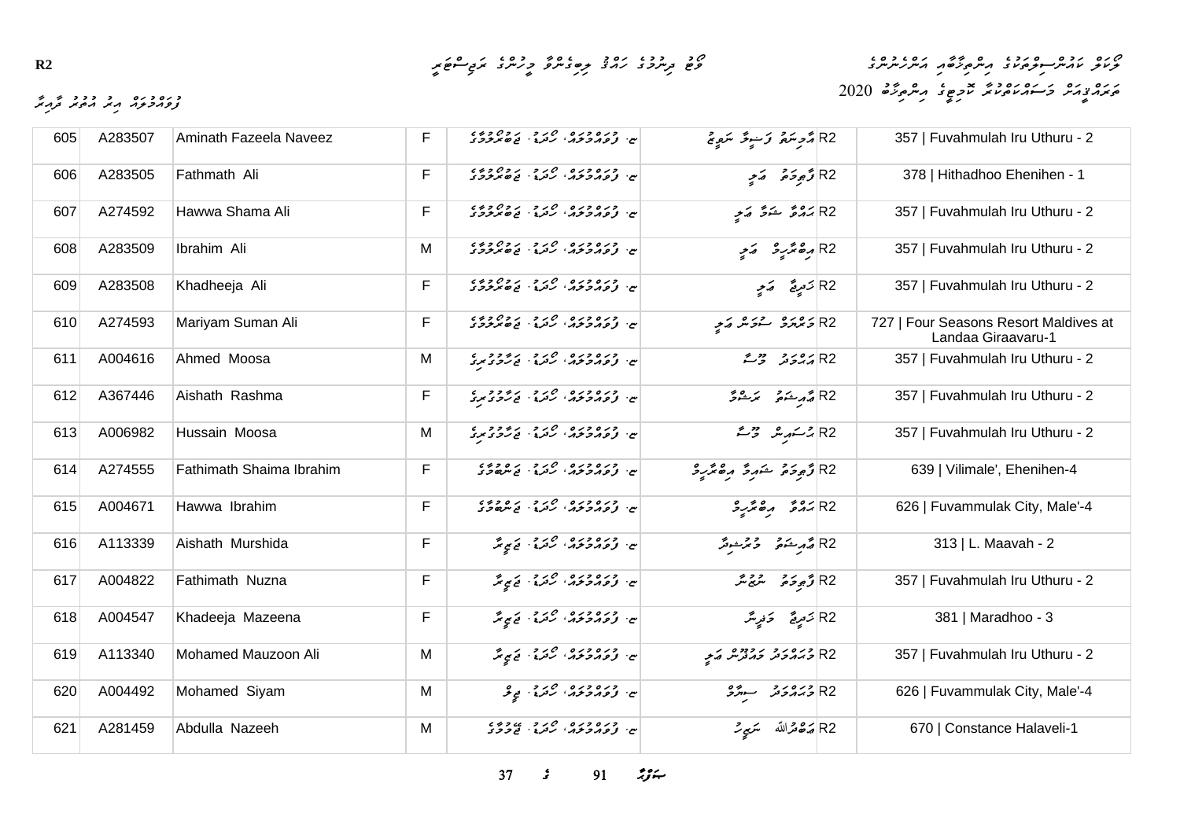| 605 | A283507 | Aminath Fazeela Naveez | F | ސ. ފުވައްމުލައް، ހޯދަޑު، ޖަބަރުވާދީ | އާމިނަތު ފަޒީލާ ނަވީޒް R2 | 357 \| Fuvahmulah Iru Uthuru - 2 |
|---|---|---|---|---|---|---|
| 606 | A283505 | Fathmath Ali | F | ސ. ފުވައްމުލައް، ހޯދަޑު، ޖަބަރުވާދީ | ފާތިމަތު އަލި R2 | 378 \| Hithadhoo Ehenihen - 1 |
| 607 | A274592 | Hawwa Shama Ali | F | ސ. ފުވައްމުލައް، ހޯދަޑު، ޖަބަރުވާދީ | ހައްވާ ޝަމާ އަލި R2 | 357 \| Fuvahmulah Iru Uthuru - 2 |
| 608 | A283509 | Ibrahim Ali | M | ސ. ފުވައްމުލައް، ހޯދަޑު، ޖަބަރުވާދީ | އިބްރާހީމް އަލި R2 | 357 \| Fuvahmulah Iru Uthuru - 2 |
| 609 | A283508 | Khadheeja Ali | F | ސ. ފުވައްމުލައް، ހޯދަޑު، ޖަބަރުވާދީ | ޚަދީޖާ އަލި R2 | 357 \| Fuvahmulah Iru Uthuru - 2 |
| 610 | A274593 | Mariyam Suman Ali | F | ސ. ފުވައްމުލައް، ހޯދަޑު، ޖަބަރުވާދީ | މަރިޔަމް ސުމަން އަލި R2 | 727 \| Four Seasons Resort Maldives at Landaa Giraavaru-1 |
| 611 | A004616 | Ahmed Moosa | M | ސ. ފުވައްމުލައް، ހޯދަޑު، ޖަހާމުގުރީ | އަހުމަދު މޫސާ R2 | 357 \| Fuvahmulah Iru Uthuru - 2 |
| 612 | A367446 | Aishath Rashma | F | ސ. ފުވައްމުލައް، ހޯދަޑު، ޖަހާމުގުރީ | އާއިޝަތު ރަޝްމާ R2 | 357 \| Fuvahmulah Iru Uthuru - 2 |
| 613 | A006982 | Hussain Moosa | M | ސ. ފުވައްމުލައް، ހޯދަޑު، ޖަހާމުގުރީ | ހުސައިން މޫސާ R2 | 357 \| Fuvahmulah Iru Uthuru - 2 |
| 614 | A274555 | Fathimath Shaima Ibrahim | F | ސ. ފުވައްމުލައް، ހޯދަޑު، ޖަންބުވާގެ | ފާތިމަތު ޝައިމާ އިބްރާހީމް R2 | 639 \| Vilimale', Ehenihen-4 |
| 615 | A004671 | Hawwa Ibrahim | F | ސ. ފުވައްމުލައް، ހޯދަޑު، ޖަންބުވާގެ | ހައްވާ އިބްރާހީމް R2 | 626 \| Fuvammulak City, Male'-4 |
| 616 | A113339 | Aishath Murshida | F | ސ. ފުވައްމުލައް، ހޯދަޑު، ޖަޒީރާ | އާއިޝަތު މުރުޝިދާ R2 | 313 \| L. Maavah - 2 |
| 617 | A004822 | Fathimath Nuzna | F | ސ. ފުވައްމުލައް، ހޯދަޑު، ޖަޒީރާ | ފާތިމަތު ނުޒްނާ R2 | 357 \| Fuvahmulah Iru Uthuru - 2 |
| 618 | A004547 | Khadeeja Mazeena | F | ސ. ފުވައްމުލައް، ހޯދަޑު، ޖަޒީރާ | ޚަދީޖާ މަޒީނާ R2 | 381 \| Maradhoo - 3 |
| 619 | A113340 | Mohamed Mauzoon Ali | M | ސ. ފުވައްމުލައް، ހޯދަޑު، ޖަޒީރާ | މުޙައްމަދު މައުޒޫން އަލި R2 | 357 \| Fuvahmulah Iru Uthuru - 2 |
| 620 | A004492 | Mohamed Siyam | M | ސ. ފުވައްމުލައް، ހޯދަޑު، ޖިލް | މުޙައްމަދު ސިޔާމް R2 | 626 \| Fuvammulak City, Male'-4 |
| 621 | A281459 | Abdulla Nazeeh | M | ސ. ފުވައްމުލައް، ހޯދަޑު، ޖުމްހޫރީ | އަބްދުﷲ ނަޒީހު R2 | 670 \| Constance Halaveli-1 |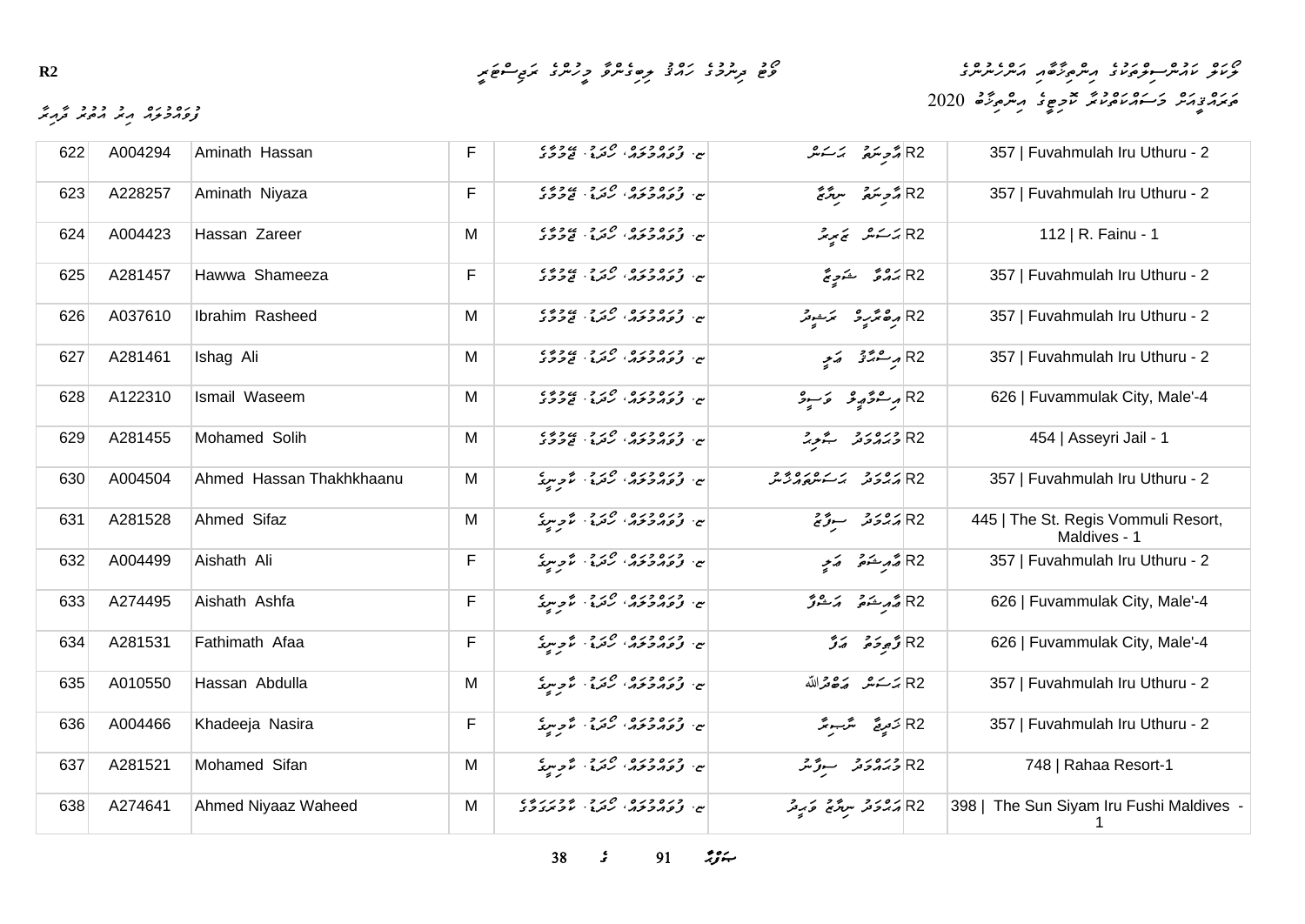| 622 | A004294 | Aminath Hassan | F | ސ. ފުވައްމުލައް، ހޯދަޑު، ޖަވާހިރު | R2 އާމިނަތު ހަސަން | 357 \| Fuvahmulah Iru Uthuru - 2 |
|---|---|---|---|---|---|---|
| 623 | A228257 | Aminath Niyaza | F | ސ. ފުވައްމުލައް، ހޯދަޑު، ޖަވާހިރު | R2 އާމިނަތު ނިޔާޒާ | 357 \| Fuvahmulah Iru Uthuru - 2 |
| 624 | A004423 | Hassan Zareer | M | ސ. ފުވައްމުލައް، ހޯދަޑު، ޖަވާހިރު | R2 ހަސަން ޒަރީރު | 112 \| R. Fainu - 1 |
| 625 | A281457 | Hawwa Shameeza | F | ސ. ފުވައްމުލައް، ހޯދަޑު، ޖަވާހިރު | R2 ހައްވާ ޝަމީޒާ | 357 \| Fuvahmulah Iru Uthuru - 2 |
| 626 | A037610 | Ibrahim Rasheed | M | ސ. ފުވައްމުލައް، ހޯދަޑު، ޖަވާހިރު | R2 އިބްރާހީމް ރަޝީދު | 357 \| Fuvahmulah Iru Uthuru - 2 |
| 627 | A281461 | Ishag Ali | M | ސ. ފުވައްމުލައް، ހޯދަޑު، ޖަވާހިރު | R2 އިސްޙާޤު ޢަލީ | 357 \| Fuvahmulah Iru Uthuru - 2 |
| 628 | A122310 | Ismail Waseem | M | ސ. ފުވައްމުލައް، ހޯދަޑު، ޖަވާހިރު | R2 އިސްމާޢީލް ވަސީމް | 626 \| Fuvammulak City, Male'-4 |
| 629 | A281455 | Mohamed Solih | M | ސ. ފުވައްމުލައް، ހޯދަޑު، ޖަވާހިރު | R2 މުޙައްމަދު ޞާލިޙް | 454 \| Asseyri Jail - 1 |
| 630 | A004504 | Ahmed Hassan Thakhkhaanu | M | ސ. ފުވައްމުލައް، ހޯދަޑު، ނޫރާނީގެ | R2 އަޙްމަދު ހަސަންތަޚްޚާނު | 357 \| Fuvahmulah Iru Uthuru - 2 |
| 631 | A281528 | Ahmed Sifaz | M | ސ. ފުވައްމުލައް، ހޯދަޑު، ނޫރާނީގެ | R2 އަޙްމަދު ސިފާޒު | 445 \| The St. Regis Vommuli Resort, Maldives - 1 |
| 632 | A004499 | Aishath Ali | F | ސ. ފުވައްމުލައް، ހޯދަޑު، ނޫރާނީގެ | R2 އާއިޝަތު ޢަލީ | 357 \| Fuvahmulah Iru Uthuru - 2 |
| 633 | A274495 | Aishath Ashfa | F | ސ. ފުވައްމުލައް، ހޯދަޑު، ނޫރާނީގެ | R2 އާއިޝަތު އަޝްފާ | 626 \| Fuvammulak City, Male'-4 |
| 634 | A281531 | Fathimath Afaa | F | ސ. ފުވައްމުލައް، ހޯދަޑު، ނޫރާނީގެ | R2 ފާތިމަތު އަފާ | 626 \| Fuvammulak City, Male'-4 |
| 635 | A010550 | Hassan Abdulla | M | ސ. ފުވައްމުލައް، ހޯދަޑު، ނޫރާނީގެ | R2 ހަސަން ޢަބްދުﷲ | 357 \| Fuvahmulah Iru Uthuru - 2 |
| 636 | A004466 | Khadeeja Nasira | F | ސ. ފުވައްމުލައް، ހޯދަޑު، ނޫރާނީގެ | R2 ޚަދީޖާ ނާސިރާ | 357 \| Fuvahmulah Iru Uthuru - 2 |
| 637 | A281521 | Mohamed Sifan | M | ސ. ފުވައްމުލައް، ހޯދަޑު، ނޫރާނީގެ | R2 މުޙައްމަދު ސިފާން | 748 \| Rahaa Resort-1 |
| 638 | A274641 | Ahmed Niyaaz Waheed | M | ސ. ފުވައްމުލައް، ހޯދަޑު، ނޫމަރަވާގެ | R2 އަޙްމަދު ނިޔާޒު ވަޙީދު | 398 \| The Sun Siyam Iru Fushi Maldives - 1 |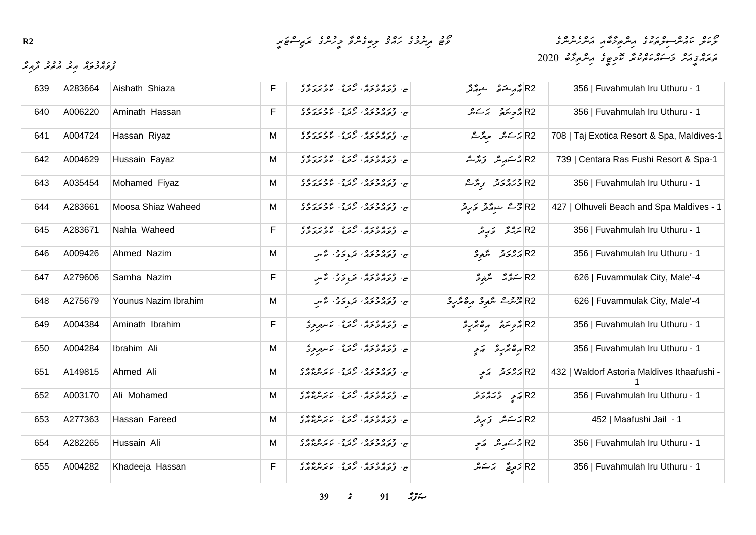| 639 | A283664 | Aishath Shiaza | F | ސ. ފުވައްމުލައް، ހޯދަދު، ކުޑަރަށްގޭ | އައިޝަތު ޝިޔާޒާ | R2 | 356 \| Fuvahmulah Iru Uthuru - 1 |
|---|---|---|---|---|---|---|---|
| 640 | A006220 | Aminath Hassan | F | ސ. ފުވައްމުލައް، ހޯދަދު، ކުޑަރަށްގޭ | އާމިނަތު ހަސަން | R2 | 356 \| Fuvahmulah Iru Uthuru - 1 |
| 641 | A004724 | Hassan Riyaz | M | ސ. ފުވައްމުލައް، ހޯދަދު، ކުޑަރަށްގޭ | ހަސަން ރިޔާޟް | R2 | 708 \| Taj Exotica Resort & Spa, Maldives-1 |
| 642 | A004629 | Hussain Fayaz | M | ސ. ފުވައްމުލައް، ހޯދަދު، ކުޑަރަށްގޭ | ހުސައިން ފަޔާޒް | R2 | 739 \| Centara Ras Fushi Resort & Spa-1 |
| 643 | A035454 | Mohamed Fiyaz | M | ސ. ފުވައްމުލައް، ހޯދަދު، ކުޑަރަށްގޭ | މުހައްމަދު ފިޔާޒް | R2 | 356 \| Fuvahmulah Iru Uthuru - 1 |
| 644 | A283661 | Moosa Shiaz Waheed | M | ސ. ފުވައްމުލައް، ހޯދަދު، ކުޑަރަށްގޭ | މޫސާ ޝިޔާޒު ވަޙީދު | R2 | 427 \| Olhuveli Beach and Spa Maldives - 1 |
| 645 | A283671 | Nahla Waheed | F | ސ. ފުވައްމުލައް، ހޯދަދު، ކުޑަރަށްގޭ | ނަހުލާ ވަޙީދު | R2 | 356 \| Fuvahmulah Iru Uthuru - 1 |
| 646 | A009426 | Ahmed Nazim | M | ސ. ފުވައްމުލައް، ދަރިވަގު، ގޯނި | އަޙްމަދު ނާޒިމް | R2 | 356 \| Fuvahmulah Iru Uthuru - 1 |
| 647 | A279606 | Samha Nazim | F | ސ. ފުވައްމުލައް، ދަރިވަގު، ގޯނި | ސަމްހާ ނާޒިމް | R2 | 626 \| Fuvammulak City, Male'-4 |
| 648 | A275679 | Younus Nazim Ibrahim | M | ސ. ފުވައްމުލައް، ދަރިވަގު، ގޯނި | ޔޫނުސް ނާޒިމް އިބްރާހީމް | R2 | 626 \| Fuvammulak City, Male'-4 |
| 649 | A004384 | Aminath Ibrahim | F | ސ. ފުވައްމުލައް، ހޯދަދު، ކަނިދިރުގެ | އާމިނަތު އިބްރާހީމް | R2 | 356 \| Fuvahmulah Iru Uthuru - 1 |
| 650 | A004284 | Ibrahim Ali | M | ސ. ފުވައްމުލައް، ހޯދަދު، ކަނިދިރުގެ | އިބްރާހީމް ޢަލީ | R2 | 356 \| Fuvahmulah Iru Uthuru - 1 |
| 651 | A149815 | Ahmed Ali | M | ސ. ފުވައްމުލައް، ހޯދަދު، ކަރަންކާގޭ | އަޙްމަދު ޢަލީ | R2 | 432 \| Waldorf Astoria Maldives Ithaafushi - 1 |
| 652 | A003170 | Ali Mohamed | M | ސ. ފުވައްމުލައް، ހޯދަދު، ކަރަންކާގޭ | ޢަލީ މުހައްމަދު | R2 | 356 \| Fuvahmulah Iru Uthuru - 1 |
| 653 | A277363 | Hassan Fareed | M | ސ. ފުވައްމުލައް، ހޯދަދު، ކަރަންކާގޭ | ހަސަން ފަރީދު | R2 | 452 \| Maafushi Jail - 1 |
| 654 | A282265 | Hussain Ali | M | ސ. ފުވައްމުލައް، ހޯދަދު، ކަރަންކާގޭ | ހުސައިން ޢަލީ | R2 | 356 \| Fuvahmulah Iru Uthuru - 1 |
| 655 | A004282 | Khadeeja Hassan | F | ސ. ފުވައްމުލައް، ހޯދަދު، ކަރަންކާގޭ | ޚަދީޖާ ހަސަން | R2 | 356 \| Fuvahmulah Iru Uthuru - 1 |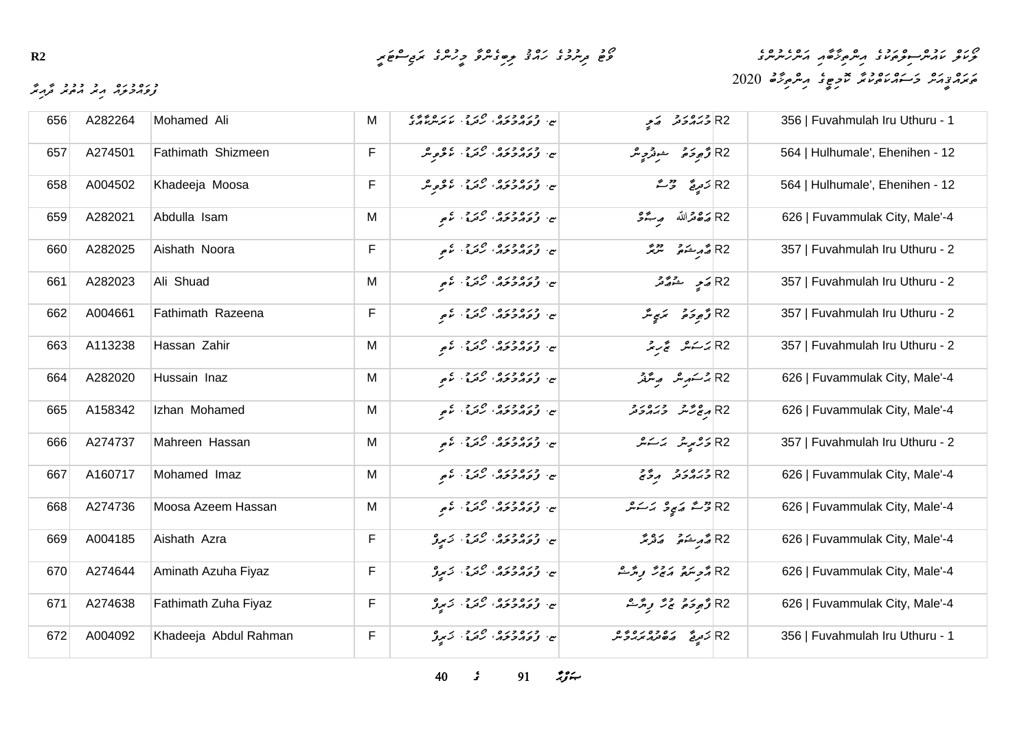| 656 | A282264 | Mohamed Ali | M | ސ. ފުވައްމުލައް، ހޯދަދު، ކަރަންކާގެ | R2 މުހައްމަދު ޢަލީ | 356 \| Fuvahmulah Iru Uthuru - 1 |
|---|---|---|---|---|---|---|
| 657 | A274501 | Fathimath Shizmeen | F | ސ. ފުވައްމުލައް، ހޯދަދު، ގެލްވިން | R2 ފާތިމަތު ޝިޒްމީން | 564 \| Hulhumale', Ehenihen - 12 |
| 658 | A004502 | Khadeeja Moosa | F | ސ. ފުވައްމުލައް، ހޯދަދު، ގެލްވިން | R2 ޚަދީޖާ މޫސާ | 564 \| Hulhumale', Ehenihen - 12 |
| 659 | A282021 | Abdulla Isam | M | ސ. ފުވައްމުލައް، ހޯދަދު، ގާލި | R2 އަބްދުﷲ އިސާމް | 626 \| Fuvammulak City, Male'-4 |
| 660 | A282025 | Aishath Noora | F | ސ. ފުވައްމުލައް، ހޯދަދު، ގާލި | R2 އާއިޝަތު ނޫރާ | 357 \| Fuvahmulah Iru Uthuru - 2 |
| 661 | A282023 | Ali Shuad | M | ސ. ފުވައްމުލައް، ހޯދަދު، ގާލި | R2 ޢަލީ ޝުޢާދު | 357 \| Fuvahmulah Iru Uthuru - 2 |
| 662 | A004661 | Fathimath Razeena | F | ސ. ފުވައްމުލައް، ހޯދަދު، ގާލި | R2 ފާތިމަތު ރަޒީނާ | 357 \| Fuvahmulah Iru Uthuru - 2 |
| 663 | A113238 | Hassan Zahir | M | ސ. ފުވައްމުލައް، ހޯދަދު، ގާލި | R2 ހަސަން ޒާހިރު | 357 \| Fuvahmulah Iru Uthuru - 2 |
| 664 | A282020 | Hussain Inaz | M | ސ. ފުވައްމުލައް، ހޯދަދު، ގާލި | R2 ހުސައިން އިނާޒު | 626 \| Fuvammulak City, Male'-4 |
| 665 | A158342 | Izhan Mohamed | M | ސ. ފުވައްމުލައް، ހޯދަދު، ގާލި | R2 އިޒްހާން މުހައްމަދު | 626 \| Fuvammulak City, Male'-4 |
| 666 | A274737 | Mahreen Hassan | M | ސ. ފުވައްމުލައް، ހޯދަދު، ގާލި | R2 މަހްރީން ހަސަން | 357 \| Fuvahmulah Iru Uthuru - 2 |
| 667 | A160717 | Mohamed Imaz | M | ސ. ފުވައްމުލައް، ހޯދަދު، ގާލި | R2 މުހައްމަދު އިމާޒު | 626 \| Fuvammulak City, Male'-4 |
| 668 | A274736 | Moosa Azeem Hassan | M | ސ. ފުވައްމުލައް، ހޯދަދު، ގާލި | R2 މޫސާ ޢަޒީމް ހަސަން | 626 \| Fuvammulak City, Male'-4 |
| 669 | A004185 | Aishath Azra | F | ސ. ފުވައްމުލައް، ހޯދަދު، ގަނޑު | R2 އާއިޝަތު އަޒްރާ | 626 \| Fuvammulak City, Male'-4 |
| 670 | A274644 | Aminath Azuha Fiyaz | F | ސ. ފުވައްމުލައް، ހޯދަދު، ގަނޑު | R2 އާމިނަތު އަޒުހާ ފިޔާޒް | 626 \| Fuvammulak City, Male'-4 |
| 671 | A274638 | Fathimath Zuha Fiyaz | F | ސ. ފުވައްމުލައް، ހޯދަދު، ގަނޑު | R2 ފާތިމަތު ޒުހާ ފިޔާޒް | 626 \| Fuvammulak City, Male'-4 |
| 672 | A004092 | Khadeeja Abdul Rahman | F | ސ. ފުވައްމުލައް، ހޯދަދު، ގަނޑު | R2 ޚަދީޖާ އަބްދުއްރަޙްމާން | 356 \| Fuvahmulah Iru Uthuru - 1 |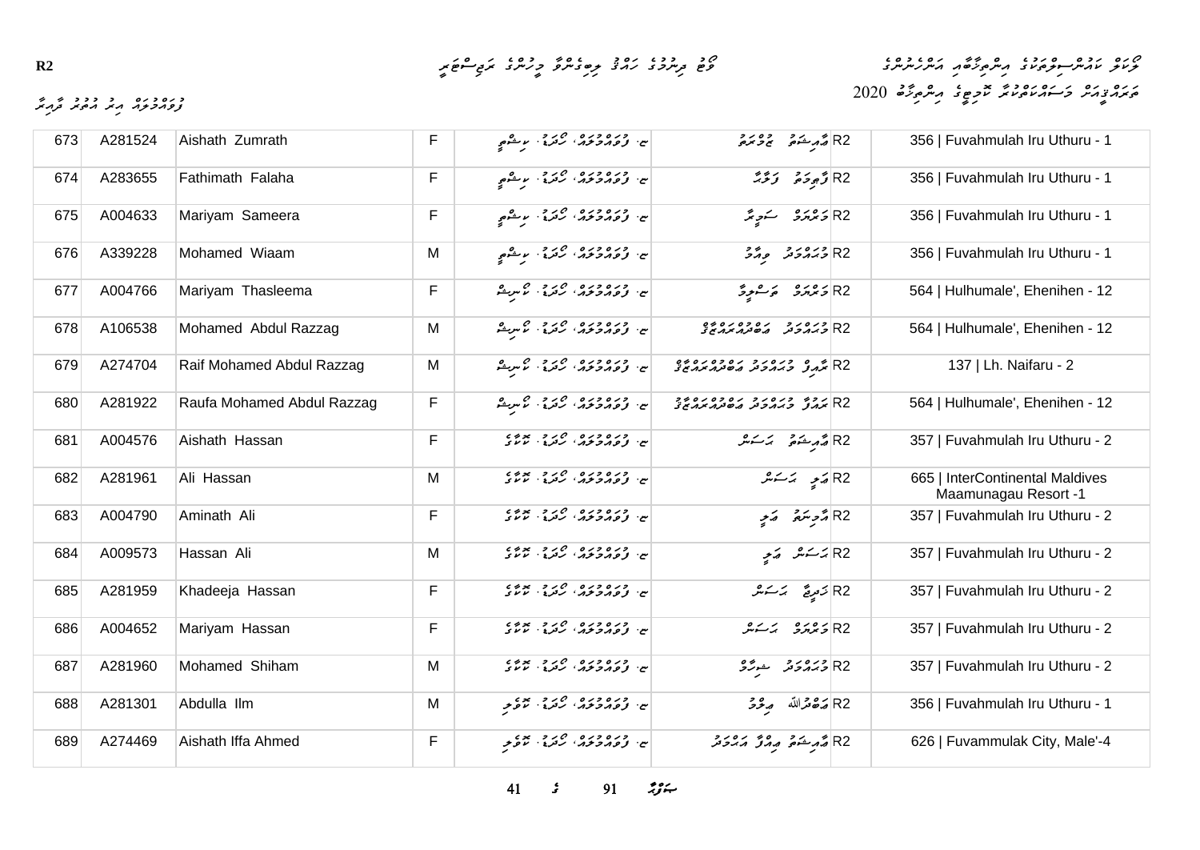| 673 | A281524 | Aishath Zumrath | F | ސ. ފުވައްމުލައް، ހޯދަދު، ކިޝާމީ | އައިޝަތު ޒުމްރަތު | R2 | 356 \| Fuvahmulah Iru Uthuru - 1 |
|---|---|---|---|---|---|---|---|
| 674 | A283655 | Fathimath Falaha | F | ސ. ފުވައްމުލައް، ހޯދަދު، ކިޝާމީ | ފާތިމަތު ފަލާހާ | R2 | 356 \| Fuvahmulah Iru Uthuru - 1 |
| 675 | A004633 | Mariyam Sameera | F | ސ. ފުވައްމުލައް، ހޯދަދު، ކިޝާމީ | މަރިޔަމް ސަމީރާ | R2 | 356 \| Fuvahmulah Iru Uthuru - 1 |
| 676 | A339228 | Mohamed Wiaam | M | ސ. ފުވައްމުލައް، ހޯދަދު، ކިޝާމީ | މުހައްމަދު ވިއާމް | R2 | 356 \| Fuvahmulah Iru Uthuru - 1 |
| 677 | A004766 | Mariyam Thasleema | F | ސ. ފުވައްމުލައް، ހޯދަދު، ކެނިޝް | މަރިޔަމް ތަސްލީމާ | R2 | 564 \| Hulhumale', Ehenihen - 12 |
| 678 | A106538 | Mohamed Abdul Razzag | M | ސ. ފުވައްމުލައް، ހޯދަދު، ކެނިޝް | މުހައްމަދު އަބްދުއްރައްޒާގު | R2 | 564 \| Hulhumale', Ehenihen - 12 |
| 679 | A274704 | Raif Mohamed Abdul Razzag | M | ސ. ފުވައްމުލައް، ހޯދަދު، ކެނިޝް | ރާއިފް މުހައްމަދު އަބްދުއްރައްޒާގު | R2 | 137 \| Lh. Naifaru - 2 |
| 680 | A281922 | Raufa Mohamed Abdul Razzag | F | ސ. ފުވައްމުލައް، ހޯދަދު، ކެނިޝް | ރައުފާ މުހައްމަދު އަބްދުއްރައްޒާގު | R2 | 564 \| Hulhumale', Ehenihen - 12 |
| 681 | A004576 | Aishath Hassan | F | ސ. ފުވައްމުލައް، ހޯދަދު، ކޮކާގެ | އައިޝަތު ހަސަން | R2 | 357 \| Fuvahmulah Iru Uthuru - 2 |
| 682 | A281961 | Ali Hassan | M | ސ. ފުވައްމުލައް، ހޯދަދު، ކޮކާގެ | އަލި ހަސަން | R2 | 665 \| InterContinental Maldives Maamunagau Resort -1 |
| 683 | A004790 | Aminath Ali | F | ސ. ފުވައްމުލައް، ހޯދަދު، ކޮކާގެ | އާމިނަތު އަލި | R2 | 357 \| Fuvahmulah Iru Uthuru - 2 |
| 684 | A009573 | Hassan Ali | M | ސ. ފުވައްމުލައް، ހޯދަދު، ކޮކާގެ | ހަސަން އަލި | R2 | 357 \| Fuvahmulah Iru Uthuru - 2 |
| 685 | A281959 | Khadeeja Hassan | F | ސ. ފުވައްމުލައް، ހޯދަދު، ކޮކާގެ | ޚަދީޖާ ހަސަން | R2 | 357 \| Fuvahmulah Iru Uthuru - 2 |
| 686 | A004652 | Mariyam Hassan | F | ސ. ފުވައްމުލައް، ހޯދަދު، ކޮކާގެ | މަރިޔަމް ހަސަން | R2 | 357 \| Fuvahmulah Iru Uthuru - 2 |
| 687 | A281960 | Mohamed Shiham | M | ސ. ފުވައްމުލައް، ހޯދަދު، ކޮކާގެ | މުހައްމަދު ޝިހާމް | R2 | 357 \| Fuvahmulah Iru Uthuru - 2 |
| 688 | A281301 | Abdulla Ilm | M | ސ. ފުވައްމުލައް، ހޯދަދު، ކޮގެލި | އަބްދުﷲ އިލްމު | R2 | 356 \| Fuvahmulah Iru Uthuru - 1 |
| 689 | A274469 | Aishath Iffa Ahmed | F | ސ. ފުވައްމުލައް، ހޯދަދު، ކޮގެލި | އައިޝަތު އިއްފާ އަހުމަދު | R2 | 626 \| Fuvammulak City, Male'-4 |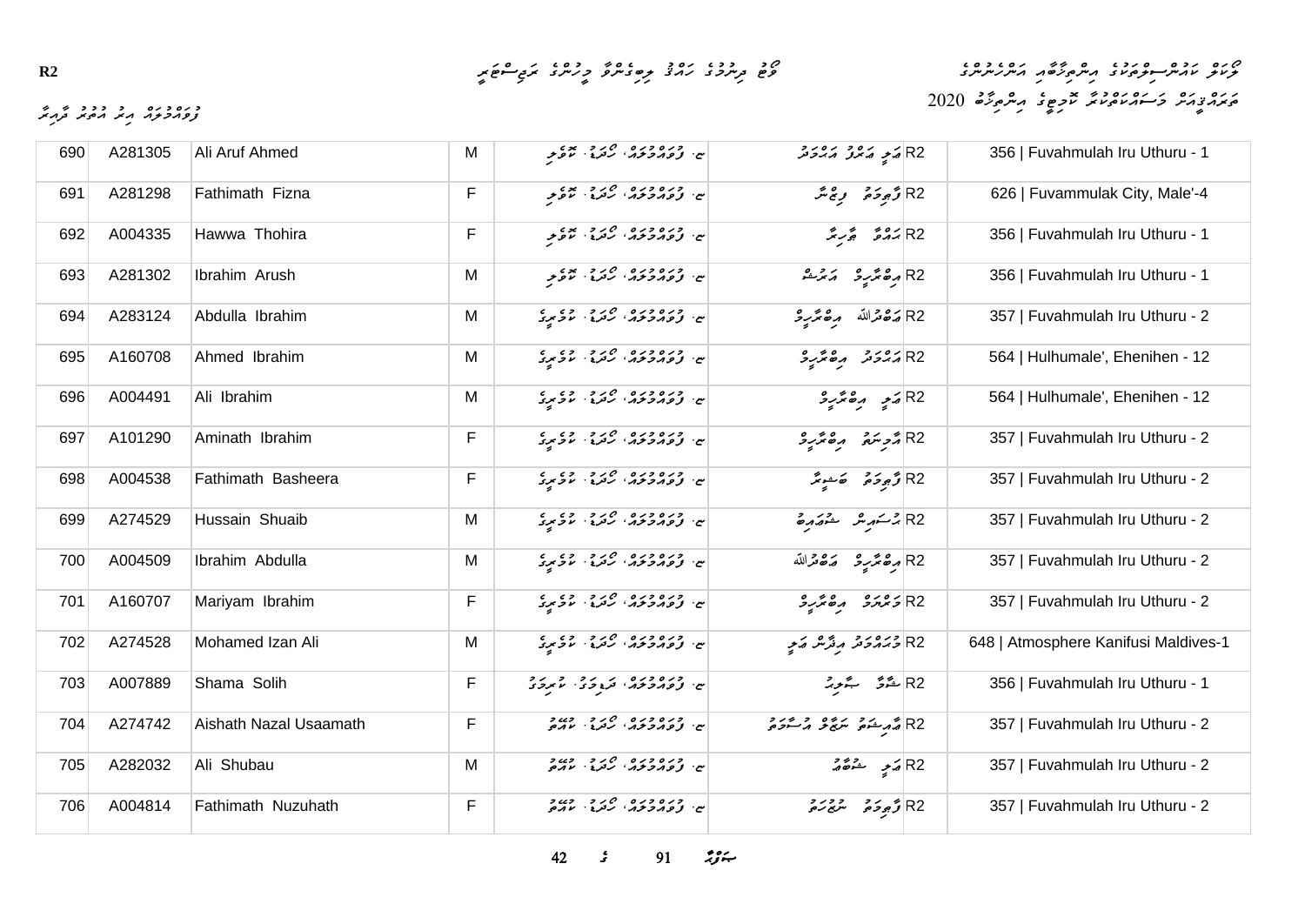| 690 | A281305 | Ali Aruf Ahmed | M | ސ. ފުވައްމުލައް، ހުޅުދޫ، ކޮވެލި | އަލީ އަރުފު އަޙްމަދު | R2 | 356 \| Fuvahmulah Iru Uthuru - 1 |
|---|---|---|---|---|---|---|---|
| 691 | A281298 | Fathimath Fizna | F | ސ. ފުވައްމުލައް، ހުޅުދޫ، ކޮވެލި | ފާތިމަތު ފިޒްނާ | R2 | 626 \| Fuvammulak City, Male'-4 |
| 692 | A004335 | Hawwa Thohira | F | ސ. ފުވައްމުލައް، ހުޅުދޫ، ކޮވެލި | ހައްވާ ޠާހިރާ | R2 | 356 \| Fuvahmulah Iru Uthuru - 1 |
| 693 | A281302 | Ibrahim Arush | M | ސ. ފުވައްމުލައް، ހުޅުދޫ، ކޮވެލި | އިބްރާހީމް އަރުޝް | R2 | 356 \| Fuvahmulah Iru Uthuru - 1 |
| 694 | A283124 | Abdulla Ibrahim | M | ސ. ފުވައްމުލައް، ހުޅުދޫ، ކުލްބިރީ | އަބްދުﷲ އިބްރާހީމް | R2 | 357 \| Fuvahmulah Iru Uthuru - 2 |
| 695 | A160708 | Ahmed Ibrahim | M | ސ. ފުވައްމުލައް، ހުޅުދޫ، ކުލްބިރީ | އަޙްމަދު އިބްރާހީމް | R2 | 564 \| Hulhumale', Ehenihen - 12 |
| 696 | A004491 | Ali Ibrahim | M | ސ. ފުވައްމުލައް، ހުޅުދޫ، ކުލްބިރީ | އަލީ އިބްރާހީމް | R2 | 564 \| Hulhumale', Ehenihen - 12 |
| 697 | A101290 | Aminath Ibrahim | F | ސ. ފުވައްމުލައް، ހުޅުދޫ، ކުލްބިރީ | އާމިނަތު އިބްރާހީމް | R2 | 357 \| Fuvahmulah Iru Uthuru - 2 |
| 698 | A004538 | Fathimath Basheera | F | ސ. ފުވައްމުލައް، ހުޅުދޫ، ކުލްބިރީ | ފާތިމަތު ބަޝީރާ | R2 | 357 \| Fuvahmulah Iru Uthuru - 2 |
| 699 | A274529 | Hussain Shuaib | M | ސ. ފުވައްމުލައް، ހުޅުދޫ، ކުލްބިރީ | ހުސައިން ޝުއައިބު | R2 | 357 \| Fuvahmulah Iru Uthuru - 2 |
| 700 | A004509 | Ibrahim Abdulla | M | ސ. ފުވައްމުލައް، ހުޅުދޫ، ކުލްބިރީ | އިބްރާހީމް އަބްދުﷲ | R2 | 357 \| Fuvahmulah Iru Uthuru - 2 |
| 701 | A160707 | Mariyam Ibrahim | F | ސ. ފުވައްމުލައް، ހުޅުދޫ، ކުލްބިރީ | މަރިޔަމް އިބްރާހީމް | R2 | 357 \| Fuvahmulah Iru Uthuru - 2 |
| 702 | A274528 | Mohamed Izan Ali | M | ސ. ފުވައްމުލައް، ހުޅުދޫ، ކުލްބިރީ | މުޙައްމަދު އިޒާން އަލީ | R2 | 648 \| Atmosphere Kanifusi Maldives-1 |
| 703 | A007889 | Shama Solih | F | ސ. ފުވައްމުލައް، ދަނޑުވަށް، ކުރިމަގު | ޝަމާ ޞާލިޙް | R2 | 356 \| Fuvahmulah Iru Uthuru - 1 |
| 704 | A274742 | Aishath Nazal Usaamath | F | ސ. ފުވައްމުލައް، ހުޅުދޫ، ކުއްތަ | އާއިޝަތު ނަޒާލް އުސާމަތު | R2 | 357 \| Fuvahmulah Iru Uthuru - 2 |
| 705 | A282032 | Ali Shubau | M | ސ. ފުވައްމުލައް، ހުޅުދޫ، ކުއްތަ | އަލީ ޝުބާއު | R2 | 357 \| Fuvahmulah Iru Uthuru - 2 |
| 706 | A004814 | Fathimath Nuzuhath | F | ސ. ފުވައްމުލައް، ހުޅުދޫ، ކުއްތަ | ފާތިމަތު ނުޒުހަތު | R2 | 357 \| Fuvahmulah Iru Uthuru - 2 |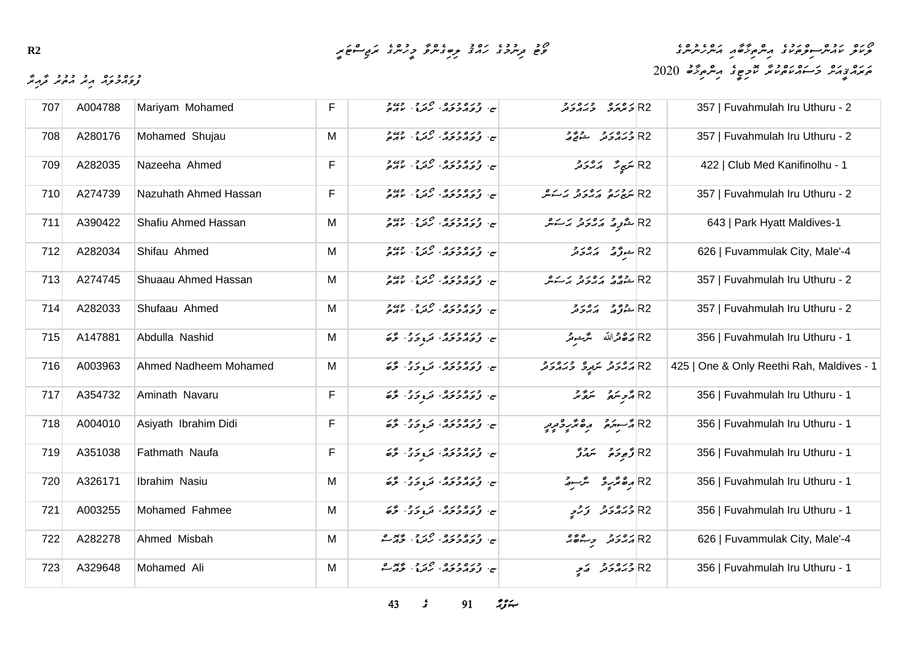ޖޫރީގެ މަސައްކަތުގެ އިންތިޚާބު - މިންކްރޮސް R2

| 707 | A004788 | Mariyam Mohamed | F | ސ. ފުވައްމުލައް، ހޯދަދު. ކާއްޓު | މަރިޔަމް މުޙައްމަދު R2 | 357 \| Fuvahmulah Iru Uthuru - 2 |
|---|---|---|---|---|---|---|
| 708 | A280176 | Mohamed Shujau | M | ސ. ފުވައްމުލައް، ހޯދަދު. ކާއްޓު | މުޙައްމަދު ޝުޖާޢު R2 | 357 \| Fuvahmulah Iru Uthuru - 2 |
| 709 | A282035 | Nazeeha Ahmed | F | ސ. ފުވައްމުލައް، ހޯދަދު. ކާއްޓު | ނަޒީހާ އަޙްމަދު R2 | 422 \| Club Med Kanifinolhu - 1 |
| 710 | A274739 | Nazuhath Ahmed Hassan | F | ސ. ފުވައްމުލައް، ހޯދަދު. ކާއްޓު | ނަޒުހަތު އަޙްމަދު ހަސަން R2 | 357 \| Fuvahmulah Iru Uthuru - 2 |
| 711 | A390422 | Shafiu Ahmed Hassan | M | ސ. ފުވައްމުލައް، ހޯދަދު. ކާއްޓު | ޝާފިޢު އަޙްމަދު ހަސަން R2 | 643 \| Park Hyatt Maldives-1 |
| 712 | A282034 | Shifau Ahmed | M | ސ. ފުވައްމުލައް، ހޯދަދު. ކާއްޓު | ޝިފާޢު އަޙްމަދު R2 | 626 \| Fuvammulak City, Male'-4 |
| 713 | A274745 | Shuaau Ahmed Hassan | M | ސ. ފުވައްމުލައް، ހޯދަދު. ކާއްޓު | ޝުޢާޢު އަޙްމަދު ހަސަން R2 | 357 \| Fuvahmulah Iru Uthuru - 2 |
| 714 | A282033 | Shufaau Ahmed | M | ސ. ފުވައްމުލައް، ހޯދަދު. ކާއްޓު | ޝުފާޢު އަޙްމަދު R2 | 357 \| Fuvahmulah Iru Uthuru - 2 |
| 715 | A147881 | Abdulla Nashid | M | ސ. ފުވައްމުލައް، ދަށުވަށް. މާޒަ | އަބްދުﷲ ނާޝިދު R2 | 356 \| Fuvahmulah Iru Uthuru - 1 |
| 716 | A003963 | Ahmed Nadheem Mohamed | M | ސ. ފުވައްމުލައް، ދަށުވަށް. މާޒަ | އަޙްމަދު ނަދީމް މުޙައްމަދު R2 | 425 \| One & Only Reethi Rah, Maldives - 1 |
| 717 | A354732 | Aminath Navaru | F | ސ. ފުވައްމުލައް، ދަށުވަށް. މާޒަ | އާމިނަތު ނަވާރު R2 | 356 \| Fuvahmulah Iru Uthuru - 1 |
| 718 | A004010 | Asiyath Ibrahim Didi | F | ސ. ފުވައްމުލައް، ދަށުވަށް. މާޒަ | އާސިޔަތު އިބްރާހީމްދީދީ R2 | 356 \| Fuvahmulah Iru Uthuru - 1 |
| 719 | A351038 | Fathmath Naufa | F | ސ. ފުވައްމުލައް، ދަށުވަށް. މާޒަ | ފާތިމަތު ނައުފާ R2 | 356 \| Fuvahmulah Iru Uthuru - 1 |
| 720 | A326171 | Ibrahim Nasiu | M | ސ. ފުވައްމުލައް، ދަށުވަށް. މާޒަ | އިބްރާހީމް ނާޞިޢު R2 | 356 \| Fuvahmulah Iru Uthuru - 1 |
| 721 | A003255 | Mohamed Fahmee | M | ސ. ފުވައްމުލައް، ދަށުވަށް. މާޒަ | މުޙައްމަދު ފަހުމީ R2 | 356 \| Fuvahmulah Iru Uthuru - 1 |
| 722 | A282278 | Ahmed Misbah | M | ސ. ފުވައްމުލައް، ހޯދަދު. މާޒަސް | އަޙްމަދު މިޞްބާޙް R2 | 626 \| Fuvammulak City, Male'-4 |
| 723 | A329648 | Mohamed Ali | M | ސ. ފުވައްމުލައް، ހޯދަދު. މާޒަސް | މުޙައްމަދު ޢަލީ R2 | 356 \| Fuvahmulah Iru Uthuru - 1 |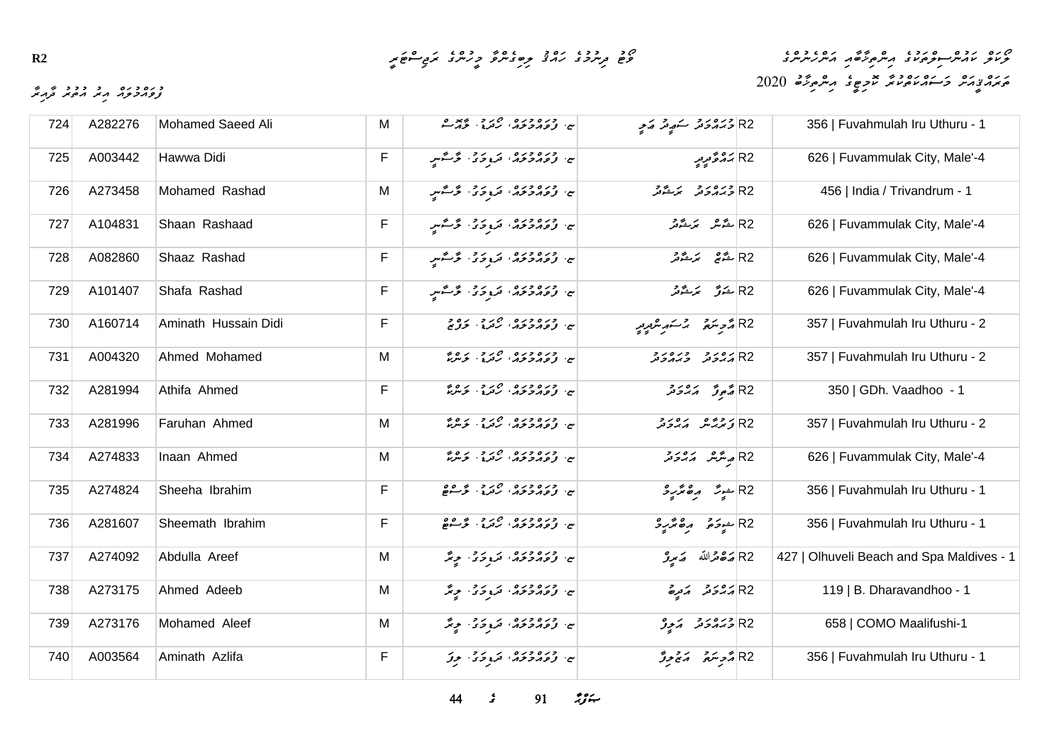| 724 | A282276 | Mohamed Saeed Ali | M | ސ. ފުވައްމުލައް، ހޯދަދު. ވާރަސް | R2 | މުޙައްމަދު ސަޢީދު ޢަލީ | 356 \| Fuvahmulah Iru Uthuru - 1 |
|---|---|---|---|---|---|---|---|
| 725 | A003442 | Hawwa Didi | F | ސ. ފުވައްމުލައް، ދަރަވަންދު. ވާސާނީ | R2 | ހައްވާދީދީ | 626 \| Fuvammulak City, Male'-4 |
| 726 | A273458 | Mohamed Rashad | M | ސ. ފުވައްމުލައް، ދަރަވަންދު. ވާސާނީ | R2 | މުޙައްމަދު ރަޝާދު | 456 \| India / Trivandrum - 1 |
| 727 | A104831 | Shaan Rashaad | F | ސ. ފުވައްމުލައް، ދަރަވަންދު. ވާސާނީ | R2 | ޝާން ރަޝާދު | 626 \| Fuvammulak City, Male'-4 |
| 728 | A082860 | Shaaz Rashad | F | ސ. ފުވައްމުލައް، ދަރަވަންދު. ވާސާނީ | R2 | ޝާޒް ރަޝާދު | 626 \| Fuvammulak City, Male'-4 |
| 729 | A101407 | Shafa Rashad | F | ސ. ފުވައްމުލައް، ދަރަވަންދު. ވާސާނީ | R2 | ޝަފާ ރަޝާދު | 626 \| Fuvammulak City, Male'-4 |
| 730 | A160714 | Aminath Hussain Didi | F | ސ. ފުވައްމުލައް، ހޯދަދު. ވަލުގެ | R2 | އާމިނަތު ހުސައިންދީދީ | 357 \| Fuvahmulah Iru Uthuru - 2 |
| 731 | A004320 | Ahmed Mohamed | M | ސ. ފުވައްމުލައް، ހޯދަދު. ވަންޏާ | R2 | އަޙްމަދު މުޙައްމަދު | 357 \| Fuvahmulah Iru Uthuru - 2 |
| 732 | A281994 | Athifa Ahmed | F | ސ. ފުވައްމުލައް، ހޯދަދު. ވަންޏާ | R2 | އާތިފާ އަޙްމަދު | 350 \| GDh. Vaadhoo - 1 |
| 733 | A281996 | Faruhan Ahmed | M | ސ. ފުވައްމުލައް، ހޯދަދު. ވަންޏާ | R2 | ފަރުހާން އަޙްމަދު | 357 \| Fuvahmulah Iru Uthuru - 2 |
| 734 | A274833 | Inaan Ahmed | M | ސ. ފުވައްމުލައް، ހޯދަދު. ވަންޏާ | R2 | އިނާން އަޙްމަދު | 626 \| Fuvammulak City, Male'-4 |
| 735 | A274824 | Sheeha Ibrahim | F | ސ. ފުވައްމުލައް، ހޯދަދު. ވާސްޓް | R2 | ޝީހާ އިބްރާހީމް | 356 \| Fuvahmulah Iru Uthuru - 1 |
| 736 | A281607 | Sheemath Ibrahim | F | ސ. ފުވައްމުލައް، ހޯދަދު. ވާސްޓް | R2 | ޝީމަތު އިބްރާހީމް | 356 \| Fuvahmulah Iru Uthuru - 1 |
| 737 | A274092 | Abdulla Areef | M | ސ. ފުވައްމުލައް، ދަރަވަންދު. ވިޔާ | R2 | އަބްދުﷲ ޢަރީފު | 427 \| Olhuveli Beach and Spa Maldives - 1 |
| 738 | A273175 | Ahmed Adeeb | M | ސ. ފުވައްމުލައް، ދަރަވަންދު. ވިޔާ | R2 | އަޙްމަދު އަދީބު | 119 \| B. Dharavandhoo - 1 |
| 739 | A273176 | Mohamed Aleef | M | ސ. ފުވައްމުލައް، ދަރަވަންދު. ވިޔާ | R2 | މުޙައްމަދު އަލީފް | 658 \| COMO Maalifushi-1 |
| 740 | A003564 | Aminath Azlifa | F | ސ. ފުވައްމުލައް، ދަރަވަންދު. ވިލަ | R2 | އާމިނަތު އަޒްލިފާ | 356 \| Fuvahmulah Iru Uthuru - 1 |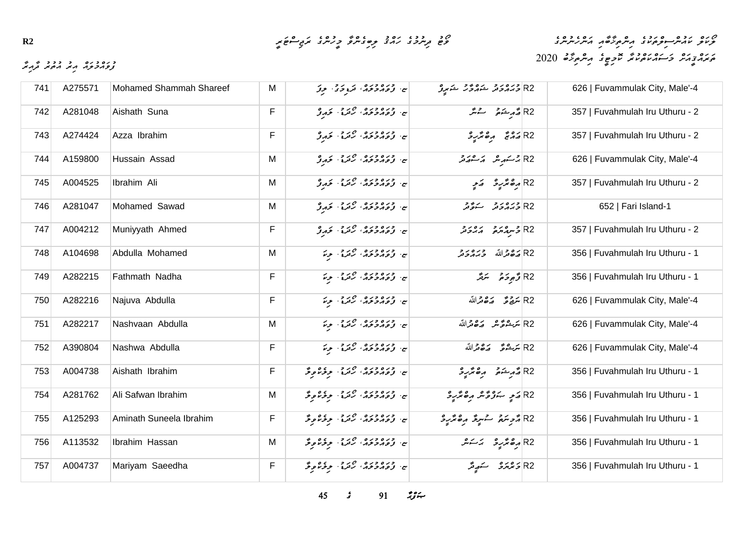| 741 | A275571 | Mohamed Shammah Shareef | M | ސ. ފުވައްމުލަކު، ދަށުގަޑު. ތިލަ | R2  މުހައްމަދު ޝައްމާހް ޝަރީފް | 626 \| Fuvammulak City, Male'-4 |
|---|---|---|---|---|---|---|
| 742 | A281048 | Aishath Suna | F | ސ. ފުވައްމުލަކު، ހޯދަޑު. ތަރިވާ | R2 އާއިޝަތު ސުނާ | 357 \| Fuvahmulah Iru Uthuru - 2 |
| 743 | A274424 | Azza Ibrahim | F | ސ. ފުވައްމުލަކު، ހޯދަޑު. ތަރިވާ | R2 އައްޒާ އިބްރާހީމް | 357 \| Fuvahmulah Iru Uthuru - 2 |
| 744 | A159800 | Hussain Assad | M | ސ. ފުވައްމުލަކު، ހޯދަޑު. ތަރިވާ | R2 ހުސައިން އަސްޢަދު | 626 \| Fuvammulak City, Male'-4 |
| 745 | A004525 | Ibrahim Ali | M | ސ. ފުވައްމުލަކު، ހޯދަޑު. ތަރިވާ | R2 އިބްރާހީމް ޢަލީ | 357 \| Fuvahmulah Iru Uthuru - 2 |
| 746 | A281047 | Mohamed Sawad | M | ސ. ފުވައްމުލަކު، ހޯދަޑު. ތަރިވާ | R2 މުހައްމަދު ސަވާދު | 652 \| Fari Island-1 |
| 747 | A004212 | Muniyyath Ahmed | F | ސ. ފުވައްމުލަކު، ހޯދަޑު. ތަރިވާ | R2 މުނިއްޔަތު އަހްމަދު | 357 \| Fuvahmulah Iru Uthuru - 2 |
| 748 | A104698 | Abdulla Mohamed | M | ސ. ފުވައްމުލަކު، ހޯދަޑު. ތިނަ | R2 އަބްދުﷲ މުހައްމަދު | 356 \| Fuvahmulah Iru Uthuru - 1 |
| 749 | A282215 | Fathmath Nadha | F | ސ. ފުވައްމުލަކު، ހޯދަޑު. ތިނަ | R2 ފާތިމަތު ނަދާ | 356 \| Fuvahmulah Iru Uthuru - 1 |
| 750 | A282216 | Najuva Abdulla | F | ސ. ފުވައްމުލަކު، ހޯދަޑު. ތިނަ | R2 ނަޖުވާ އަބްދުﷲ | 626 \| Fuvammulak City, Male'-4 |
| 751 | A282217 | Nashvaan Abdulla | M | ސ. ފުވައްމުލަކު، ހޯދަޑު. ތިނަ | R2 ނަޝްވާން އަބްދުﷲ | 626 \| Fuvammulak City, Male'-4 |
| 752 | A390804 | Nashwa Abdulla | F | ސ. ފުވައްމުލަކު، ހޯދަޑު. ތިނަ | R2 ނަޝްވާ އަބްދުﷲ | 626 \| Fuvammulak City, Male'-4 |
| 753 | A004738 | Aishath Ibrahim | F | ސ. ފުވައްމުލަކު، ހޯދަޑު. ތިލަކުވިލާ | R2 އާއިޝަތު އިބްރާހީމް | 356 \| Fuvahmulah Iru Uthuru - 1 |
| 754 | A281762 | Ali Safwan Ibrahim | M | ސ. ފުވައްމުލަކު، ހޯދަޑު. ތިލަކުވިލާ | R2 ޢަލީ ސަފްވާން އިބްރާހީމް | 356 \| Fuvahmulah Iru Uthuru - 1 |
| 755 | A125293 | Aminath Suneela Ibrahim | F | ސ. ފުވައްމުލަކު، ހޯދަޑު. ތިލަކުވިލާ | R2 އާމިނަތު ސުނީލާ އިބްރާހީމް | 356 \| Fuvahmulah Iru Uthuru - 1 |
| 756 | A113532 | Ibrahim Hassan | M | ސ. ފުވައްމުލަކު، ހޯދަޑު. ތިލަކުވިލާ | R2 އިބްރާހީމް ހަސަން | 356 \| Fuvahmulah Iru Uthuru - 1 |
| 757 | A004737 | Mariyam Saeedha | F | ސ. ފުވައްމުލަކު، ހޯދަޑު. ތިލަކުވިލާ | R2 މަރިޔަމް ސަޢީދާ | 356 \| Fuvahmulah Iru Uthuru - 1 |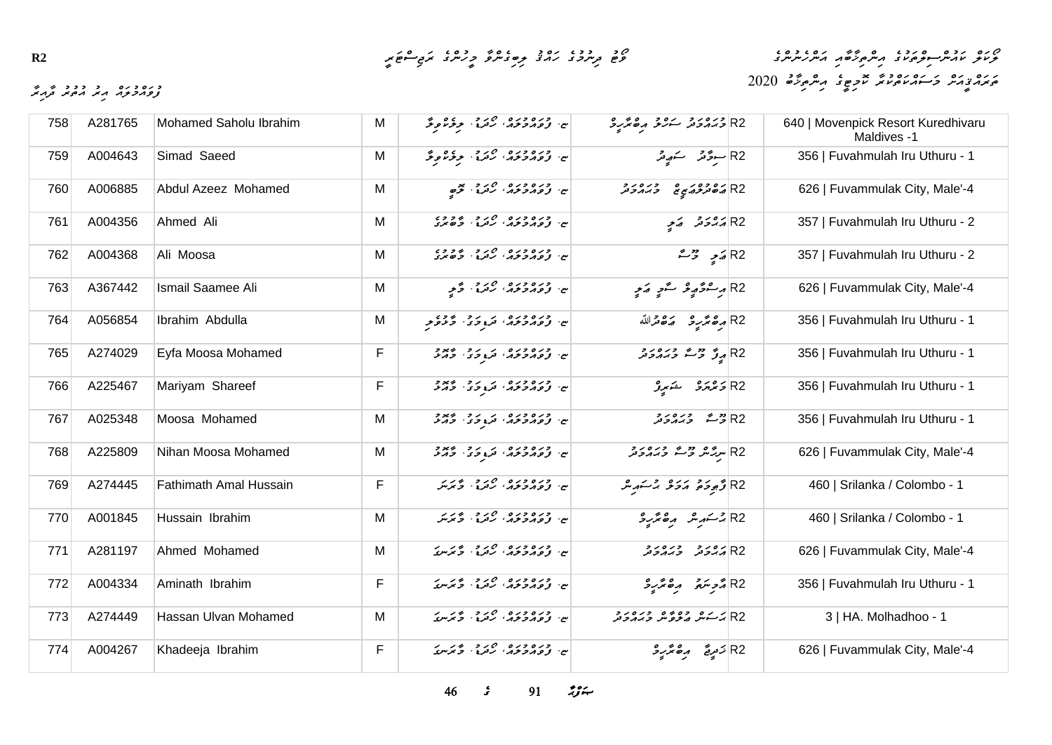| 758 | A281765 | Mohamed Saholu Ibrahim | M | ސ. ފުވައްމުލަކު، ހޯދަދު، ލިވެއިލިވާ | ޤުރައްމަދު ސަހުލު އިބްރާހީމް R2 | 640 \| Movenpick Resort Kuredhivaru Maldives -1 |
|---|---|---|---|---|---|---|
| 759 | A004643 | Simad Saeed | M | ސ. ފުވައްމުލަކު، ހޯދަދު، ލިވެއިލިވާ | ސިމާދު ސައީދު R2 | 356 \| Fuvahmulah Iru Uthuru - 1 |
| 760 | A006885 | Abdul Azeez Mohamed | M | ސ. ފުވައްމުލަކު، ހޯދަދު، ވާޖް | އަބްދުލްޢަޒީޒު މުޙައްމަދު R2 | 626 \| Fuvammulak City, Male'-4 |
| 761 | A004356 | Ahmed Ali | M | ސ. ފުވައްމުލަކު، ހޯދަދު، މާބަގީ | އަޙްމަދު ޢަލީ R2 | 357 \| Fuvahmulah Iru Uthuru - 2 |
| 762 | A004368 | Ali Moosa | M | ސ. ފުވައްމުލަކު، ހޯދަދު، މާބަގީ | ޢަލީ މޫސާ R2 | 357 \| Fuvahmulah Iru Uthuru - 2 |
| 763 | A367442 | Ismail Saamee Ali | M | ސ. ފުވައްމުލަކު، ހޯދަދު، މާލީ | އިސްމާއީލް ސާމީ ޢަލީ R2 | 626 \| Fuvammulak City, Male'-4 |
| 764 | A056854 | Ibrahim Abdulla | M | ސ. ފުވައްމުލަކު، ދަށުގަމު، މާމެލި | އިބްރާހީމް ޢަބްދުﷲ R2 | 356 \| Fuvahmulah Iru Uthuru - 1 |
| 765 | A274029 | Eyfa Moosa Mohamed | F | ސ. ފުވައްމުލަކު، ދަށުގަމު، މާއަރު | އީފާ މޫސާ މުޙައްމަދު R2 | 356 \| Fuvahmulah Iru Uthuru - 1 |
| 766 | A225467 | Mariyam Shareef | F | ސ. ފުވައްމުލަކު، ދަށުގަމު، މާއަރު | މަރިޔަމް ޝަރީފު R2 | 356 \| Fuvahmulah Iru Uthuru - 1 |
| 767 | A025348 | Moosa Mohamed | M | ސ. ފުވައްމުލަކު، ދަށުގަމު، މާއަރު | މޫސާ މުޙައްމަދު R2 | 356 \| Fuvahmulah Iru Uthuru - 1 |
| 768 | A225809 | Nihan Moosa Mohamed | M | ސ. ފުވައްމުލަކު، ދަށުގަމު، މާއަރު | ނިހާން މޫސާ މުޙައްމަދު R2 | 626 \| Fuvammulak City, Male'-4 |
| 769 | A274445 | Fathimath Amal Hussain | F | ސ. ފުވައްމުލަކު، ހޯދަދު، މާރަނަ | ފާތިމަތު އަމަލް ހުސައިން R2 | 460 \| Srilanka / Colombo - 1 |
| 770 | A001845 | Hussain Ibrahim | M | ސ. ފުވައްމުލަކު، ހޯދަދު، މާރަނަ | ހުސައިން އިބްރާހީމް R2 | 460 \| Srilanka / Colombo - 1 |
| 771 | A281197 | Ahmed Mohamed | M | ސ. ފުވައްމުލަކު، ހޯދަދު، މާރަސް | އަޙްމަދު މުޙައްމަދު R2 | 626 \| Fuvammulak City, Male'-4 |
| 772 | A004334 | Aminath Ibrahim | F | ސ. ފުވައްމުލަކު، ހޯދަދު، މާރަސް | އާމިނަތު އިބްރާހީމް R2 | 356 \| Fuvahmulah Iru Uthuru - 1 |
| 773 | A274449 | Hassan Ulvan Mohamed | M | ސ. ފުވައްމުލަކު، ހޯދަދު، މާރަސް | ހަސަން އުލްވާން މުޙައްމަދު R2 | 3 \| HA. Molhadhoo - 1 |
| 774 | A004267 | Khadeeja Ibrahim | F | ސ. ފުވައްމުލަކު، ހޯދަދު، މާރަސް | ޚަދީޖާ އިބްރާހީމް R2 | 626 \| Fuvammulak City, Male'-4 |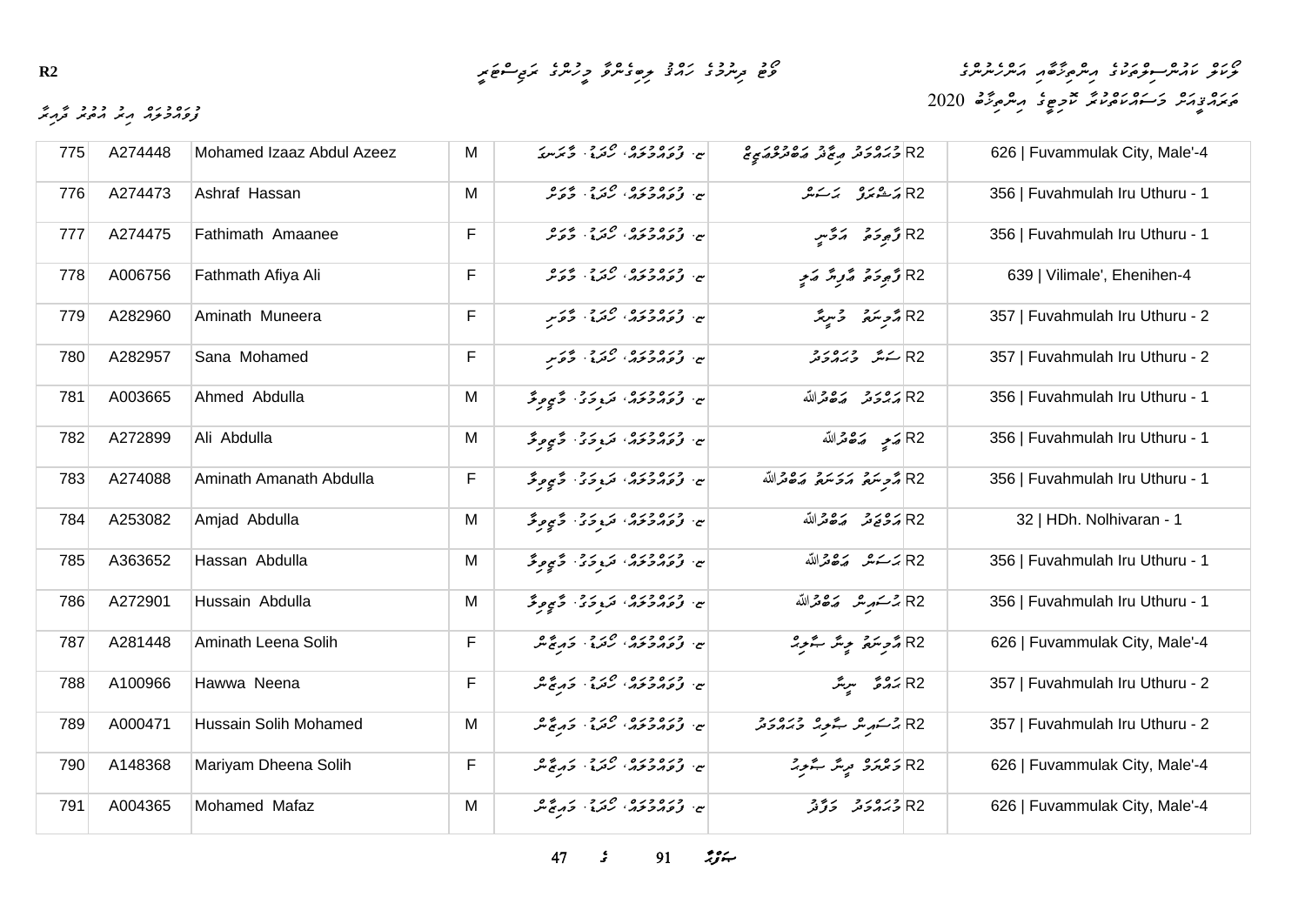| 775 | A274448 | Mohamed Izaaz Abdul Azeez | M | ސ. ފުވައްމުލައް، ހޯދަޑު، މާރަނގަ | R2 މުހައްމަދު އިޒާޒު ޢަބްދުލްޢަޒީޒު | 626 \| Fuvammulak City, Male'-4 |
|---|---|---|---|---|---|---|
| 776 | A274473 | Ashraf Hassan | M | ސ. ފުވައްމުލައް، ހޯދަޑު، މާވަރު | R2 އަޝްރަފް ހަސަން | 356 \| Fuvahmulah Iru Uthuru - 1 |
| 777 | A274475 | Fathimath Amaanee | F | ސ. ފުވައްމުލައް، ހޯދަޑު، މާވަރު | R2 ފާތިމަތު އަމާނީ | 356 \| Fuvahmulah Iru Uthuru - 1 |
| 778 | A006756 | Fathmath Afiya Ali | F | ސ. ފުވައްމުލައް، ހޯދަޑު، މާވަރު | R2 ފާތިމަތު އާފިޔާ އަލި | 639 \| Vilimale', Ehenihen-4 |
| 779 | A282960 | Aminath Muneera | F | ސ. ފުވައްމުލައް، ހޯދަޑު، މާވަނީ | R2 އާމިނަތު މުނީރާ | 357 \| Fuvahmulah Iru Uthuru - 2 |
| 780 | A282957 | Sana Mohamed | F | ސ. ފުވައްމުލައް، ހޯދަޑު، މާވަނީ | R2 ސަނާ މުހައްމަދު | 357 \| Fuvahmulah Iru Uthuru - 2 |
| 781 | A003665 | Ahmed Abdulla | M | ސ. ފުވައްމުލައް، ދަލްވަމު، މާލިމިލާ | R2 އަހްމަދު ޢަބްދުﷲ | 356 \| Fuvahmulah Iru Uthuru - 1 |
| 782 | A272899 | Ali Abdulla | M | ސ. ފުވައްމުލައް، ދަލްވަމު، މާލިމިލާ | R2 އަލި ޢަބްދުﷲ | 356 \| Fuvahmulah Iru Uthuru - 1 |
| 783 | A274088 | Aminath Amanath Abdulla | F | ސ. ފުވައްމުލައް، ދަލްވަމު، މާލިމިލާ | R2 އާމިނަތު އަމާނަތު ޢަބްދުﷲ | 356 \| Fuvahmulah Iru Uthuru - 1 |
| 784 | A253082 | Amjad Abdulla | M | ސ. ފުވައްމުލައް، ދަލްވަމު، މާލިމިލާ | R2 އަމްޖަދު ޢަބްދުﷲ | 32 \| HDh. Nolhivaran - 1 |
| 785 | A363652 | Hassan Abdulla | M | ސ. ފުވައްމުލައް، ދަލްވަމު، މާލިމިލާ | R2 ހަސަން ޢަބްދުﷲ | 356 \| Fuvahmulah Iru Uthuru - 1 |
| 786 | A272901 | Hussain Abdulla | M | ސ. ފުވައްމުލައް، ދަލްވަމު، މާލިމިލާ | R2 ހުސައިން ޢަބްދުﷲ | 356 \| Fuvahmulah Iru Uthuru - 1 |
| 787 | A281448 | Aminath Leena Solih | F | ސ. ފުވައްމުލައް، ހޯދަޑު، މައިޖާން | R2 އާމިނަތު ލީނާ ޞާލިޙް | 626 \| Fuvammulak City, Male'-4 |
| 788 | A100966 | Hawwa Neena | F | ސ. ފުވައްމުލައް، ހޯދަޑު، މައިޖާން | R2 ހައްވާ ނީނާ | 357 \| Fuvahmulah Iru Uthuru - 2 |
| 789 | A000471 | Hussain Solih Mohamed | M | ސ. ފުވައްމުލައް، ހޯދަޑު، މައިޖާން | R2 ހުސައިން ޞާލިޙް މުހައްމަދު | 357 \| Fuvahmulah Iru Uthuru - 2 |
| 790 | A148368 | Mariyam Dheena Solih | F | ސ. ފުވައްމުލައް، ހޯދަޑު، މައިޖާން | R2 މަރިޔަމް ދީނާ ޞާލިޙް | 626 \| Fuvammulak City, Male'-4 |
| 791 | A004365 | Mohamed Mafaz | M | ސ. ފުވައްމުލައް، ހޯދަޑު، މައިޖާން | R2 މުހައްމަދު މަފާޒު | 626 \| Fuvammulak City, Male'-4 |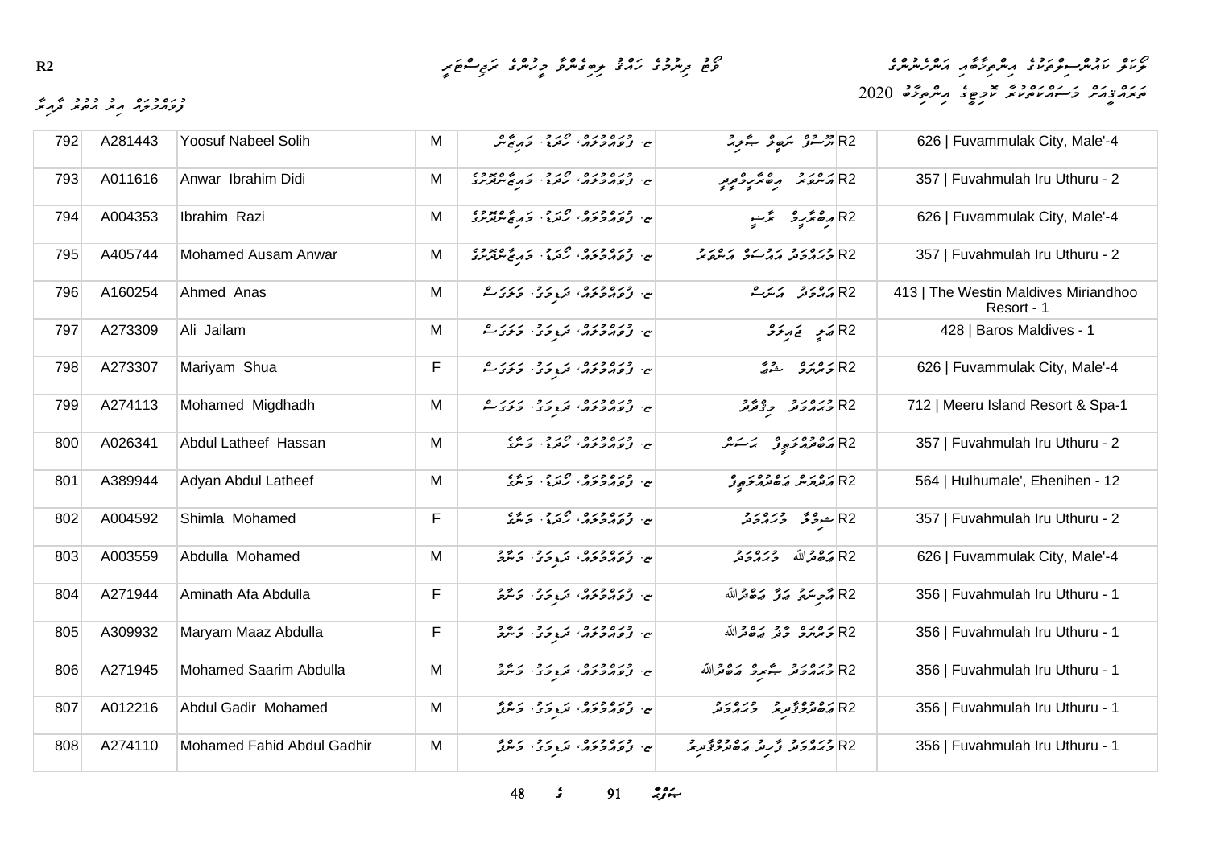| 792 | A281443 | Yoosuf Nabeel Solih | M | ސ. ފުވައްމުލައް، ހޮދަނޭ، މަލިޖާނާ | R2 ޔޫސުފް ނަބީލް ސާލިހު | 626 \| Fuvammulak City, Male'-4 |
|---|---|---|---|---|---|---|
| 793 | A011616 | Anwar Ibrahim Didi | M | ސ. ފުވައްމުލައް، ހޮދަނޭ، މަލިޖާނުގެދޮށު | R2 އަންވަރު އިބްރާހީމްދީދީ | 357 \| Fuvahmulah Iru Uthuru - 2 |
| 794 | A004353 | Ibrahim Razi | M | ސ. ފުވައްމުލައް، ހޮދަނޭ، މަލިޖާނުގެދޮށު | R2 އިބްރާހީމް ރާޒީ | 626 \| Fuvammulak City, Male'-4 |
| 795 | A405744 | Mohamed Ausam Anwar | M | ސ. ފުވައްމުލައް، ހޮދަނޭ، މަލިޖާނުގެދޮށު | R2 މުހައްމަދު އައުސަމް އަންވަރު | 357 \| Fuvahmulah Iru Uthuru - 2 |
| 796 | A160254 | Ahmed Anas | M | ސ. ފުވައްމުލައް، ދަނބުގަސް، މަލަފަސް | R2 އަހުމަދު އަނަސް | 413 \| The Westin Maldives Miriandhoo Resort - 1 |
| 797 | A273309 | Ali Jailam | M | ސ. ފުވައްމުލައް، ދަނބުގަސް، މަލަފަސް | R2 އަލީ ޖައިލަމް | 428 \| Baros Maldives - 1 |
| 798 | A273307 | Mariyam Shua | F | ސ. ފުވައްމުލައް، ދަނބުގަސް، މަލަފަސް | R2 މަރިޔަމް ޝުއާ | 626 \| Fuvammulak City, Male'-4 |
| 799 | A274113 | Mohamed Migdhadh | M | ސ. ފުވައްމުލައް، ދަނބުގަސް، މަލަފަސް | R2 މުހައްމަދު މިގްދާދު | 712 \| Meeru Island Resort & Spa-1 |
| 800 | A026341 | Abdul Latheef Hassan | M | ސ. ފުވައްމުލައް، ހޮދަނޭ، މަނާ | R2 އަބްދުއްލަތީފް ހަސަން | 357 \| Fuvahmulah Iru Uthuru - 2 |
| 801 | A389944 | Adyan Abdul Latheef | M | ސ. ފުވައްމުލައް، ހޮދަނޭ، މަނާ | R2 އަދްޔަން އަބްދުއްލަތީފް | 564 \| Hulhumale', Ehenihen - 12 |
| 802 | A004592 | Shimla Mohamed | F | ސ. ފުވައްމުލައް، ހޮދަނޭ، މަނާ | R2 ޝިމްލާ މުހައްމަދު | 357 \| Fuvahmulah Iru Uthuru - 2 |
| 803 | A003559 | Abdulla Mohamed | M | ސ. ފުވައްމުލައް، ދަނބުގަސް، މަނާރު | R2 އަބްދުﷲ މުހައްމަދު | 626 \| Fuvammulak City, Male'-4 |
| 804 | A271944 | Aminath Afa Abdulla | F | ސ. ފުވައްމުލައް، ދަނބުގަސް، މަނާރު | R2 އާމިނަތު އަފާ އަބްދުﷲ | 356 \| Fuvahmulah Iru Uthuru - 1 |
| 805 | A309932 | Maryam Maaz Abdulla | F | ސ. ފުވައްމުލައް، ދަނބުގަސް، މަނާރު | R2 މަރްޔަމް މާޒު އަބްދުﷲ | 356 \| Fuvahmulah Iru Uthuru - 1 |
| 806 | A271945 | Mohamed Saarim Abdulla | M | ސ. ފުވައްމުލައް، ދަނބުގަސް، މަނާރު | R2 މުހައްމަދު ސާރިމް އަބްދުﷲ | 356 \| Fuvahmulah Iru Uthuru - 1 |
| 807 | A012216 | Abdul Gadir Mohamed | M | ސ. ފުވައްމުލައް، ދަނބުގަސް، މަނިކާ | R2 އަބްދުލްގާދިރު މުހައްމަދު | 356 \| Fuvahmulah Iru Uthuru - 1 |
| 808 | A274110 | Mohamed Fahid Abdul Gadhir | M | ސ. ފުވައްމުލައް، ދަނބުގަސް، މަނިކާ | R2 މުހައްމަދު ފާހިދު އަބްދުލްގާދިރު | 356 \| Fuvahmulah Iru Uthuru - 1 |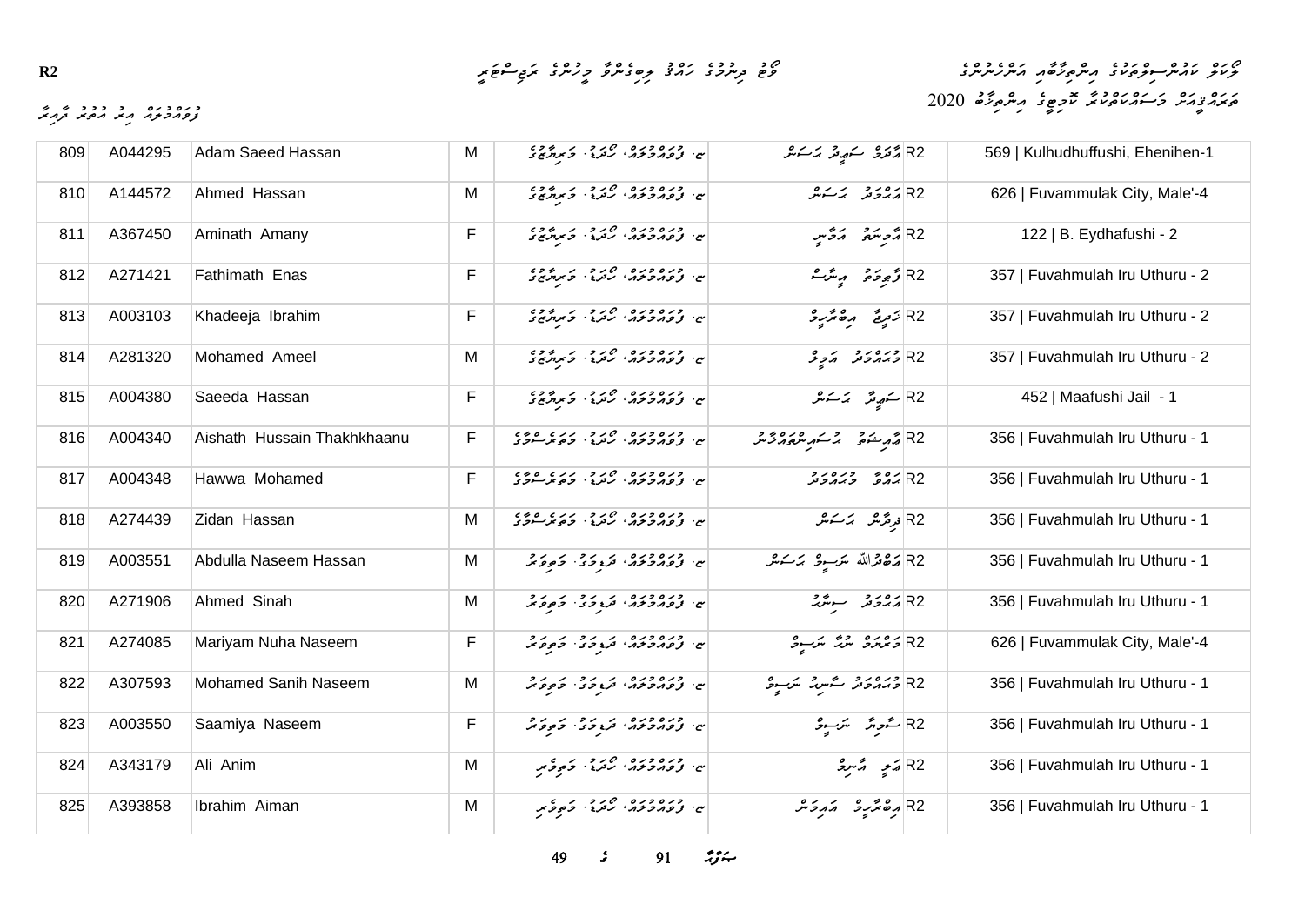| 809 | A044295 | Adam Saeed Hassan | M | ސ. ފުވައްމުލައް، ހޯދަދު، މަރިޔާމާގެ | އާދަމް ސައީދު ހަސަން | R2 | 569 \| Kulhudhuffushi, Ehenihen-1 |
|---|---|---|---|---|---|---|---|
| 810 | A144572 | Ahmed Hassan | M | ސ. ފުވައްމުލައް، ހޯދަދު، މަރިޔާމާގެ | އަހުމަދު ހަސަން | R2 | 626 \| Fuvammulak City, Male'-4 |
| 811 | A367450 | Aminath Amany | F | ސ. ފުވައްމުލައް، ހޯދަދު، މަރިޔާމާގެ | އާމިނަތު އަމާނީ | R2 | 122 \| B. Eydhafushi - 2 |
| 812 | A271421 | Fathimath Enas | F | ސ. ފުވައްމުލައް، ހޯދަދު، މަރިޔާމާގެ | ފާތިމަތު އީނާސް | R2 | 357 \| Fuvahmulah Iru Uthuru - 2 |
| 813 | A003103 | Khadeeja Ibrahim | F | ސ. ފުވައްމުލައް، ހޯދަދު، މަރިޔާމާގެ | ޚަދީޖާ އިބްރާހީމް | R2 | 357 \| Fuvahmulah Iru Uthuru - 2 |
| 814 | A281320 | Mohamed Ameel | M | ސ. ފުވައްމުލައް، ހޯދަދު، މަރިޔާމާގެ | މުހައްމަދު އަމީލް | R2 | 357 \| Fuvahmulah Iru Uthuru - 2 |
| 815 | A004380 | Saeeda Hassan | F | ސ. ފުވައްމުލައް، ހޯދަދު، މަރިޔާމާގެ | ސައީދާ ހަސަން | R2 | 452 \| Maafushi Jail - 1 |
| 816 | A004340 | Aishath Hussain Thakhkhaanu | F | ސ. ފުވައްމުލައް، ހޯދަދު، މަލަކުސާގެ | އާއިޝަތު ހުސައިން ތަޚްޚާނު | R2 | 356 \| Fuvahmulah Iru Uthuru - 1 |
| 817 | A004348 | Hawwa Mohamed | F | ސ. ފުވައްމުލައް، ހޯދަދު، މަލަކުސާގެ | ހައްވާ މުހައްމަދު | R2 | 356 \| Fuvahmulah Iru Uthuru - 1 |
| 818 | A274439 | Zidan Hassan | M | ސ. ފުވައްމުލައް، ހޯދަދު، މަލަކުސާގެ | ޒިދާން ހަސަން | R2 | 356 \| Fuvahmulah Iru Uthuru - 1 |
| 819 | A003551 | Abdulla Naseem Hassan | M | ސ. ފުވައްމުލައް، ދަށުވަރު، މަލިވަރު | އަބްދުﷲ ނަސީމް ހަސަން | R2 | 356 \| Fuvahmulah Iru Uthuru - 1 |
| 820 | A271906 | Ahmed Sinah | M | ސ. ފުވައްމުލައް، ދަށުވަރު، މަލިވަރު | އަހުމަދު ސިނާހު | R2 | 356 \| Fuvahmulah Iru Uthuru - 1 |
| 821 | A274085 | Mariyam Nuha Naseem | F | ސ. ފުވައްމުލައް، ދަށުވަރު، މަލިވަރު | މަރިޔަމް ނުހާ ނަސީމް | R2 | 626 \| Fuvammulak City, Male'-4 |
| 822 | A307593 | Mohamed Sanih Naseem | M | ސ. ފުވައްމުލައް، ދަށުވަރު، މަލިވަރު | މުހައްމަދު ސާނިހު ނަސީމް | R2 | 356 \| Fuvahmulah Iru Uthuru - 1 |
| 823 | A003550 | Saamiya Naseem | F | ސ. ފުވައްމުލައް، ދަށުވަރު، މަލިވަރު | ސާމިޔާ ނަސީމް | R2 | 356 \| Fuvahmulah Iru Uthuru - 1 |
| 824 | A343179 | Ali Anim | M | ސ. ފުވައްމުލައް، ހޯދަދު، މަލިވަރި | އަލި އާނިމް | R2 | 356 \| Fuvahmulah Iru Uthuru - 1 |
| 825 | A393858 | Ibrahim Aiman | M | ސ. ފުވައްމުލައް، ހޯދަދު، މަލިވަރި | އިބްރާހީމް އައިމަން | R2 | 356 \| Fuvahmulah Iru Uthuru - 1 |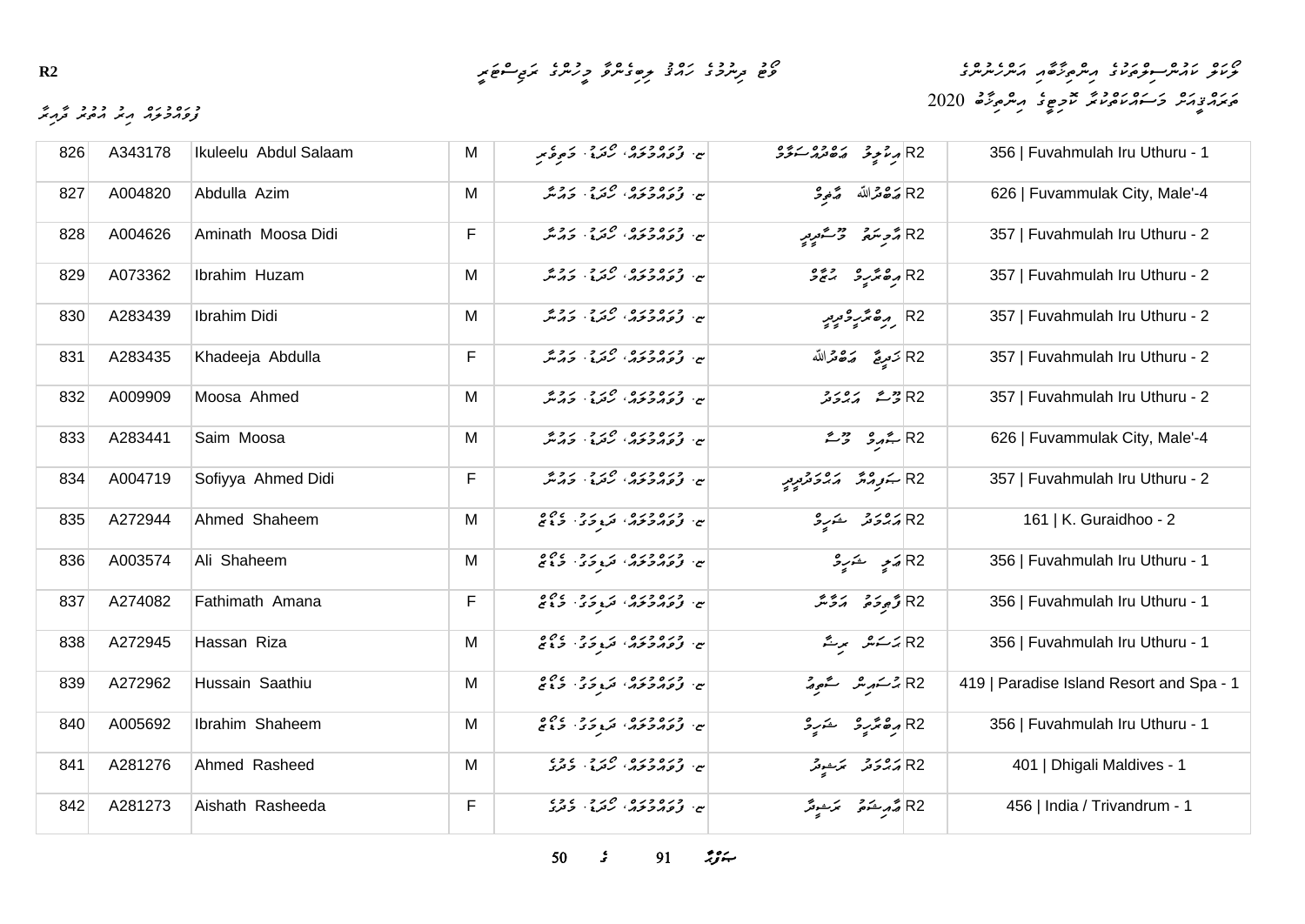| 826 | A343178 | Ikuleelu Abdul Salaam | M | ސ. ފުވައްމުލައް، ހޯދަޑު، މަތިލާބު | R2 އިކުލީލު އަބްދުއްސަލާމް | 356 \| Fuvahmulah Iru Uthuru - 1 |
|---|---|---|---|---|---|---|
| 827 | A004820 | Abdulla Azim | M | ސ. ފުވައްމުލައް، ހޯދަޑު، މަޑަނާ | R2 އަބްދުﷲ އާޒިމް | 626 \| Fuvammulak City, Male'-4 |
| 828 | A004626 | Aminath Moosa Didi | F | ސ. ފުވައްމުލައް، ހޯދަޑު، މަޑަނާ | R2 އާމިނަތު މޫސާދީދީ | 357 \| Fuvahmulah Iru Uthuru - 2 |
| 829 | A073362 | Ibrahim Huzam | M | ސ. ފުވައްމުލައް، ހޯދަޑު، މަޑަނާ | R2 އިބްރާހީމް ހުޒާމް | 357 \| Fuvahmulah Iru Uthuru - 2 |
| 830 | A283439 | Ibrahim Didi | M | ސ. ފުވައްމުލައް، ހޯދަޑު، މަޑަނާ | R2 އިބްރާހީމްދީދީ | 357 \| Fuvahmulah Iru Uthuru - 2 |
| 831 | A283435 | Khadeeja Abdulla | F | ސ. ފުވައްމުލައް، ހޯދަޑު، މަޑަނާ | R2 ޚަދީޖާ އަބްދުﷲ | 357 \| Fuvahmulah Iru Uthuru - 2 |
| 832 | A009909 | Moosa Ahmed | M | ސ. ފުވައްމުލައް، ހޯދަޑު، މަޑަނާ | R2 މޫސާ އަޙްމަދު | 357 \| Fuvahmulah Iru Uthuru - 2 |
| 833 | A283441 | Saim Moosa | M | ސ. ފުވައްމުލައް، ހޯދަޑު، މަޑަނާ | R2 ސާއިމް މޫސާ | 626 \| Fuvammulak City, Male'-4 |
| 834 | A004719 | Sofiyya Ahmed Didi | F | ސ. ފުވައްމުލައް، ހޯދަޑު، މަޑަނާ | R2 ސަފިއްޔާ އަޙްމަދުދީދީ | 357 \| Fuvahmulah Iru Uthuru - 2 |
| 835 | A272944 | Ahmed Shaheem | M | ސ. ފުވައްމުލައް، ދަނބުގަސް، މާގަސް | R2 އަޙްމަދު ޝަހީމް | 161 \| K. Guraidhoo - 2 |
| 836 | A003574 | Ali Shaheem | M | ސ. ފުވައްމުލައް، ދަނބުގަސް، މާގަސް | R2 އަލީ ޝަހީމް | 356 \| Fuvahmulah Iru Uthuru - 1 |
| 837 | A274082 | Fathimath Amana | F | ސ. ފުވައްމުލައް، ދަނބުގަސް، މާގަސް | R2 ފާތިމަތު އަމާނާ | 356 \| Fuvahmulah Iru Uthuru - 1 |
| 838 | A272945 | Hassan Riza | M | ސ. ފުވައްމުލައް، ދަނބުގަސް، މާގަސް | R2 ހަސަން ރިޟާ | 356 \| Fuvahmulah Iru Uthuru - 1 |
| 839 | A272962 | Hussain Saathiu | M | ސ. ފުވައްމުލައް، ދަނބުގަސް، މާގަސް | R2 ހުސައިން ސާޠިޢު | 419 \| Paradise Island Resort and Spa - 1 |
| 840 | A005692 | Ibrahim Shaheem | M | ސ. ފުވައްމުލައް، ދަނބުގަސް، މާގަސް | R2 އިބްރާހީމް ޝަހީމް | 356 \| Fuvahmulah Iru Uthuru - 1 |
| 841 | A281276 | Ahmed Rasheed | M | ސ. ފުވައްމުލައް، ހޯދަޑު، މަދީ | R2 އަޙްމަދު ރަޝީދު | 401 \| Dhigali Maldives - 1 |
| 842 | A281273 | Aishath Rasheeda | F | ސ. ފުވައްމުލައް، ހޯދަޑު، މަދީ | R2 އާއިޝަތު ރަޝީދާ | 456 \| India / Trivandrum - 1 |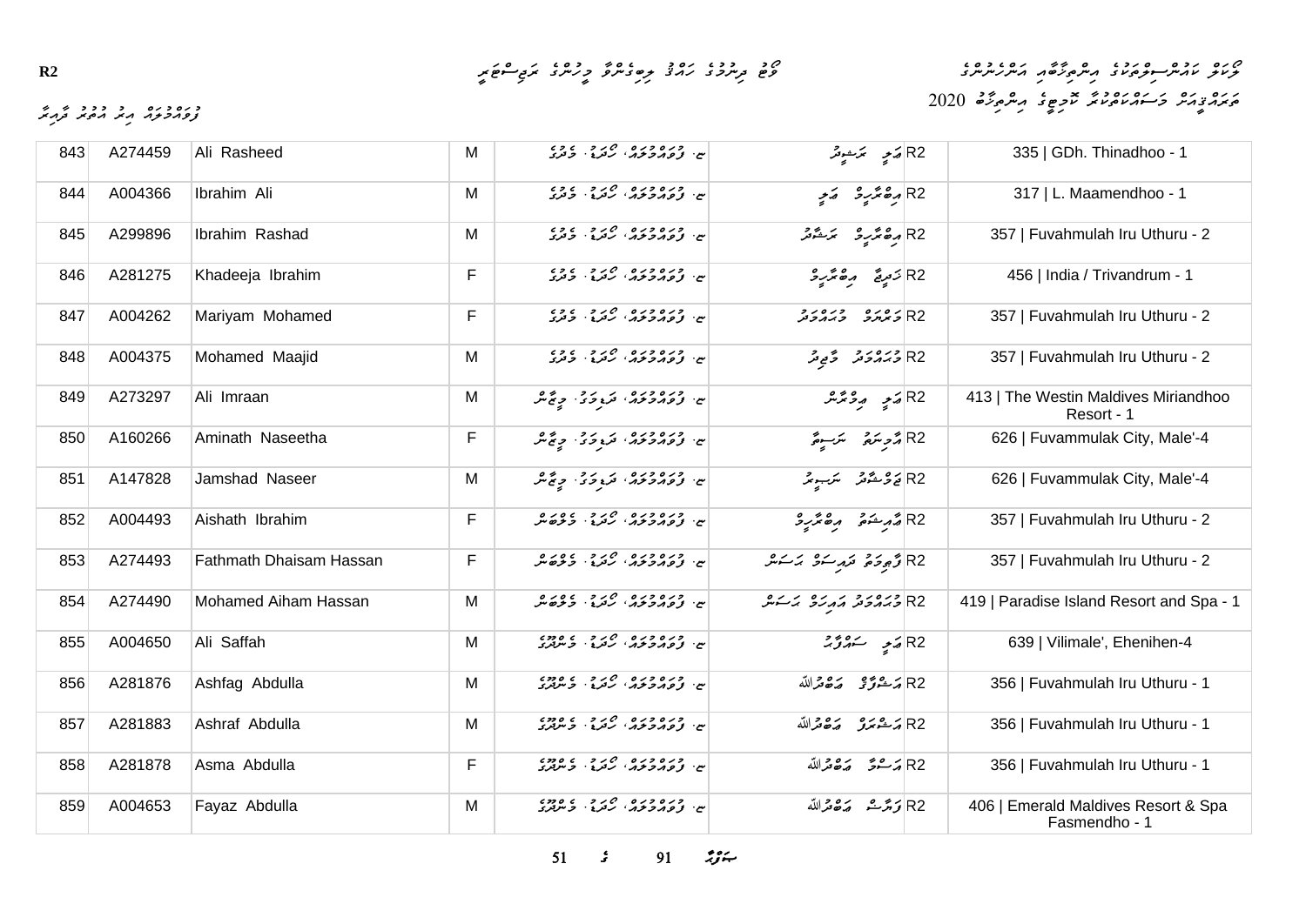| 843 | A274459 | Ali Rasheed | M | ސ. ފުވައްމުލައް، ހޮދަނޑު، ވެނދާ | R2 އަލީ ރަޝީދު | 335 \| GDh. Thinadhoo - 1 |
|---|---|---|---|---|---|---|
| 844 | A004366 | Ibrahim Ali | M | ސ. ފުވައްމުލައް، ހޮދަނޑު، ވެނދާ | R2 އިބްރާހީމް އަލީ | 317 \| L. Maamendhoo - 1 |
| 845 | A299896 | Ibrahim Rashad | M | ސ. ފުވައްމުލައް، ހޮދަނޑު، ވެނދާ | R2 އިބްރާހީމް ރަޝާދު | 357 \| Fuvahmulah Iru Uthuru - 2 |
| 846 | A281275 | Khadeeja Ibrahim | F | ސ. ފުވައްމުލައް، ހޮދަނޑު، ވެނދާ | R2 ޚަދީޖާ އިބްރާހީމް | 456 \| India / Trivandrum - 1 |
| 847 | A004262 | Mariyam Mohamed | F | ސ. ފުވައްމުލައް، ހޮދަނޑު، ވެނދާ | R2 މަރިޔަމް މުޙައްމަދު | 357 \| Fuvahmulah Iru Uthuru - 2 |
| 848 | A004375 | Mohamed Maajid | M | ސ. ފުވައްމުލައް، ހޮދަނޑު، ވެނދާ | R2 މުޙައްމަދު މާޖިދު | 357 \| Fuvahmulah Iru Uthuru - 2 |
| 849 | A273297 | Ali Imraan | M | ސ. ފުވައްމުލައް، ދަލިމަގު، ދިލާނާ | R2 އަލީ އިމްރާން | 413 \| The Westin Maldives Miriandhoo Resort - 1 |
| 850 | A160266 | Aminath Naseetha | F | ސ. ފުވައްމުލައް، ދަލިމަގު، ދިލާނާ | R2 އާމިނަތު ނަސީތާ | 626 \| Fuvammulak City, Male'-4 |
| 851 | A147828 | Jamshad Naseer | M | ސ. ފުވައްމުލައް، ދަލިމަގު، ދިލާނާ | R2 ޖަމްޝާދު ނަސީރު | 626 \| Fuvammulak City, Male'-4 |
| 852 | A004493 | Aishath Ibrahim | F | ސ. ފުވައްމުލައް، ހޮދަނޑު، ވެވަޅު | R2 އާއިޝަތު އިބްރާހީމް | 357 \| Fuvahmulah Iru Uthuru - 2 |
| 853 | A274493 | Fathmath Dhaisam Hassan | F | ސ. ފުވައްމުލައް، ހޮދަނޑު، ވެވަޅު | R2 ފާތިމަތު ދައިސަމް ހަސަން | 357 \| Fuvahmulah Iru Uthuru - 2 |
| 854 | A274490 | Mohamed Aiham Hassan | M | ސ. ފުވައްމުލައް، ހޮދަނޑު، ވެވަޅު | R2 މުޙައްމަދު އައިހަމް ހަސަން | 419 \| Paradise Island Resort and Spa - 1 |
| 855 | A004650 | Ali Saffah | M | ސ. ފުވައްމުލައް، ހޮދަނޑު، ވެންޓޫރާ | R2 އަލީ ސައްފާޙް | 639 \| Vilimale', Ehenihen-4 |
| 856 | A281876 | Ashfag Abdulla | M | ސ. ފުވައްމުލައް، ހޮދަނޑު، ވެންޓޫރާ | R2 އަޝްފާގު އަބްދުﷲ | 356 \| Fuvahmulah Iru Uthuru - 1 |
| 857 | A281883 | Ashraf Abdulla | M | ސ. ފުވައްމުލައް، ހޮދަނޑު، ވެންޓޫރާ | R2 އަޝްރަފު އަބްދުﷲ | 356 \| Fuvahmulah Iru Uthuru - 1 |
| 858 | A281878 | Asma Abdulla | F | ސ. ފުވައްމުލައް، ހޮދަނޑު، ވެންޓޫރާ | R2 އަސްމާ އަބްދުﷲ | 356 \| Fuvahmulah Iru Uthuru - 1 |
| 859 | A004653 | Fayaz Abdulla | M | ސ. ފުވައްމުލައް، ހޮދަނޑު، ވެންޓޫރާ | R2 ފަޔާޒް އަބްދުﷲ | 406 \| Emerald Maldives Resort & Spa Fasmendho - 1 |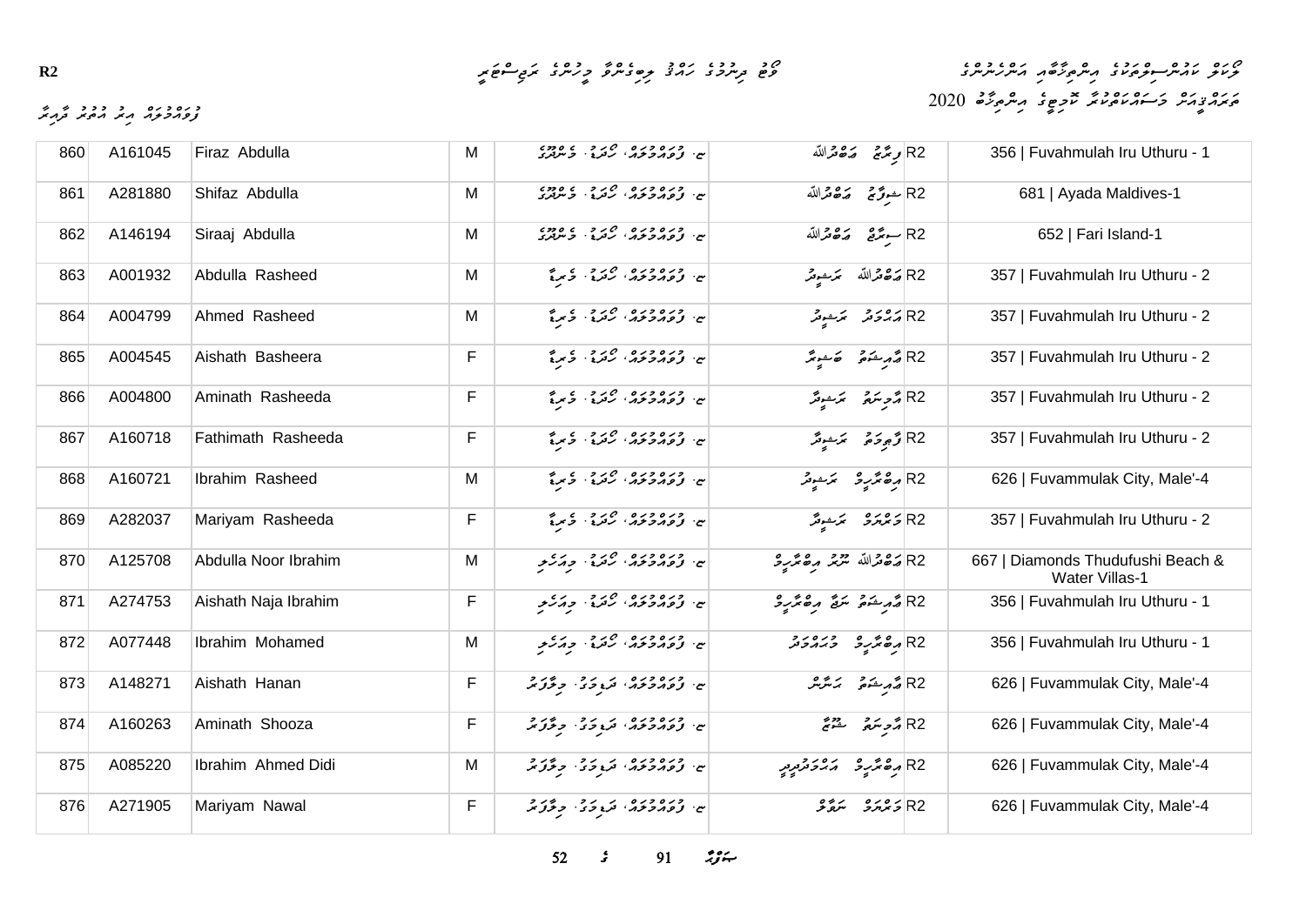| 860 | A161045 | Firaz Abdulla | M | ސ. ފުވައްމުލައް، ހޯދަޑު، ވަންނާރާ | ފިރާޒް އަބްދުﷲ | R2 | 356 \| Fuvahmulah Iru Uthuru - 1 |
|---|---|---|---|---|---|---|---|
| 861 | A281880 | Shifaz Abdulla | M | ސ. ފުވައްމުލައް، ހޯދަޑު، ވަންނާރާ | ޝިފާޒް އަބްދުﷲ | R2 | 681 \| Ayada Maldives-1 |
| 862 | A146194 | Siraaj Abdulla | M | ސ. ފުވައްމުލައް، ހޯދަޑު، ވަންނާރާ | ސިރާޖް އަބްދުﷲ | R2 | 652 \| Fari Island-1 |
| 863 | A001932 | Abdulla Rasheed | M | ސ. ފުވައްމުލައް، ހޯދަޑު، ވެރިޓާ | އަބްދުﷲ ރަޝީދު | R2 | 357 \| Fuvahmulah Iru Uthuru - 2 |
| 864 | A004799 | Ahmed Rasheed | M | ސ. ފުވައްމުލައް، ހޯދަޑު، ވެރިޓާ | އަޙްމަދު ރަޝީދު | R2 | 357 \| Fuvahmulah Iru Uthuru - 2 |
| 865 | A004545 | Aishath Basheera | F | ސ. ފުވައްމުލައް، ހޯދަޑު، ވެރިޓާ | އާއިޝަތު ބަޝީރާ | R2 | 357 \| Fuvahmulah Iru Uthuru - 2 |
| 866 | A004800 | Aminath Rasheeda | F | ސ. ފުވައްމުލައް، ހޯދަޑު، ވެރިޓާ | އާމިނަތު ރަޝީދާ | R2 | 357 \| Fuvahmulah Iru Uthuru - 2 |
| 867 | A160718 | Fathimath Rasheeda | F | ސ. ފުވައްމުލައް، ހޯދަޑު، ވެރިޓާ | ފާތިމަތު ރަޝީދާ | R2 | 357 \| Fuvahmulah Iru Uthuru - 2 |
| 868 | A160721 | Ibrahim Rasheed | M | ސ. ފުވައްމުލައް، ހޯދަޑު، ވެރިޓާ | އިބްރާހީމް ރަޝީދު | R2 | 626 \| Fuvammulak City, Male'-4 |
| 869 | A282037 | Mariyam Rasheeda | F | ސ. ފުވައްމުލައް، ހޯދަޑު، ވެރިޓާ | މަރިޔަމް ރަޝީދާ | R2 | 357 \| Fuvahmulah Iru Uthuru - 2 |
| 870 | A125708 | Abdulla Noor Ibrahim | M | ސ. ފުވައްމުލައް، ހޯދަޑު، ޖިއަހެލި | އަބްދުﷲ ނޫރު އިބްރާހީމް | R2 | 667 \| Diamonds Thudufushi Beach & Water Villas-1 |
| 871 | A274753 | Aishath Naja Ibrahim | F | ސ. ފުވައްމުލައް، ހޯދަޑު، ޖިއަހެލި | އާއިޝަތު ނަޖާ އިބްރާހީމް | R2 | 356 \| Fuvahmulah Iru Uthuru - 1 |
| 872 | A077448 | Ibrahim Mohamed | M | ސ. ފުވައްމުލައް، ހޯދަޑު، ޖިއަހެލި | އިބްރާހީމް މުޙައްމަދު | R2 | 356 \| Fuvahmulah Iru Uthuru - 1 |
| 873 | A148271 | Aishath Hanan | F | ސ. ފުވައްމުލައް، ދަނޑިމަގު، ޖިލާނަރު | އާއިޝަތު ހަނާން | R2 | 626 \| Fuvammulak City, Male'-4 |
| 874 | A160263 | Aminath Shooza | F | ސ. ފުވައްމުލައް، ދަނޑިމަގު، ޖިލާނަރު | އާމިނަތު ޝޫޒާ | R2 | 626 \| Fuvammulak City, Male'-4 |
| 875 | A085220 | Ibrahim Ahmed Didi | M | ސ. ފުވައްމުލައް، ދަނޑިމަގު، ޖިލާނަރު | އިބްރާހީމް އަޙްމަދުދީދީ | R2 | 626 \| Fuvammulak City, Male'-4 |
| 876 | A271905 | Mariyam Nawal | F | ސ. ފުވައްމުލައް، ދަނޑިމަގު، ޖިލާނަރު | މަރިޔަމް ނަވާލް | R2 | 626 \| Fuvammulak City, Male'-4 |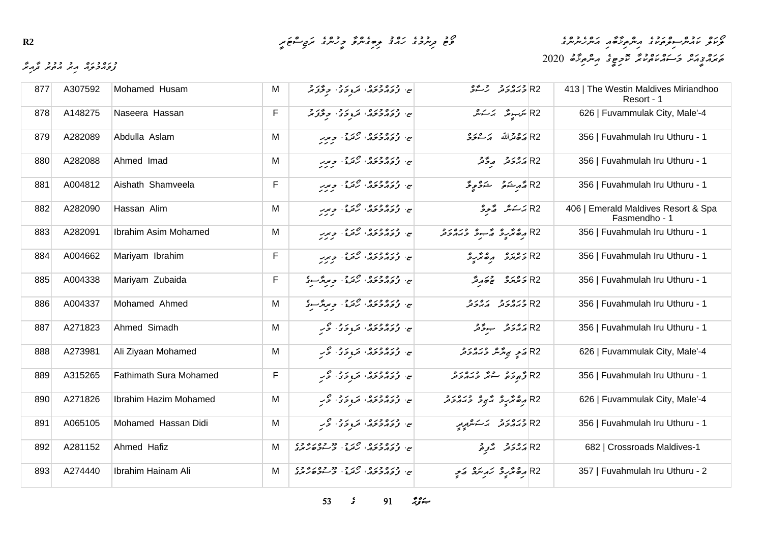| 877 | A307592 | Mohamed Husam | M | ސ. ފުވައްމުލައް، ދަށުގަމު. މިލާނީ | މުހައްމަދު ހުސާމް | R2 | 413 \| The Westin Maldives Miriandhoo Resort - 1 |
|---|---|---|---|---|---|---|---|
| 878 | A148275 | Naseera Hassan | F | ސ. ފުވައްމުލައް، ދަށުގަމު. މިލާނީ | ނަސީރާ ހަސަން | R2 | 626 \| Fuvammulak City, Male'-4 |
| 879 | A282089 | Abdulla Aslam | M | ސ. ފުވައްމުލައް، ހޯދަޑު. މިރިރި | އަބްދުﷲ އަސްލަމް | R2 | 356 \| Fuvahmulah Iru Uthuru - 1 |
| 880 | A282088 | Ahmed Imad | M | ސ. ފުވައްމުލައް، ހޯދަޑު. މިރިރި | އަޙްމަދު އިމާދު | R2 | 356 \| Fuvahmulah Iru Uthuru - 1 |
| 881 | A004812 | Aishath Shamveela | F | ސ. ފުވައްމުލައް، ހޯދަޑު. މިރިރި | އާއިޝަތު ޝަމްވީލާ | R2 | 356 \| Fuvahmulah Iru Uthuru - 1 |
| 882 | A282090 | Hassan Alim | M | ސ. ފުވައްމުލައް، ހޯދަޑު. މިރިރި | ހަސަން އާލިމް | R2 | 406 \| Emerald Maldives Resort & Spa Fasmendho - 1 |
| 883 | A282091 | Ibrahim Asim Mohamed | M | ސ. ފުވައްމުލައް، ހޯދަޑު. މިރިރި | އިބްރާހީމް އާސިމް މުހައްމަދު | R2 | 356 \| Fuvahmulah Iru Uthuru - 1 |
| 884 | A004662 | Mariyam Ibrahim | F | ސ. ފުވައްމުލައް، ހޯދަޑު. މިރިރި | މަރިޔަމް އިބްރާހީމް | R2 | 356 \| Fuvahmulah Iru Uthuru - 1 |
| 885 | A004338 | Mariyam Zubaida | F | ސ. ފުވައްމުލައް، ހޯދަޑު. މިރިއާސްގެ | މަރިޔަމް ޒުބައިދާ | R2 | 356 \| Fuvahmulah Iru Uthuru - 1 |
| 886 | A004337 | Mohamed Ahmed | M | ސ. ފުވައްމުލައް، ހޯދަޑު. މިރިއާސްގެ | މުހައްމަދު އަޙްމަދު | R2 | 356 \| Fuvahmulah Iru Uthuru - 1 |
| 887 | A271823 | Ahmed Simadh | M | ސ. ފުވައްމުލައް، ދަށުގަމު. މާރި | އަޙްމަދު ސިމާދު | R2 | 356 \| Fuvahmulah Iru Uthuru - 1 |
| 888 | A273981 | Ali Ziyaan Mohamed | M | ސ. ފުވައްމުލައް، ދަށުގަމު. މާރި | އަލި ޒިޔާން މުހައްމަދު | R2 | 626 \| Fuvammulak City, Male'-4 |
| 889 | A315265 | Fathimath Sura Mohamed | F | ސ. ފުވައްމުލައް، ދަށުގަމު. މާރި | ފާތިމަތު ސުރާ މުހައްމަދު | R2 | 356 \| Fuvahmulah Iru Uthuru - 1 |
| 890 | A271826 | Ibrahim Hazim Mohamed | M | ސ. ފުވައްމުލައް، ދަށުގަމު. މާރި | އިބްރާހީމް ހާޒިމް މުހައްމަދު | R2 | 626 \| Fuvammulak City, Male'-4 |
| 891 | A065105 | Mohamed Hassan Didi | M | ސ. ފުވައްމުލައް، ދަށުގަމު. މާރި | މުހައްމަދު ހަސަންދީދީ | R2 | 356 \| Fuvahmulah Iru Uthuru - 1 |
| 892 | A281152 | Ahmed Hafiz | M | ސ. ފުވައްމުލައް، ހޯދަޑު. މުސްތަޤުބާލްގެ | އަޙްމަދު ހާފިޒު | R2 | 682 \| Crossroads Maldives-1 |
| 893 | A274440 | Ibrahim Hainam Ali | M | ސ. ފުވައްމުލައް، ހޯދަޑު. މުސްތަޤުބާލްގެ | އިބްރާހީމް ހައިނަމް އަލި | R2 | 357 \| Fuvahmulah Iru Uthuru - 2 |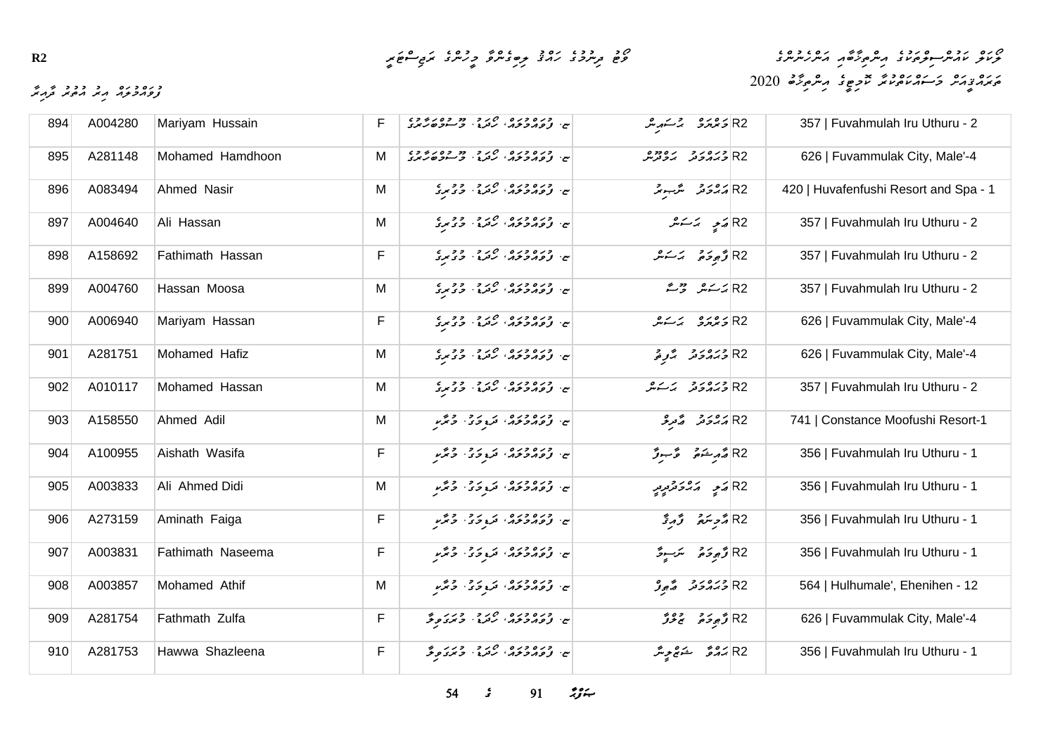| 894 | A004280 | Mariyam Hussain | F | ސ. ފުވައްމުލައް، ހޯދަދު، ފުސްމާބަހާރުގެ | R2 ވަރިއަމް ހުސައިން | 357 \| Fuvahmulah Iru Uthuru - 2 |
|---|---|---|---|---|---|---|
| 895 | A281148 | Mohamed Hamdhoon | M | ސ. ފުވައްމުލައް، ހޯދަދު، ފުސްމާބަހާރުގެ | R2 މުހައްމަދު ހަމްދޫން | 626 \| Fuvammulak City, Male'-4 |
| 896 | A083494 | Ahmed Nasir | M | ސ. ފުވައްމުލައް، ހޯދަދު، މުގުރުގެ | R2 އަހްމަދު ނާސިރު | 420 \| Huvafenfushi Resort and Spa - 1 |
| 897 | A004640 | Ali Hassan | M | ސ. ފުވައްމުލައް، ހޯދަދު، މުގުރުގެ | R2 އަލި ހަސަން | 357 \| Fuvahmulah Iru Uthuru - 2 |
| 898 | A158692 | Fathimath Hassan | F | ސ. ފުވައްމުލައް، ހޯދަދު، މުގުރުގެ | R2 ފާތިމަތު ހަސަން | 357 \| Fuvahmulah Iru Uthuru - 2 |
| 899 | A004760 | Hassan Moosa | M | ސ. ފުވައްމުލައް، ހޯދަދު، މުގުރުގެ | R2 ހަސަން މޫސާ | 357 \| Fuvahmulah Iru Uthuru - 2 |
| 900 | A006940 | Mariyam Hassan | F | ސ. ފުވައްމުލައް، ހޯދަދު، މުގުރުގެ | R2 މަރިއަމް ހަސަން | 626 \| Fuvammulak City, Male'-4 |
| 901 | A281751 | Mohamed Hafiz | M | ސ. ފުވައްމުލައް، ހޯދަދު، މުގުރުގެ | R2 މުހައްމަދު ހާފިޒު | 626 \| Fuvammulak City, Male'-4 |
| 902 | A010117 | Mohamed Hassan | M | ސ. ފުވައްމުލައް، ހޯދަދު، މުގުރުގެ | R2 މުހައްމަދު ހަސަން | 357 \| Fuvahmulah Iru Uthuru - 2 |
| 903 | A158550 | Ahmed Adil | M | ސ. ފުވައްމުލައް، ދަޑިމަގު، މުނާ | R2 އަހްމަދު އާދިލު | 741 \| Constance Moofushi Resort-1 |
| 904 | A100955 | Aishath Wasifa | F | ސ. ފުވައްމުލައް، ދަޑިމަގު، މުނާ | R2 އާއިޝަތު ވާސިފާ | 356 \| Fuvahmulah Iru Uthuru - 1 |
| 905 | A003833 | Ali Ahmed Didi | M | ސ. ފުވައްމުލައް، ދަޑިމަގު، މުނާ | R2 އަލި އަހްމަދުދީދީ | 356 \| Fuvahmulah Iru Uthuru - 1 |
| 906 | A273159 | Aminath Faiga | F | ސ. ފުވައްމުލައް، ދަޑިމަގު، މުނާ | R2 އާމިނަތު ފާއިޤާ | 356 \| Fuvahmulah Iru Uthuru - 1 |
| 907 | A003831 | Fathimath Naseema | F | ސ. ފުވައްމުލައް، ދަޑިމަގު، މުނާ | R2 ފާތިމަތު ނަސީމާ | 356 \| Fuvahmulah Iru Uthuru - 1 |
| 908 | A003857 | Mohamed Athif | M | ސ. ފުވައްމުލައް، ދަޑިމަގު، މުނާ | R2 މުހައްމަދު އާތިފު | 564 \| Hulhumale', Ehenihen - 12 |
| 909 | A281754 | Fathmath Zulfa | F | ސ. ފުވައްމުލައް، ހޯދަދު، މުރަކަލިގާ | R2 ފާތިމަތު ޒުލްފާ | 626 \| Fuvammulak City, Male'-4 |
| 910 | A281753 | Hawwa Shazleena | F | ސ. ފުވައްމުލައް، ހޯދަދު، މުރަކަލިގާ | R2 ހައްވާ ޝަޒްލީނާ | 356 \| Fuvahmulah Iru Uthuru - 1 |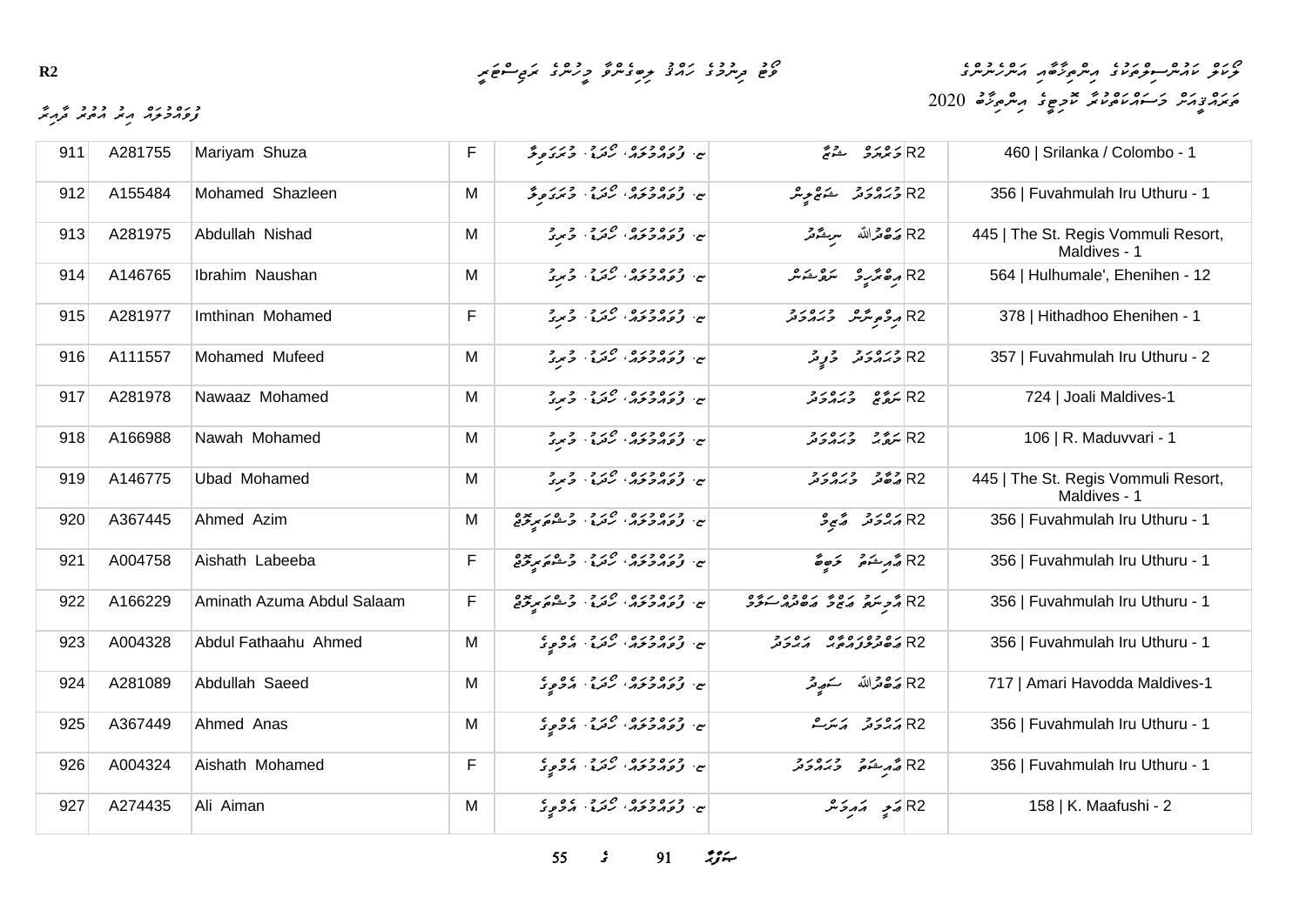| 911 | A281755 | Mariyam Shuza | F | ސ. ފުވައްމުލައް، ހޯދަޑު، މަރަމަތީގެ | R2 މަރިޔަމް ޝުޒާ | 460 \| Srilanka / Colombo - 1 |
|---|---|---|---|---|---|---|
| 912 | A155484 | Mohamed Shazleen | M | ސ. ފުވައްމުލައް، ހޯދަޑު، މަރަމަތީގެ | R2 މުޙައްމަދު ޝަޒްލީން | 356 \| Fuvahmulah Iru Uthuru - 1 |
| 913 | A281975 | Abdullah Nishad | M | ސ. ފުވައްމުލައް، ހޯދަޑު، މިރިގެ | R2 އަބްދުﷲ ނިޝާދު | 445 \| The St. Regis Vommuli Resort, Maldives - 1 |
| 914 | A146765 | Ibrahim Naushan | M | ސ. ފުވައްމުލައް، ހޯދަޑު، މިރިގެ | R2 އިބްރާހީމް ނައުޝާން | 564 \| Hulhumale', Ehenihen - 12 |
| 915 | A281977 | Imthinan Mohamed | F | ސ. ފުވައްމުލައް، ހޯދަޑު، މިރިގެ | R2 އިމްތިނާން މުޙައްމަދު | 378 \| Hithadhoo Ehenihen - 1 |
| 916 | A111557 | Mohamed Mufeed | M | ސ. ފުވައްމުލައް، ހޯދަޑު، މިރިގެ | R2 މުޙައްމަދު މުފީދު | 357 \| Fuvahmulah Iru Uthuru - 2 |
| 917 | A281978 | Nawaaz Mohamed | M | ސ. ފުވައްމުލައް، ހޯދަޑު، މިރިގެ | R2 ނަވާޒް މުޙައްމަދު | 724 \| Joali Maldives-1 |
| 918 | A166988 | Nawah Mohamed | M | ސ. ފުވައްމުލައް، ހޯދަޑު، މިރިގެ | R2 ނަވާޙް މުޙައްމަދު | 106 \| R. Maduvvari - 1 |
| 919 | A146775 | Ubad Mohamed | M | ސ. ފުވައްމުލައް، ހޯދަޑު، މިރިގެ | R2 އުބާދު މުޙައްމަދު | 445 \| The St. Regis Vommuli Resort, Maldives - 1 |
| 920 | A367445 | Ahmed Azim | M | ސ. ފުވައްމުލައް، ހޯދަޑު، މުސްތަފީރުގެ | R2 އަޙްމަދު އާޒިމް | 356 \| Fuvahmulah Iru Uthuru - 1 |
| 921 | A004758 | Aishath Labeeba | F | ސ. ފުވައްމުލައް، ހޯދަޑު، މުސްތަފީރުގެ | R2 އާއިޝަތު ލަބީބާ | 356 \| Fuvahmulah Iru Uthuru - 1 |
| 922 | A166229 | Aminath Azuma Abdul Salaam | F | ސ. ފުވައްމުލައް، ހޯދަޑު، މުސްތަފީރުގެ | R2 އާމިނަތު އަޒުމާ އަބްދުއްސަލާމް | 356 \| Fuvahmulah Iru Uthuru - 1 |
| 923 | A004328 | Abdul Fathaahu Ahmed | M | ސ. ފުވައްމުލައް، ހޯދަޑު، އަލިވިލާ | R2 އަބްދުލްފައްތާޙު އަޙްމަދު | 356 \| Fuvahmulah Iru Uthuru - 1 |
| 924 | A281089 | Abdullah Saeed | M | ސ. ފުވައްމުލައް، ހޯދަޑު، އަލިވިލާ | R2 އަބްދުﷲ ސަޢީދު | 717 \| Amari Havodda Maldives-1 |
| 925 | A367449 | Ahmed Anas | M | ސ. ފުވައްމުލައް، ހޯދަޑު، އަލިވިލާ | R2 އަޙްމަދު އަނަސް | 356 \| Fuvahmulah Iru Uthuru - 1 |
| 926 | A004324 | Aishath Mohamed | F | ސ. ފުވައްމުލައް، ހޯދަޑު، އަލިވިލާ | R2 އާއިޝަތު މުޙައްމަދު | 356 \| Fuvahmulah Iru Uthuru - 1 |
| 927 | A274435 | Ali Aiman | M | ސ. ފުވައްމުލައް، ހޯދަޑު، އަލިވިލާ | R2 އަލި އައިމަން | 158 \| K. Maafushi - 2 |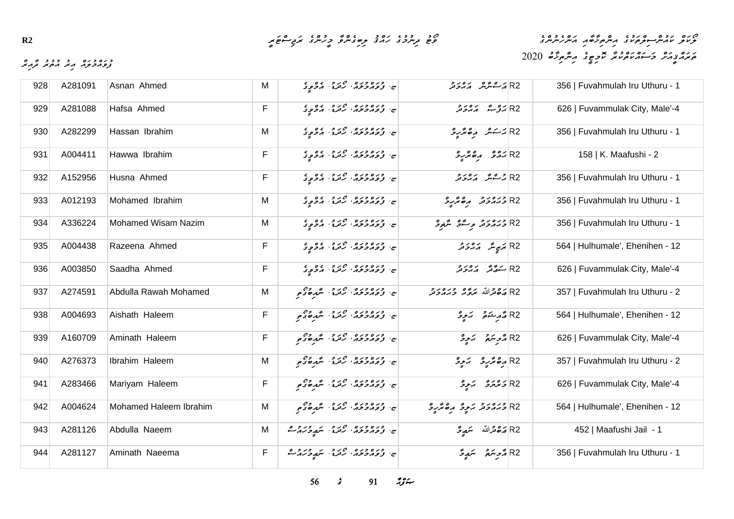| 928 | A281091 | Asnan Ahmed | M | ސ. ފުވައްމުލައް، ހޯދަދު، އަވާއީޓެ | އަސްނާން އަހުމަދު R2 | 356 \| Fuvahmulah Iru Uthuru - 1 |
|---|---|---|---|---|---|---|
| 929 | A281088 | Hafsa Ahmed | F | ސ. ފުވައްމުލައް، ހޯދަދު، އަވާއީޓެ | ހަފްސާ އަހުމަދު R2 | 626 \| Fuvammulak City, Male'-4 |
| 930 | A282299 | Hassan Ibrahim | M | ސ. ފުވައްމުލައް، ހޯދަދު، އަވާއީޓެ | ހަސަން އިބްރާހިމް R2 | 356 \| Fuvahmulah Iru Uthuru - 1 |
| 931 | A004411 | Hawwa Ibrahim | F | ސ. ފުވައްމުލައް، ހޯދަދު، އަވާއީޓެ | ހައްވާ އިބްރާހިމް R2 | 158 \| K. Maafushi - 2 |
| 932 | A152956 | Husna Ahmed | F | ސ. ފުވައްމުލައް، ހޯދަދު، އަވާއީޓެ | ހުސްނާ އަހުމަދު R2 | 356 \| Fuvahmulah Iru Uthuru - 1 |
| 933 | A012193 | Mohamed Ibrahim | M | ސ. ފުވައްމުލައް، ހޯދަދު، އަވާއީޓެ | މުހައްމަދު އިބްރާހިމް R2 | 356 \| Fuvahmulah Iru Uthuru - 1 |
| 934 | A336224 | Mohamed Wisam Nazim | M | ސ. ފުވައްމުލައް، ހޯދަދު، އަވާއީޓެ | މުހައްމަދު ވިސާމް ނާޒިމް R2 | 356 \| Fuvahmulah Iru Uthuru - 1 |
| 935 | A004438 | Razeena Ahmed | F | ސ. ފުވައްމުލައް، ހޯދަދު، އަވާއީޓެ | ރަޒީނާ އަހުމަދު R2 | 564 \| Hulhumale', Ehenihen - 12 |
| 936 | A003850 | Saadha Ahmed | F | ސ. ފުވައްމުލައް، ހޯދަދު، އަވާއީޓެ | ސައުދާ އަހުމަދު R2 | 626 \| Fuvammulak City, Male'-4 |
| 937 | A274591 | Abdulla Rawah Mohamed | M | ސ. ފުވައްމުލައް، ހޯދަދު، ނާރިބޯގެ | އަބްދުﷲ ރަވާހް މުހައްމަދު R2 | 357 \| Fuvahmulah Iru Uthuru - 2 |
| 938 | A004693 | Aishath Haleem | F | ސ. ފުވައްމުލައް، ހޯދަދު، ނާރިބޯގެ | އާއިޝަތު ހަލީމް R2 | 564 \| Hulhumale', Ehenihen - 12 |
| 939 | A160709 | Aminath Haleem | F | ސ. ފުވައްމުލައް، ހޯދަދު، ނާރިބޯގެ | އާމިނަތު ހަލީމް R2 | 626 \| Fuvammulak City, Male'-4 |
| 940 | A276373 | Ibrahim Haleem | M | ސ. ފުވައްމުލައް، ހޯދަދު، ނާރިބޯގެ | އިބްރާހިމް ހަލީމް R2 | 357 \| Fuvahmulah Iru Uthuru - 2 |
| 941 | A283466 | Mariyam Haleem | F | ސ. ފުވައްމުލައް، ހޯދަދު، ނާރިބޯގެ | މަރިޔަމް ހަލީމް R2 | 626 \| Fuvammulak City, Male'-4 |
| 942 | A004624 | Mohamed Haleem Ibrahim | M | ސ. ފުވައްމުލައް، ހޯދަދު، ނާރިބޯގެ | މުހައްމަދު ހަލީމް އިބްރާހިމް R2 | 564 \| Hulhumale', Ehenihen - 12 |
| 943 | A281126 | Abdulla Naeem | M | ސ. ފުވައްމުލައް، ހޯދަދު، ނައިމުގަހުގެ | އަބްދުﷲ ނައީމް R2 | 452 \| Maafushi Jail - 1 |
| 944 | A281127 | Aminath Naeema | F | ސ. ފުވައްމުލައް، ހޯދަދު، ނައިމުގަހުގެ | އާމިނަތު ނައީމާ R2 | 356 \| Fuvahmulah Iru Uthuru - 1 |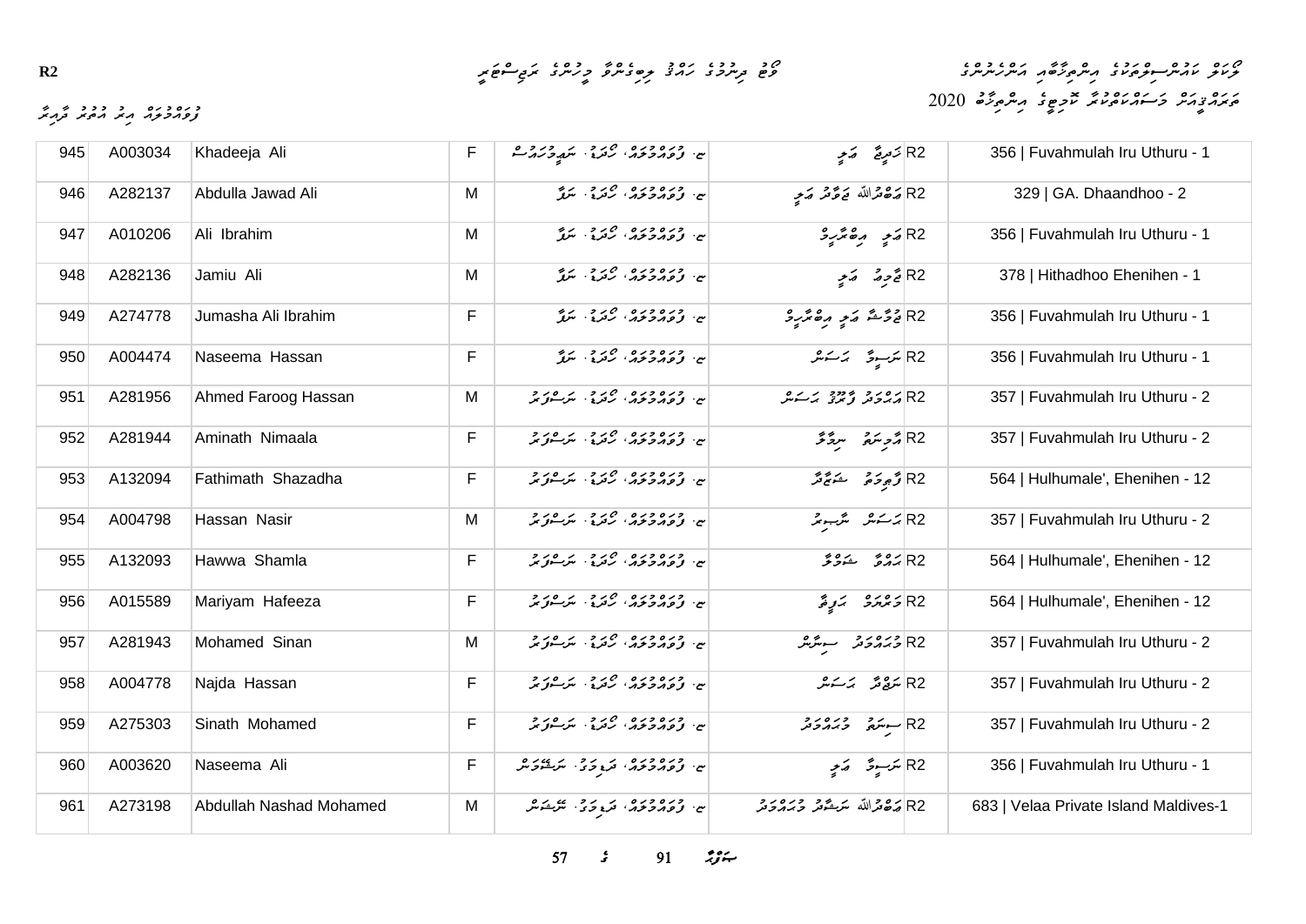| 945 | A003034 | Khadeeja Ali | F | ކ. ފުވައްމުލައް، ހޯދަދު، ނައިމާގެ | ޚަދީޖާ ޢަލީ R2 | 356 \| Fuvahmulah Iru Uthuru - 1 |
|---|---|---|---|---|---|---|
| 946 | A282137 | Abdulla Jawad Ali | M | ކ. ފުވައްމުލައް، ހޯދަދު، ނަޔާ | އަބްދުﷲ ޖަވާދު ޢަލީ R2 | 329 \| GA. Dhaandhoo - 2 |
| 947 | A010206 | Ali Ibrahim | M | ކ. ފުވައްމުލައް، ހޯދަދު، ނަޔާ | ޢަލީ އިބްރާހީމް R2 | 356 \| Fuvahmulah Iru Uthuru - 1 |
| 948 | A282136 | Jamiu Ali | M | ކ. ފުވައްމުލައް، ހޯދަދު، ނަޔާ | ޖާމިޢު ޢަލީ R2 | 378 \| Hithadhoo Ehenihen - 1 |
| 949 | A274778 | Jumasha Ali Ibrahim | F | ކ. ފުވައްމުލައް، ހޯދަދު، ނަޔާ | ޖުމާޝާ ޢަލީ އިބްރާހީމް R2 | 356 \| Fuvahmulah Iru Uthuru - 1 |
| 950 | A004474 | Naseema Hassan | F | ކ. ފުވައްމުލައް، ހޯދަދު، ނަޔާ | ނަސީމާ ހަސަން R2 | 356 \| Fuvahmulah Iru Uthuru - 1 |
| 951 | A281956 | Ahmed Faroog Hassan | M | ކ. ފުވައްމުލައް، ހޯދަދު، ނަރުގިސްވަތި | އަހްމަދު ފާރޫގު ހަސަން R2 | 357 \| Fuvahmulah Iru Uthuru - 2 |
| 952 | A281944 | Aminath Nimaala | F | ކ. ފުވައްމުލައް، ހޯދަދު، ނަރުގިސްވަތި | އާމިނަތު ނިމާލާ R2 | 357 \| Fuvahmulah Iru Uthuru - 2 |
| 953 | A132094 | Fathimath Shazadha | F | ކ. ފުވައްމުލައް، ހޯދަދު، ނަރުގިސްވަތި | ފާތިމަތު ޝަޒާދާ R2 | 564 \| Hulhumale', Ehenihen - 12 |
| 954 | A004798 | Hassan Nasir | M | ކ. ފުވައްމުލައް، ހޯދަދު، ނަރުގިސްވަތި | ހަސަން ނާސިރު R2 | 357 \| Fuvahmulah Iru Uthuru - 2 |
| 955 | A132093 | Hawwa Shamla | F | ކ. ފުވައްމުލައް، ހޯދަދު، ނަރުގިސްވަތި | ހައްވާ ޝަމްލާ R2 | 564 \| Hulhumale', Ehenihen - 12 |
| 956 | A015589 | Mariyam Hafeeza | F | ކ. ފުވައްމުލައް، ހޯދަދު، ނަރުގިސްވަތި | މަރިޔަމް ހަފީޒާ R2 | 564 \| Hulhumale', Ehenihen - 12 |
| 957 | A281943 | Mohamed Sinan | M | ކ. ފުވައްމުލައް، ހޯދަދު، ނަރުގިސްވަތި | މުހައްމަދު ސިނާން R2 | 357 \| Fuvahmulah Iru Uthuru - 2 |
| 958 | A004778 | Najda Hassan | F | ކ. ފުވައްމުލައް، ހޯދަދު، ނަރުގިސްވަތި | ނަޖްދާ ހަސަން R2 | 357 \| Fuvahmulah Iru Uthuru - 2 |
| 959 | A275303 | Sinath Mohamed | F | ކ. ފުވައްމުލައް، ހޯދަދު، ނަރުގިސްވަތި | ސިނަތު މުހައްމަދު R2 | 357 \| Fuvahmulah Iru Uthuru - 2 |
| 960 | A003620 | Naseema Ali | F | ކ. ފުވައްމުލައް، ދަޑިމަގު، ނަރުގަސްވަން | ނަސީމާ ޢަލީ R2 | 356 \| Fuvahmulah Iru Uthuru - 1 |
| 961 | A273198 | Abdullah Nashad Mohamed | M | ކ. ފުވައްމުލައް، ދަޑިމަގު، ނޫރާނީ | އަބްދުﷲ ނަޝާދު މުހައްމަދު R2 | 683 \| Velaa Private Island Maldives-1 |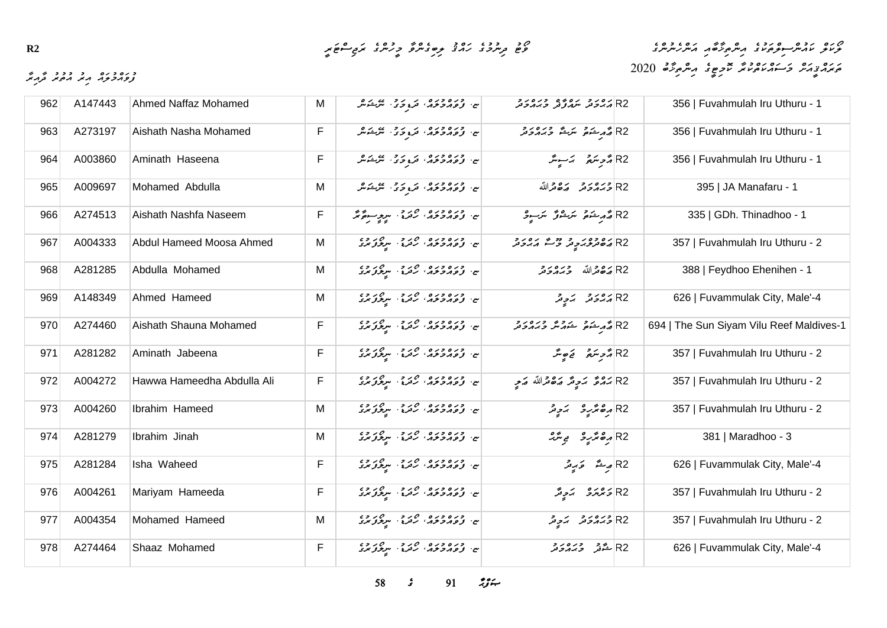| 962 | A147443 | Ahmed Naffaz Mohamed | M | ސ. ފުވައްމުލައް، ދަލިވަމް. ނޫރާނީ | އަހްމަދު ނައްފާޒު މުހައްމަދު R2 | 356 \| Fuvahmulah Iru Uthuru - 1 |
|---|---|---|---|---|---|---|
| 963 | A273197 | Aishath Nasha Mohamed | F | ސ. ފުވައްމުލައް، ދަލިވަމް. ނޫރާނީ | އައިޝަތު ނަޝާ މުހައްމަދު R2 | 356 \| Fuvahmulah Iru Uthuru - 1 |
| 964 | A003860 | Aminath Haseena | F | ސ. ފުވައްމުލައް، ދަލިވަމް. ނޫރާނީ | އާމިނަތު ހަސީނާ R2 | 356 \| Fuvahmulah Iru Uthuru - 1 |
| 965 | A009697 | Mohamed Abdulla | M | ސ. ފުވައްމުލައް، ދަލިވަމް. ނޫރާނީ | މުހައްމަދު އަބްދުالله R2 | 395 \| JA Manafaru - 1 |
| 966 | A274513 | Aishath Nashfa Naseem | F | ސ. ފުވައްމުލައް، ހޮދަން. ނިރުސާބާރާ | އައިޝަތު ނަޝްފާ ނަސީމް R2 | 335 \| GDh. Thinadhoo - 1 |
| 967 | A004333 | Abdul Hameed Moosa Ahmed | M | ސ. ފުވައްމުލައް، ހޮދަން. ނިލްވަރީ | އަބްދުލްހަމީދު މޫސާ އަހްމަދު R2 | 357 \| Fuvahmulah Iru Uthuru - 2 |
| 968 | A281285 | Abdulla Mohamed | M | ސ. ފުވައްމުލައް، ހޮދަން. ނިލްވަރީ | އަބްދުالله މުހައްމަދު R2 | 388 \| Feydhoo Ehenihen - 1 |
| 969 | A148349 | Ahmed Hameed | M | ސ. ފުވައްމުލައް، ހޮދަން. ނިލްވަރީ | އަހްމަދު ހަމީދު R2 | 626 \| Fuvammulak City, Male'-4 |
| 970 | A274460 | Aishath Shauna Mohamed | F | ސ. ފުވައްމުލައް، ހޮދަން. ނިލްވަރީ | އައިޝަތު ޝައުނާ މުހައްމަދު R2 | 694 \| The Sun Siyam Vilu Reef Maldives-1 |
| 971 | A281282 | Aminath Jabeena | F | ސ. ފުވައްމުލައް، ހޮދަން. ނިލްވަރީ | އާމިނަތު ޖަބީނާ R2 | 357 \| Fuvahmulah Iru Uthuru - 2 |
| 972 | A004272 | Hawwa Hameedha Abdulla Ali | F | ސ. ފުވައްމުލައް، ހޮދަން. ނިލްވަރީ | ހައްވާ ހަމީދާ އަބްދުالله އަލި R2 | 357 \| Fuvahmulah Iru Uthuru - 2 |
| 973 | A004260 | Ibrahim Hameed | M | ސ. ފުވައްމުލައް، ހޮދަން. ނިލްވަރީ | އިބްރާހީމް ހަމީދު R2 | 357 \| Fuvahmulah Iru Uthuru - 2 |
| 974 | A281279 | Ibrahim Jinah | M | ސ. ފުވައްމުލައް، ހޮދަން. ނިލްވަރީ | އިބްރާހީމް ޖިނާހް R2 | 381 \| Maradhoo - 3 |
| 975 | A281284 | Isha Waheed | F | ސ. ފުވައްމުލައް، ހޮދަން. ނިލްވަރީ | އިޝާ ވަހީދު R2 | 626 \| Fuvammulak City, Male'-4 |
| 976 | A004261 | Mariyam Hameeda | F | ސ. ފުވައްމުލައް، ހޮދަން. ނިލްވަރީ | މަރިޔަމް ހަމީދާ R2 | 357 \| Fuvahmulah Iru Uthuru - 2 |
| 977 | A004354 | Mohamed Hameed | M | ސ. ފުވައްމުލައް، ހޮދަން. ނިލްވަރީ | މުހައްމަދު ހަމީދު R2 | 357 \| Fuvahmulah Iru Uthuru - 2 |
| 978 | A274464 | Shaaz Mohamed | F | ސ. ފުވައްމުލައް، ހޮދަން. ނިލްވަރީ | ޝާޒު މުހައްމަދު R2 | 626 \| Fuvammulak City, Male'-4 |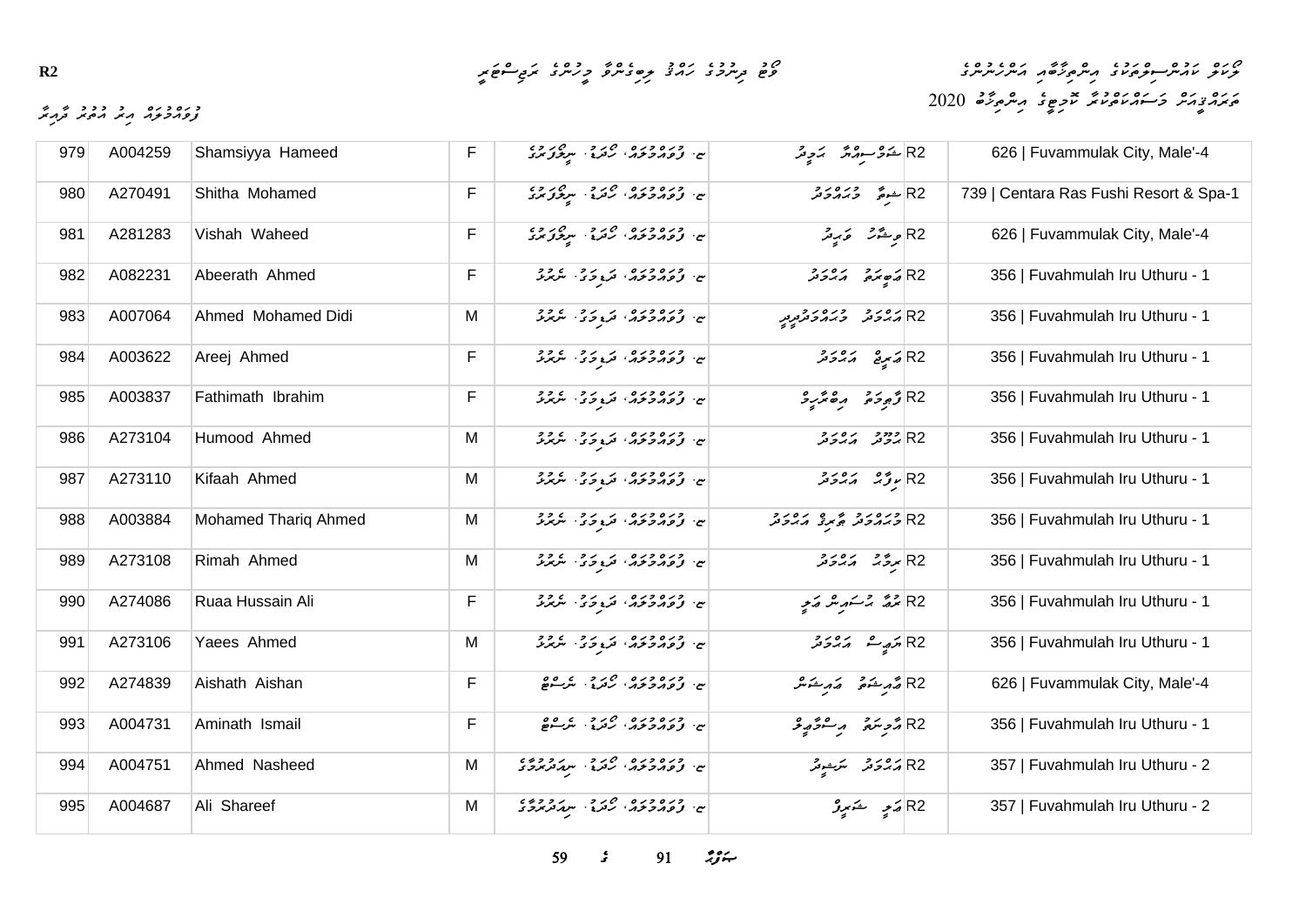ފުވައްމުލައް ސިޓީ ކައުންސިލް ދާއިރާގެ ކައުންސިލަރުގެ އިންތިޚާބު 2020

ފިހާރަތައް ނެތް ރަށްތައް

| 979 | A004259 | Shamsiyya Hameed | F | ސ. ފުވައްމުލައް، ހޯދަދު. ސިލްވަރރީ | ޝަމްސިއްޔާ ހަމީދު R2 | 626 \| Fuvammulak City, Male'-4 |
|---|---|---|---|---|---|---|
| 980 | A270491 | Shitha Mohamed | F | ސ. ފުވައްމުލައް، ހޯދަދު. ސިލްވަރރީ | ޝިތާ މުޙައްމަދު R2 | 739 \| Centara Ras Fushi Resort & Spa-1 |
| 981 | A281283 | Vishah Waheed | F | ސ. ފުވައްމުލައް، ހޯދަދު. ސިލްވަރރީ | ވިޝާހް ވަޙީދު R2 | 626 \| Fuvammulak City, Male'-4 |
| 982 | A082231 | Abeerath Ahmed | F | ސ. ފުވައްމުލައް، ދަރަމަވަންތަ. ނަރުދު | އަބީރަތު އަޙްމަދު R2 | 356 \| Fuvahmulah Iru Uthuru - 1 |
| 983 | A007064 | Ahmed Mohamed Didi | M | ސ. ފުވައްމުލައް، ދަރަމަވަންތަ. ނަރުދު | އަޙްމަދު މުޙައްމަދުދީދީ R2 | 356 \| Fuvahmulah Iru Uthuru - 1 |
| 984 | A003622 | Areej Ahmed | F | ސ. ފުވައްމުލައް، ދަރަމަވަންތަ. ނަރުދު | އަރީޖު އަޙްމަދު R2 | 356 \| Fuvahmulah Iru Uthuru - 1 |
| 985 | A003837 | Fathimath Ibrahim | F | ސ. ފުވައްމުލައް، ދަރަމަވަންތަ. ނަރުދު | ފާތިމަތު އިބްރާހީމް R2 | 356 \| Fuvahmulah Iru Uthuru - 1 |
| 986 | A273104 | Humood Ahmed | M | ސ. ފުވައްމުލައް، ދަރަމަވަންތަ. ނަރުދު | ހުމޫދު އަޙްމަދު R2 | 356 \| Fuvahmulah Iru Uthuru - 1 |
| 987 | A273110 | Kifaah Ahmed | M | ސ. ފުވައްމުލައް، ދަރަމަވަންތަ. ނަރުދު | ކިފާހް އަޙްމަދު R2 | 356 \| Fuvahmulah Iru Uthuru - 1 |
| 988 | A003884 | Mohamed Thariq Ahmed | M | ސ. ފުވައްމުލައް، ދަރަމަވަންތަ. ނަރުދު | މުޙައްމަދު ޠާރިޤު އަޙްމަދު R2 | 356 \| Fuvahmulah Iru Uthuru - 1 |
| 989 | A273108 | Rimah Ahmed | M | ސ. ފުވައްމުލައް، ދަރަމަވަންތަ. ނަރުދު | ރިމާހް އަޙްމަދު R2 | 356 \| Fuvahmulah Iru Uthuru - 1 |
| 990 | A274086 | Ruaa Hussain Ali | F | ސ. ފުވައްމުލައް، ދަރަމަވަންތަ. ނަރުދު | ރުއާ ހުސައިން އަލި R2 | 356 \| Fuvahmulah Iru Uthuru - 1 |
| 991 | A273106 | Yaees Ahmed | M | ސ. ފުވައްމުލައް، ދަރަމަވަންތަ. ނަރުދު | ޔައީސް އަޙްމަދު R2 | 356 \| Fuvahmulah Iru Uthuru - 1 |
| 992 | A274839 | Aishath Aishan | F | ސ. ފުވައްމުލައް، ހޯދަދު. ނަސްރީ | އާއިޝަތު އައިޝަން R2 | 626 \| Fuvammulak City, Male'-4 |
| 993 | A004731 | Aminath Ismail | F | ސ. ފުވައްމުލައް، ހޯދަދު. ނަސްރީ | އާމިނަތު އިސްމާއީލް R2 | 356 \| Fuvahmulah Iru Uthuru - 1 |
| 994 | A004751 | Ahmed Nasheed | M | ސ. ފުވައްމުލައް، ހޯދަދު. ނިއުދުރުވާގެ | އަޙްމަދު ނަޝީދު R2 | 357 \| Fuvahmulah Iru Uthuru - 2 |
| 995 | A004687 | Ali Shareef | M | ސ. ފުވައްމުލައް، ހޯދަދު. ނިއުދުރުވާގެ | އަލި ޝަރީފު R2 | 357 \| Fuvahmulah Iru Uthuru - 2 |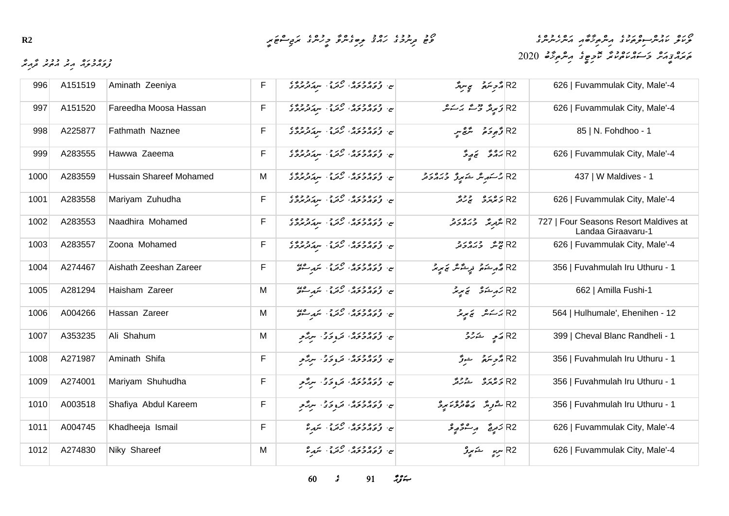| 996 | A151519 | Aminath Zeeniya | F | ޏ. ފުވައްމުލައް، ހޯދަޑު، ނިޔަދުރުގެ | R2 އާމިނަތު ޒީނިޔާ | 626 \| Fuvammulak City, Male'-4 |
|---|---|---|---|---|---|---|
| 997 | A151520 | Fareedha Moosa Hassan | F | ޏ. ފުވައްމުލައް، ހޯދަޑު، ނިޔަދުރުގެ | R2 ފަރީދާ މޫސާ ހަސަން | 626 \| Fuvammulak City, Male'-4 |
| 998 | A225877 | Fathmath Naznee | F | ޏ. ފުވައްމުލައް، ހޯދަޑު، ނިޔަދުރުގެ | R2 ފާތިމަތު ނާޒްނީ | 85 \| N. Fohdhoo - 1 |
| 999 | A283555 | Hawwa Zaeema | F | ޏ. ފުވައްމުލައް، ހޯދަޑު، ނިޔަދުރުގެ | R2 ހައްވާ ޒައީމާ | 626 \| Fuvammulak City, Male'-4 |
| 1000 | A283559 | Hussain Shareef Mohamed | M | ޏ. ފުވައްމުލައް، ހޯދަޑު، ނިޔަދުރުގެ | R2 ހުސައިން ޝަރީފު މުހައްމަދު | 437 \| W Maldives - 1 |
| 1001 | A283558 | Mariyam Zuhudha | F | ޏ. ފުވައްމުލައް، ހޯދަޑު، ނިޔަދުރުގެ | R2 މަރިޔަމް ޒުހުދާ | 626 \| Fuvammulak City, Male'-4 |
| 1002 | A283553 | Naadhira Mohamed | F | ޏ. ފުވައްމުލައް، ހޯދަޑު، ނިޔަދުރުގެ | R2 ނާދިރާ މުހައްމަދު | 727 \| Four Seasons Resort Maldives at Landaa Giraavaru-1 |
| 1003 | A283557 | Zoona Mohamed | F | ޏ. ފުވައްމުލައް، ހޯދަޑު، ނިޔަދުރުގެ | R2 ޒޫނާ މުހައްމަދު | 626 \| Fuvammulak City, Male'-4 |
| 1004 | A274467 | Aishath Zeeshan Zareer | F | ޏ. ފުވައްމުލައް، ހޯދަޑު، ނަރިސްޓޯ | R2 އައިޝަތު ޒީޝާން ޒަރީރު | 356 \| Fuvahmulah Iru Uthuru - 1 |
| 1005 | A281294 | Haisham Zareer | M | ޏ. ފުވައްމުލައް، ހޯދަޑު، ނަރިސްޓޯ | R2 ހައިޝަމް ޒަރީރު | 662 \| Amilla Fushi-1 |
| 1006 | A004266 | Hassan Zareer | M | ޏ. ފުވައްމުލައް، ހޯދަޑު، ނަރިސްޓޯ | R2 ހަސަން ޒަރީރު | 564 \| Hulhumale', Ehenihen - 12 |
| 1007 | A353235 | Ali Shahum | M | ޏ. ފުވައްމުލައް، ދަޑިމަގު، ނިރާލާ | R2 އަލީ ޝަހުމް | 399 \| Cheval Blanc Randheli - 1 |
| 1008 | A271987 | Aminath Shifa | F | ޏ. ފުވައްމުލައް، ދަޑިމަގު، ނިރާލާ | R2 އާމިނަތު ޝިފާ | 356 \| Fuvahmulah Iru Uthuru - 1 |
| 1009 | A274001 | Mariyam Shuhudha | F | ޏ. ފުވައްމުލައް، ދަޑިމަގު، ނިރާލާ | R2 މަރިޔަމް ޝުހުދާ | 356 \| Fuvahmulah Iru Uthuru - 1 |
| 1010 | A003518 | Shafiya Abdul Kareem | F | ޏ. ފުވައްމުލައް، ދަޑިމަގު، ނިރާލާ | R2 ޝާފިޔާ އަބްދުލްކަރީމް | 356 \| Fuvahmulah Iru Uthuru - 1 |
| 1011 | A004745 | Khadheeja Ismail | F | ޏ. ފުވައްމުލައް، ހޯދަޑު، ނަރިސް | R2 ޚަދީޖާ އިސްމާޢީލް | 626 \| Fuvammulak City, Male'-4 |
| 1012 | A274830 | Niky Shareef | M | ޏ. ފުވައްމުލައް، ހޯދަޑު، ނަރިސް | R2 ނިކީ ޝަރީފު | 626 \| Fuvammulak City, Male'-4 |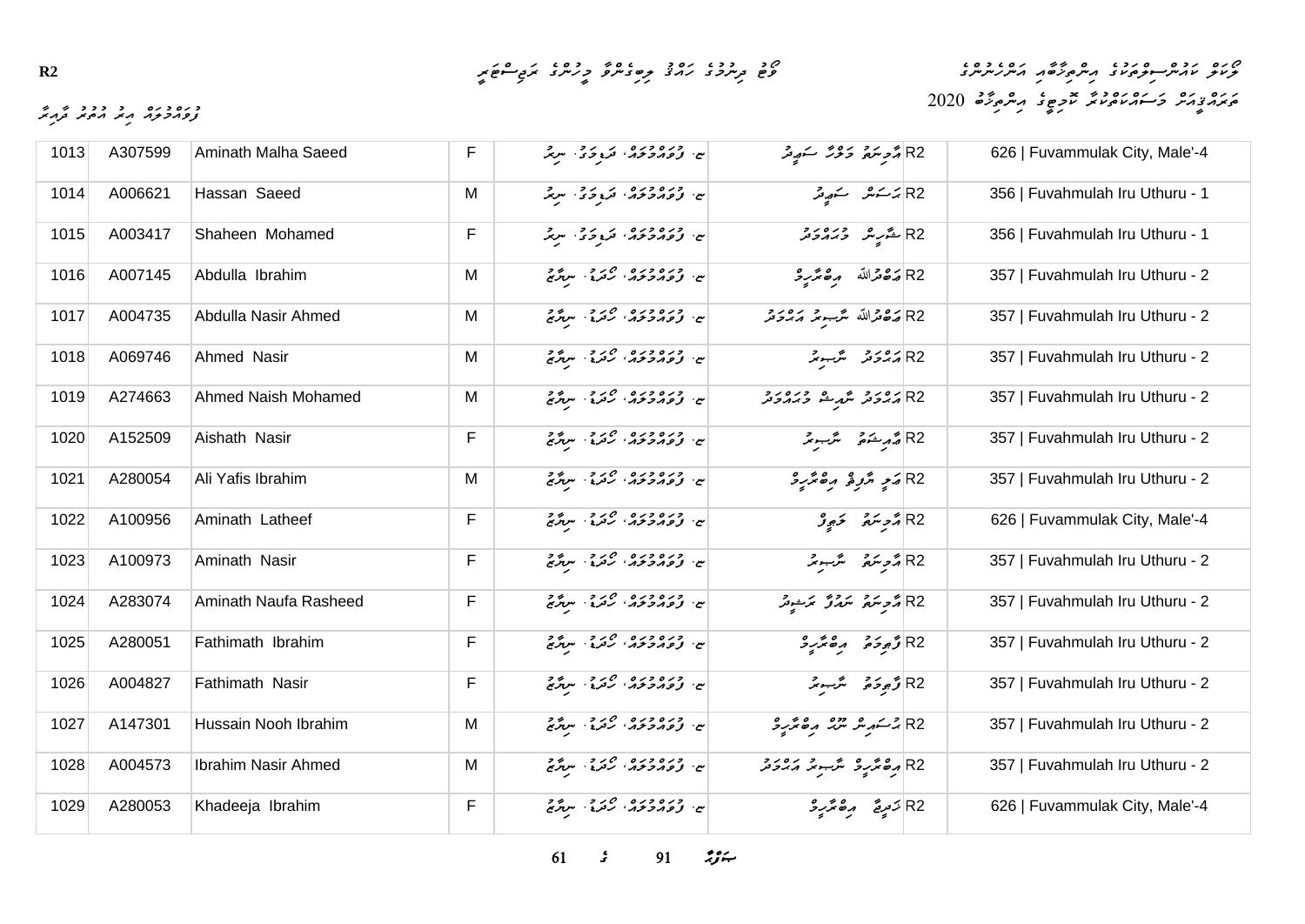| 1013 | A307599 | Aminath Malha Saeed | F | ސ. ފުވައްމުލައް، ދަރިވަރު. ނިރު | R2  އާމިނަތު މަލްހާ ސައީދު | 626 \| Fuvammulak City, Male'-4 |
|---|---|---|---|---|---|---|
| 1014 | A006621 | Hassan Saeed | M | ސ. ފުވައްމުލައް، ދަރިވަރު. ނިރު | R2 ހަސަން ސައީދު | 356 \| Fuvahmulah Iru Uthuru - 1 |
| 1015 | A003417 | Shaheen Mohamed | F | ސ. ފުވައްމުލައް، ދަރިވަރު. ނިރު | R2 ޝާހީން މުހައްމަދު | 356 \| Fuvahmulah Iru Uthuru - 1 |
| 1016 | A007145 | Abdulla Ibrahim | M | ސ. ފުވައްމުލައް، ހުޅުގެ. ނިރޫޒް | R2 އަބްދުﷲ އިބްރާހިމް | 357 \| Fuvahmulah Iru Uthuru - 2 |
| 1017 | A004735 | Abdulla Nasir Ahmed | M | ސ. ފުވައްމުލައް، ހުޅުގެ. ނިރޫޒް | R2 އަބްދުﷲ ނާސިރު އަހުމަދު | 357 \| Fuvahmulah Iru Uthuru - 2 |
| 1018 | A069746 | Ahmed Nasir | M | ސ. ފުވައްމުލައް، ހުޅުގެ. ނިރޫޒް | R2 އަހުމަދު ނާސިރު | 357 \| Fuvahmulah Iru Uthuru - 2 |
| 1019 | A274663 | Ahmed Naish Mohamed | M | ސ. ފުވައްމުލައް، ހުޅުގެ. ނިރޫޒް | R2 އަހުމަދު ނާއިޝް މުހައްމަދު | 357 \| Fuvahmulah Iru Uthuru - 2 |
| 1020 | A152509 | Aishath Nasir | F | ސ. ފުވައްމުލައް، ހުޅުގެ. ނިރޫޒް | R2 އާއިޝަތު ނާސިރު | 357 \| Fuvahmulah Iru Uthuru - 2 |
| 1021 | A280054 | Ali Yafis Ibrahim | M | ސ. ފުވައްމުލައް، ހުޅުގެ. ނިރޫޒް | R2 އަލި ޔާފިޒް އިބްރާހިމް | 357 \| Fuvahmulah Iru Uthuru - 2 |
| 1022 | A100956 | Aminath Latheef | F | ސ. ފުވައްމުލައް، ހުޅުގެ. ނިރޫޒް | R2 އާމިނަތު ލަތީފު | 626 \| Fuvammulak City, Male'-4 |
| 1023 | A100973 | Aminath Nasir | F | ސ. ފުވައްމުލައް، ހުޅުގެ. ނިރޫޒް | R2 އާމިނަތު ނާސިރު | 357 \| Fuvahmulah Iru Uthuru - 2 |
| 1024 | A283074 | Aminath Naufa Rasheed | F | ސ. ފުވައްމުލައް، ހުޅުގެ. ނިރޫޒް | R2 އާމިނަތު ނައުފާ ރަޝީދު | 357 \| Fuvahmulah Iru Uthuru - 2 |
| 1025 | A280051 | Fathimath Ibrahim | F | ސ. ފުވައްމުލައް، ހުޅުގެ. ނިރޫޒް | R2 ފާތިމަތު އިބްރާހިމް | 357 \| Fuvahmulah Iru Uthuru - 2 |
| 1026 | A004827 | Fathimath Nasir | F | ސ. ފުވައްމުލައް، ހުޅުގެ. ނިރޫޒް | R2 ފާތިމަތު ނާސިރު | 357 \| Fuvahmulah Iru Uthuru - 2 |
| 1027 | A147301 | Hussain Nooh Ibrahim | M | ސ. ފުވައްމުލައް، ހުޅުގެ. ނިރޫޒް | R2 ހުސައިން ނޫހް އިބްރާހިމް | 357 \| Fuvahmulah Iru Uthuru - 2 |
| 1028 | A004573 | Ibrahim Nasir Ahmed | M | ސ. ފުވައްމުލައް، ހުޅުގެ. ނިރޫޒް | R2 އިބްރާހިމް ނާސިރު އަހުމަދު | 357 \| Fuvahmulah Iru Uthuru - 2 |
| 1029 | A280053 | Khadeeja Ibrahim | F | ސ. ފުވައްމުލައް، ހުޅުގެ. ނިރޫޒް | R2 ޚަދީޖާ އިބްރާހިމް | 626 \| Fuvammulak City, Male'-4 |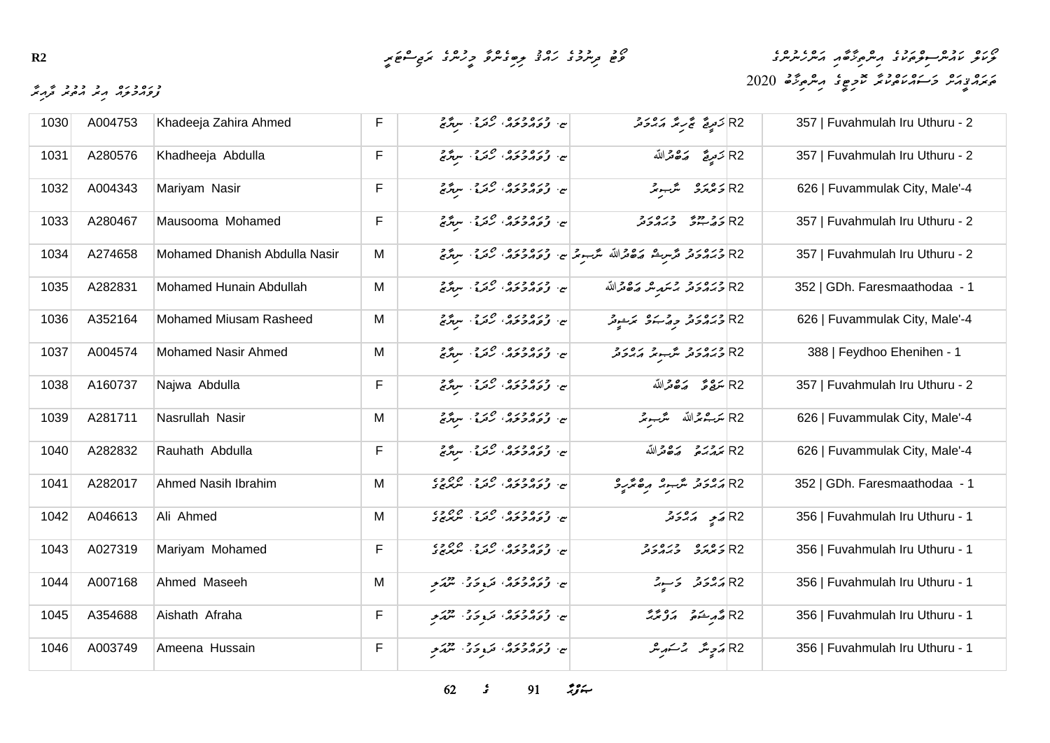| 1030 | A004753 | Khadeeja Zahira Ahmed | F | ސ. ފުވައްމުލައް، ހުޅުދޫ. ސިލްކީ | ޚަދީޖާ ޒާހިރާ އަޙްމަދު | R2 | 357 \| Fuvahmulah Iru Uthuru - 2 |
|---|---|---|---|---|---|---|---|
| 1031 | A280576 | Khadheeja Abdulla | F | ސ. ފުވައްމުލައް، ހުޅުދޫ. ސިލްކީ | ޚަދީޖާ ޢަބްދުﷲ | R2 | 357 \| Fuvahmulah Iru Uthuru - 2 |
| 1032 | A004343 | Mariyam Nasir | F | ސ. ފުވައްމުލައް، ހުޅުދޫ. ސިލްކީ | މަރިޔަމް ނާސިރު | R2 | 626 \| Fuvammulak City, Male'-4 |
| 1033 | A280467 | Mausooma Mohamed | F | ސ. ފުވައްމުލައް، ހުޅުދޫ. ސިލްކީ | މައުޞޫމާ މުޙައްމަދު | R2 | 357 \| Fuvahmulah Iru Uthuru - 2 |
| 1034 | A274658 | Mohamed Dhanish Abdulla Nasir | M | ސ. ފުވައްމުލައް، ހުޅުދޫ. ސިލްކީ | މުޙައްމަދު ދާނިޝް ޢަބްދުﷲ ނާސިރު | R2 | 357 \| Fuvahmulah Iru Uthuru - 2 |
| 1035 | A282831 | Mohamed Hunain Abdullah | M | ސ. ފުވައްމުލައް، ހުޅުދޫ. ސިލްކީ | މުޙައްމަދު ހުނައިން ޢަބްދުﷲ | R2 | 352 \| GDh. Faresmaathodaa - 1 |
| 1036 | A352164 | Mohamed Miusam Rasheed | M | ސ. ފުވައްމުލައް، ހުޅުދޫ. ސިލްކީ | މުޙައްމަދު މިޢުސަމް ރަޝީދު | R2 | 626 \| Fuvammulak City, Male'-4 |
| 1037 | A004574 | Mohamed Nasir Ahmed | M | ސ. ފުވައްމުލައް، ހުޅުދޫ. ސިލްކީ | މުޙައްމަދު ނާސިރު އަޙްމަދު | R2 | 388 \| Feydhoo Ehenihen - 1 |
| 1038 | A160737 | Najwa Abdulla | F | ސ. ފުވައްމުލައް، ހުޅުދޫ. ސިލްކީ | ނަޖްވާ ޢަބްދުﷲ | R2 | 357 \| Fuvahmulah Iru Uthuru - 2 |
| 1039 | A281711 | Nasrullah Nasir | M | ސ. ފުވައްމުލައް، ހުޅުދޫ. ސިލްކީ | ނަޞްރުﷲ ނާސިރު | R2 | 626 \| Fuvammulak City, Male'-4 |
| 1040 | A282832 | Rauhath Abdulla | F | ސ. ފުވައްމުލައް، ހުޅުދޫ. ސިލްކީ | ރައުހަތު ޢަބްދުﷲ | R2 | 626 \| Fuvammulak City, Male'-4 |
| 1041 | A282017 | Ahmed Nasih Ibrahim | M | ސ. ފުވައްމުލައް، ހުޅުދޫ. ސަންރައިޒް | އަޙްމަދު ނާޞިޙް އިބްރާހީމް | R2 | 352 \| GDh. Faresmaathodaa - 1 |
| 1042 | A046613 | Ali Ahmed | M | ސ. ފުވައްމުލައް، ހުޅުދޫ. ސަންރައިޒް | ޢަލީ އަޙްމަދު | R2 | 356 \| Fuvahmulah Iru Uthuru - 1 |
| 1043 | A027319 | Mariyam Mohamed | F | ސ. ފުވައްމުލައް، ހުޅުދޫ. ސަންރައިޒް | މަރިޔަމް މުޙައްމަދު | R2 | 356 \| Fuvahmulah Iru Uthuru - 1 |
| 1044 | A007168 | Ahmed Maseeh | M | ސ. ފުވައްމުލައް، ދަޑިމަގު. ނޫރައިވ | އަޙްމަދު މަސީހު | R2 | 356 \| Fuvahmulah Iru Uthuru - 1 |
| 1045 | A354688 | Aishath Afraha | F | ސ. ފުވައްމުލައް، ދަޑިމަގު. ނޫރައިވ | އާއިޝަތު އަފްރަހާ | R2 | 356 \| Fuvahmulah Iru Uthuru - 1 |
| 1046 | A003749 | Ameena Hussain | F | ސ. ފުވައްމުލައް، ދަޑިމަގު. ނޫރައިވ | އަމީނާ ހުސައިން | R2 | 356 \| Fuvahmulah Iru Uthuru - 1 |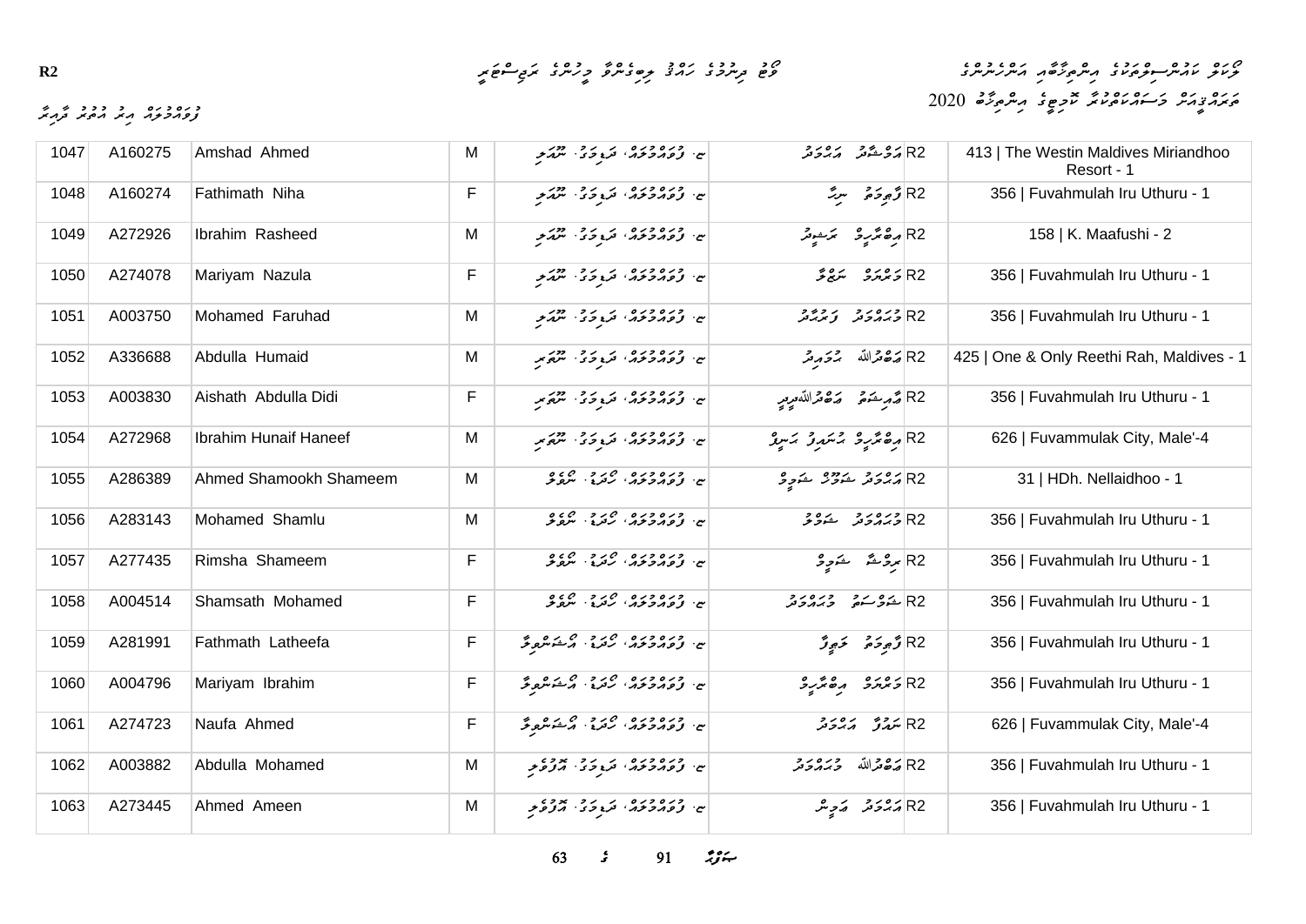| 1047 | A160275 | Amshad Ahmed | M | ކ. ފުވައްމުލައް، ދަނޑިމަގު، ނޫރާނީ | އަމްޝަދު އަޙްމަދު | R2 | 413 \| The Westin Maldives Miriandhoo Resort - 1 |
|---|---|---|---|---|---|---|---|
| 1048 | A160274 | Fathimath Niha | F | ކ. ފުވައްމުލައް، ދަނޑިމަގު، ނޫރާނީ | ފާތިމަތު ނިހާ | R2 | 356 \| Fuvahmulah Iru Uthuru - 1 |
| 1049 | A272926 | Ibrahim Rasheed | M | ކ. ފުވައްމުލައް، ދަނޑިމަގު، ނޫރާނީ | އިބްރާހީމް ރަޝީދު | R2 | 158 \| K. Maafushi - 2 |
| 1050 | A274078 | Mariyam Nazula | F | ކ. ފުވައްމުލައް، ދަނޑިމަގު، ނޫރާނީ | މަރިޔަމް ނަޒުލާ | R2 | 356 \| Fuvahmulah Iru Uthuru - 1 |
| 1051 | A003750 | Mohamed Faruhad | M | ކ. ފުވައްމުލައް، ދަނޑިމަގު، ނޫރާނީ | މުޙައްމަދު ފަރުހާދު | R2 | 356 \| Fuvahmulah Iru Uthuru - 1 |
| 1052 | A336688 | Abdulla Humaid | M | ކ. ފުވައްމުލައް، ދަނޑިމަގު، ނޫރަނީ | އަބްދުﷲ ހުމައިދު | R2 | 425 \| One & Only Reethi Rah, Maldives - 1 |
| 1053 | A003830 | Aishath Abdulla Didi | F | ކ. ފުވައްމުލައް، ދަނޑިމަގު، ނޫރަނީ | އާއިޝަތު އަބްދުﷲދީދީ | R2 | 356 \| Fuvahmulah Iru Uthuru - 1 |
| 1054 | A272968 | Ibrahim Hunaif Haneef | M | ކ. ފުވައްމުލައް، ދަނޑިމަގު، ނޫރަނީ | އިބްރާހީމް ހުނައިފް ހަނީފް | R2 | 626 \| Fuvammulak City, Male'-4 |
| 1055 | A286389 | Ahmed Shamookh Shameem | M | ކ. ފުވައްމުލައް، ހޯދަޑު، ނޫވެލި | އަޙްމަދު ޝަމޫހް ޝަމީމް | R2 | 31 \| HDh. Nellaidhoo - 1 |
| 1056 | A283143 | Mohamed Shamlu | M | ކ. ފުވައްމުލައް، ހޯދަޑު، ނޫވެލި | މުޙައްމަދު ޝަމްލޫ | R2 | 356 \| Fuvahmulah Iru Uthuru - 1 |
| 1057 | A277435 | Rimsha Shameem | F | ކ. ފުވައްމުލައް، ހޯދަޑު، ނޫވެލި | ރިމްޝާ ޝަމީމް | R2 | 356 \| Fuvahmulah Iru Uthuru - 1 |
| 1058 | A004514 | Shamsath Mohamed | F | ކ. ފުވައްމުލައް، ހޯދަޑު، ނޫވެލި | ޝަމްސަތު މުޙައްމަދު | R2 | 356 \| Fuvahmulah Iru Uthuru - 1 |
| 1059 | A281991 | Fathmath Latheefa | F | ކ. ފުވައްމުލައް، ހޯދަޑު، އޮޝަންވިލާ | ފާތިމަތު ލަތީފާ | R2 | 356 \| Fuvahmulah Iru Uthuru - 1 |
| 1060 | A004796 | Mariyam Ibrahim | F | ކ. ފުވައްމުލައް، ހޯދަޑު، އޮޝަންވިލާ | މަރިޔަމް އިބްރާހީމް | R2 | 356 \| Fuvahmulah Iru Uthuru - 1 |
| 1061 | A274723 | Naufa Ahmed | F | ކ. ފުވައްމުލައް، ހޯދަޑު، އޮޝަންވިލާ | ނައުފާ އަޙްމަދު | R2 | 626 \| Fuvammulak City, Male'-4 |
| 1062 | A003882 | Abdulla Mohamed | M | ކ. ފުވައްމުލައް، ދަނޑިމަގު، އޮޅުވެލި | އަބްދުﷲ މުޙައްމަދު | R2 | 356 \| Fuvahmulah Iru Uthuru - 1 |
| 1063 | A273445 | Ahmed Ameen | M | ކ. ފުވައްމުލައް، ދަނޑިމަގު، އޮޅުވެލި | އަޙްމަދު އަމީން | R2 | 356 \| Fuvahmulah Iru Uthuru - 1 |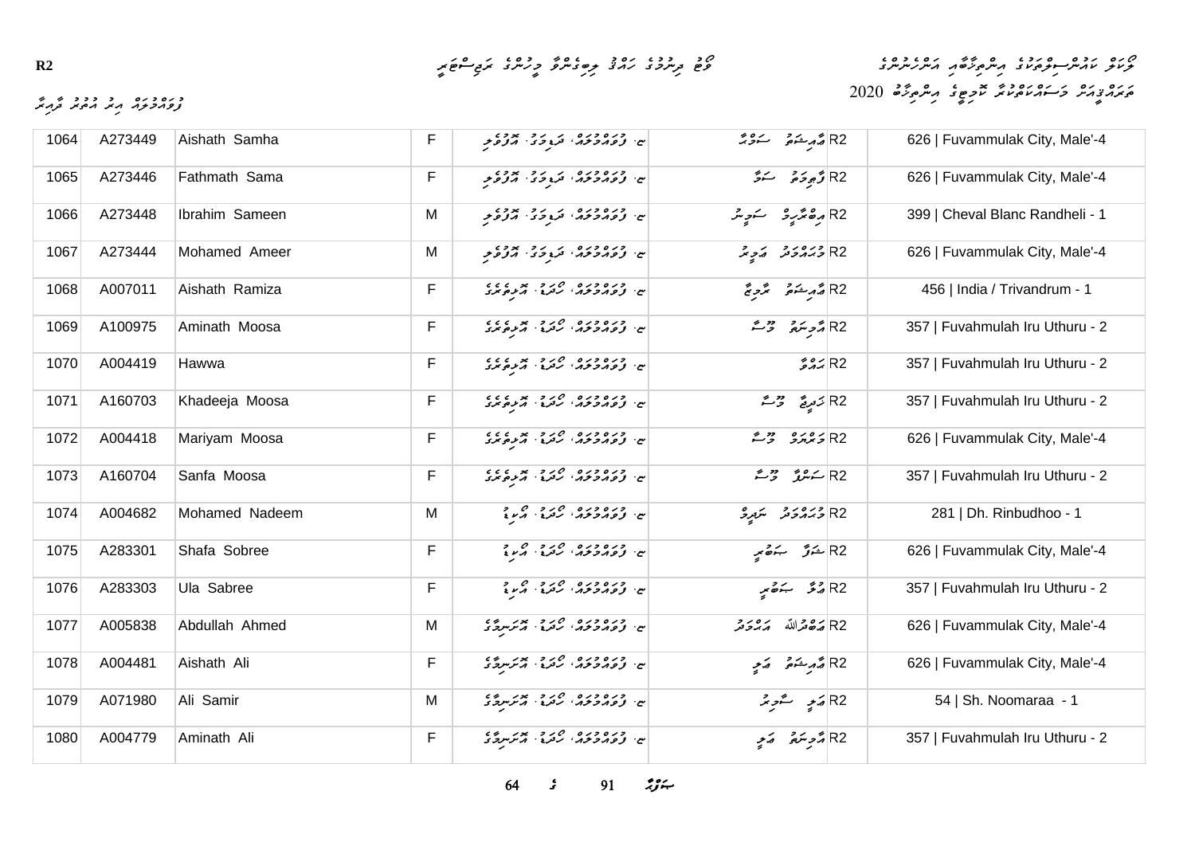| 1064 | A273449 | Aishath Samha | F | ސ. ފުވައްމުލައް، ދަނބިދޫ، އަހުލާވާ | R2 އައިޝަތު ސަމްހާ | 626 \| Fuvammulak City, Male'-4 |
|---|---|---|---|---|---|---|
| 1065 | A273446 | Fathmath Sama | F | ސ. ފުވައްމުލައް، ދަނބިދޫ، އަހުލާވާ | R2 ފާތިމަތު ސަމާ | 626 \| Fuvammulak City, Male'-4 |
| 1066 | A273448 | Ibrahim Sameen | M | ސ. ފުވައްމުލައް، ދަނބިދޫ، އަހުލާވާ | R2 އިބްރާހީމް ސަމީން | 399 \| Cheval Blanc Randheli - 1 |
| 1067 | A273444 | Mohamed Ameer | M | ސ. ފުވައްމުލައް، ދަނބިދޫ، އަހުލާވާ | R2 މުހައްމަދު އަމީރު | 626 \| Fuvammulak City, Male'-4 |
| 1068 | A007011 | Aishath Ramiza | F | ސ. ފުވައްމުލައް، ހޯދަޑު، އަލިވާގެ | R2 އައިޝަތު ރާމިޒާ | 456 \| India / Trivandrum - 1 |
| 1069 | A100975 | Aminath Moosa | F | ސ. ފުވައްމުލައް، ހޯދަޑު، އަލިވާގެ | R2 އާމިނަތު މޫސާ | 357 \| Fuvahmulah Iru Uthuru - 2 |
| 1070 | A004419 | Hawwa | F | ސ. ފުވައްމުލައް، ހޯދަޑު، އަލިވާގެ | R2 ހައްވާ | 357 \| Fuvahmulah Iru Uthuru - 2 |
| 1071 | A160703 | Khadeeja Moosa | F | ސ. ފުވައްމުލައް، ހޯދަޑު، އަލިވާގެ | R2 ޚަދީޖާ މޫސާ | 357 \| Fuvahmulah Iru Uthuru - 2 |
| 1072 | A004418 | Mariyam Moosa | F | ސ. ފުވައްމުލައް، ހޯދަޑު، އަލިވާގެ | R2 މަރިޔަމް މޫސާ | 626 \| Fuvammulak City, Male'-4 |
| 1073 | A160704 | Sanfa Moosa | F | ސ. ފުވައްމުލައް، ހޯދަޑު، އަލިވާގެ | R2 ސަންފާ މޫސާ | 357 \| Fuvahmulah Iru Uthuru - 2 |
| 1074 | A004682 | Mohamed Nadeem | M | ސ. ފުވައްމުލައް، ހޯދަޑު، އަރިޒު | R2 މުހައްމަދު ނަދީމް | 281 \| Dh. Rinbudhoo - 1 |
| 1075 | A283301 | Shafa Sobree | F | ސ. ފުވައްމުލައް، ހޯދަޑު، އަރިޒު | R2 ޝަފާ ސަބްރީ | 626 \| Fuvammulak City, Male'-4 |
| 1076 | A283303 | Ula Sabree | F | ސ. ފުވައްމުލައް، ހޯދަޑު، އަރިޒު | R2 އުލާ ސަބްރީ | 357 \| Fuvahmulah Iru Uthuru - 2 |
| 1077 | A005838 | Abdullah Ahmed | M | ސ. ފުވައްމުލައް، ހޯދަޑު، އަނަސިރާގެ | R2 އަބްދުﷲ އަޙްމަދު | 626 \| Fuvammulak City, Male'-4 |
| 1078 | A004481 | Aishath Ali | F | ސ. ފުވައްމުލައް، ހޯދަޑު، އަނަސިރާގެ | R2 އައިޝަތު އަލި | 626 \| Fuvammulak City, Male'-4 |
| 1079 | A071980 | Ali Samir | M | ސ. ފުވައްމުލައް، ހޯދަޑު، އަނަސިރާގެ | R2 އަލި ސާމިރު | 54 \| Sh. Noomaraa - 1 |
| 1080 | A004779 | Aminath Ali | F | ސ. ފުވައްމުލައް، ހޯދަޑު، އަނަސިރާގެ | R2 އާމިނަތު އަލި | 357 \| Fuvahmulah Iru Uthuru - 2 |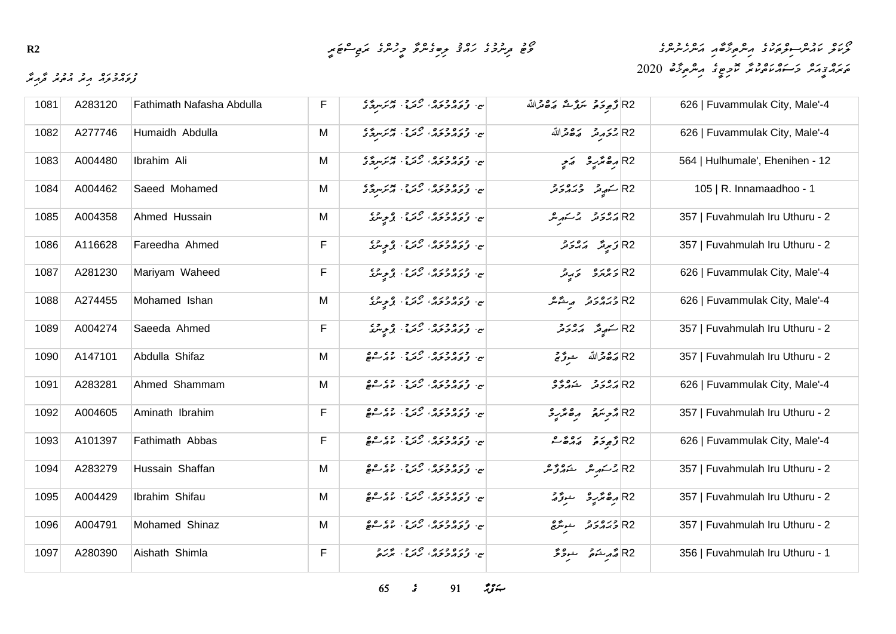| 1081 | A283120 | Fathimath Nafasha Abdulla | F | ސ. ފުވައްމުލައް، ހޯދަދު، އޯކިޑްގެ | R2 ފާތިމަތު ނަފާޝާ އަބްދުﷲ | 626 \| Fuvammulak City, Male'-4 |
|---|---|---|---|---|---|---|
| 1082 | A277746 | Humaidh Abdulla | M | ސ. ފުވައްމުލައް، ހޯދަދު، އޯކިޑްގެ | R2 ހުމައިދު އަބްދުﷲ | 626 \| Fuvammulak City, Male'-4 |
| 1083 | A004480 | Ibrahim Ali | M | ސ. ފުވައްމުލައް، ހޯދަދު، އޯކިޑްގެ | R2 އިބްރާހީމް އަލީ | 564 \| Hulhumale', Ehenihen - 12 |
| 1084 | A004462 | Saeed Mohamed | M | ސ. ފުވައްމުލައް، ހޯދަދު، އޯކިޑްގެ | R2 ސައީދު މުޙައްމަދު | 105 \| R. Innamaadhoo - 1 |
| 1085 | A004358 | Ahmed Hussain | M | ސ. ފުވައްމުލައް، ހޯދަދު، ޖުވިނާގެ | R2 އަޙްމަދު ޙުސައިން | 357 \| Fuvahmulah Iru Uthuru - 2 |
| 1086 | A116628 | Fareedha Ahmed | F | ސ. ފުވައްމުލައް، ހޯދަދު، ޖުވިނާގެ | R2 ފަރީދާ އަޙްމަދު | 357 \| Fuvahmulah Iru Uthuru - 2 |
| 1087 | A281230 | Mariyam Waheed | F | ސ. ފުވައްމުލައް، ހޯދަދު، ޖުވިނާގެ | R2 މަރިޔަމް ވަޙީދު | 626 \| Fuvammulak City, Male'-4 |
| 1088 | A274455 | Mohamed Ishan | M | ސ. ފުވައްމުލައް، ހޯދަދު، ޖުވިނާގެ | R2 މުޙައްމަދު އިޝާން | 626 \| Fuvammulak City, Male'-4 |
| 1089 | A004274 | Saeeda Ahmed | F | ސ. ފުވައްމުލައް، ހޯދަދު، ޖުވިނާގެ | R2 ސައީދާ އަޙްމަދު | 357 \| Fuvahmulah Iru Uthuru - 2 |
| 1090 | A147101 | Abdulla Shifaz | M | ސ. ފުވައްމުލައް، ހޯދަދު، ކުރެސެންޓް | R2 އަބްދުﷲ ޝިފާޒު | 357 \| Fuvahmulah Iru Uthuru - 2 |
| 1091 | A283281 | Ahmed Shammam | M | ސ. ފުވައްމުލައް، ހޯދަދު، ކުރެސެންޓް | R2 އަޙްމަދު ޝައްމާމް | 626 \| Fuvammulak City, Male'-4 |
| 1092 | A004605 | Aminath Ibrahim | F | ސ. ފުވައްމުލައް، ހޯދަދު، ކުރެސެންޓް | R2 އާމިނަތު އިބްރާހީމް | 357 \| Fuvahmulah Iru Uthuru - 2 |
| 1093 | A101397 | Fathimath Abbas | F | ސ. ފުވައްމުލައް، ހޯދަދު، ކުރެސެންޓް | R2 ފާތިމަތު އައްބާސް | 626 \| Fuvammulak City, Male'-4 |
| 1094 | A283279 | Hussain Shaffan | M | ސ. ފުވައްމުލައް، ހޯދަދު، ކުރެސެންޓް | R2 ޙުސައިން ޝައްފާން | 357 \| Fuvahmulah Iru Uthuru - 2 |
| 1095 | A004429 | Ibrahim Shifau | M | ސ. ފުވައްމުލައް، ހޯދަދު، ކުރެސެންޓް | R2 އިބްރާހީމް ޝިފާއު | 357 \| Fuvahmulah Iru Uthuru - 2 |
| 1096 | A004791 | Mohamed Shinaz | M | ސ. ފުވައްމުލައް، ހޯދަދު، ކުރެސެންޓް | R2 މުޙައްމަދު ޝިނާޒު | 357 \| Fuvahmulah Iru Uthuru - 2 |
| 1097 | A280390 | Aishath Shimla | F | ސ. ފުވައްމުލައް، ހޯދަދު، ނޫރަމާ | R2 އާއިޝަތު ޝިމްލާ | 356 \| Fuvahmulah Iru Uthuru - 1 |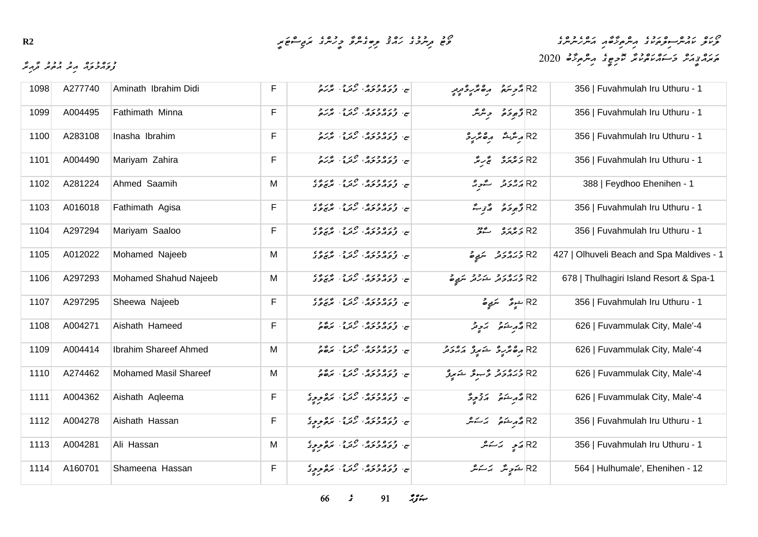| 1098 | A277740 | Aminath Ibrahim Didi | F | ނ. ފުވައްމުލައް، ހުޅުދޫ، ރޯޒީވް | R2 އާމިނަތު އިބްރާހިމްދީދީ | 356 \| Fuvahmulah Iru Uthuru - 1 |
|---|---|---|---|---|---|---|
| 1099 | A004495 | Fathimath Minna | F | ނ. ފުވައްމުލައް، ހުޅުދޫ، ރޯޒީވް | R2 ފާތިމަތު މިންނާ | 356 \| Fuvahmulah Iru Uthuru - 1 |
| 1100 | A283108 | Inasha Ibrahim | F | ނ. ފުވައްމުލައް، ހުޅުދޫ، ރޯޒީވް | R2 އިނާޝާ އިބްރާހިމް | 356 \| Fuvahmulah Iru Uthuru - 1 |
| 1101 | A004490 | Mariyam Zahira | F | ނ. ފުވައްމުލައް، ހުޅުދޫ، ރޯޒީވް | R2 މަރިޔަމް ޒާހިރާ | 356 \| Fuvahmulah Iru Uthuru - 1 |
| 1102 | A281224 | Ahmed Saamih | M | ނ. ފުވައްމުލައް، ހުޅުދޫ، ރޯޒްވިލާ | R2 އަހުމަދު ސާމިހު | 388 \| Feydhoo Ehenihen - 1 |
| 1103 | A016018 | Fathimath Agisa | F | ނ. ފުވައްމުލައް، ހުޅުދޫ، ރޯޒްވިލާ | R2 ފާތިމަތު އާގިސާ | 356 \| Fuvahmulah Iru Uthuru - 1 |
| 1104 | A297294 | Mariyam Saaloo | F | ނ. ފުވައްމުލައް، ހުޅުދޫ، ރޯޒްވިލާ | R2 މަރިޔަމް ސާލޫ | 356 \| Fuvahmulah Iru Uthuru - 1 |
| 1105 | A012022 | Mohamed Najeeb | M | ނ. ފުވައްމުލައް، ހުޅުދޫ، ރޯޒްވިލާ | R2 މުހައްމަދު ނަޖީބު | 427 \| Olhuveli Beach and Spa Maldives - 1 |
| 1106 | A297293 | Mohamed Shahud Najeeb | M | ނ. ފުވައްމުލައް، ހުޅުދޫ، ރޯޒްވިލާ | R2 މުހައްމަދު ޝަހުދު ނަޖީބު | 678 \| Thulhagiri Island Resort & Spa-1 |
| 1107 | A297295 | Sheewa Najeeb | F | ނ. ފުވައްމުލައް، ހުޅުދޫ، ރޯޒްވިލާ | R2 ޝީވާ ނަޖީބު | 356 \| Fuvahmulah Iru Uthuru - 1 |
| 1108 | A004271 | Aishath Hameed | F | ނ. ފުވައްމުލައް، ހުޅުދޫ، ރަބާބު | R2 އާއިޝަތު ހަމީދު | 626 \| Fuvammulak City, Male'-4 |
| 1109 | A004414 | Ibrahim Shareef Ahmed | M | ނ. ފުވައްމުލައް، ހުޅުދޫ، ރަބާބު | R2 އިބްރާހިމް ޝަރީފް އަހުމަދު | 626 \| Fuvammulak City, Male'-4 |
| 1110 | A274462 | Mohamed Masil Shareef | M | ނ. ފުވައްމުލައް، ހުޅުދޫ، ރަބާބު | R2 މުހައްމަދު މާސިލް ޝަރީފް | 626 \| Fuvammulak City, Male'-4 |
| 1111 | A004362 | Aishath Aqleema | F | ނ. ފުވައްމުލައް، ހުޅުދޫ، ރަބީއުލިލީ | R2 އާއިޝަތު އަޤުލީމާ | 626 \| Fuvammulak City, Male'-4 |
| 1112 | A004278 | Aishath Hassan | F | ނ. ފުވައްމުލައް، ހުޅުދޫ، ރަބީއުލިލީ | R2 އާއިޝަތު ހަސަން | 356 \| Fuvahmulah Iru Uthuru - 1 |
| 1113 | A004281 | Ali Hassan | M | ނ. ފުވައްމުލައް، ހުޅުދޫ، ރަބީއުލިލީ | R2 އަލީ ހަސަން | 356 \| Fuvahmulah Iru Uthuru - 1 |
| 1114 | A160701 | Shameena Hassan | F | ނ. ފުވައްމުލައް، ހުޅުދޫ، ރަބީއުލިލީ | R2 ޝަމީނާ ހަސަން | 564 \| Hulhumale', Ehenihen - 12 |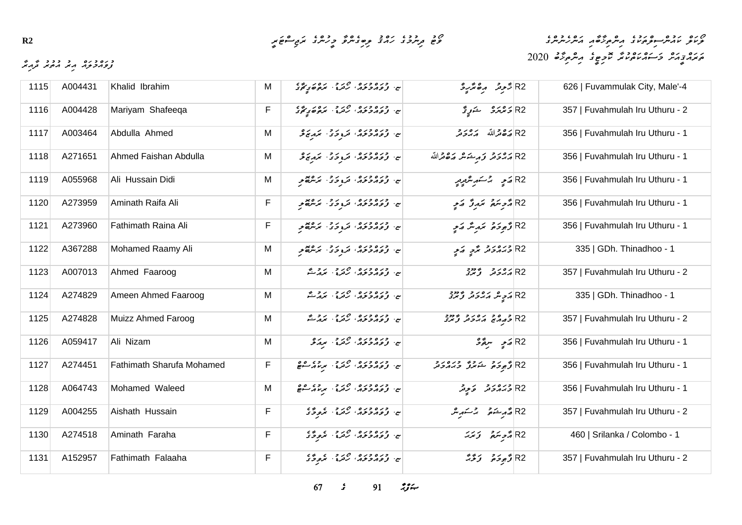| 1115 | A004431 | Khalid Ibrahim | M | ސ. ފުވައްމުލައް، ހޯދަދު. ރަވްޒަލީފާގެ | ޚާލިދު އިބްރާހީމް R2 | 626 \| Fuvammulak City, Male'-4 |
|---|---|---|---|---|---|---|
| 1116 | A004428 | Mariyam Shafeeqa | F | ސ. ފުވައްމުލައް، ހޯދަދު. ރަވްޒަލީފާގެ | މަރިޔަމް ޝަފީޤާ R2 | 357 \| Fuvahmulah Iru Uthuru - 2 |
| 1117 | A003464 | Abdulla Ahmed | M | ސ. ފުވައްމުލައް، ދަރަވަންދޫ. ރައީސާގެ | އަބްދުﷲ އަޙްމަދު R2 | 356 \| Fuvahmulah Iru Uthuru - 1 |
| 1118 | A271651 | Ahmed Faishan Abdulla | M | ސ. ފުވައްމުލައް، ދަރަވަންދޫ. ރައީސާގެ | އަޙްމަދު ފައިޝާން އަބްދުﷲ R2 | 356 \| Fuvahmulah Iru Uthuru - 1 |
| 1119 | A055968 | Ali Hussain Didi | M | ސ. ފުވައްމުލައް، ދަރަވަންދޫ. ރަންބޯކި | އަލި ޙުސައިންދީދީ R2 | 356 \| Fuvahmulah Iru Uthuru - 1 |
| 1120 | A273959 | Aminath Raifa Ali | F | ސ. ފުވައްމުލައް، ދަރަވަންދޫ. ރަންބޯކި | އާމިނަތު ރައިފާ އަލި R2 | 356 \| Fuvahmulah Iru Uthuru - 1 |
| 1121 | A273960 | Fathimath Raina Ali | F | ސ. ފުވައްމުލައް، ދަރަވަންދޫ. ރަންބޯކި | ފާތިމަތު ރައިނާ އަލި R2 | 356 \| Fuvahmulah Iru Uthuru - 1 |
| 1122 | A367288 | Mohamed Raamy Ali | M | ސ. ފުވައްމުލައް، ދަރަވަންދޫ. ރަންބޯކި | މުޙައްމަދު ރާމީ އަލި R2 | 335 \| GDh. Thinadhoo - 1 |
| 1123 | A007013 | Ahmed Faaroog | M | ސ. ފުވައްމުލައް، ހޯދަދު. ރަހާސާ | އަޙްމަދު ފާރޫޤު R2 | 357 \| Fuvahmulah Iru Uthuru - 2 |
| 1124 | A274829 | Ameen Ahmed Faaroog | M | ސ. ފުވައްމުލައް، ހޯދަދު. ރަހާސާ | އަމީން އަޙްމަދު ފާރޫޤު R2 | 335 \| GDh. Thinadhoo - 1 |
| 1125 | A274828 | Muizz Ahmed Faroog | M | ސ. ފުވައްމުލައް، ހޯދަދު. ރަހާސާ | މުޢިއްޒު އަޙްމަދު ފާރޫޤު R2 | 357 \| Fuvahmulah Iru Uthuru - 2 |
| 1126 | A059417 | Ali Nizam | M | ސ. ފުވައްމުލައް، ހޯދަދު. ރިހާބް | އަލި ނިޒާމް R2 | 356 \| Fuvahmulah Iru Uthuru - 1 |
| 1127 | A274451 | Fathimath Sharufa Mohamed | F | ސ. ފުވައްމުލައް، ހޯދަދު. ރިޔާޒްސްޓް | ފާތިމަތު ޝަރުފާ މުޙައްމަދު R2 | 356 \| Fuvahmulah Iru Uthuru - 1 |
| 1128 | A064743 | Mohamed Waleed | M | ސ. ފުވައްމުލައް، ހޯދަދު. ރިޔާޒްސްޓް | މުޙައްމަދު ވަލީދު R2 | 356 \| Fuvahmulah Iru Uthuru - 1 |
| 1129 | A004255 | Aishath Hussain | F | ސ. ފުވައްމުލައް، ހޯދަދު. ރޮދިވާގެ | އާއިޝަތު ޙުސައިން R2 | 357 \| Fuvahmulah Iru Uthuru - 2 |
| 1130 | A274518 | Aminath Faraha | F | ސ. ފުވައްމުލައް، ހޯދަދު. ރޮދިވާގެ | އާމިނަތު ފަރަހަ R2 | 460 \| Srilanka / Colombo - 1 |
| 1131 | A152957 | Fathimath Falaaha | F | ސ. ފުވައްމުލައް، ހޯދަދު. ރޮދިވާގެ | ފާތިމަތު ފަލާހާ R2 | 357 \| Fuvahmulah Iru Uthuru - 2 |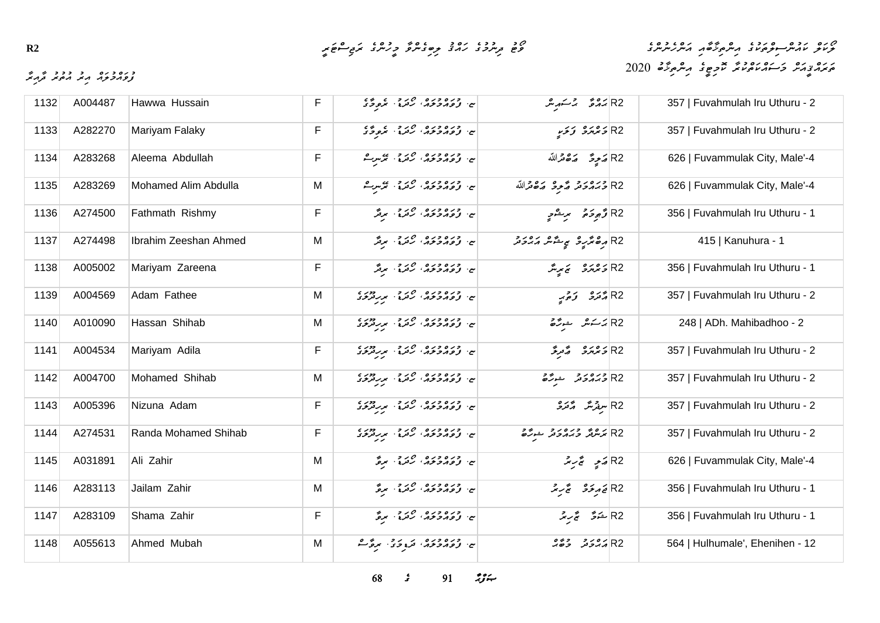| 1132 | A004487 | Hawwa Hussain | F | ސ. ފުވައްމުލައް، ހޯދަދު، ރޮވިމާގެ | ހައްވާ ހުސައިން R2 | 357 \| Fuvahmulah Iru Uthuru - 2 |
|---|---|---|---|---|---|---|
| 1133 | A282270 | Mariyam Falaky | F | ސ. ފުވައްމުލައް، ހޯދަދު، ރޮވިމާގެ | މަރިޔަމް ފަލަކީ R2 | 357 \| Fuvahmulah Iru Uthuru - 2 |
| 1134 | A283268 | Aleema Abdullah | F | ސ. ފުވައްމުލައް، ހޯދަދު، ރޯނިސް | އަލީމާ އަބްދުﷲ R2 | 626 \| Fuvammulak City, Male'-4 |
| 1135 | A283269 | Mohamed Alim Abdulla | M | ސ. ފުވައްމުލައް، ހޯދަދު، ރޯނިސް | މުހައްމަދު އާލިމް އަބްދުﷲ R2 | 626 \| Fuvammulak City, Male'-4 |
| 1136 | A274500 | Fathmath Rishmy | F | ސ. ފުވައްމުލައް، ހޯދަދު، ނިލާ | ފާތިމަތު ރިޝްމީ R2 | 356 \| Fuvahmulah Iru Uthuru - 1 |
| 1137 | A274498 | Ibrahim Zeeshan Ahmed | M | ސ. ފުވައްމުލައް، ހޯދަދު، ނިލާ | އިބްރާހިމް ޒީޝާން އަހުމަދު R2 | 415 \| Kanuhura - 1 |
| 1138 | A005002 | Mariyam Zareena | F | ސ. ފުވައްމުލައް، ހޯދަދު، ނިލާ | މަރިޔަމް ޒަރީނާ R2 | 356 \| Fuvahmulah Iru Uthuru - 1 |
| 1139 | A004569 | Adam Fathee | M | ސ. ފުވައްމުލައް، ހޯދަދު، ނިރިދޫގެ | އާދަމް ފަތީ R2 | 357 \| Fuvahmulah Iru Uthuru - 2 |
| 1140 | A010090 | Hassan Shihab | M | ސ. ފުވައްމުލައް، ހޯދަދު، ނިރިދޫގެ | ހަސަން ޝިހާބު R2 | 248 \| ADh. Mahibadhoo - 2 |
| 1141 | A004534 | Mariyam Adila | F | ސ. ފުވައްމުލައް، ހޯދަދު، ނިރިދޫގެ | މަރިޔަމް އާދިލާ R2 | 357 \| Fuvahmulah Iru Uthuru - 2 |
| 1142 | A004700 | Mohamed Shihab | M | ސ. ފުވައްމުލައް، ހޯދަދު، ނިރިދޫގެ | މުހައްމަދު ޝިހާބު R2 | 357 \| Fuvahmulah Iru Uthuru - 2 |
| 1143 | A005396 | Nizuna Adam | F | ސ. ފުވައްމުލައް، ހޯދަދު، ނިރިދޫގެ | ނިޒުނާ އާދަމް R2 | 357 \| Fuvahmulah Iru Uthuru - 2 |
| 1144 | A274531 | Randa Mohamed Shihab | F | ސ. ފުވައްމުލައް، ހޯދަދު، ނިރިދޫގެ | ރަންދާ މުހައްމަދު ޝިހާބު R2 | 357 \| Fuvahmulah Iru Uthuru - 2 |
| 1145 | A031891 | Ali Zahir | M | ސ. ފުވައްމުލައް، ހޯދަދު، ނިވާ | އަލީ ޒާހިރު R2 | 626 \| Fuvammulak City, Male'-4 |
| 1146 | A283113 | Jailam Zahir | M | ސ. ފުވައްމުލައް، ހޯދަދު، ނިވާ | ޖައިލަމް ޒާހިރު R2 | 356 \| Fuvahmulah Iru Uthuru - 1 |
| 1147 | A283109 | Shama Zahir | F | ސ. ފުވައްމުލައް، ހޯދަދު، ނިވާ | ޝަމާ ޒާހިރު R2 | 356 \| Fuvahmulah Iru Uthuru - 1 |
| 1148 | A055613 | Ahmed Mubah | M | ސ. ފުވައްމުލައް، ދަޑިމަގު، ނިވާސް | އަހުމަދު މުބާހު R2 | 564 \| Hulhumale', Ehenihen - 12 |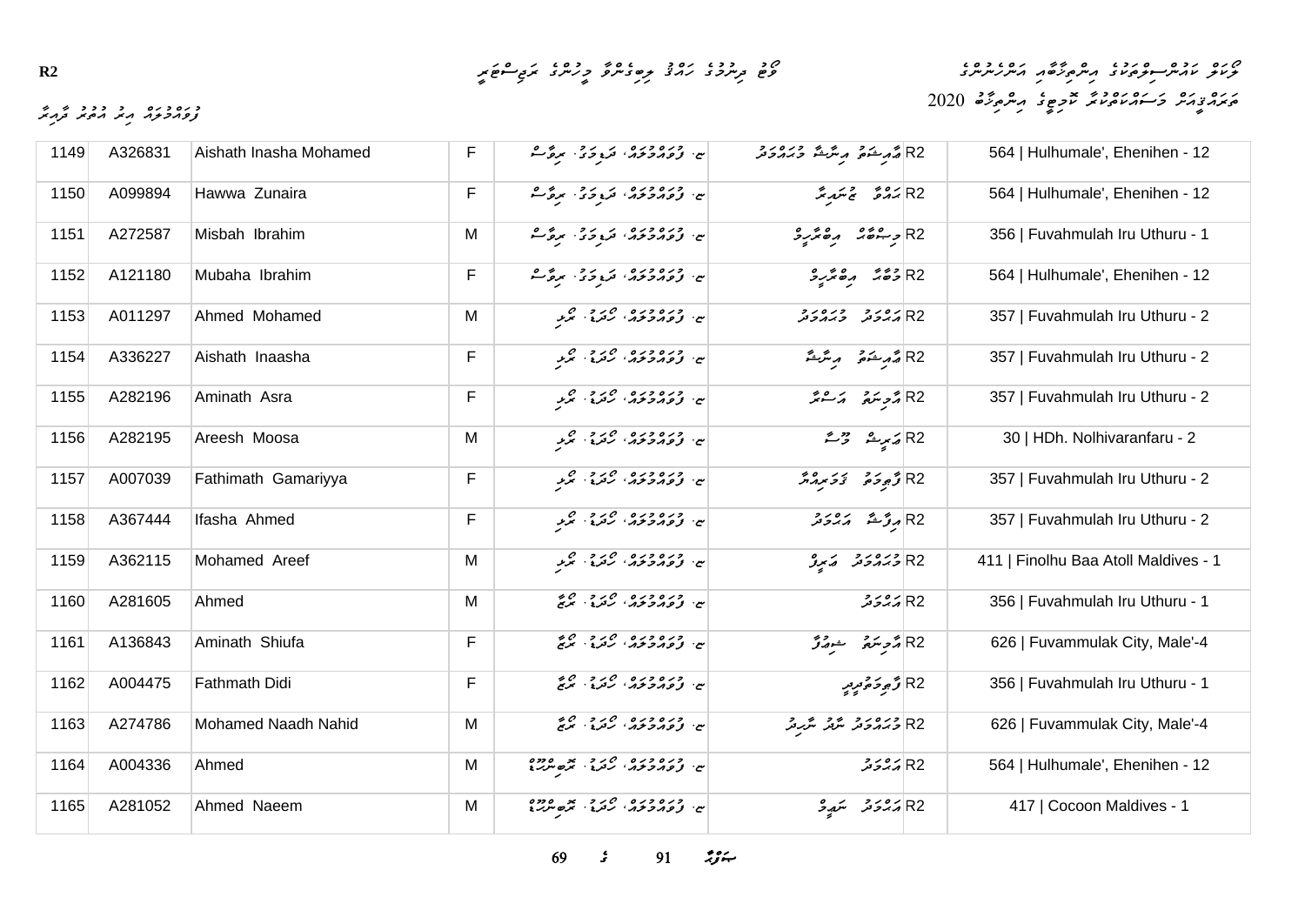| 1149 | A326831 | Aishath Inasha Mohamed | F | ٍس. ފުވައްމުލައް، ދަށުވަޠު، ހިލާސް | R2 ޢާއިޝަތު އިނާޝާ މުޙައްމަދު | 564 \| Hulhumale', Ehenihen - 12 |
|---|---|---|---|---|---|---|
| 1150 | A099894 | Hawwa Zunaira | F | ٍس. ފުވައްމުލައް، ދަށުވަޠު، ހިލާސް | R2 ހައްވާ ޒުނައިރާ | 564 \| Hulhumale', Ehenihen - 12 |
| 1151 | A272587 | Misbah Ibrahim | M | ٍس. ފުވައްމުލައް، ދަށުވަޠު، ހިލާސް | R2 މިސްބާހު އިބްރާހީމް | 356 \| Fuvahmulah Iru Uthuru - 1 |
| 1152 | A121180 | Mubaha Ibrahim | F | ٍس. ފުވައްމުލައް، ދަށުވަޠު، ހިލާސް | R2 މުބާހާ އިބްރާހީމް | 564 \| Hulhumale', Ehenihen - 12 |
| 1153 | A011297 | Ahmed Mohamed | M | ٍس. ފުވައްމުލައް، ހޯދަޑު، ރަނު | R2 އަހްމަދު މުޙައްމަދު | 357 \| Fuvahmulah Iru Uthuru - 2 |
| 1154 | A336227 | Aishath Inaasha | F | ٍس. ފުވައްމުލައް، ހޯދަޑު، ރަނު | R2 ޢާއިޝަތު އިނާޝާ | 357 \| Fuvahmulah Iru Uthuru - 2 |
| 1155 | A282196 | Aminath Asra | F | ٍس. ފުވައްމުލައް، ހޯދަޑު، ރަނު | R2 އާމިނަތު އަސްރާ | 357 \| Fuvahmulah Iru Uthuru - 2 |
| 1156 | A282195 | Areesh Moosa | M | ٍس. ފުވައްމުލައް، ހޯދަޑު، ރަނު | R2 އަރީޝް މޫސާ | 30 \| HDh. Nolhivaranfaru - 2 |
| 1157 | A007039 | Fathimath Gamariyya | F | ٍس. ފުވައްމުލައް، ހޯދަޑު، ރަނު | R2 ފާތިމަތު ގަމަރިއްޔާ | 357 \| Fuvahmulah Iru Uthuru - 2 |
| 1158 | A367444 | Ifasha Ahmed | F | ٍس. ފުވައްމުލައް، ހޯދަޑު، ރަނު | R2 އިފާޝާ އަހްމަދު | 357 \| Fuvahmulah Iru Uthuru - 2 |
| 1159 | A362115 | Mohamed Areef | M | ٍس. ފުވައްމުލައް، ހޯދަޑު، ރަނު | R2 މުޙައްމަދު އަރީފް | 411 \| Finolhu Baa Atoll Maldives - 1 |
| 1160 | A281605 | Ahmed | M | ٍس. ފުވައްމުލައް، ހޯދަޑު، ރަށު | R2 އަހްމަދު | 356 \| Fuvahmulah Iru Uthuru - 1 |
| 1161 | A136843 | Aminath Shiufa | F | ٍس. ފުވައްމުލައް، ހޯދަޑު، ރަށު | R2 އާމިނަތު ޝިއުފާ | 626 \| Fuvammulak City, Male'-4 |
| 1162 | A004475 | Fathmath Didi | F | ٍس. ފުވައްމުލައް، ހޯދަޑު، ރަށު | R2 ފާތިމަތުދީދީ | 356 \| Fuvahmulah Iru Uthuru - 1 |
| 1163 | A274786 | Mohamed Naadh Nahid | M | ٍس. ފުވައްމުލައް، ހޯދަޑު، ރަށު | R2 މުޙައްމަދު ނާދު ނާހިދު | 626 \| Fuvammulak City, Male'-4 |
| 1164 | A004336 | Ahmed | M | ٍس. ފުވައްމުލައް، ހޯދަޑު، ރަބީނުމޫސް | R2 އަހްމަދު | 564 \| Hulhumale', Ehenihen - 12 |
| 1165 | A281052 | Ahmed Naeem | M | ٍس. ފުވައްމުލައް، ހޯދަޑު، ރަބީނުމޫސް | R2 އަހްމަދު ނަޢީމް | 417 \| Cocoon Maldives - 1 |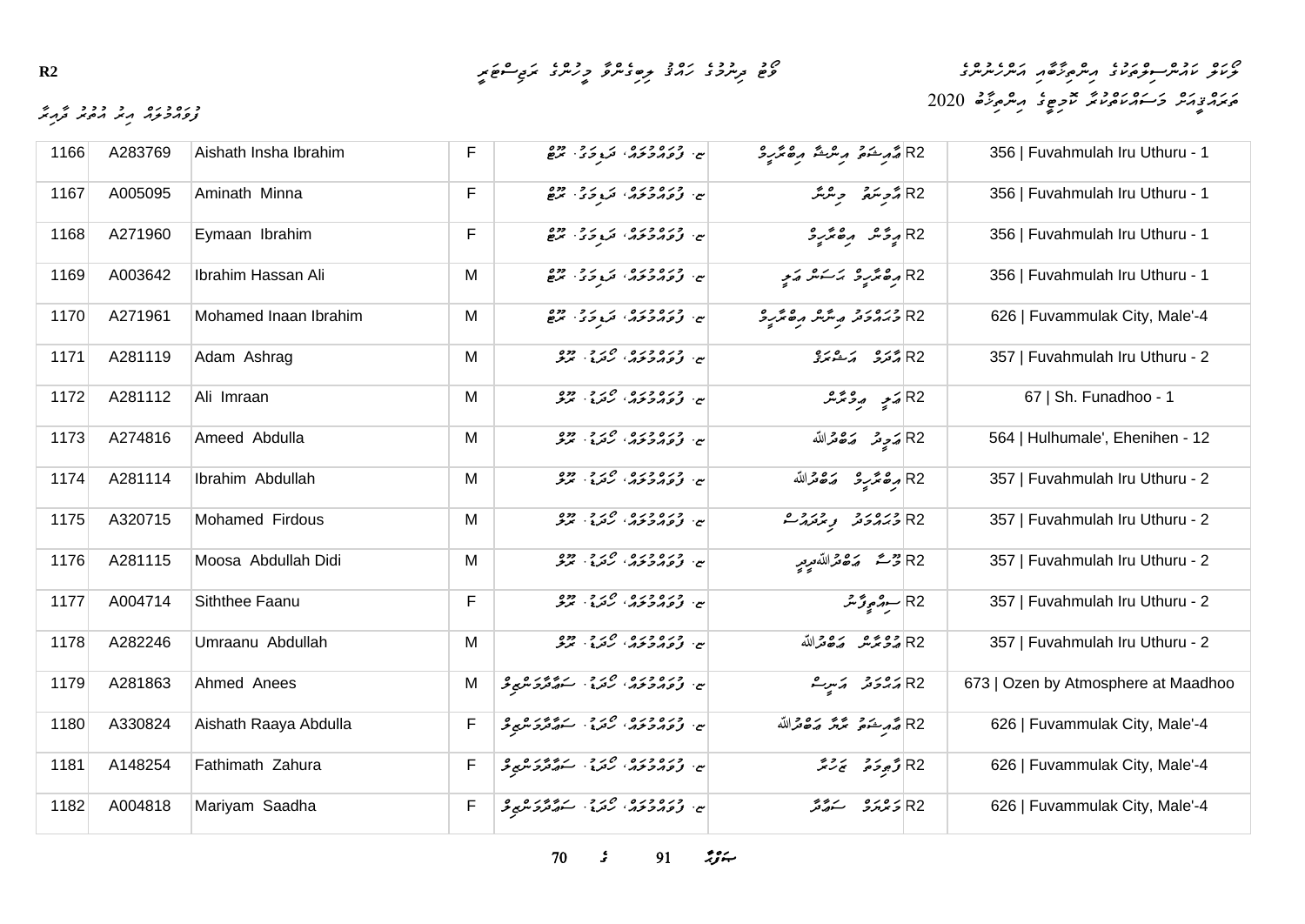| 1166 | A283769 | Aishath Insha Ibrahim | F | ނ. ފުވައްމުލައް، ދަލިވަޅު. ރޮޒީ | R2 ޢާއިޝަތު އިންޝާ އިބްރާހީމް | 356 \| Fuvahmulah Iru Uthuru - 1 |
|---|---|---|---|---|---|---|
| 1167 | A005095 | Aminath Minna | F | ނ. ފުވައްމުލައް، ދަލިވަޅު. ރޮޒީ | R2 އާމިނަތު މިންނާ | 356 \| Fuvahmulah Iru Uthuru - 1 |
| 1168 | A271960 | Eymaan Ibrahim | F | ނ. ފުވައްމުލައް، ދަލިވަޅު. ރޮޒީ | R2 އީމާން އިބްރާހީމް | 356 \| Fuvahmulah Iru Uthuru - 1 |
| 1169 | A003642 | Ibrahim Hassan Ali | M | ނ. ފުވައްމުލައް، ދަލިވަޅު. ރޮޒީ | R2 އިބްރާހީމް ހަސަން އަލީ | 356 \| Fuvahmulah Iru Uthuru - 1 |
| 1170 | A271961 | Mohamed Inaan Ibrahim | M | ނ. ފުވައްމުލައް، ދަލިވަޅު. ރޮޒީ | R2 މުހައްމަދު އިނާން އިބްރާހީމް | 626 \| Fuvammulak City, Male'-4 |
| 1171 | A281119 | Adam Ashrag | M | ނ. ފުވައްމުލައް، ހޯދަޑު. ރޯޒް | R2 އާދަމް އަޝްރަފް | 357 \| Fuvahmulah Iru Uthuru - 2 |
| 1172 | A281112 | Ali Imraan | M | ނ. ފުވައްމުލައް، ހޯދަޑު. ރޯޒް | R2 އަލީ އިމްރާން | 67 \| Sh. Funadhoo - 1 |
| 1173 | A274816 | Ameed Abdulla | M | ނ. ފުވައްމުލައް، ހޯދަޑު. ރޯޒް | R2 އަމީދު އަބްދުﷲ | 564 \| Hulhumale', Ehenihen - 12 |
| 1174 | A281114 | Ibrahim Abdullah | M | ނ. ފުވައްމުލައް، ހޯދަޑު. ރޯޒް | R2 އިބްރާހީމް އަބްދުﷲ | 357 \| Fuvahmulah Iru Uthuru - 2 |
| 1175 | A320715 | Mohamed Firdous | M | ނ. ފުވައްމުލައް، ހޯދަޑު. ރޯޒް | R2 މުހައްމަދު ފިރުދައުސް | 357 \| Fuvahmulah Iru Uthuru - 2 |
| 1176 | A281115 | Moosa Abdullah Didi | M | ނ. ފުވައްމުލައް، ހޯދަޑު. ރޯޒް | R2 މޫސާ އަބްދުﷲދީދީ | 357 \| Fuvahmulah Iru Uthuru - 2 |
| 1177 | A004714 | Siththee Faanu | F | ނ. ފުވައްމުލައް، ހޯދަޑު. ރޯޒް | R2 ސިއްތީފާނު | 357 \| Fuvahmulah Iru Uthuru - 2 |
| 1178 | A282246 | Umraanu Abdullah | M | ނ. ފުވައްމުލައް، ހޯދަޑު. ރޯޒް | R2 އުމްރާނު އަބްދުﷲ | 357 \| Fuvahmulah Iru Uthuru - 2 |
| 1179 | A281863 | Ahmed Anees | M | ނ. ފުވައްމުލައް، ހޯދަޑު. ސަމާދުވަންޓީވް | R2 އަހްމަދު އަނީސް | 673 \| Ozen by Atmosphere at Maadhoo |
| 1180 | A330824 | Aishath Raaya Abdulla | F | ނ. ފުވައްމުލައް، ހޯދަޑު. ސަމާދުވަންޓީވް | R2 ޢާއިޝަތު ރާޔާ އަބްދުﷲ | 626 \| Fuvammulak City, Male'-4 |
| 1181 | A148254 | Fathimath Zahura | F | ނ. ފުވައްމުލައް، ހޯދަޑު. ސަމާދުވަންޓީވް | R2 ފާތިމަތު ޒަހުރާ | 626 \| Fuvammulak City, Male'-4 |
| 1182 | A004818 | Mariyam Saadha | F | ނ. ފުވައްމުލައް، ހޯދަޑު. ސަމާދުވަންޓީވް | R2 މަރިޔަމް ސައާދާ | 626 \| Fuvammulak City, Male'-4 |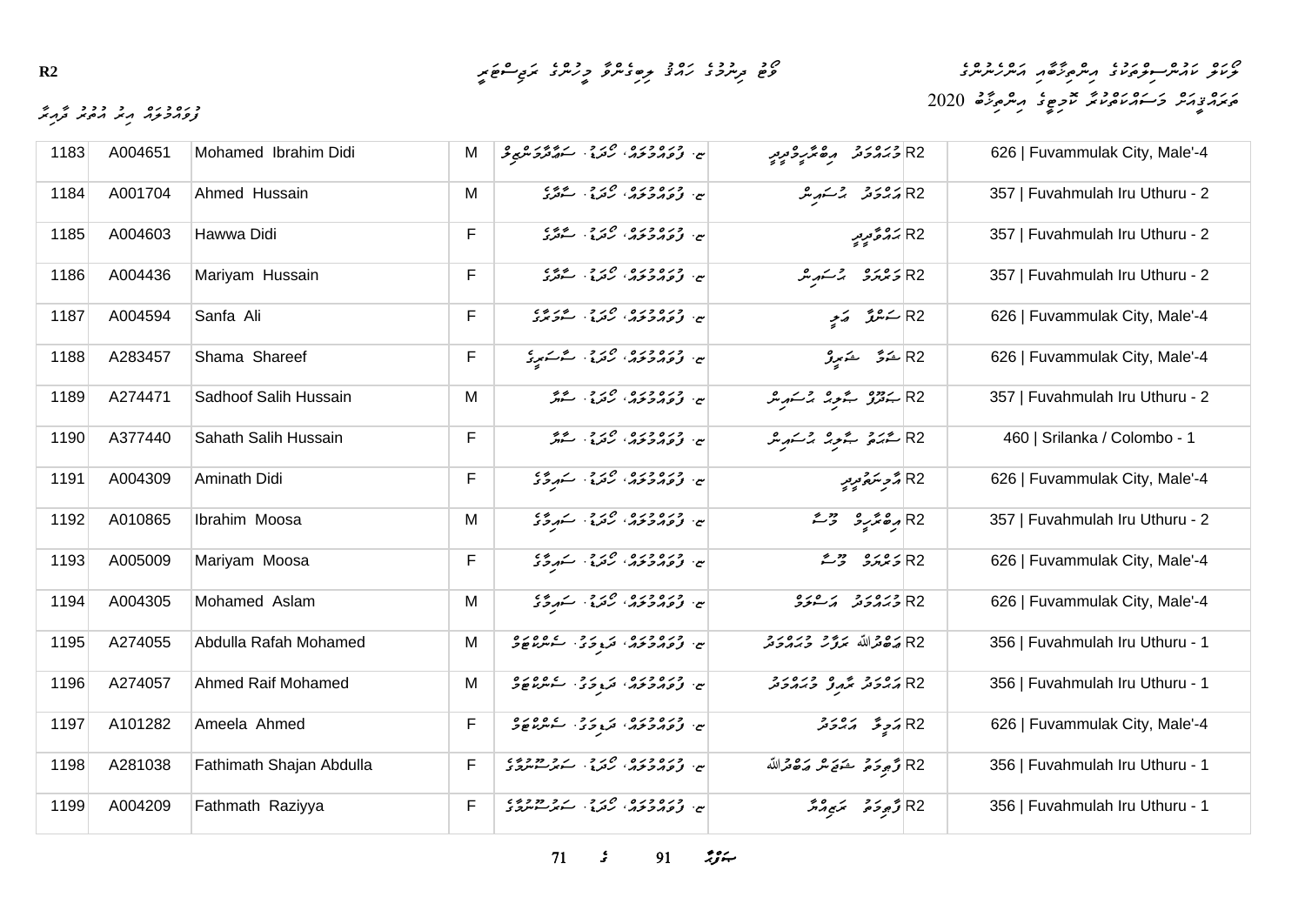| 1183 | A004651 | Mohamed Ibrahim Didi | M | ސ. ފުވައްމުލައް، ހޮދަނީ. ސައުތްގަރޑަން | މުޙައްމަދު އިބްރާހީމްދީދީ R2 | 626 \| Fuvammulak City, Male'-4 |
|---|---|---|---|---|---|---|
| 1184 | A001704 | Ahmed Hussain | M | ސ. ފުވައްމުލައް، ހޮދަނީ. ސާރާ | އަޙްމަދު ހުސައިން R2 | 357 \| Fuvahmulah Iru Uthuru - 2 |
| 1185 | A004603 | Hawwa Didi | F | ސ. ފުވައްމުލައް، ހޮދަނީ. ސާރާ | ހައްވާދީދީ R2 | 357 \| Fuvahmulah Iru Uthuru - 2 |
| 1186 | A004436 | Mariyam Hussain | F | ސ. ފުވައްމުލައް، ހޮދަނީ. ސާރާ | މަރިޔަމް ހުސައިން R2 | 357 \| Fuvahmulah Iru Uthuru - 2 |
| 1187 | A004594 | Sanfa Ali | F | ސ. ފުވައްމުލައް، ހޮދަނީ. ސާމަރީ | ސަންފާ ޢަލީ R2 | 626 \| Fuvammulak City, Male'-4 |
| 1188 | A283457 | Shama Shareef | F | ސ. ފުވައްމުލައް، ހޮދަނީ. ސާސަރީ | ޝަމާ ޝަރީފު R2 | 626 \| Fuvammulak City, Male'-4 |
| 1189 | A274471 | Sadhoof Salih Hussain | M | ސ. ފުވައްމުލައް، ހޮދަނީ. ސާލާ | ސަދޫފް ސާލިހް ހުސައިން R2 | 357 \| Fuvahmulah Iru Uthuru - 2 |
| 1190 | A377440 | Sahath Salih Hussain | F | ސ. ފުވައްމުލައް، ހޮދަނީ. ސާލާ | ސަހަތު ސާލިހް ހުސައިން R2 | 460 \| Srilanka / Colombo - 1 |
| 1191 | A004309 | Aminath Didi | F | ސ. ފުވައްމުލައް، ހޮދަނީ. ސައިލާގެ | އާމިނަތުދީދީ R2 | 626 \| Fuvammulak City, Male'-4 |
| 1192 | A010865 | Ibrahim Moosa | M | ސ. ފުވައްމުލައް، ހޮދަނީ. ސައިލާގެ | އިބްރާހީމް މޫސާ R2 | 357 \| Fuvahmulah Iru Uthuru - 2 |
| 1193 | A005009 | Mariyam Moosa | F | ސ. ފުވައްމުލައް، ހޮދަނީ. ސައިލާގެ | މަރިޔަމް މޫސާ R2 | 626 \| Fuvammulak City, Male'-4 |
| 1194 | A004305 | Mohamed Aslam | M | ސ. ފުވައްމުލައް، ހޮދަނީ. ސައިލާގެ | މުޙައްމަދު އަސްލަމް R2 | 626 \| Fuvammulak City, Male'-4 |
| 1195 | A274055 | Abdulla Rafah Mohamed | M | ސ. ފުވައްމުލައް، ދަޑިމަގު. ސަންރައިޒް | އަބްދުﷲ ރަފާހު މުޙައްމަދު R2 | 356 \| Fuvahmulah Iru Uthuru - 1 |
| 1196 | A274057 | Ahmed Raif Mohamed | M | ސ. ފުވައްމުލައް، ދަޑިމަގު. ސަންރައިޒް | އަޙްމަދު ރާއިފް މުޙައްމަދު R2 | 356 \| Fuvahmulah Iru Uthuru - 1 |
| 1197 | A101282 | Ameela Ahmed | F | ސ. ފުވައްމުލައް، ދަޑިމަގު. ސަންރައިޒް | އަމީލާ އަޙްމަދު R2 | 626 \| Fuvammulak City, Male'-4 |
| 1198 | A281038 | Fathimath Shajan Abdulla | F | ސ. ފުވައްމުލައް، ހޮދަނީ. ސަންސެޓްވިލާ | ފާތިމަތު ޝަޖަން އަބްދުﷲ R2 | 356 \| Fuvahmulah Iru Uthuru - 1 |
| 1199 | A004209 | Fathmath Raziyya | F | ސ. ފުވައްމުލައް، ހޮދަނީ. ސަންސެޓްވިލާ | ފާތިމަތު ރަޒިއްޔާ R2 | 356 \| Fuvahmulah Iru Uthuru - 1 |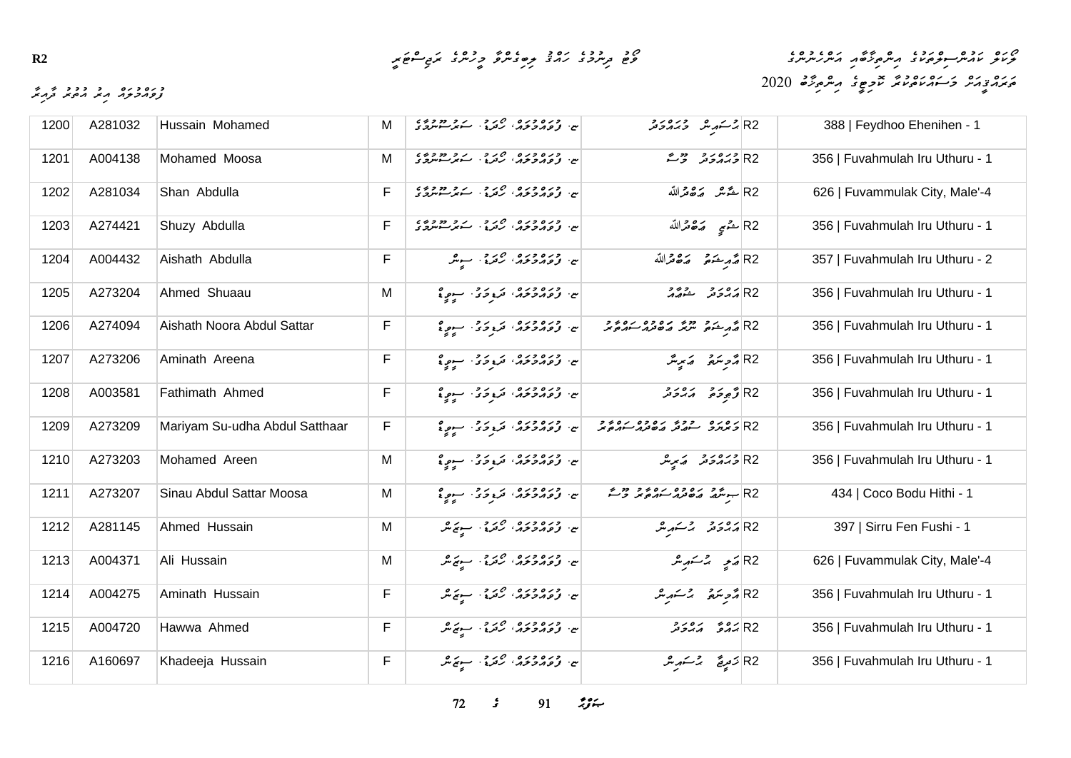| 1200 | A281032 | Hussain Mohamed | M | ސ. ފުވައްމުލައް، ހޯދަދު، ސަރުހައްދުގެ | ހުސައިން މުހައްމަދު R2 | 388 \| Feydhoo Ehenihen - 1 |
|---|---|---|---|---|---|---|
| 1201 | A004138 | Mohamed Moosa | M | ސ. ފުވައްމުލައް، ހޯދަދު، ސަރުހައްދުގެ | މުހައްމަދު މޫސާ R2 | 356 \| Fuvahmulah Iru Uthuru - 1 |
| 1202 | A281034 | Shan Abdulla | F | ސ. ފުވައްމުލައް، ހޯދަދު، ސަރުހައްދުގެ | ޝާން އަބްދުﷲ R2 | 626 \| Fuvammulak City, Male'-4 |
| 1203 | A274421 | Shuzy Abdulla | F | ސ. ފުވައްމުލައް، ހޯދަދު، ސަރުހައްދުގެ | ޝުޒީ އަބްދުﷲ R2 | 356 \| Fuvahmulah Iru Uthuru - 1 |
| 1204 | A004432 | Aishath Abdulla | F | ސ. ފުވައްމުލައް، ހޯދަދު، ސިލްވަ | އާއިޝަތު އަބްދުﷲ R2 | 357 \| Fuvahmulah Iru Uthuru - 2 |
| 1205 | A273204 | Ahmed Shuaau | M | ސ. ފުވައްމުލައް، ދަރަވަންދު، ސިލްވާ | އަހުމަދު ޝުޢާއު R2 | 356 \| Fuvahmulah Iru Uthuru - 1 |
| 1206 | A274094 | Aishath Noora Abdul Sattar | F | ސ. ފުވައްމުލައް، ދަރަވަންދު، ސިލްވާ | އާއިޝަތު ނޫރާ އަބްދުލްސައްތާރު R2 | 356 \| Fuvahmulah Iru Uthuru - 1 |
| 1207 | A273206 | Aminath Areena | F | ސ. ފުވައްމުލައް، ދަރަވަންދު، ސިލްވާ | އާމިނަތު އަރީނާ R2 | 356 \| Fuvahmulah Iru Uthuru - 1 |
| 1208 | A003581 | Fathimath Ahmed | F | ސ. ފުވައްމުލައް، ދަރަވަންދު، ސިލްވާ | ފާތިމަތު އަހުމަދު R2 | 356 \| Fuvahmulah Iru Uthuru - 1 |
| 1209 | A273209 | Mariyam Su-udha Abdul Satthaar | F | ސ. ފުވައްމުލައް، ދަރަވަންދު، ސިލްވާ | މަރިޔަމް ސުޢޫދާ އަބްދުލްސައްތާރު R2 | 356 \| Fuvahmulah Iru Uthuru - 1 |
| 1210 | A273203 | Mohamed Areen | M | ސ. ފުވައްމުލައް، ދަރަވަންދު، ސިލްވާ | މުހައްމަދު އަރީން R2 | 356 \| Fuvahmulah Iru Uthuru - 1 |
| 1211 | A273207 | Sinau Abdul Sattar Moosa | M | ސ. ފުވައްމުލައް، ދަރަވަންދު، ސިލްވާ | ސިނާއު އަބްދުލްސައްތާރު މޫސާ R2 | 434 \| Coco Bodu Hithi - 1 |
| 1212 | A281145 | Ahmed Hussain | M | ސ. ފުވައްމުލައް، ހޯދަދު، ސިނަން | އަހުމަދު ހުސައިން R2 | 397 \| Sirru Fen Fushi - 1 |
| 1213 | A004371 | Ali Hussain | M | ސ. ފުވައްމުލައް، ހޯދަދު، ސިނަން | އަލީ ހުސައިން R2 | 626 \| Fuvammulak City, Male'-4 |
| 1214 | A004275 | Aminath Hussain | F | ސ. ފުވައްމުލައް، ހޯދަދު، ސިނަން | އާމިނަތު ހުސައިން R2 | 356 \| Fuvahmulah Iru Uthuru - 1 |
| 1215 | A004720 | Hawwa Ahmed | F | ސ. ފުވައްމުލައް، ހޯދަދު، ސިނަން | ހައްވާ އަހުމަދު R2 | 356 \| Fuvahmulah Iru Uthuru - 1 |
| 1216 | A160697 | Khadeeja Hussain | F | ސ. ފުވައްމުލައް، ހޯދަދު، ސިނަން | ހަދީޖާ ހުސައިން R2 | 356 \| Fuvahmulah Iru Uthuru - 1 |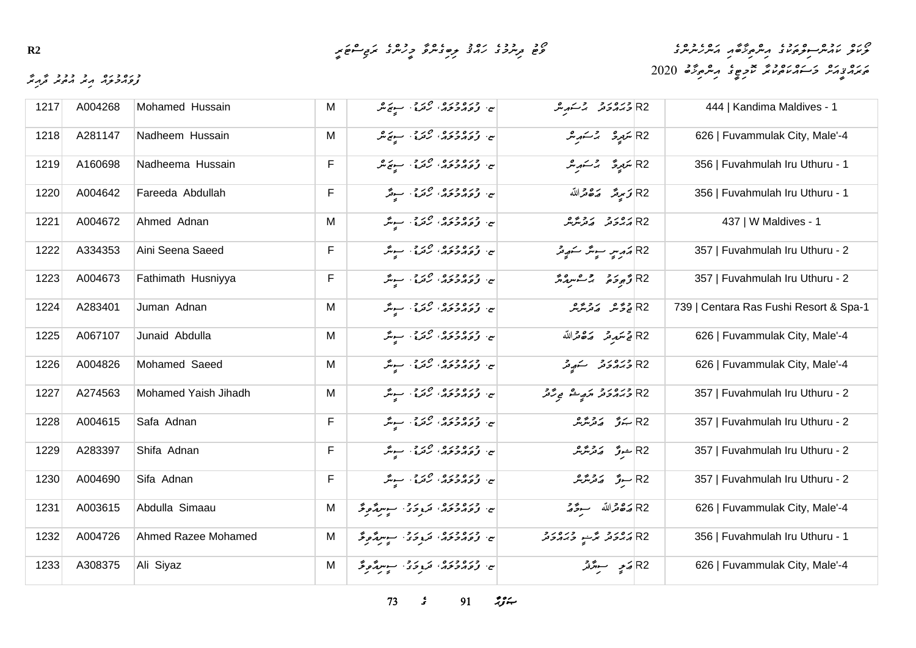| 1217 | A004268 | Mohamed Hussain | M | ސ. ފުވައްމުލައް، ހޯދަދު. ސިލްވަރ | R2 މުހައްމަދު ހުސައިން | 444 \| Kandima Maldives - 1 |
|---|---|---|---|---|---|---|
| 1218 | A281147 | Nadheem Hussain | M | ސ. ފުވައްމުލައް، ހޯދަދު. ސިލްވަރ | R2 ނަދީމް ހުސައިން | 626 \| Fuvammulak City, Male'-4 |
| 1219 | A160698 | Nadheema Hussain | F | ސ. ފުވައްމުލައް، ހޯދަދު. ސިލްވަރ | R2 ނަދީމާ ހުސައިން | 356 \| Fuvahmulah Iru Uthuru - 1 |
| 1220 | A004642 | Fareeda Abdullah | F | ސ. ފުވައްމުލައް، ހޯދަދު. ސިނާ | R2 ފަރީދާ އަބްދުﷲ | 356 \| Fuvahmulah Iru Uthuru - 1 |
| 1221 | A004672 | Ahmed Adnan | M | ސ. ފުވައްމުލައް، ހޯދަދު. ސިނާ | R2 އަހްމަދު އަދްނާން | 437 \| W Maldives - 1 |
| 1222 | A334353 | Aini Seena Saeed | F | ސ. ފުވައްމުލައް، ހޯދަދު. ސިނާ | R2 އައިނީ ސީނާ ސައީދު | 357 \| Fuvahmulah Iru Uthuru - 2 |
| 1223 | A004673 | Fathimath Husniyya | F | ސ. ފުވައްމުލައް، ހޯދަދު. ސިނާ | R2 ފާތިމަތު ހުސްނިއްޔާ | 357 \| Fuvahmulah Iru Uthuru - 2 |
| 1224 | A283401 | Juman Adnan | M | ސ. ފުވައްމުލައް، ހޯދަދު. ސިނާ | R2 ޖުމާން އަދްނާން | 739 \| Centara Ras Fushi Resort & Spa-1 |
| 1225 | A067107 | Junaid Abdulla | M | ސ. ފުވައްމުލައް، ހޯދަދު. ސިނާ | R2 ޖުނައިދު އަބްދުﷲ | 626 \| Fuvammulak City, Male'-4 |
| 1226 | A004826 | Mohamed Saeed | M | ސ. ފުވައްމުލައް، ހޯދަދު. ސިނާ | R2 މުހައްމަދު ސައީދު | 626 \| Fuvammulak City, Male'-4 |
| 1227 | A274563 | Mohamed Yaish Jihadh | M | ސ. ފުވައްމުލައް، ހޯދަދު. ސިނާ | R2 މުހައްމަދު ޔައިޝް ޖިހާދު | 357 \| Fuvahmulah Iru Uthuru - 2 |
| 1228 | A004615 | Safa Adnan | F | ސ. ފުވައްމުލައް، ހޯދަދު. ސިނާ | R2 ސަފާ އަދްނާން | 357 \| Fuvahmulah Iru Uthuru - 2 |
| 1229 | A283397 | Shifa Adnan | F | ސ. ފުވައްމުލައް، ހޯދަދު. ސިނާ | R2 ޝިފާ އަދްނާން | 357 \| Fuvahmulah Iru Uthuru - 2 |
| 1230 | A004690 | Sifa Adnan | F | ސ. ފުވައްމުލައް، ހޯދަދު. ސިނާ | R2 ސިފާ އަދްނާން | 357 \| Fuvahmulah Iru Uthuru - 2 |
| 1231 | A003615 | Abdulla Simaau | M | ސ. ފުވައްމުލައް، ދަލްވަދު. ސިނިމާވިލާ | R2 އަބްދުﷲ ސިމާއު | 626 \| Fuvammulak City, Male'-4 |
| 1232 | A004726 | Ahmed Razee Mohamed | M | ސ. ފުވައްމުލައް، ދަލްވަދު. ސިނިމާވިލާ | R2 އަހްމަދު ރާޒީ މުހައްމަދު | 356 \| Fuvahmulah Iru Uthuru - 1 |
| 1233 | A308375 | Ali Siyaz | M | ސ. ފުވައްމުލައް، ދަލްވަދު. ސިނިމާވިލާ | R2 އަލީ ސިޔާޒު | 626 \| Fuvammulak City, Male'-4 |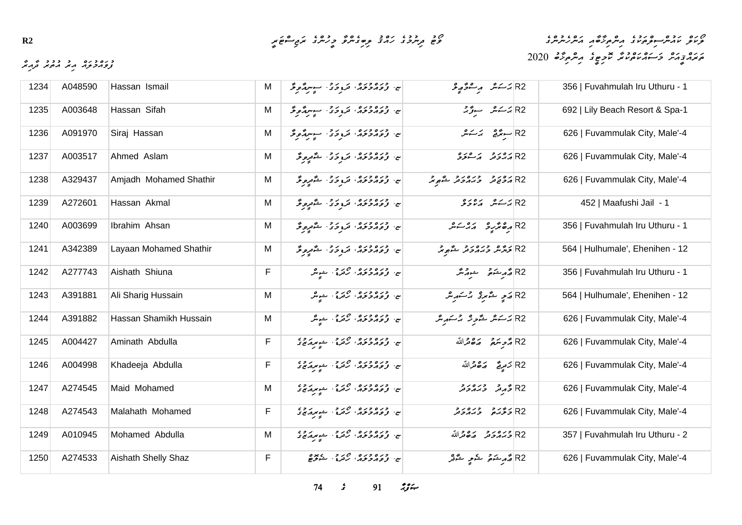| 1234 | A048590 | Hassan Ismail | M | ނ. ފުވައްމުލައް، ދަލިވަށް. ސިލްވަރހިލް | R2 ޙަސަން އިސްމާޢީލް | 356 \| Fuvahmulah Iru Uthuru - 1 |
|---|---|---|---|---|---|---|
| 1235 | A003648 | Hassan Sifah | M | ނ. ފުވައްމުލައް، ދަލިވަށް. ސިލްވަރހިލް | R2 ޙަސަން ސިފާޙް | 692 \| Lily Beach Resort & Spa-1 |
| 1236 | A091970 | Siraj Hassan | M | ނ. ފުވައްމުލައް، ދަލިވަށް. ސިލްވަރހިލް | R2 ސިރާޖް ޙަސަން | 626 \| Fuvammulak City, Male'-4 |
| 1237 | A003517 | Ahmed Aslam | M | ނ. ފުވައްމުލައް، ދަލިވަށް. ޝާދީވިލާ | R2 އަޙްމަދު އަސްލަމް | 626 \| Fuvammulak City, Male'-4 |
| 1238 | A329437 | Amjadh Mohamed Shathir | M | ނ. ފުވައްމުލައް، ދަލިވަށް. ޝާދީވިލާ | R2 އަމްޖަދު މުޙައްމަދު ޝާތިރު | 626 \| Fuvammulak City, Male'-4 |
| 1239 | A272601 | Hassan Akmal | M | ނ. ފުވައްމުލައް، ދަލިވަށް. ޝާދީވިލާ | R2 ޙަސަން އަކްމަލް | 452 \| Maafushi Jail - 1 |
| 1240 | A003699 | Ibrahim Ahsan | M | ނ. ފުވައްމުލައް، ދަލިވަށް. ޝާދީވިލާ | R2 އިބްރާހީމް އަޙްސަން | 356 \| Fuvahmulah Iru Uthuru - 1 |
| 1241 | A342389 | Layaan Mohamed Shathir | M | ނ. ފުވައްމުލައް، ދަލިވަށް. ޝާދީވިލާ | R2 ލަޔާން މުޙައްމަދު ޝާތިރު | 564 \| Hulhumale', Ehenihen - 12 |
| 1242 | A277743 | Aishath Shiuna | F | ނ. ފުވައްމުލައް، ހޯދަޑު. ޝިޔަން | R2 އާއިޝަތު ޝިއުނާ | 356 \| Fuvahmulah Iru Uthuru - 1 |
| 1243 | A391881 | Ali Sharig Hussain | M | ނ. ފުވައްމުލައް، ހޯދަޑު. ޝިޔަން | R2 ޢަލީ ޝާރިޤު ހުސައިން | 564 \| Hulhumale', Ehenihen - 12 |
| 1244 | A391882 | Hassan Shamikh Hussain | M | ނ. ފުވައްމުލައް، ހޯދަޑު. ޝިޔަން | R2 ޙަސަން ޝާމިހް ހުސައިން | 626 \| Fuvammulak City, Male'-4 |
| 1245 | A004427 | Aminath Abdulla | F | ނ. ފުވައްމުލައް، ހޯދަޑު. ޝިރީނަޖެހީ | R2 އާމިނަތު ޢަބްދުﷲ | 626 \| Fuvammulak City, Male'-4 |
| 1246 | A004998 | Khadeeja Abdulla | F | ނ. ފުވައްމުލައް، ހޯދަޑު. ޝިރީނަޖެހީ | R2 ޚަދީޖާ ޢަބްދުﷲ | 626 \| Fuvammulak City, Male'-4 |
| 1247 | A274545 | Maid Mohamed | M | ނ. ފުވައްމުލައް، ހޯދަޑު. ޝިރީނަޖެހީ | R2 މާއިދު މުޙައްމަދު | 626 \| Fuvammulak City, Male'-4 |
| 1248 | A274543 | Malahath Mohamed | F | ނ. ފުވައްމުލައް، ހޯދަޑު. ޝިރީނަޖެހީ | R2 މަލާހަތު މުޙައްމަދު | 626 \| Fuvammulak City, Male'-4 |
| 1249 | A010945 | Mohamed Abdulla | M | ނ. ފުވައްމުލައް، ހޯދަޑު. ޝިރީނަޖެހީ | R2 މުޙައްމަދު ޢަބްދުﷲ | 357 \| Fuvahmulah Iru Uthuru - 2 |
| 1250 | A274533 | Aishath Shelly Shaz | F | ނ. ފުވައްމުލައް، ހޯދަޑު. ޝެޔާޒް | R2 އާއިޝަތު ޝެލީ ޝާޒް | 626 \| Fuvammulak City, Male'-4 |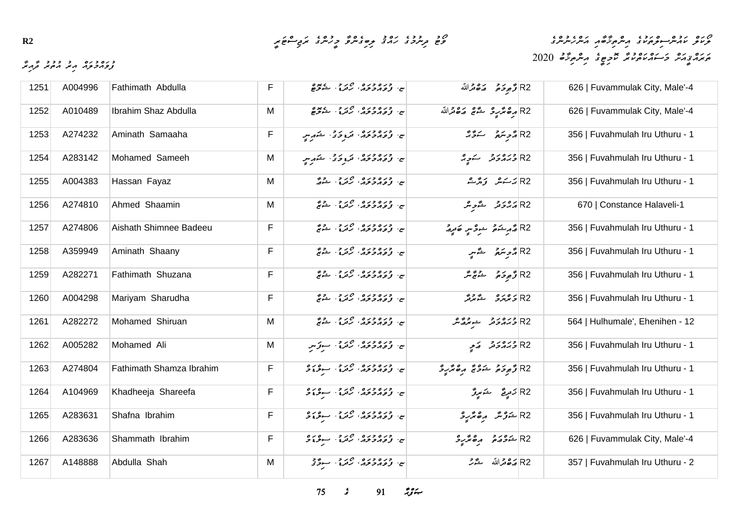| 1251 | A004996 | Fathimath Abdulla | F | س. ފުވައްމުލައް، ހޯދަދު. ޝަރަފް | R2 ފާތިމަތު ޢަބްދުﷲ | 626 \| Fuvammulak City, Male'-4 |
|---|---|---|---|---|---|---|
| 1252 | A010489 | Ibrahim Shaz Abdulla | M | ސ. ފުވައްމުލައް، ހޯދަދު. ޝަރަފް | R2 އިބްރާހީމް ޝާޒް ޢަބްދުﷲ | 626 \| Fuvammulak City, Male'-4 |
| 1253 | A274232 | Aminath Samaaha | F | ސ. ފުވައްމުލައް، ދަތުރަވަށް. ޝަމާނީ | R2 އާމިނަތު ސަމާހާ | 356 \| Fuvahmulah Iru Uthuru - 1 |
| 1254 | A283142 | Mohamed Sameeh | M | ސ. ފުވައްމުލައް، ދަތުރަވަށް. ޝަމާނީ | R2 މުޙައްމަދު ސަމީހު | 356 \| Fuvahmulah Iru Uthuru - 1 |
| 1255 | A004383 | Hassan Fayaz | M | ސ. ފުވައްމުލައް، ހޯދަދު. ޝާއް | R2 ޙަސަން ފައްޔާޒް | 356 \| Fuvahmulah Iru Uthuru - 1 |
| 1256 | A274810 | Ahmed Shaamin | M | ސ. ފުވައްމުލައް، ހޯދަދު. ޝާޙާ | R2 އަޙްމަދު ޝާމިން | 670 \| Constance Halaveli-1 |
| 1257 | A274806 | Aishath Shimnee Badeeu | F | ސ. ފުވައްމުލައް، ހޯދަދު. ޝާޙާ | R2 އާއިޝަތު ޝިމްނީ ބަދީއު | 356 \| Fuvahmulah Iru Uthuru - 1 |
| 1258 | A359949 | Aminath Shaany | F | ސ. ފުވައްމުލައް، ހޯދަދު. ޝާޙާ | R2 އާމިނަތު ޝާނީ | 356 \| Fuvahmulah Iru Uthuru - 1 |
| 1259 | A282271 | Fathimath Shuzana | F | ސ. ފުވައްމުލައް، ހޯދަދު. ޝާޙާ | R2 ފާތިމަތު ޝުޒާނާ | 356 \| Fuvahmulah Iru Uthuru - 1 |
| 1260 | A004298 | Mariyam Sharudha | F | ސ. ފުވައްމުލައް، ހޯދަދު. ޝާޙާ | R2 މަރިޔަމް ޝާރުދާ | 356 \| Fuvahmulah Iru Uthuru - 1 |
| 1261 | A282272 | Mohamed Shiruan | M | ސ. ފުވައްމުލައް، ހޯދަދު. ޝާޙާ | R2 މުޙައްމަދު ޝިރުއާން | 564 \| Hulhumale', Ehenihen - 12 |
| 1262 | A005282 | Mohamed Ali | M | ސ. ފުވައްމުލައް، ހޯދަދު. ސިލްވަރ | R2 މުޙައްމަދު ޢަލީ | 356 \| Fuvahmulah Iru Uthuru - 1 |
| 1263 | A274804 | Fathimath Shamza Ibrahim | F | ސ. ފުވައްމުލައް، ހޯދަދު. ސިލްވަރ | R2 ފާތިމަތު ޝަމްޒާ އިބްރާހީމް | 356 \| Fuvahmulah Iru Uthuru - 1 |
| 1264 | A104969 | Khadheeja Shareefa | F | ސ. ފުވައްމުލައް، ހޯދަދު. ސިލްވަރ | R2 ޚަދީޖާ ޝަރީފާ | 356 \| Fuvahmulah Iru Uthuru - 1 |
| 1265 | A283631 | Shafna Ibrahim | F | ސ. ފުވައްމުލައް، ހޯދަދު. ސިލްވަރ | R2 ޝަފްނާ އިބްރާހީމް | 356 \| Fuvahmulah Iru Uthuru - 1 |
| 1266 | A283636 | Shammath Ibrahim | F | ސ. ފުވައްމުލައް، ހޯދަދު. ސިލްވަރ | R2 ޝައްމަތު އިބްރާހީމް | 626 \| Fuvammulak City, Male'-4 |
| 1267 | A148888 | Abdulla Shah | M | ސ. ފުވައްމުލައް، ހޯދަދު. ސިލްވާ | R2 ޢަބްދުﷲ ޝާހް | 357 \| Fuvahmulah Iru Uthuru - 2 |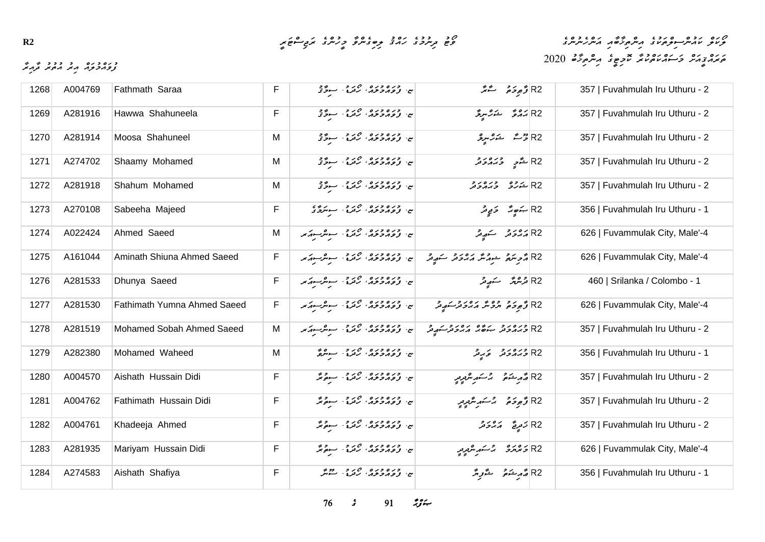| 1268 | A004769 | Fathmath Saraa | F | ސ. ފުވައްމުލައް، ހޯދަދު، ސިމާލީ | ފާތިމަތު ސާރާ R2 | 357 \| Fuvahmulah Iru Uthuru - 2 |
|---|---|---|---|---|---|---|
| 1269 | A281916 | Hawwa Shahuneela | F | ސ. ފުވައްމުލައް، ހޯދަދު، ސިމާލީ | ހައްވާ ޝަހުނީލާ R2 | 357 \| Fuvahmulah Iru Uthuru - 2 |
| 1270 | A281914 | Moosa Shahuneel | M | ސ. ފުވައްމުލައް، ހޯދަދު، ސިމާލީ | މޫސާ ޝަހުނީލް R2 | 357 \| Fuvahmulah Iru Uthuru - 2 |
| 1271 | A274702 | Shaamy Mohamed | M | ސ. ފުވައްމުލައް، ހޯދަދު، ސިމާލީ | ޝާމީ މުހައްމަދު R2 | 357 \| Fuvahmulah Iru Uthuru - 2 |
| 1272 | A281918 | Shahum Mohamed | M | ސ. ފުވައްމުލައް، ހޯދަދު، ސިމާލީ | ޝަހުމް މުހައްމަދު R2 | 357 \| Fuvahmulah Iru Uthuru - 2 |
| 1273 | A270108 | Sabeeha Majeed | F | ސ. ފުވައްމުލައް، ހޯދަދު، ސިނަމާގެ | ސަބީހާ މަޖީދު R2 | 356 \| Fuvahmulah Iru Uthuru - 1 |
| 1274 | A022424 | Ahmed Saeed | M | ސ. ފުވައްމުލައް، ހޯދަދު، ސިލްސިލާރަށް | އަހުމަދު ސަޢީދު R2 | 626 \| Fuvammulak City, Male'-4 |
| 1275 | A161044 | Aminath Shiuna Ahmed Saeed | F | ސ. ފުވައްމުލައް، ހޯދަދު، ސިލްސިލާރަށް | އާމިނަތު ޝިއުނާ އަހުމަދު ސަޢީދު R2 | 626 \| Fuvammulak City, Male'-4 |
| 1276 | A281533 | Dhunya Saeed | F | ސ. ފުވައްމުލައް، ހޯދަދު، ސިލްސިލާރަށް | ދުންޔާ ސަޢީދު R2 | 460 \| Srilanka / Colombo - 1 |
| 1277 | A281530 | Fathimath Yumna Ahmed Saeed | F | ސ. ފުވައްމުލައް، ހޯދަދު، ސިލްސިލާރަށް | ފާތިމަތު ޔުމްނާ އަހުމަދުސަޢީދު R2 | 626 \| Fuvammulak City, Male'-4 |
| 1278 | A281519 | Mohamed Sobah Ahmed Saeed | M | ސ. ފުވައްމުލައް، ހޯދަދު، ސިލްސިލާރަށް | މުހައްމަދު ސަބާހް އަހުމަދުސަޢީދު R2 | 357 \| Fuvahmulah Iru Uthuru - 2 |
| 1279 | A282380 | Mohamed Waheed | M | ސ. ފުވައްމުލައް، ހޯދަދު، ސިނާ | މުހައްމަދު ވަހީދު R2 | 356 \| Fuvahmulah Iru Uthuru - 1 |
| 1280 | A004570 | Aishath Hussain Didi | F | ސ. ފުވައްމުލައް، ހޯދަދު، ސިލްވާ | އާއިޝަތު ހުސައިންދީދީ R2 | 357 \| Fuvahmulah Iru Uthuru - 2 |
| 1281 | A004762 | Fathimath Hussain Didi | F | ސ. ފުވައްމުލައް، ހޯދަދު، ސިލްވާ | ފާތިމަތު ހުސައިންދީދީ R2 | 357 \| Fuvahmulah Iru Uthuru - 2 |
| 1282 | A004761 | Khadeeja Ahmed | F | ސ. ފުވައްމުލައް، ހޯދަދު، ސިލްވާ | ޚަދީޖާ އަހުމަދު R2 | 357 \| Fuvahmulah Iru Uthuru - 2 |
| 1283 | A281935 | Mariyam Hussain Didi | F | ސ. ފުވައްމުލައް، ހޯދަދު، ސިލްވާ | މަރިޔަމް ހުސައިންދީދީ R2 | 626 \| Fuvammulak City, Male'-4 |
| 1284 | A274583 | Aishath Shafiya | F | ސ. ފުވައްމުލައް، ހޯދަދު، ސޫނާ | އާއިޝަތު ޝާފިޔާ R2 | 356 \| Fuvahmulah Iru Uthuru - 1 |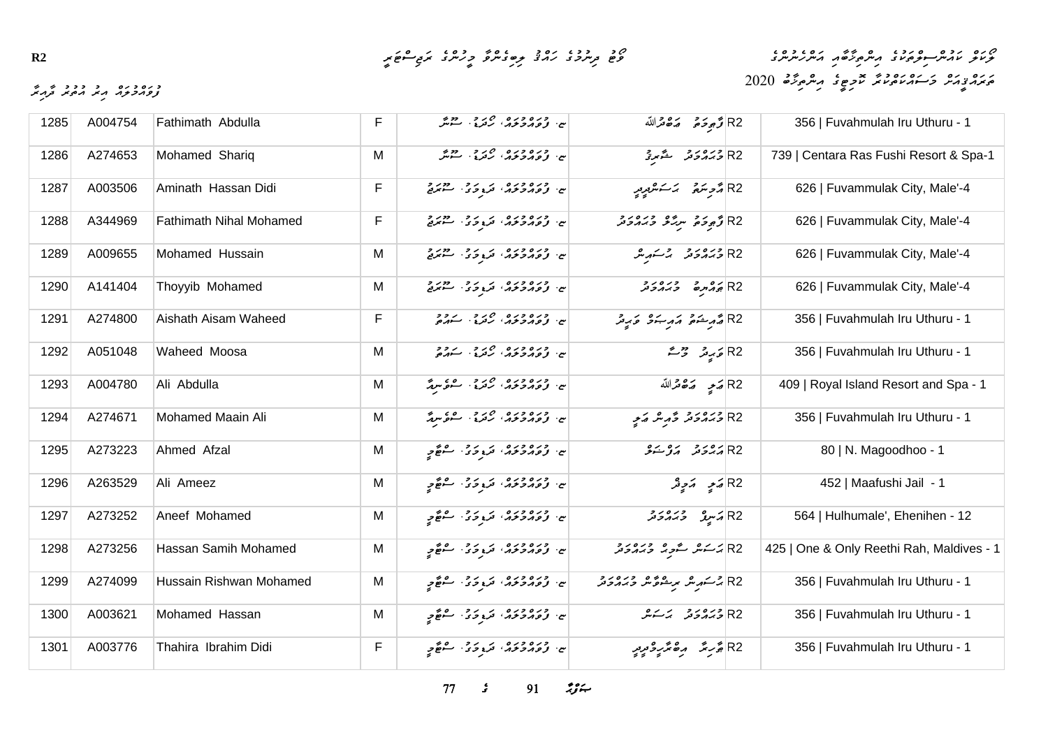| 1285 | A004754 | Fathimath Abdulla | F | ސ. ފުވައްމުލައް، ހޯދަޑު. ސޫނާ | ފާތިމަތު އަބްދުﷲ R2 | 356 \| Fuvahmulah Iru Uthuru - 1 |
|---|---|---|---|---|---|---|
| 1286 | A274653 | Mohamed Shariq | M | ސ. ފުވައްމުލައް، ހޯދަޑު. ސޫނާ | މުޙައްމަދު ޝާރިޤު R2 | 739 \| Centara Ras Fushi Resort & Spa-1 |
| 1287 | A003506 | Aminath Hassan Didi | F | ސ. ފުވައްމުލައް، ދަޑިމަގު. ސޯސަން | އާމިނަތު ހަސަންދީދީ R2 | 626 \| Fuvammulak City, Male'-4 |
| 1288 | A344969 | Fathimath Nihal Mohamed | F | ސ. ފުވައްމުލައް، ދަޑިމަގު. ސޯސަން | ފާތިމަތު ނިހާލް މުޙައްމަދު R2 | 626 \| Fuvammulak City, Male'-4 |
| 1289 | A009655 | Mohamed Hussain | M | ސ. ފުވައްމުލައް، ދަޑިމަގު. ސޯސަން | މުޙައްމަދު ހުސައިން R2 | 626 \| Fuvammulak City, Male'-4 |
| 1290 | A141404 | Thoyyib Mohamed | M | ސ. ފުވައްމުލައް، ދަޑިމަގު. ސޯސަން | ޠައްޔިބު މުޙައްމަދު R2 | 626 \| Fuvammulak City, Male'-4 |
| 1291 | A274800 | Aishath Aisam Waheed | F | ސ. ފުވައްމުލައް، ހޯދަޑު. ސަޢުދު | އާއިޝަތު އައިސަމް ވަޙީދު R2 | 356 \| Fuvahmulah Iru Uthuru - 1 |
| 1292 | A051048 | Waheed Moosa | M | ސ. ފުވައްމުލައް، ހޯދަޑު. ސަޢުދު | ވަޙީދު މޫސާ R2 | 356 \| Fuvahmulah Iru Uthuru - 1 |
| 1293 | A004780 | Ali Abdulla | M | ސ. ފުވައްމުލައް، ހޯދަޑު. ސުވަސީއާ | އަލީ އަބްދުﷲ R2 | 409 \| Royal Island Resort and Spa - 1 |
| 1294 | A274671 | Mohamed Maain Ali | M | ސ. ފުވައްމުލައް، ހޯދަޑު. ސުވަސީއާ | މުޙައްމަދު މާއިން އަލީ R2 | 356 \| Fuvahmulah Iru Uthuru - 1 |
| 1295 | A273223 | Ahmed Afzal | M | ސ. ފުވައްމުލައް، ދަޑިމަގު. ސޯބާރީ | އަޙްމަދު އަފްޟަލް R2 | 80 \| N. Magoodhoo - 1 |
| 1296 | A263529 | Ali Ameez | M | ސ. ފުވައްމުލައް، ދަޑިމަގު. ސޯބާރީ | އަލީ އަމީޒު R2 | 452 \| Maafushi Jail - 1 |
| 1297 | A273252 | Aneef Mohamed | M | ސ. ފުވައްމުލައް، ދަޑިމަގު. ސޯބާރީ | އަނީފް މުޙައްމަދު R2 | 564 \| Hulhumale', Ehenihen - 12 |
| 1298 | A273256 | Hassan Samih Mohamed | M | ސ. ފުވައްމުލައް، ދަޑިމަގު. ސޯބާރީ | ހަސަން ސާމިހު މުޙައްމަދު R2 | 425 \| One & Only Reethi Rah, Maldives - 1 |
| 1299 | A274099 | Hussain Rishwan Mohamed | M | ސ. ފުވައްމުލައް، ދަޑިމަގު. ސޯބާރީ | ހުސައިން ރިޝްވާން މުޙައްމަދު R2 | 356 \| Fuvahmulah Iru Uthuru - 1 |
| 1300 | A003621 | Mohamed Hassan | M | ސ. ފުވައްމުލައް، ދަޑިމަގު. ސޯބާރީ | މުޙައްމަދު ހަސަން R2 | 356 \| Fuvahmulah Iru Uthuru - 1 |
| 1301 | A003776 | Thahira Ibrahim Didi | F | ސ. ފުވައްމުލައް، ދަޑިމަގު. ސޯބާރީ | ޠާހިރާ އިބްރާހީމްދީދީ R2 | 356 \| Fuvahmulah Iru Uthuru - 1 |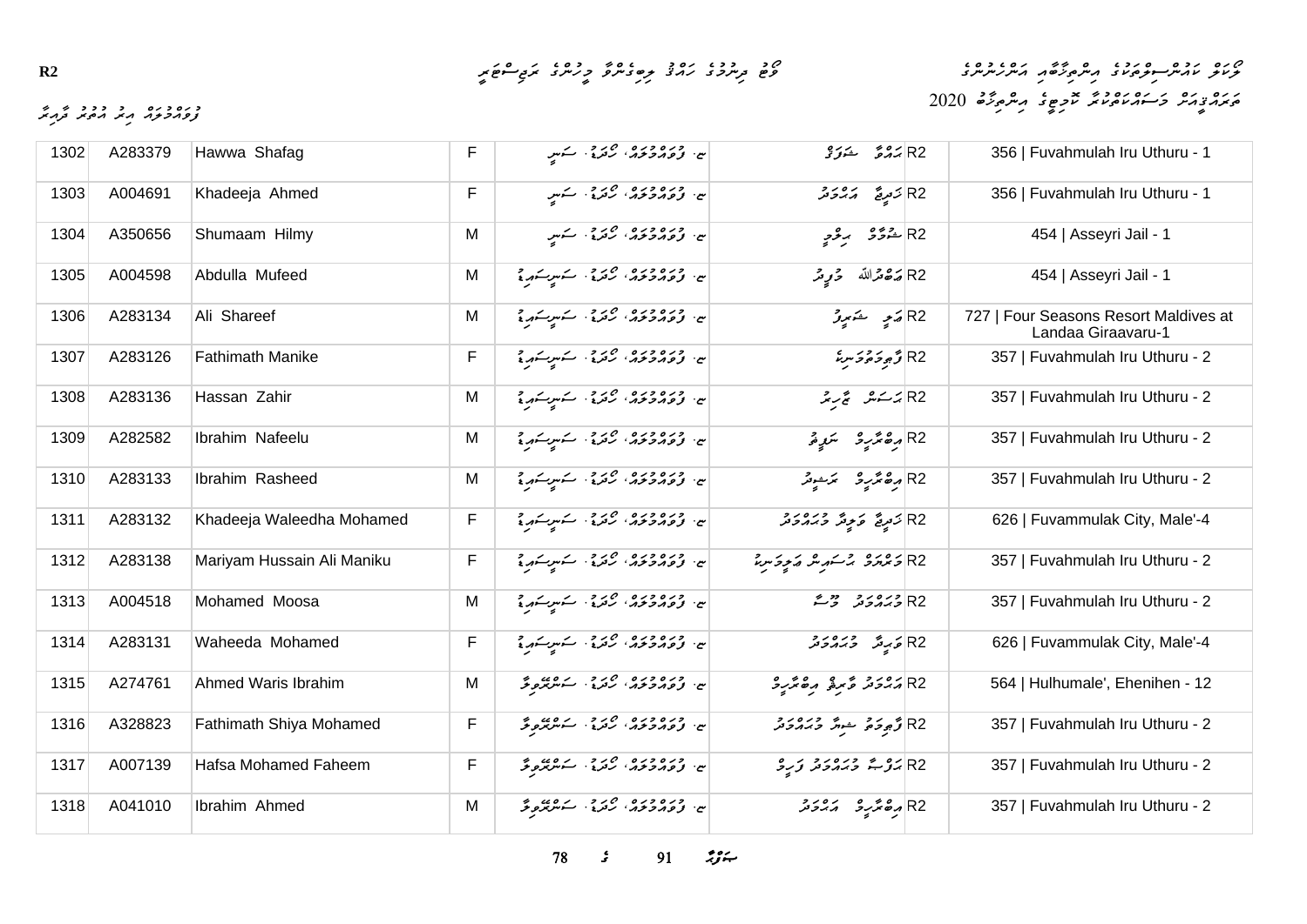| 1302 | A283379 | Hawwa Shafag | F | ސ. ފުވައްމުލައް، ހޯދަދު. ސަނި | ހައްވާ ޝަފާގް R2 | 356 \| Fuvahmulah Iru Uthuru - 1 |
|---|---|---|---|---|---|---|
| 1303 | A004691 | Khadeeja Ahmed | F | ސ. ފުވައްމުލައް، ހޯދަދު. ސަނި | ޚަދީޖާ އަޙްމަދު R2 | 356 \| Fuvahmulah Iru Uthuru - 1 |
| 1304 | A350656 | Shumaam Hilmy | M | ސ. ފުވައްމުލައް، ހޯދަދު. ސަނި | ޝުމާމް ހިލްމީ R2 | 454 \| Asseyri Jail - 1 |
| 1305 | A004598 | Abdulla Mufeed | M | ސ. ފުވައްމުލައް، ހޯދަދު. ސަނިސަރުމާ | އަބްދުﷲ މުފީދު R2 | 454 \| Asseyri Jail - 1 |
| 1306 | A283134 | Ali Shareef | M | ސ. ފުވައްމުލައް، ހޯދަދު. ސަނިސަރުމާ | އަލި ޝަރީފު R2 | 727 \| Four Seasons Resort Maldives at Landaa Giraavaru-1 |
| 1307 | A283126 | Fathimath Manike | F | ސ. ފުވައްމުލައް، ހޯދަދު. ސަނިސަރުމާ | ފާތިމަތުމަނިކެ R2 | 357 \| Fuvahmulah Iru Uthuru - 2 |
| 1308 | A283136 | Hassan Zahir | M | ސ. ފުވައްމުލައް، ހޯދަދު. ސަނިސަރުމާ | ހަސަން ޒާހިރު R2 | 357 \| Fuvahmulah Iru Uthuru - 2 |
| 1309 | A282582 | Ibrahim Nafeelu | M | ސ. ފުވައްމުލައް، ހޯދަދު. ސަނިސަރުމާ | އިބްރާހީމް ނަފީލު R2 | 357 \| Fuvahmulah Iru Uthuru - 2 |
| 1310 | A283133 | Ibrahim Rasheed | M | ސ. ފުވައްމުލައް، ހޯދަދު. ސަނިސަރުމާ | އިބްރާހީމް ރަޝީދު R2 | 357 \| Fuvahmulah Iru Uthuru - 2 |
| 1311 | A283132 | Khadeeja Waleedha Mohamed | F | ސ. ފުވައްމުލައް، ހޯދަދު. ސަނިސަރުމާ | ޚަދީޖާ ވަލީދާ މުޙައްމަދު R2 | 626 \| Fuvammulak City, Male'-4 |
| 1312 | A283138 | Mariyam Hussain Ali Maniku | F | ސ. ފުވައްމުލައް، ހޯދަދު. ސަނިސަރުމާ | މަރިޔަމް ހުސައިން އަލިމަނިކު R2 | 357 \| Fuvahmulah Iru Uthuru - 2 |
| 1313 | A004518 | Mohamed Moosa | M | ސ. ފުވައްމުލައް، ހޯދަދު. ސަނިސަރުމާ | މުޙައްމަދު މޫސާ R2 | 357 \| Fuvahmulah Iru Uthuru - 2 |
| 1314 | A283131 | Waheeda Mohamed | F | ސ. ފުވައްމުލައް، ހޯދަދު. ސަނިސަރުމާ | ވަޙީދާ މުޙައްމަދު R2 | 626 \| Fuvammulak City, Male'-4 |
| 1315 | A274761 | Ahmed Waris Ibrahim | M | ސ. ފުވައްމުލައް، ހޯދަދު. ސަންރޯޒުވާ | އަޙްމަދު ވާރިސް އިބްރާހީމް R2 | 564 \| Hulhumale', Ehenihen - 12 |
| 1316 | A328823 | Fathimath Shiya Mohamed | F | ސ. ފުވައްމުލައް، ހޯދަދު. ސަންރޯޒުވާ | ފާތިމަތު ޝިޔާ މުޙައްމަދު R2 | 357 \| Fuvahmulah Iru Uthuru - 2 |
| 1317 | A007139 | Hafsa Mohamed Faheem | F | ސ. ފުވައްމުލައް، ހޯދަދު. ސަންރޯޒުވާ | ހަފްސާ މުޙައްމަދު ފަހީމް R2 | 357 \| Fuvahmulah Iru Uthuru - 2 |
| 1318 | A041010 | Ibrahim Ahmed | M | ސ. ފުވައްމުލައް، ހޯދަދު. ސަންރޯޒުވާ | އިބްރާހީމް އަޙްމަދު R2 | 357 \| Fuvahmulah Iru Uthuru - 2 |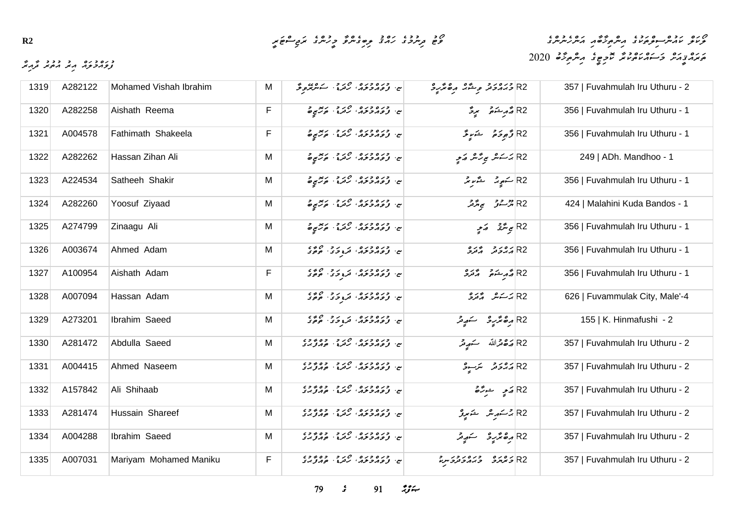| 1319 | A282122 | Mohamed Vishah Ibrahim | M | ސ. ފުވައްމުލައް، ހޯދަދު، ސަންރޯޒުވިލާ | ވިޝާހް ޢިބްރާހީމް މުހައްމަދު | R2 | 357 \| Fuvahmulah Iru Uthuru - 2 |
|---|---|---|---|---|---|---|---|
| 1320 | A282258 | Aishath Reema | F | ސ. ފުވައްމުލައް، ހޯދަދު، ތަރަބީޒް | އައިޝަތު ރީމާ | R2 | 356 \| Fuvahmulah Iru Uthuru - 1 |
| 1321 | A004578 | Fathimath Shakeela | F | ސ. ފުވައްމުލައް، ހޯދަދު، ތަރަބީޒް | ފާތިމަތު ޝަކީލާ | R2 | 356 \| Fuvahmulah Iru Uthuru - 1 |
| 1322 | A282262 | Hassan Zihan Ali | M | ސ. ފުވައްމުލައް، ހޯދަދު، ތަރަބީޒް | ހަސަން ޒިހާން އަލި | R2 | 249 \| ADh. Mandhoo - 1 |
| 1323 | A224534 | Satheeh Shakir | M | ސ. ފުވައްމުލައް، ހޯދަދު، ތަރަބީޒް | ސަތީހު ޝާކިރު | R2 | 356 \| Fuvahmulah Iru Uthuru - 1 |
| 1324 | A282260 | Yoosuf Ziyaad | M | ސ. ފުވައްމުލައް، ހޯދަދު، ތަރަބީޒް | ޔޫސުފް ޒިޔާދު | R2 | 424 \| Malahini Kuda Bandos - 1 |
| 1325 | A274799 | Zinaagu Ali | M | ސ. ފުވައްމުލައް، ހޯދަދު، ތަރަބީޒް | ޒިނާގު އަލި | R2 | 356 \| Fuvahmulah Iru Uthuru - 1 |
| 1326 | A003674 | Ahmed Adam | M | ސ. ފުވައްމުލައް، ދަލިވަދު، ތޮތާގެ | އަހުމަދު އާދަމް | R2 | 356 \| Fuvahmulah Iru Uthuru - 1 |
| 1327 | A100954 | Aishath Adam | F | ސ. ފުވައްމުލައް، ދަލިވަދު، ތޮތާގެ | އައިޝަތު އާދަމް | R2 | 356 \| Fuvahmulah Iru Uthuru - 1 |
| 1328 | A007094 | Hassan Adam | M | ސ. ފުވައްމުލައް، ދަލިވަދު، ތޮތާގެ | ހަސަން އާދަމް | R2 | 626 \| Fuvammulak City, Male'-4 |
| 1329 | A273201 | Ibrahim Saeed | M | ސ. ފުވައްމުލައް، ދަލިވަދު، ތޮތާގެ | އިބްރާހީމް ސައީދު | R2 | 155 \| K. Hinmafushi - 2 |
| 1330 | A281472 | Abdulla Saeed | M | ސ. ފުވައްމުލައް، ހޯދަދު، ތުއްފާނުގެ | އަބްދުﷲ ސައީދު | R2 | 357 \| Fuvahmulah Iru Uthuru - 2 |
| 1331 | A004415 | Ahmed Naseem | M | ސ. ފުވައްމުލައް، ހޯދަދު، ތުއްފާނުގެ | އަހުމަދު ނަސީމް | R2 | 357 \| Fuvahmulah Iru Uthuru - 2 |
| 1332 | A157842 | Ali Shihaab | M | ސ. ފުވައްމުލައް، ހޯދަދު، ތުއްފާނުގެ | އަލި ޝިހާބް | R2 | 357 \| Fuvahmulah Iru Uthuru - 2 |
| 1333 | A281474 | Hussain Shareef | M | ސ. ފުވައްމުލައް، ހޯދަދު، ތުއްފާނުގެ | ހުސައިން ޝަރީފް | R2 | 357 \| Fuvahmulah Iru Uthuru - 2 |
| 1334 | A004288 | Ibrahim Saeed | M | ސ. ފުވައްމުލައް، ހޯދަދު، ތުއްފާނުގެ | އިބްރާހީމް ސައީދު | R2 | 357 \| Fuvahmulah Iru Uthuru - 2 |
| 1335 | A007031 | Mariyam Mohamed Maniku | F | ސ. ފުވައްމުލައް، ހޯދަދު، ތުއްފާނުގެ | މަރިޔަމް މުހައްމަދުމަނިކު | R2 | 357 \| Fuvahmulah Iru Uthuru - 2 |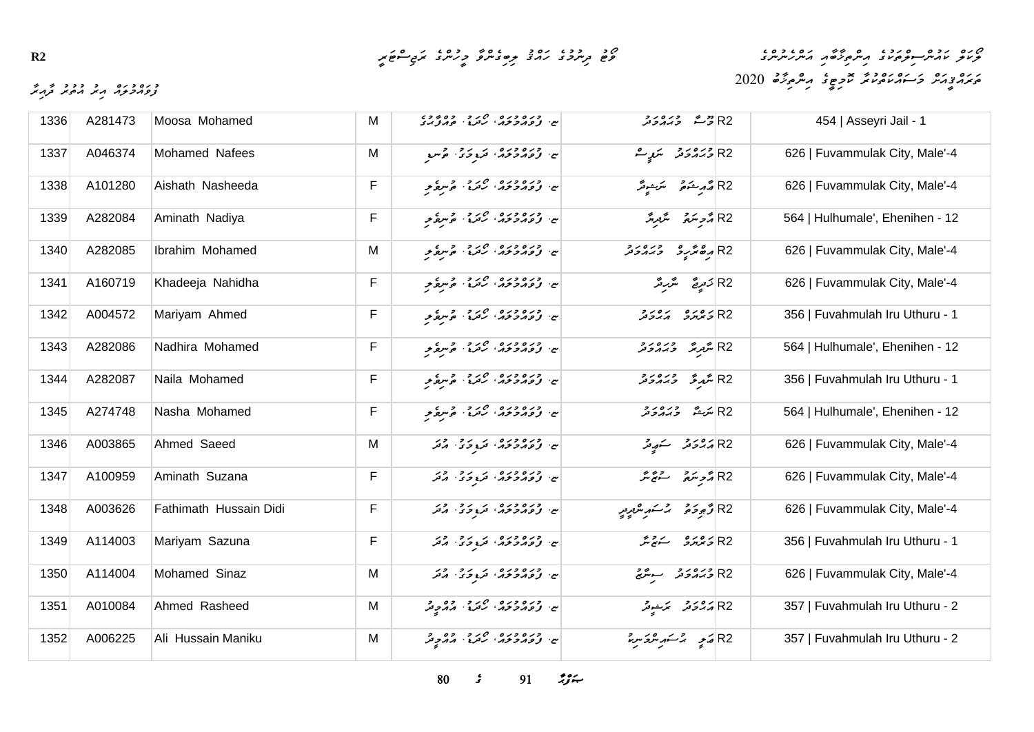| 1336 | A281473 | Moosa Mohamed | M | ސ. ފުވައްމުލައް، ހޯދަދު. ތިޔަފުށި | ރ2 ވޫސާ މުހައްމަދު | 454 \| Asseyri Jail - 1 |
|---|---|---|---|---|---|---|
| 1337 | A046374 | Mohamed Nafees | M | ސ. ފުވައްމުލައް، ދަރަވަންދު. ތަސްލި | ރ2 މުހައްމަދު ނަފީސް | 626 \| Fuvammulak City, Male'-4 |
| 1338 | A101280 | Aishath Nasheeda | F | ސ. ފުވައްމުލައް، ހޯދަދު. ތަސްލީމް | ރ2 އައިޝަތު ނަޝީދާ | 626 \| Fuvammulak City, Male'-4 |
| 1339 | A282084 | Aminath Nadiya | F | ސ. ފުވައްމުލައް، ހޯދަދު. ތަސްލީމް | ރ2 އާމިނަތު ނާދިޔާ | 564 \| Hulhumale', Ehenihen - 12 |
| 1340 | A282085 | Ibrahim Mohamed | M | ސ. ފުވައްމުލައް، ހޯދަދު. ތަސްލީމް | ރ2 އިބްރާހީމް މުހައްމަދު | 626 \| Fuvammulak City, Male'-4 |
| 1341 | A160719 | Khadeeja Nahidha | F | ސ. ފުވައްމުލައް، ހޯދަދު. ތަސްލީމް | ރ2 ޚަދީޖާ ނާހިދާ | 626 \| Fuvammulak City, Male'-4 |
| 1342 | A004572 | Mariyam Ahmed | F | ސ. ފުވައްމުލައް، ހޯދަދު. ތަސްލީމް | ރ2 މަރިޔަމް އަހުމަދު | 356 \| Fuvahmulah Iru Uthuru - 1 |
| 1343 | A282086 | Nadhira Mohamed | F | ސ. ފުވައްމުލައް، ހޯދަދު. ތަސްލީމް | ރ2 ނާދިރާ މުހައްމަދު | 564 \| Hulhumale', Ehenihen - 12 |
| 1344 | A282087 | Naila Mohamed | F | ސ. ފުވައްމުލައް، ހޯދަދު. ތަސްލީމް | ރ2 ނާއިލާ މުހައްމަދު | 356 \| Fuvahmulah Iru Uthuru - 1 |
| 1345 | A274748 | Nasha Mohamed | F | ސ. ފުވައްމުލައް، ހޯދަދު. ތަސްލީމް | ރ2 ނަޝާ މުހައްމަދު | 564 \| Hulhumale', Ehenihen - 12 |
| 1346 | A003865 | Ahmed Saeed | M | ސ. ފުވައްމުލައް، ދަރަވަންދު. އުދަ | ރ2 އަހުމަދު ސައީދު | 626 \| Fuvammulak City, Male'-4 |
| 1347 | A100959 | Aminath Suzana | F | ސ. ފުވައްމުލައް، ދަރަވަންދު. އުދަ | ރ2 އާމިނަތު ސުޒާނާ | 626 \| Fuvammulak City, Male'-4 |
| 1348 | A003626 | Fathimath Hussain Didi | F | ސ. ފުވައްމުލައް، ދަރަވަންދު. އުދަ | ރ2 ފާތިމަތު ހުސައިންދީދީ | 626 \| Fuvammulak City, Male'-4 |
| 1349 | A114003 | Mariyam Sazuna | F | ސ. ފުވައްމުލައް، ދަރަވަންދު. އުދަ | ރ2 މަރިޔަމް ސަޒުނާ | 356 \| Fuvahmulah Iru Uthuru - 1 |
| 1350 | A114004 | Mohamed Sinaz | M | ސ. ފުވައްމުލައް، ދަރަވަންދު. އުދަ | ރ2 މުހައްމަދު ސިނާޒް | 626 \| Fuvammulak City, Male'-4 |
| 1351 | A010084 | Ahmed Rasheed | M | ސ. ފުވައްމުލައް، ހޯދަދު. އުއްމީދު | ރ2 އަހުމަދު ރަޝީދު | 357 \| Fuvahmulah Iru Uthuru - 2 |
| 1352 | A006225 | Ali Hussain Maniku | M | ސ. ފުވައްމުލައް، ހޯދަދު. އުއްމީދު | ރ2 އަލި ހުސައިންމަނިކު | 357 \| Fuvahmulah Iru Uthuru - 2 |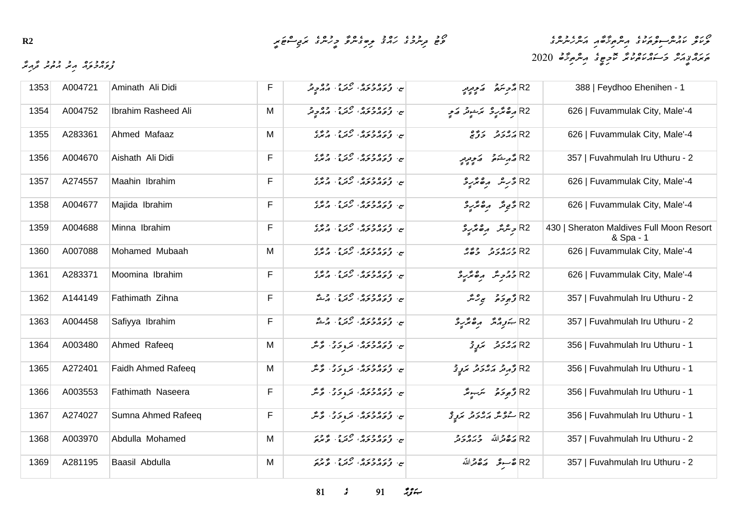| 1353 | A004721 | Aminath Ali Didi | F | ސ. ފުވައްމުލައް، ހޯދަޑު، އަލިމީދު | އާމިނަތު އަލިދީދީ R2 | 388 \| Feydhoo Ehenihen - 1 |
|---|---|---|---|---|---|---|
| 1354 | A004752 | Ibrahim Rasheed Ali | M | ސ. ފުވައްމުލައް، ހޯދަޑު، އަލިމީދު | އިބްރާހީމް ރަޝީދު ޢަލީ R2 | 626 \| Fuvammulak City, Male'-4 |
| 1355 | A283361 | Ahmed Mafaaz | M | ސ. ފުވައްމުލައް، ހޯދަޑު، އަރާރު | އަޙްމަދު މަފާޒު R2 | 626 \| Fuvammulak City, Male'-4 |
| 1356 | A004670 | Aishath Ali Didi | F | ސ. ފުވައްމުލައް، ހޯދަޑު، އަރާރު | އައިޝަތު އަލިދީދީ R2 | 357 \| Fuvahmulah Iru Uthuru - 2 |
| 1357 | A274557 | Maahin Ibrahim | F | ސ. ފުވައްމުލައް، ހޯދަޑު، އަރާރު | މާހިން އިބްރާހީމް R2 | 626 \| Fuvammulak City, Male'-4 |
| 1358 | A004677 | Majida Ibrahim | F | ސ. ފުވައްމުލައް، ހޯދަޑު، އަރާރު | މާޖިދާ އިބްރާހީމް R2 | 626 \| Fuvammulak City, Male'-4 |
| 1359 | A004688 | Minna Ibrahim | F | ސ. ފުވައްމުލައް، ހޯދަޑު، އަރާރު | މިންނާ އިބްރާހީމް R2 | 430 \| Sheraton Maldives Full Moon Resort & Spa - 1 |
| 1360 | A007088 | Mohamed Mubaah | M | ސ. ފުވައްމުލައް، ހޯދަޑު، އަރާރު | މުޙައްމަދު މުބާޙް R2 | 626 \| Fuvammulak City, Male'-4 |
| 1361 | A283371 | Moomina Ibrahim | F | ސ. ފުވައްމުލައް، ހޯދަޑު، އަރާރު | މޫމިނާ އިބްރާހީމް R2 | 626 \| Fuvammulak City, Male'-4 |
| 1362 | A144149 | Fathimath Zihna | F | ސ. ފުވައްމުލައް، ހޯދަޑު، އުނަ | ފާތިމަތު ޒިހްނާ R2 | 357 \| Fuvahmulah Iru Uthuru - 2 |
| 1363 | A004458 | Safiyya Ibrahim | F | ސ. ފުވައްމުލައް، ހޯދަޑު، އުނަ | ޞަފިއްޔާ އިބްރާހީމް R2 | 357 \| Fuvahmulah Iru Uthuru - 2 |
| 1364 | A003480 | Ahmed Rafeeq | M | ސ. ފުވައްމުލައް، ދަށުވަރު، ވާން | އަޙްމަދު ރަފީޤު R2 | 356 \| Fuvahmulah Iru Uthuru - 1 |
| 1365 | A272401 | Faidh Ahmed Rafeeq | M | ސ. ފުވައްމުލައް، ދަށުވަރު، ވާން | ފާއިދު އަޙްމަދު ރަފީޤު R2 | 356 \| Fuvahmulah Iru Uthuru - 1 |
| 1366 | A003553 | Fathimath Naseera | F | ސ. ފުވައްމުލައް، ދަށުވަރު، ވާން | ފާތިމަތު ނަޞީރާ R2 | 356 \| Fuvahmulah Iru Uthuru - 1 |
| 1367 | A274027 | Sumna Ahmed Rafeeq | F | ސ. ފުވައްމުލައް، ދަށުވަރު، ވާން | ސުމްނާ އަޙްމަދު ރަފީޤު R2 | 356 \| Fuvahmulah Iru Uthuru - 1 |
| 1368 | A003970 | Abdulla Mohamed | M | ސ. ފުވައްމުލައް، ހޯދަޑު، ވާރަޙަ | އަބްދުﷲ މުޙައްމަދު R2 | 357 \| Fuvahmulah Iru Uthuru - 2 |
| 1369 | A281195 | Baasil Abdulla | M | ސ. ފުވައްމުލައް، ހޯދަޑު، ވާރަޙަ | ބާސިލް އަބްދުﷲ R2 | 357 \| Fuvahmulah Iru Uthuru - 2 |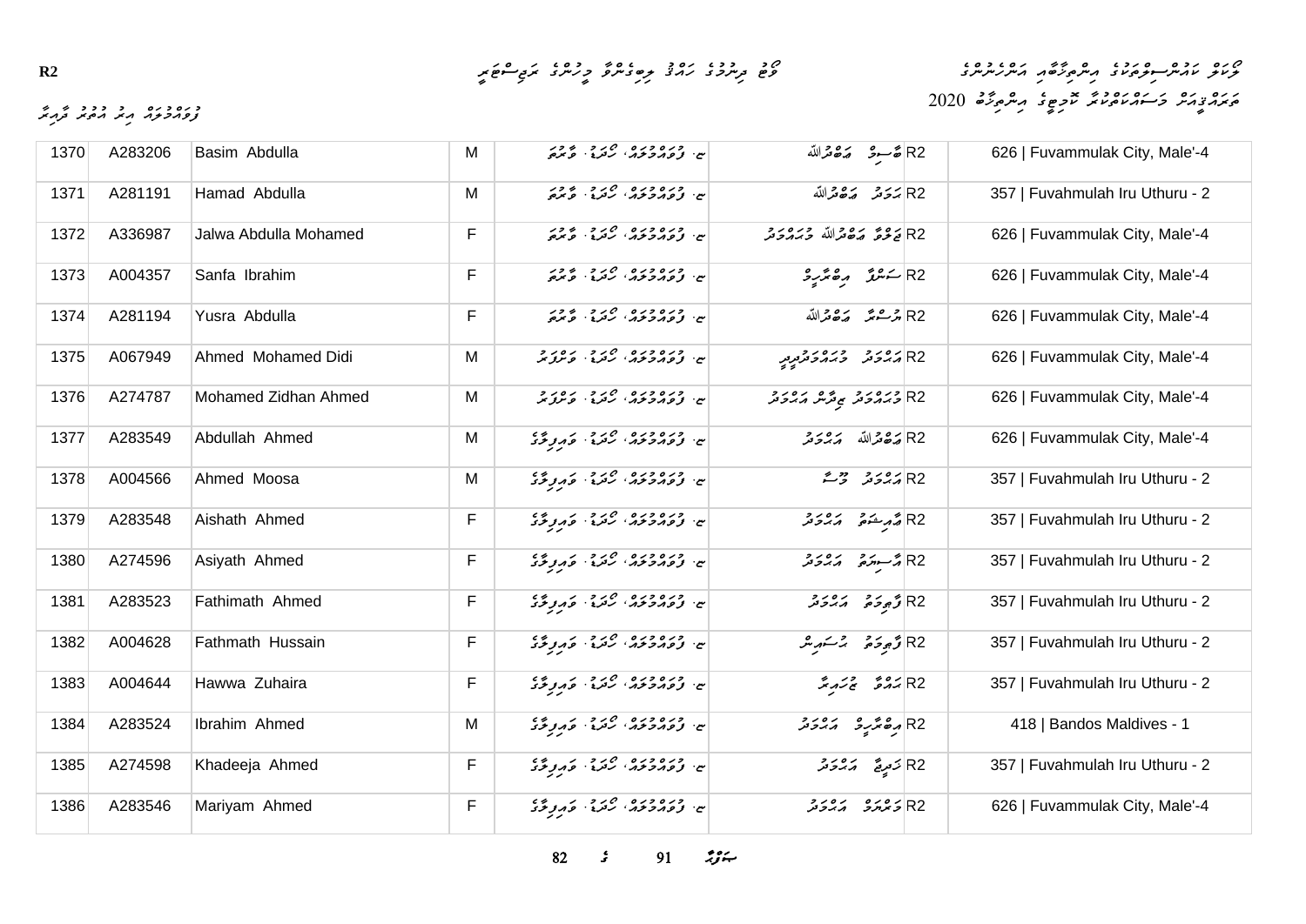| 1370 | A283206 | Basim Abdulla | M | ސ. ފުވައްމުލައް، ހޮދަޑު، ވާދީ | ބާސިމް އަބްދުﷲ | R2 | 626 \| Fuvammulak City, Male'-4 |
|---|---|---|---|---|---|---|---|
| 1371 | A281191 | Hamad Abdulla | M | ސ. ފުވައްމުލައް، ހޮދަޑު، ވާދީ | ހަމަދު އަބްދުﷲ | R2 | 357 \| Fuvahmulah Iru Uthuru - 2 |
| 1372 | A336987 | Jalwa Abdulla Mohamed | F | ސ. ފުވައްމުލައް، ހޮދަޑު، ވާދީ | ޖަލްވާ އަބްދުﷲ މުހައްމަދު | R2 | 626 \| Fuvammulak City, Male'-4 |
| 1373 | A004357 | Sanfa Ibrahim | F | ސ. ފުވައްމުލައް، ހޮދަޑު، ވާދީ | ސަންފާ އިބްރާހީމް | R2 | 626 \| Fuvammulak City, Male'-4 |
| 1374 | A281194 | Yusra Abdulla | F | ސ. ފުވައްމުލައް، ހޮދަޑު، ވާދީ | ޔުސްރާ އަބްދުﷲ | R2 | 626 \| Fuvammulak City, Male'-4 |
| 1375 | A067949 | Ahmed Mohamed Didi | M | ސ. ފުވައްމުލައް، ހޮދަޑު، ވަނީވަރ | އަހްމަދު މުހައްމަދުދީދީ | R2 | 626 \| Fuvammulak City, Male'-4 |
| 1376 | A274787 | Mohamed Zidhan Ahmed | M | ސ. ފުވައްމުލައް، ހޮދަޑު، ވަނީވަރ | މުހައްމަދު ޒިދާން އަހްމަދު | R2 | 626 \| Fuvammulak City, Male'-4 |
| 1377 | A283549 | Abdullah Ahmed | M | ސ. ފުވައްމުލައް، ހޮދަޑު، ވައިލިވާގެ | އަބްދުﷲ އަހްމަދު | R2 | 626 \| Fuvammulak City, Male'-4 |
| 1378 | A004566 | Ahmed Moosa | M | ސ. ފުވައްމުލައް، ހޮދަޑު، ވައިލިވާގެ | އަހްމަދު މޫސާ | R2 | 357 \| Fuvahmulah Iru Uthuru - 2 |
| 1379 | A283548 | Aishath Ahmed | F | ސ. ފުވައްމުލައް، ހޮދަޑު، ވައިލިވާގެ | އާއިޝަތު އަހްމަދު | R2 | 357 \| Fuvahmulah Iru Uthuru - 2 |
| 1380 | A274596 | Asiyath Ahmed | F | ސ. ފުވައްމުލައް، ހޮދަޑު، ވައިލިވާގެ | އާސިޔަތު އަހްމަދު | R2 | 357 \| Fuvahmulah Iru Uthuru - 2 |
| 1381 | A283523 | Fathimath Ahmed | F | ސ. ފުވައްމުލައް، ހޮދަޑު، ވައިލިވާގެ | ފާތިމަތު އަހްމަދު | R2 | 357 \| Fuvahmulah Iru Uthuru - 2 |
| 1382 | A004628 | Fathmath Hussain | F | ސ. ފުވައްމުލައް، ހޮދަޑު، ވައިލިވާގެ | ފާތިމަތު ހުސައިން | R2 | 357 \| Fuvahmulah Iru Uthuru - 2 |
| 1383 | A004644 | Hawwa Zuhaira | F | ސ. ފުވައްމުލައް، ހޮދަޑު، ވައިލިވާގެ | ހައްވާ ޒުހައިރާ | R2 | 357 \| Fuvahmulah Iru Uthuru - 2 |
| 1384 | A283524 | Ibrahim Ahmed | M | ސ. ފުވައްމުލައް، ހޮދަޑު، ވައިލިވާގެ | އިބްރާހީމް އަހްމަދު | R2 | 418 \| Bandos Maldives - 1 |
| 1385 | A274598 | Khadeeja Ahmed | F | ސ. ފުވައްމުލައް، ހޮދަޑު، ވައިލިވާގެ | ޚަދީޖާ އަހްމަދު | R2 | 357 \| Fuvahmulah Iru Uthuru - 2 |
| 1386 | A283546 | Mariyam Ahmed | F | ސ. ފުވައްމުލައް، ހޮދަޑު، ވައިލިވާގެ | މަރިޔަމް އަހްމަދު | R2 | 626 \| Fuvammulak City, Male'-4 |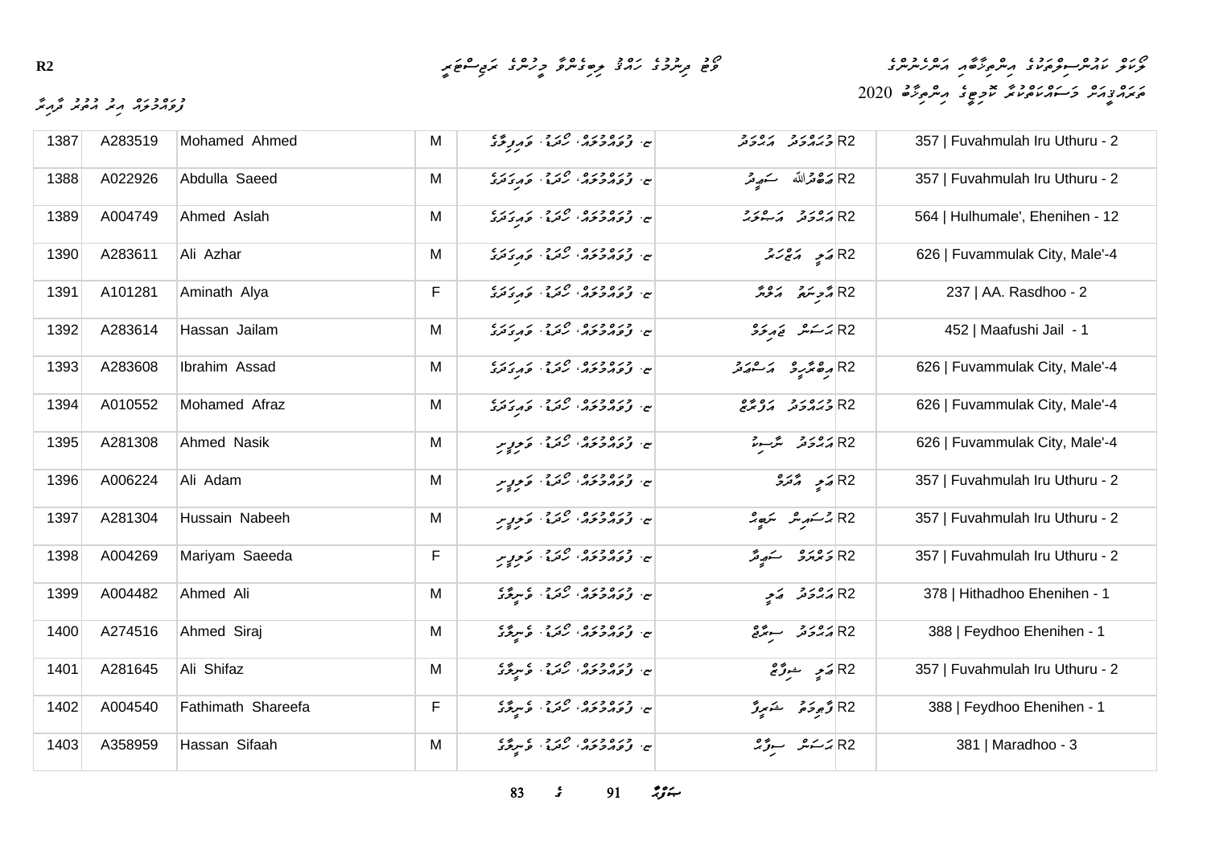| 1387 | A283519 | Mohamed Ahmed | M | ސ. ފުވައްމުލައް، ހުޅުދޫ، ވައިލީވާގެ | R2 މުހައްމަދު އަހުމަދު | 357 \| Fuvahmulah Iru Uthuru - 2 |
|---|---|---|---|---|---|---|
| 1388 | A022926 | Abdulla Saeed | M | ސ. ފުވައްމުލައް، ހުޅުދޫ، ވައިގަދަގެ | R2 އަބްދުﷲ ސަޢީދު | 357 \| Fuvahmulah Iru Uthuru - 2 |
| 1389 | A004749 | Ahmed Aslah | M | ސ. ފުވައްމުލައް، ހުޅުދޫ، ވައިގަދަގެ | R2 އަހުމަދު އަސްލަހު | 564 \| Hulhumale', Ehenihen - 12 |
| 1390 | A283611 | Ali Azhar | M | ސ. ފުވައްމުލައް، ހުޅުދޫ، ވައިގަދަގެ | R2 އަލީ އަޒުހަރު | 626 \| Fuvammulak City, Male'-4 |
| 1391 | A101281 | Aminath Alya | F | ސ. ފުވައްމުލައް، ހުޅުދޫ، ވައިގަދަގެ | R2 އާމިނަތު އަލްޔާ | 237 \| AA. Rasdhoo - 2 |
| 1392 | A283614 | Hassan Jailam | M | ސ. ފުވައްމުލައް، ހުޅުދޫ، ވައިގަދަގެ | R2 ހަސަން ޖައިލަމް | 452 \| Maafushi Jail - 1 |
| 1393 | A283608 | Ibrahim Assad | M | ސ. ފުވައްމުލައް، ހުޅުދޫ، ވައިގަދަގެ | R2 އިބްރާހީމް އަސްޢަދު | 626 \| Fuvammulak City, Male'-4 |
| 1394 | A010552 | Mohamed Afraz | M | ސ. ފުވައްމުލައް، ހުޅުދޫ، ވައިގަދަގެ | R2 މުހައްމަދު އަފްރާޒް | 626 \| Fuvammulak City, Male'-4 |
| 1395 | A281308 | Ahmed Nasik | M | ސ. ފުވައްމުލައް، ހުޅުދޫ، ވަލިލީނި | R2 އަހުމަދު ނާސިކް | 626 \| Fuvammulak City, Male'-4 |
| 1396 | A006224 | Ali Adam | M | ސ. ފުވައްމުލައް، ހުޅުދޫ، ވަލިލީނި | R2 އަލީ އާދަމް | 357 \| Fuvahmulah Iru Uthuru - 2 |
| 1397 | A281304 | Hussain Nabeeh | M | ސ. ފުވައްމުލައް، ހުޅުދޫ، ވަލިލީނި | R2 ހުސައިން ނަބީހު | 357 \| Fuvahmulah Iru Uthuru - 2 |
| 1398 | A004269 | Mariyam Saeeda | F | ސ. ފުވައްމުލައް، ހުޅުދޫ، ވަލިލީނި | R2 މަރިޔަމް ސަޢީދާ | 357 \| Fuvahmulah Iru Uthuru - 2 |
| 1399 | A004482 | Ahmed Ali | M | ސ. ފުވައްމުލައް، ހުޅުދޫ، ވަނިލާގެ | R2 އަހުމަދު އަލީ | 378 \| Hithadhoo Ehenihen - 1 |
| 1400 | A274516 | Ahmed Siraj | M | ސ. ފުވައްމުލައް، ހުޅުދޫ، ވަނިލާގެ | R2 އަހުމަދު ސިރާޖު | 388 \| Feydhoo Ehenihen - 1 |
| 1401 | A281645 | Ali Shifaz | M | ސ. ފުވައްމުލައް، ހުޅުދޫ، ވަނިލާގެ | R2 އަލީ ޝިފާޒު | 357 \| Fuvahmulah Iru Uthuru - 2 |
| 1402 | A004540 | Fathimath Shareefa | F | ސ. ފުވައްމުލައް، ހުޅުދޫ، ވަނިލާގެ | R2 ފާތިމަތު ޝަރީފާ | 388 \| Feydhoo Ehenihen - 1 |
| 1403 | A358959 | Hassan Sifaah | M | ސ. ފުވައްމުލައް، ހުޅުދޫ، ވަނިލާގެ | R2 ހަސަން ސިފާހު | 381 \| Maradhoo - 3 |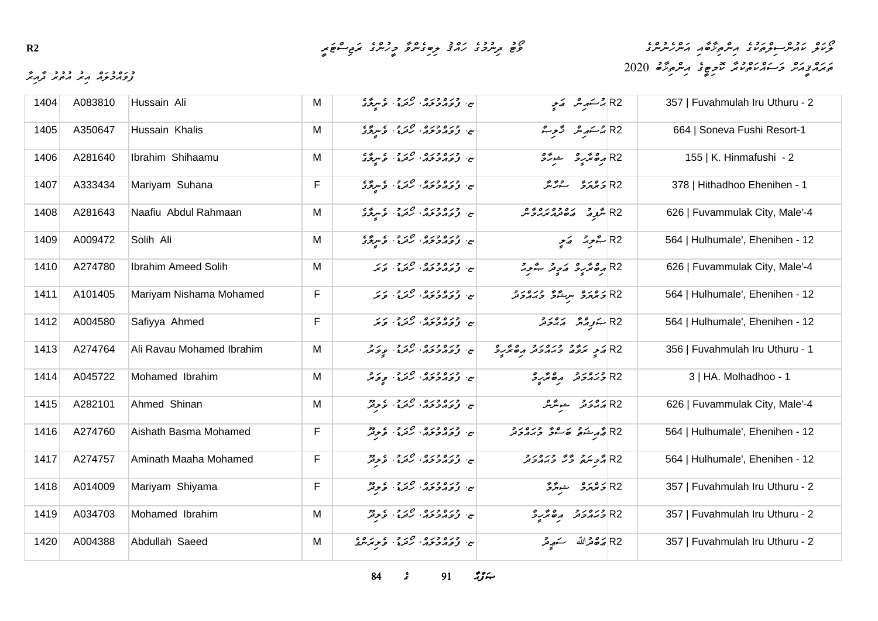| 1404 | A083810 | Hussain Ali | M | ސ. ފުވައްމުލައް، ހޯދަދު، ވެސިލާގެ | ހުސައިން ޢަލީ R2 | 357 \| Fuvahmulah Iru Uthuru - 2 |
|---|---|---|---|---|---|---|
| 1405 | A350647 | Hussain Khalis | M | ސ. ފުވައްމުލައް، ހޯދަދު، ވެސިލާގެ | ހުސައިން ޚާލިސް R2 | 664 \| Soneva Fushi Resort-1 |
| 1406 | A281640 | Ibrahim Shihaamu | M | ސ. ފުވައްމުލައް، ހޯދަދު، ވެސިލާގެ | އިބްރާހީމް ޝިހާމު R2 | 155 \| K. Hinmafushi - 2 |
| 1407 | A333434 | Mariyam Suhana | F | ސ. ފުވައްމުލައް، ހޯދަދު، ވެސިލާގެ | މަރިޔަމް ސުހާނާ R2 | 378 \| Hithadhoo Ehenihen - 1 |
| 1408 | A281643 | Naafiu Abdul Rahmaan | M | ސ. ފުވައްމުލައް، ހޯދަދު، ވެސިލާގެ | ނާފިޢު ޢަބްދުއްރަޙްމާން R2 | 626 \| Fuvammulak City, Male'-4 |
| 1409 | A009472 | Solih Ali | M | ސ. ފުވައްމުލައް، ހޯދަދު، ވެސިލާގެ | ޞާލިޙް ޢަލީ R2 | 564 \| Hulhumale', Ehenihen - 12 |
| 1410 | A274780 | Ibrahim Ameed Solih | M | ސ. ފުވައްމުލައް، ހޯދަދު، ވަރަ | އިބްރާހީމް އަމީދު ޞާލިޙް R2 | 626 \| Fuvammulak City, Male'-4 |
| 1411 | A101405 | Mariyam Nishama Mohamed | F | ސ. ފުވައްމުލައް، ހޯދަދު، ވަރަ | މަރިޔަމް ނިޝާމާ މުޙައްމަދު R2 | 564 \| Hulhumale', Ehenihen - 12 |
| 1412 | A004580 | Safiyya Ahmed | F | ސ. ފުވައްމުލައް، ހޯދަދު، ވަރަ | ޞަފިއްޔާ އަޙްމަދު R2 | 564 \| Hulhumale', Ehenihen - 12 |
| 1413 | A274764 | Ali Ravau Mohamed Ibrahim | M | ސ. ފުވައްމުލައް، ހޯދަދު، ވިވަރު | ޢަލީ ރަވާއު މުޙައްމަދު އިބްރާހީމް R2 | 356 \| Fuvahmulah Iru Uthuru - 1 |
| 1414 | A045722 | Mohamed Ibrahim | M | ސ. ފުވައްމުލައް، ހޯދަދު، ވިވަރު | މުޙައްމަދު އިބްރާހީމް R2 | 3 \| HA. Molhadhoo - 1 |
| 1415 | A282101 | Ahmed Shinan | M | ސ. ފުވައްމުލައް، ހޯދަދު، ވެލިދޫ | އަޙްމަދު ޝިނާން R2 | 626 \| Fuvammulak City, Male'-4 |
| 1416 | A274760 | Aishath Basma Mohamed | F | ސ. ފުވައްމުލައް، ހޯދަދު، ވެލިދޫ | އާއިޝަތު ބަސްމާ މުޙައްމަދު R2 | 564 \| Hulhumale', Ehenihen - 12 |
| 1417 | A274757 | Aminath Maaha Mohamed | F | ސ. ފުވައްމުލައް، ހޯދަދު، ވެލިދޫ | އާމިނަތު މާހާ މުޙައްމަދު R2 | 564 \| Hulhumale', Ehenihen - 12 |
| 1418 | A014009 | Mariyam Shiyama | F | ސ. ފުވައްމުލައް، ހޯދަދު، ވެލިދޫ | މަރިޔަމް ޝިޔާމާ R2 | 357 \| Fuvahmulah Iru Uthuru - 2 |
| 1419 | A034703 | Mohamed Ibrahim | M | ސ. ފުވައްމުލައް، ހޯދަދު، ވެލިދޫ | މުޙައްމަދު އިބްރާހީމް R2 | 357 \| Fuvahmulah Iru Uthuru - 2 |
| 1420 | A004388 | Abdullah Saeed | M | ސ. ފުވައްމުލައް، ހޯދަދު، ވެލިރަށުގެ | އަބްދުﷲ ސައީދު R2 | 357 \| Fuvahmulah Iru Uthuru - 2 |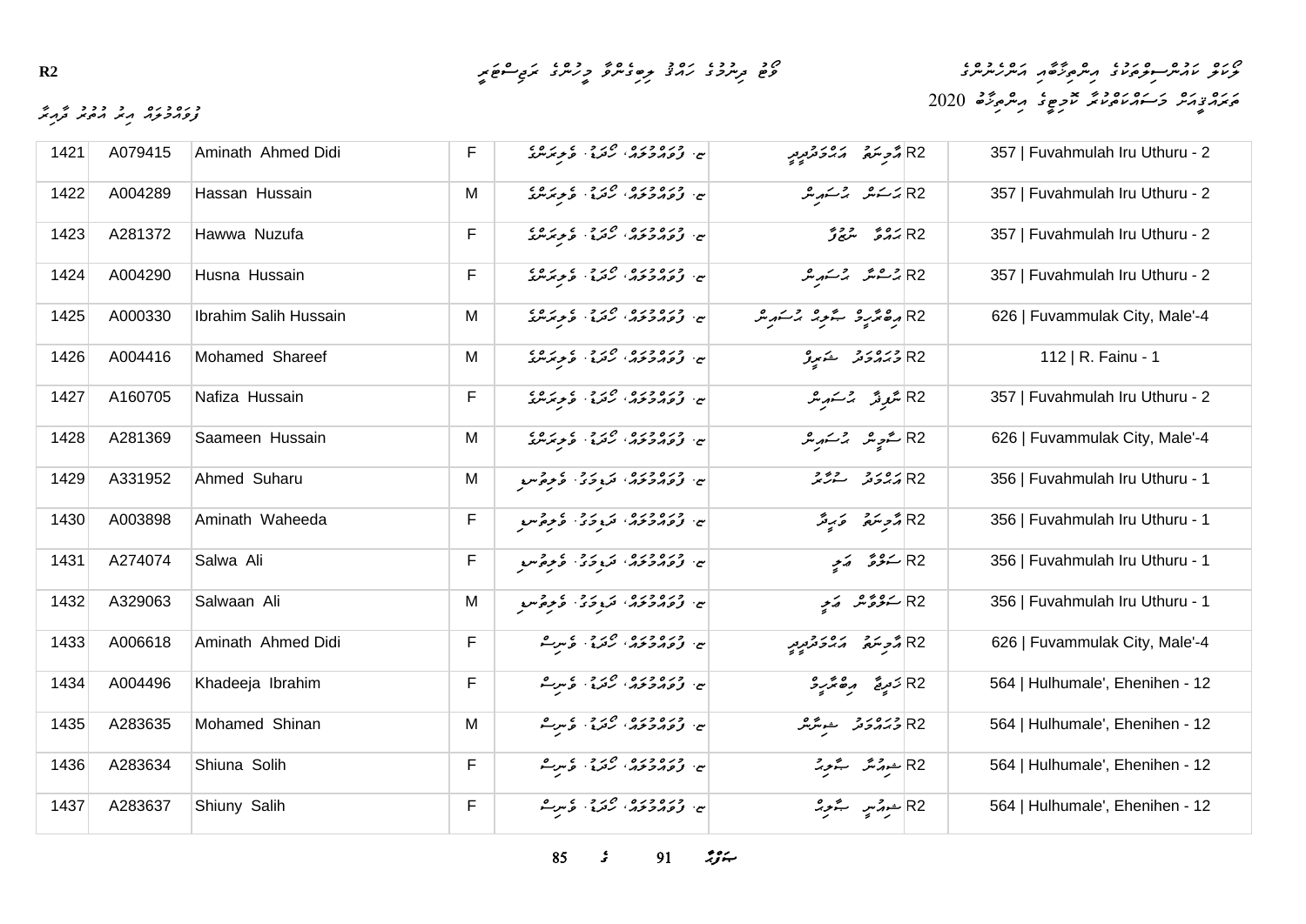| 1421 | A079415 | Aminath Ahmed Didi | F | ސ. ފުވައްމުލައް، ހޯދަޑު، ވެލިރަށްގެ | އާމިނަތު އަހްމަދުދީދީ R2 | 357 \| Fuvahmulah Iru Uthuru - 2 |
|---|---|---|---|---|---|---|
| 1422 | A004289 | Hassan Hussain | M | ސ. ފުވައްމުލައް، ހޯދަޑު، ވެލިރަށްގެ | ހަސަން ހުސައިން R2 | 357 \| Fuvahmulah Iru Uthuru - 2 |
| 1423 | A281372 | Hawwa Nuzufa | F | ސ. ފުވައްމުލައް، ހޯދަޑު، ވެލިރަށްގެ | ހައްވާ ނުޒުފާ R2 | 357 \| Fuvahmulah Iru Uthuru - 2 |
| 1424 | A004290 | Husna Hussain | F | ސ. ފުވައްމުލައް، ހޯދަޑު، ވެލިރަށްގެ | ހުސްނާ ހުސައިން R2 | 357 \| Fuvahmulah Iru Uthuru - 2 |
| 1425 | A000330 | Ibrahim Salih Hussain | M | ސ. ފުވައްމުލައް، ހޯދަޑު، ވެލިރަށްގެ | އިބްރާހީމް ސާލިހު ހުސައިން R2 | 626 \| Fuvammulak City, Male'-4 |
| 1426 | A004416 | Mohamed Shareef | M | ސ. ފުވައްމުލައް، ހޯދަޑު، ވެލިރަށްގެ | މުހައްމަދު ޝަރީފް R2 | 112 \| R. Fainu - 1 |
| 1427 | A160705 | Nafiza Hussain | F | ސ. ފުވައްމުލައް، ހޯދަޑު، ވެލިރަށްގެ | ނާފިޒާ ހުސައިން R2 | 357 \| Fuvahmulah Iru Uthuru - 2 |
| 1428 | A281369 | Saameen Hussain | M | ސ. ފުވައްމުލައް، ހޯދަޑު، ވެލިރަށްގެ | ސާމީން ހުސައިން R2 | 626 \| Fuvammulak City, Male'-4 |
| 1429 | A331952 | Ahmed Suharu | M | ސ. ފުވައްމުލައް، ދަޑިމަގު، ވެލިވޭނި | އަހްމަދު ސުހާރު R2 | 356 \| Fuvahmulah Iru Uthuru - 1 |
| 1430 | A003898 | Aminath Waheeda | F | ސ. ފުވައްމުލައް، ދަޑިމަގު، ވެލިވޭނި | އާމިނަތު ވަހީދާ R2 | 356 \| Fuvahmulah Iru Uthuru - 1 |
| 1431 | A274074 | Salwa Ali | F | ސ. ފުވައްމުލައް، ދަޑިމަގު، ވެލިވޭނި | ސަލްވާ އަލީ R2 | 356 \| Fuvahmulah Iru Uthuru - 1 |
| 1432 | A329063 | Salwaan Ali | M | ސ. ފުވައްމުލައް، ދަޑިމަގު، ވެލިވޭނި | ސަލްވާން އަލީ R2 | 356 \| Fuvahmulah Iru Uthuru - 1 |
| 1433 | A006618 | Aminath Ahmed Didi | F | ސ. ފުވައްމުލައް، ހޯދަޑު، ވެނިސް | އާމިނަތު އަހްމަދުދީދީ R2 | 626 \| Fuvammulak City, Male'-4 |
| 1434 | A004496 | Khadeeja Ibrahim | F | ސ. ފުވައްމުލައް، ހޯދަޑު، ވެނިސް | ޚަދީޖާ އިބްރާހީމް R2 | 564 \| Hulhumale', Ehenihen - 12 |
| 1435 | A283635 | Mohamed Shinan | M | ސ. ފުވައްމުލައް، ހޯދަޑު، ވެނިސް | މުހައްމަދު ޝިނާން R2 | 564 \| Hulhumale', Ehenihen - 12 |
| 1436 | A283634 | Shiuna Solih | F | ސ. ފުވައްމުލައް، ހޯދަޑު، ވެނިސް | ޝިއުނާ ސާލިހު R2 | 564 \| Hulhumale', Ehenihen - 12 |
| 1437 | A283637 | Shiuny Salih | F | ސ. ފުވައްމުލައް، ހޯދަޑު، ވެނިސް | ޝިއުނީ ސާލިހު R2 | 564 \| Hulhumale', Ehenihen - 12 |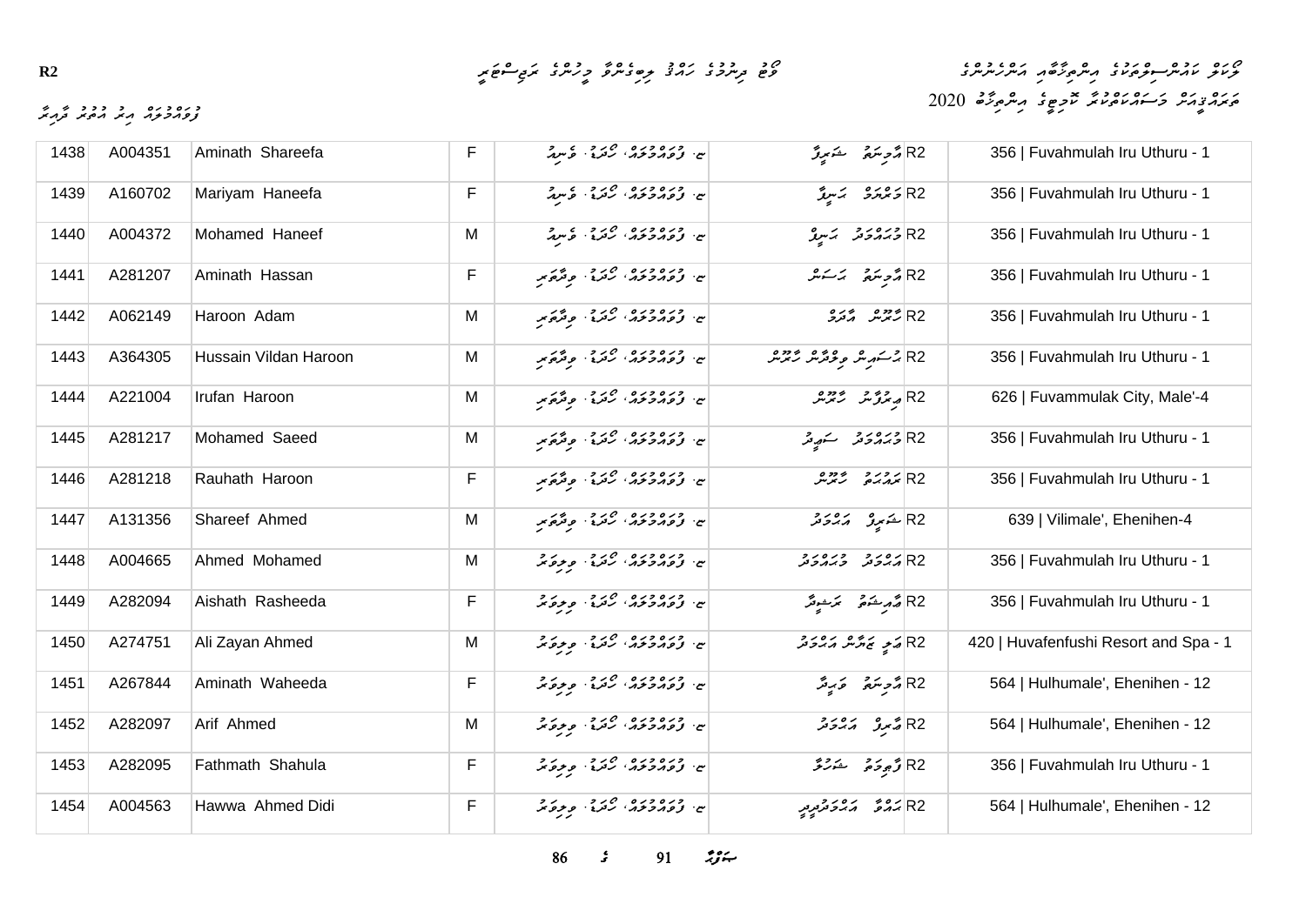| 1438 | A004351 | Aminath Shareefa | F | ސ. ފުވައްމުލައް، ހޯދަދު، ވަނީޒާ | R2 އާމިނަތު ޝަރީފާ | 356 \| Fuvahmulah Iru Uthuru - 1 |
|---|---|---|---|---|---|---|
| 1439 | A160702 | Mariyam Haneefa | F | ސ. ފުވައްމުލައް، ހޯދަދު، ވަނީޒާ | R2 މަރިޔަމް ހަނީފާ | 356 \| Fuvahmulah Iru Uthuru - 1 |
| 1440 | A004372 | Mohamed Haneef | M | ސ. ފުވައްމުލައް، ހޯދަދު، ވަނީޒާ | R2 މުހައްމަދު ހަނީފު | 356 \| Fuvahmulah Iru Uthuru - 1 |
| 1441 | A281207 | Aminath Hassan | F | ސ. ފުވައްމުލައް، ހޯދަދު، ވިލާވަރ | R2 އާމިނަތު ހަސަން | 356 \| Fuvahmulah Iru Uthuru - 1 |
| 1442 | A062149 | Haroon Adam | M | ސ. ފުވައްމުލައް، ހޯދަދު، ވިލާވަރ | R2 ހާރޫން އާދަމް | 356 \| Fuvahmulah Iru Uthuru - 1 |
| 1443 | A364305 | Hussain Vildan Haroon | M | ސ. ފުވައްމުލައް، ހޯދަދު، ވިލާވަރ | R2 ހުސައިން ވިލްދާން ހާރޫން | 356 \| Fuvahmulah Iru Uthuru - 1 |
| 1444 | A221004 | Irufan Haroon | M | ސ. ފުވައްމުލައް، ހޯދަދު، ވިލާވަރ | R2 އިރުފާން ހާރޫން | 626 \| Fuvammulak City, Male'-4 |
| 1445 | A281217 | Mohamed Saeed | M | ސ. ފުވައްމުލައް، ހޯދަދު، ވިލާވަރ | R2 މުހައްމަދު ސައީދު | 356 \| Fuvahmulah Iru Uthuru - 1 |
| 1446 | A281218 | Rauhath Haroon | F | ސ. ފުވައްމުލައް، ހޯދަދު، ވިލާވަރ | R2 ރައުހަތު ހާރޫން | 356 \| Fuvahmulah Iru Uthuru - 1 |
| 1447 | A131356 | Shareef Ahmed | M | ސ. ފުވައްމުލައް، ހޯދަދު، ވިލާވަރ | R2 ޝަރީފު އަހްމަދު | 639 \| Vilimale', Ehenihen-4 |
| 1448 | A004665 | Ahmed Mohamed | M | ސ. ފުވައްމުލައް، ހޯދަދު، ވިވިވަރު | R2 އަހްމަދު މުހައްމަދު | 356 \| Fuvahmulah Iru Uthuru - 1 |
| 1449 | A282094 | Aishath Rasheeda | F | ސ. ފުވައްމުލައް، ހޯދަދު، ވިވިވަރު | R2 އާއިޝަތު ރަޝީދާ | 356 \| Fuvahmulah Iru Uthuru - 1 |
| 1450 | A274751 | Ali Zayan Ahmed | M | ސ. ފުވައްމުލައް، ހޯދަދު، ވިވިވަރު | R2 އަލި ޒަޔާން އަހްމަދު | 420 \| Huvafenfushi Resort and Spa - 1 |
| 1451 | A267844 | Aminath Waheeda | F | ސ. ފުވައްމުލައް، ހޯދަދު، ވިވިވަރު | R2 އާމިނަތު ވަހީދާ | 564 \| Hulhumale', Ehenihen - 12 |
| 1452 | A282097 | Arif Ahmed | M | ސ. ފުވައްމުލައް، ހޯދަދު، ވިވިވަރު | R2 އާރިފު އަހްމަދު | 564 \| Hulhumale', Ehenihen - 12 |
| 1453 | A282095 | Fathmath Shahula | F | ސ. ފުވައްމުލައް، ހޯދަދު، ވިވިވަރު | R2 ފާތިމަތު ޝަހުލާ | 356 \| Fuvahmulah Iru Uthuru - 1 |
| 1454 | A004563 | Hawwa Ahmed Didi | F | ސ. ފުވައްމުލައް، ހޯދަދު، ވިވިވަރު | R2 ހައްވާ އަހްމަދުދީދީ | 564 \| Hulhumale', Ehenihen - 12 |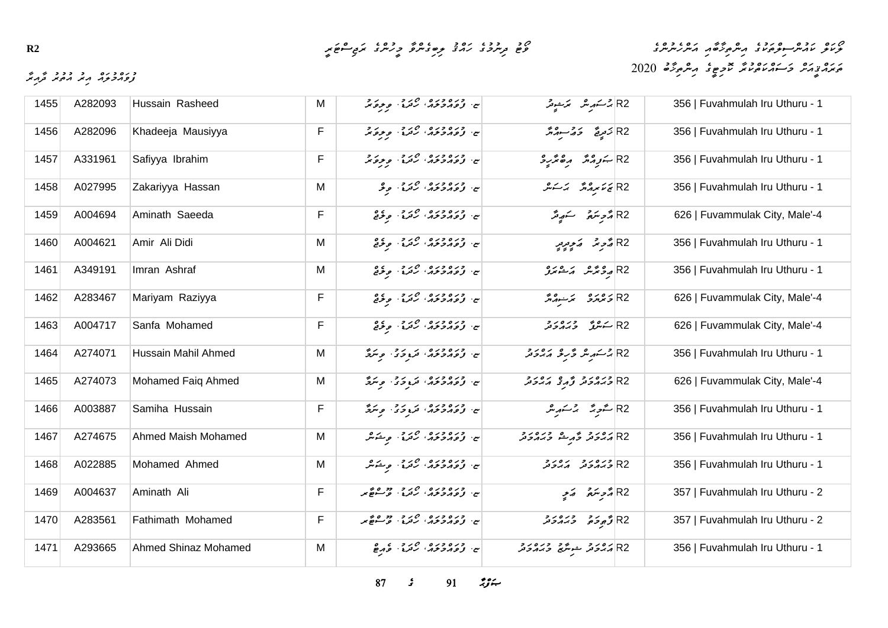ފުވައްމުލައް އިރު އުތުރު ދާއިރާ

| 1455 | A282093 | Hussain Rasheed | M | ސ. ފުވައްމުލައް، ހޯދަޑު، ވިލިވަރު | ޙުސައިން ރަޝީދު R2 | 356 \| Fuvahmulah Iru Uthuru - 1 |
|---|---|---|---|---|---|---|
| 1456 | A282096 | Khadeeja Mausiyya | F | ސ. ފުވައްމުލައް، ހޯދަޑު، ވިލިވަރު | ޚަދީޖާ މައުސިއްޔާ R2 | 356 \| Fuvahmulah Iru Uthuru - 1 |
| 1457 | A331961 | Safiyya Ibrahim | F | ސ. ފުވައްމުލައް، ހޯދަޑު، ވިލިވަރު | ޞަފިއްޔާ އިބްރާހިމް R2 | 356 \| Fuvahmulah Iru Uthuru - 1 |
| 1458 | A027995 | Zakariyya Hassan | M | ސ. ފުވައްމުލައް، ހޯދަޑު، ވިލާ | ޒަކަރިއްޔާ ހަސަން R2 | 356 \| Fuvahmulah Iru Uthuru - 1 |
| 1459 | A004694 | Aminath Saeeda | F | ސ. ފުވައްމުލައް، ހޯދަޑު، ވިލުޖް | އާމިނަތު ސަޢީދާ R2 | 626 \| Fuvammulak City, Male'-4 |
| 1460 | A004621 | Amir Ali Didi | M | ސ. ފުވައްމުލައް، ހޯދަޑު، ވިލުޖް | އާމިރު އަލިދީދީ R2 | 356 \| Fuvahmulah Iru Uthuru - 1 |
| 1461 | A349191 | Imran Ashraf | M | ސ. ފުވައްމުލައް، ހޯދަޑު، ވިލުޖް | އިމްރާން އަޝްރަފް R2 | 356 \| Fuvahmulah Iru Uthuru - 1 |
| 1462 | A283467 | Mariyam Raziyya | F | ސ. ފުވައްމުލައް، ހޯދަޑު، ވިލުޖް | މަރިޔަމް ރަޟިއްޔާ R2 | 626 \| Fuvammulak City, Male'-4 |
| 1463 | A004717 | Sanfa Mohamed | F | ސ. ފުވައްމުލައް، ހޯދަޑު، ވިލުޖް | ސަންފާ މުޙައްމަދު R2 | 626 \| Fuvammulak City, Male'-4 |
| 1464 | A274071 | Hussain Mahil Ahmed | M | ސ. ފުވައްމުލައް، ދަލިވަގު، ވިނަމާ | ޙުސައިން މާހިލް އަޙްމަދު R2 | 356 \| Fuvahmulah Iru Uthuru - 1 |
| 1465 | A274073 | Mohamed Faiq Ahmed | M | ސ. ފުވައްމުލައް، ދަލިވަގު، ވިނަމާ | މުޙައްމަދު ފާއިޤު އަޙްމަދު R2 | 626 \| Fuvammulak City, Male'-4 |
| 1466 | A003887 | Samiha Hussain | F | ސ. ފުވައްމުލައް، ދަލިވަގު، ވިނަމާ | ސާމިހާ ޙުސައިން R2 | 356 \| Fuvahmulah Iru Uthuru - 1 |
| 1467 | A274675 | Ahmed Maish Mohamed | M | ސ. ފުވައްމުލައް، ހޯދަޑު، ވިޝަން | އަޙްމަދު މާއިޝް މުޙައްމަދު R2 | 356 \| Fuvahmulah Iru Uthuru - 1 |
| 1468 | A022885 | Mohamed Ahmed | M | ސ. ފުވައްމުލައް، ހޯދަޑު، ވިޝަން | މުޙައްމަދު އަޙްމަދު R2 | 356 \| Fuvahmulah Iru Uthuru - 1 |
| 1469 | A004637 | Aminath Ali | F | ސ. ފުވައްމުލައް، ހޯދަޑު، ވުސްޓަރ | އާމިނަތު އަލި R2 | 357 \| Fuvahmulah Iru Uthuru - 2 |
| 1470 | A283561 | Fathimath Mohamed | F | ސ. ފުވައްމުލައް، ހޯދަޑު، ވުސްޓަރ | ފާތިމަތު މުޙައްމަދު R2 | 357 \| Fuvahmulah Iru Uthuru - 2 |
| 1471 | A293665 | Ahmed Shinaz Mohamed | M | ސ. ފުވައްމުލައް، ހޯދަޑު، ވެއިޖް | އަޙްމަދު ޝިނާޒް މުޙައްމަދު R2 | 356 \| Fuvahmulah Iru Uthuru - 1 |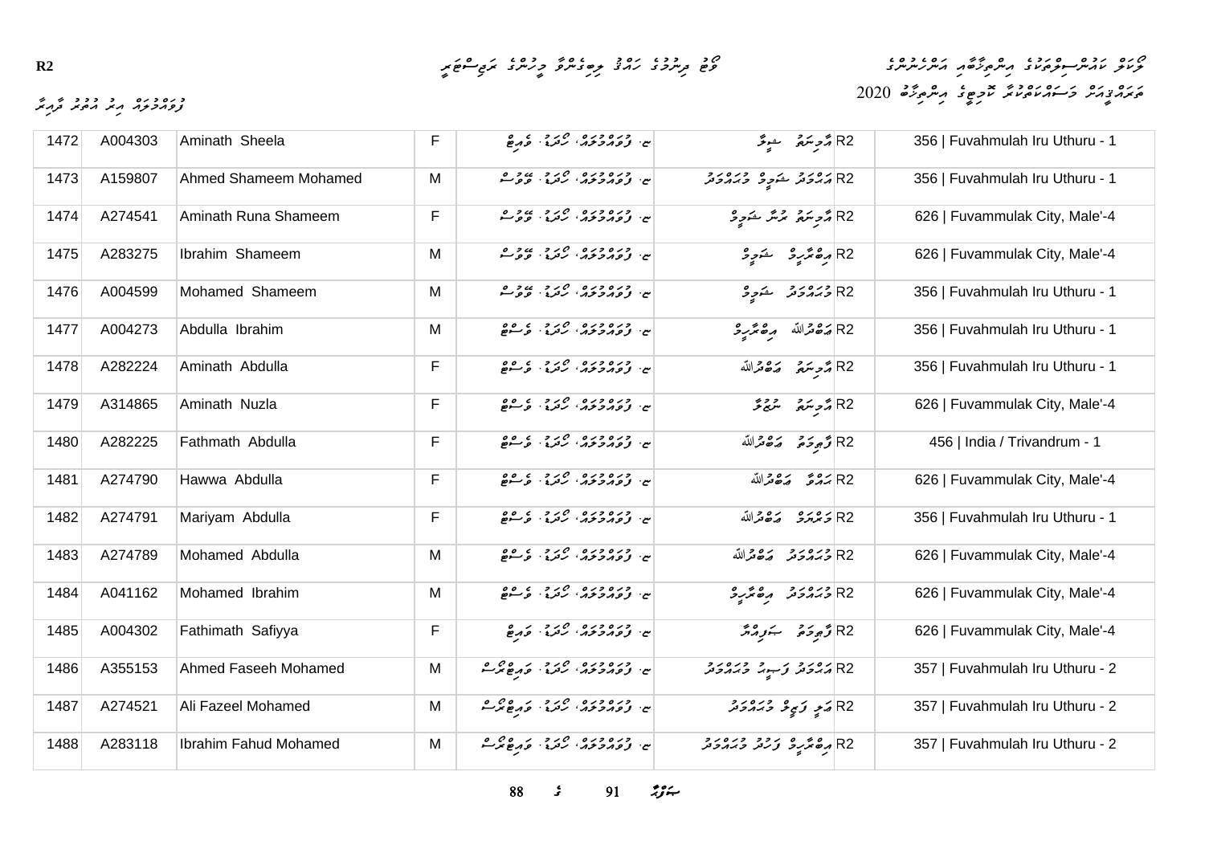| 1472 | A004303 | Aminath Sheela | F | ސ. ފުވައްމުލައް، ހުދަހުގެ، ވަޅީ | އާމިނަތު ޝީލާ R2 | 356 \| Fuvahmulah Iru Uthuru - 1 |
|---|---|---|---|---|---|---|
| 1473 | A159807 | Ahmed Shameem Mohamed | M | ސ. ފުވައްމުލައް، ހުދަހުގެ، ވާވާސް | އަހުމަދު ޝަމީމް މުހައްމަދު R2 | 356 \| Fuvahmulah Iru Uthuru - 1 |
| 1474 | A274541 | Aminath Runa Shameem | F | ސ. ފުވައްމުލައް، ހުދަހުގެ، ވާވާސް | އާމިނަތު ރުނާ ޝަމީމް R2 | 626 \| Fuvammulak City, Male'-4 |
| 1475 | A283275 | Ibrahim Shameem | M | ސ. ފުވައްމުލައް، ހުދަހުގެ، ވާވާސް | އިބްރާހީމް ޝަމީމް R2 | 626 \| Fuvammulak City, Male'-4 |
| 1476 | A004599 | Mohamed Shameem | M | ސ. ފުވައްމުލައް، ހުދަހުގެ، ވާވާސް | މުހައްމަދު ޝަމީމް R2 | 356 \| Fuvahmulah Iru Uthuru - 1 |
| 1477 | A004273 | Abdulla Ibrahim | M | ސ. ފުވައްމުލައް، ހުދަހުގެ، ވެސްޓް | އަބްދުﷲ އިބްރާހީމް R2 | 356 \| Fuvahmulah Iru Uthuru - 1 |
| 1478 | A282224 | Aminath Abdulla | F | ސ. ފުވައްމުލައް، ހުދަހުގެ، ވެސްޓް | އާމިނަތު އަބްދުﷲ R2 | 356 \| Fuvahmulah Iru Uthuru - 1 |
| 1479 | A314865 | Aminath Nuzla | F | ސ. ފުވައްމުލައް، ހުދަހުގެ، ވެސްޓް | އާމިނަތު ނުޒްލާ R2 | 626 \| Fuvammulak City, Male'-4 |
| 1480 | A282225 | Fathmath Abdulla | F | ސ. ފުވައްމުލައް، ހުދަހުގެ، ވެސްޓް | ފާތިމަތު އަބްދުﷲ R2 | 456 \| India / Trivandrum - 1 |
| 1481 | A274790 | Hawwa Abdulla | F | ސ. ފުވައްމުލައް، ހުދަހުގެ، ވެސްޓް | ހައްވާ އަބްދުﷲ R2 | 626 \| Fuvammulak City, Male'-4 |
| 1482 | A274791 | Mariyam Abdulla | F | ސ. ފުވައްމުލައް، ހުދަހުގެ، ވެސްޓް | މަރިޔަމް އަބްދުﷲ R2 | 356 \| Fuvahmulah Iru Uthuru - 1 |
| 1483 | A274789 | Mohamed Abdulla | M | ސ. ފުވައްމުލައް، ހުދަހުގެ، ވެސްޓް | މުހައްމަދު އަބްދުﷲ R2 | 626 \| Fuvammulak City, Male'-4 |
| 1484 | A041162 | Mohamed Ibrahim | M | ސ. ފުވައްމުލައް، ހުދަހުގެ، ވެސްޓް | މުހައްމަދު އިބްރާހީމް R2 | 626 \| Fuvammulak City, Male'-4 |
| 1485 | A004302 | Fathimath Safiyya | F | ސ. ފުވައްމުލައް، ހުދަހުގެ، ވަޅީ | ފާތިމަތު ސަފިއްޔާ R2 | 626 \| Fuvammulak City, Male'-4 |
| 1486 | A355153 | Ahmed Faseeh Mohamed | M | ސ. ފުވައްމުލައް، ހުދަހުގެ، ވައިޓްރޯސް | އަހުމަދު ފަސީހު މުހައްމަދު R2 | 357 \| Fuvahmulah Iru Uthuru - 2 |
| 1487 | A274521 | Ali Fazeel Mohamed | M | ސ. ފުވައްމުލައް، ހުދަހުގެ، ވައިޓްރޯސް | އަލި ފަޒީލް މުހައްމަދު R2 | 357 \| Fuvahmulah Iru Uthuru - 2 |
| 1488 | A283118 | Ibrahim Fahud Mohamed | M | ސ. ފުވައްމުލައް، ހުދަހުގެ، ވައިޓްރޯސް | އިބްރާހީމް ފަހުދު މުހައްމަދު R2 | 357 \| Fuvahmulah Iru Uthuru - 2 |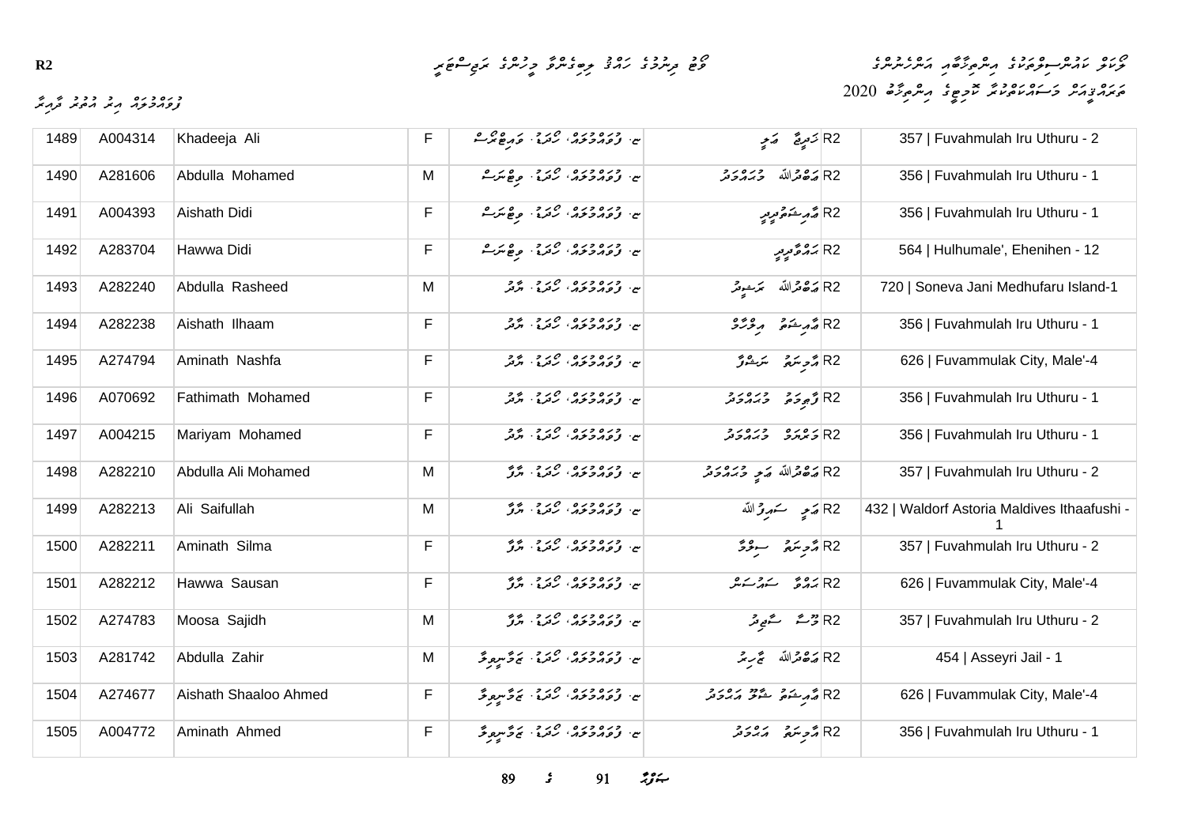| 1489 | A004314 | Khadeeja Ali | F | ސ. ފުވައްމުލައް، ހޯދަޑު، ވައިޓްރޯސް | R2 ޚަދީޖާ ޢަލީ | 357 \| Fuvahmulah Iru Uthuru - 2 |
|---|---|---|---|---|---|---|
| 1490 | A281606 | Abdulla Mohamed | M | ސ. ފުވައްމުލައް، ހޯދަޑު، ވިއުނަސް | R2 ޢަބްދުﷲ މުޙައްމަދު | 356 \| Fuvahmulah Iru Uthuru - 1 |
| 1491 | A004393 | Aishath Didi | F | ސ. ފުވައްމުލައް، ހޯދަޑު، ވިއުނަސް | R2 ޢައިޝަތުދީދީ | 356 \| Fuvahmulah Iru Uthuru - 1 |
| 1492 | A283704 | Hawwa Didi | F | ސ. ފުވައްމުލައް، ހޯދަޑު، ވިއުނަސް | R2 ހައްވާދީދީ | 564 \| Hulhumale', Ehenihen - 12 |
| 1493 | A282240 | Abdulla Rasheed | M | ސ. ފުވައްމުލައް، ހޯދަޑު، ރާދު | R2 ޢަބްދުﷲ ރަޝީދު | 720 \| Soneva Jani Medhufaru Island-1 |
| 1494 | A282238 | Aishath Ilhaam | F | ސ. ފުވައްމުލައް، ހޯދަޑު، ރާދު | R2 ޢައިޝަތު އިލްހާމް | 356 \| Fuvahmulah Iru Uthuru - 1 |
| 1495 | A274794 | Aminath Nashfa | F | ސ. ފުވައްމުލައް، ހޯދަޑު، ރާދު | R2 އާމިނަތު ނަޝްފާ | 626 \| Fuvammulak City, Male'-4 |
| 1496 | A070692 | Fathimath Mohamed | F | ސ. ފުވައްމުލައް، ހޯދަޑު، ރާދު | R2 ފާތިމަތު މުޙައްމަދު | 356 \| Fuvahmulah Iru Uthuru - 1 |
| 1497 | A004215 | Mariyam Mohamed | F | ސ. ފުވައްމުލައް، ހޯދަޑު، ރާދު | R2 މަރިޔަމް މުޙައްމަދު | 356 \| Fuvahmulah Iru Uthuru - 1 |
| 1498 | A282210 | Abdulla Ali Mohamed | M | ސ. ފުވައްމުލައް، ހޯދަޑު، ރާފާ | R2 ޢަބްދުﷲ ޢަލީ މުޙައްމަދު | 357 \| Fuvahmulah Iru Uthuru - 2 |
| 1499 | A282213 | Ali Saifullah | M | ސ. ފުވައްމުލައް، ހޯދަޑު، ރާފާ | R2 ޢަލީ ސައިފުﷲ | 432 \| Waldorf Astoria Maldives Ithaafushi - 1 |
| 1500 | A282211 | Aminath Silma | F | ސ. ފުވައްމުލައް، ހޯދަޑު، ރާފާ | R2 އާމިނަތު ސިލްމާ | 357 \| Fuvahmulah Iru Uthuru - 2 |
| 1501 | A282212 | Hawwa Sausan | F | ސ. ފުވައްމުލައް، ހޯދަޑު، ރާފާ | R2 ހައްވާ ސައުސަން | 626 \| Fuvammulak City, Male'-4 |
| 1502 | A274783 | Moosa Sajidh | M | ސ. ފުވައްމުލައް، ހޯދަޑު، ރާފާ | R2 މޫސާ ސާޖިދު | 357 \| Fuvahmulah Iru Uthuru - 2 |
| 1503 | A281742 | Abdulla Zahir | M | ސ. ފުވައްމުލައް، ހޯދަޑު، ޖަވާހިރުވިލާ | R2 ޢަބްދުﷲ ޒާހިރު | 454 \| Asseyri Jail - 1 |
| 1504 | A274677 | Aishath Shaaloo Ahmed | F | ސ. ފުވައްމުލައް، ހޯދަޑު، ޖަވާހިރުވިލާ | R2 ޢައިޝަތު ޝާލޫ އަޙްމަދު | 626 \| Fuvammulak City, Male'-4 |
| 1505 | A004772 | Aminath Ahmed | F | ސ. ފުވައްމުލައް، ހޯދަޑު، ޖަވާހިރުވިލާ | R2 އާމިނަތު އަޙްމަދު | 356 \| Fuvahmulah Iru Uthuru - 1 |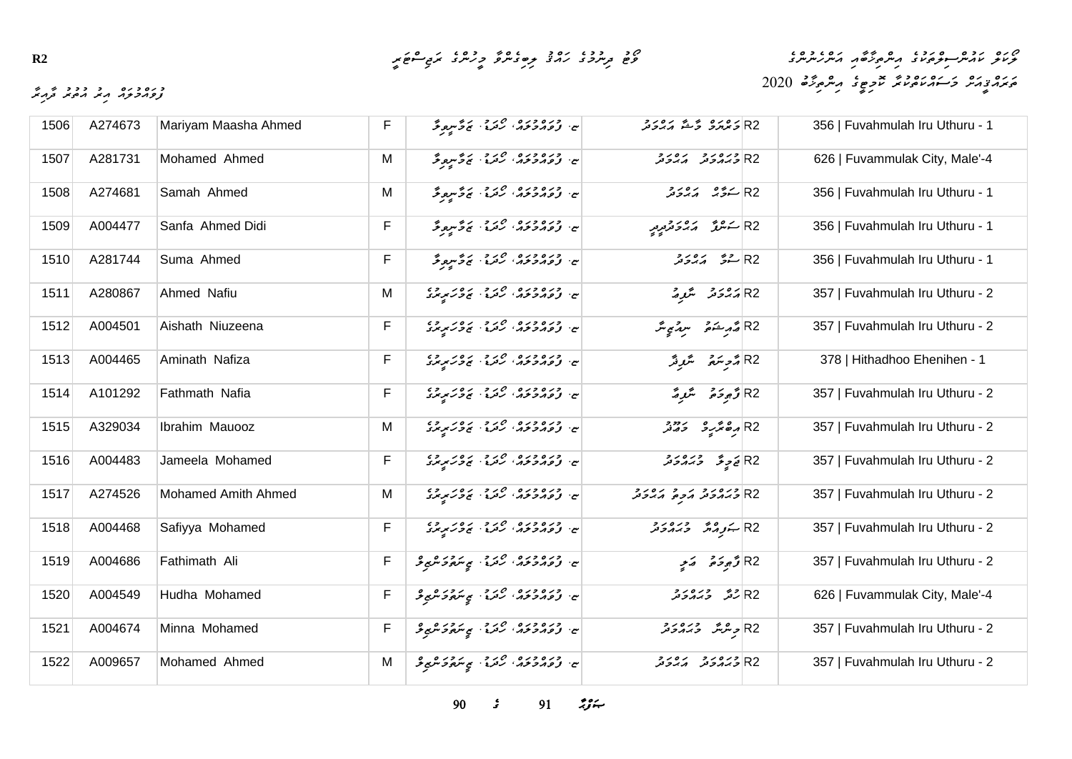| 1506 | A274673 | Mariyam Maasha Ahmed | F | ސ. ފުވައްމުލައް، ހޯދަދު، ޖަމާނީވިލާ | މަރިޔަމް މާޝާ އަހުމަދު R2 | 356 \| Fuvahmulah Iru Uthuru - 1 |
|---|---|---|---|---|---|---|
| 1507 | A281731 | Mohamed Ahmed | M | ސ. ފުވައްމުލައް، ހޯދަދު، ޖަމާނީވިލާ | މުހައްމަދު އަހުމަދު R2 | 626 \| Fuvammulak City, Male'-4 |
| 1508 | A274681 | Samah Ahmed | M | ސ. ފުވައްމުލައް، ހޯދަދު، ޖަމާނީވިލާ | ސަމާހް އަހުމަދު R2 | 356 \| Fuvahmulah Iru Uthuru - 1 |
| 1509 | A004477 | Sanfa Ahmed Didi | F | ސ. ފުވައްމުލައް، ހޯދަދު، ޖަމާނީވިލާ | ސަންފާ އަހުމަދުދީދީ R2 | 356 \| Fuvahmulah Iru Uthuru - 1 |
| 1510 | A281744 | Suma Ahmed | F | ސ. ފުވައްމުލައް، ހޯދަދު، ޖަމާނީވިލާ | ސުމާ އަހުމަދު R2 | 356 \| Fuvahmulah Iru Uthuru - 1 |
| 1511 | A280867 | Ahmed Nafiu | M | ސ. ފުވައްމުލައް، ހޯދަދު، ޖަވުހަރީގެ | އަހުމަދު ނާފިއު R2 | 357 \| Fuvahmulah Iru Uthuru - 2 |
| 1512 | A004501 | Aishath Niuzeena | F | ސ. ފުވައްމުލައް، ހޯދަދު، ޖަވުހަރީގެ | އާއިޝަތު ނިއުޒީނާ R2 | 357 \| Fuvahmulah Iru Uthuru - 2 |
| 1513 | A004465 | Aminath Nafiza | F | ސ. ފުވައްމުލައް، ހޯދަދު، ޖަވުހަރީގެ | އާމިނަތު ނާފިޒާ R2 | 378 \| Hithadhoo Ehenihen - 1 |
| 1514 | A101292 | Fathmath Nafia | F | ސ. ފުވައްމުލައް، ހޯދަދު، ޖަވުހަރީގެ | ފާތިމަތު ނާފިއާ R2 | 357 \| Fuvahmulah Iru Uthuru - 2 |
| 1515 | A329034 | Ibrahim Mauooz | M | ސ. ފުވައްމުލައް، ހޯދަދު، ޖަވުހަރީގެ | އިބްރާހީމް މައުޫޒު R2 | 357 \| Fuvahmulah Iru Uthuru - 2 |
| 1516 | A004483 | Jameela Mohamed | F | ސ. ފުވައްމުލައް، ހޯދަދު، ޖަވުހަރީގެ | ޖަމީލާ މުހައްމަދު R2 | 357 \| Fuvahmulah Iru Uthuru - 2 |
| 1517 | A274526 | Mohamed Amith Ahmed | M | ސ. ފުވައްމުލައް، ހޯދަދު، ޖަވުހަރީގެ | މުހައްމަދު އަމިތު އަހުމަދު R2 | 357 \| Fuvahmulah Iru Uthuru - 2 |
| 1518 | A004468 | Safiyya Mohamed | F | ސ. ފުވައްމުލައް، ހޯދަދު، ޖަވުހަރީގެ | ސަފިއްޔާ މުހައްމަދު R2 | 357 \| Fuvahmulah Iru Uthuru - 2 |
| 1519 | A004686 | Fathimath Ali | F | ސ. ފުވައްމުލައް، ހޯދަދު، ޖިނބުމަންޒިލް | ފާތިމަތު ޢަލީ R2 | 357 \| Fuvahmulah Iru Uthuru - 2 |
| 1520 | A004549 | Hudha Mohamed | F | ސ. ފުވައްމުލައް، ހޯދަދު، ޖިނބުމަންޒިލް | ހުދާ މުހައްމަދު R2 | 626 \| Fuvammulak City, Male'-4 |
| 1521 | A004674 | Minna Mohamed | F | ސ. ފުވައްމުލައް، ހޯދަދު، ޖިނބުމަންޒިލް | މިންނާ މުހައްމަދު R2 | 357 \| Fuvahmulah Iru Uthuru - 2 |
| 1522 | A009657 | Mohamed Ahmed | M | ސ. ފުވައްމުލައް، ހޯދަދު، ޖިނބުމަންޒިލް | މުހައްމަދު އަހުމަދު R2 | 357 \| Fuvahmulah Iru Uthuru - 2 |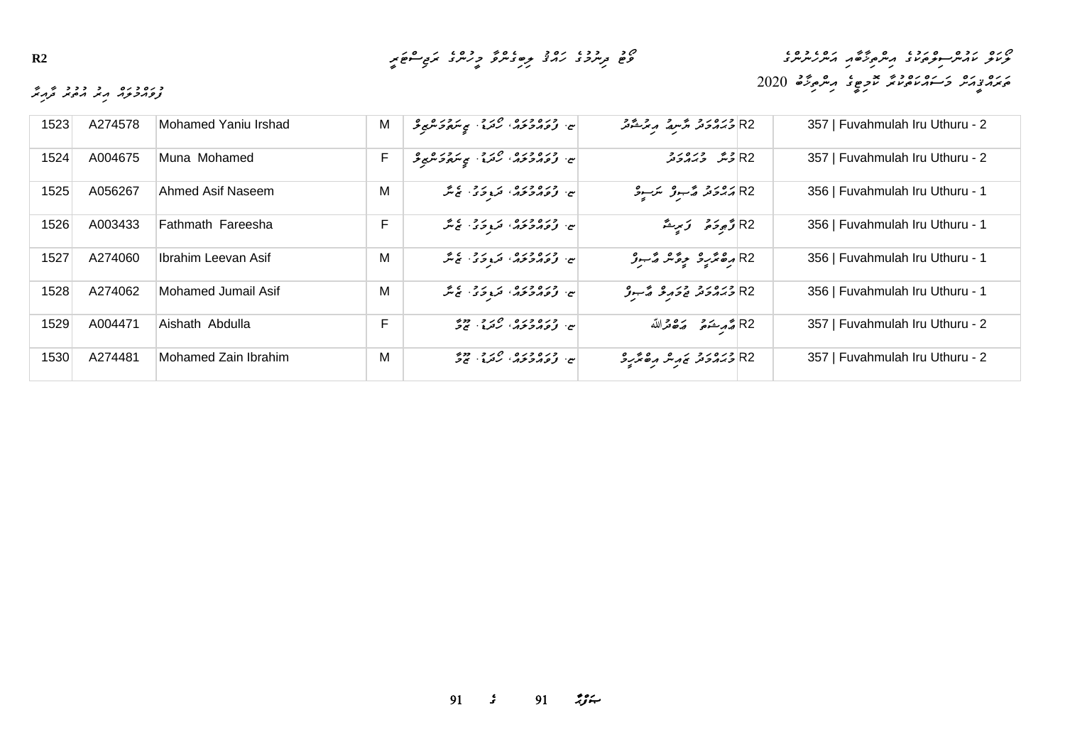ޖޫރީގެ ކުރިމަތީގައި ޢިންތިޚާބާއި ކެނޑިޑޭޓުން ކަރުދާސް ހުށަހަޅާ ނަމުގެ ލިސްޓު R2

ތަރައްޤީއަށް ޤައުމީ މަޖިލީހުގެ ގޮނޑި ހުޅުވުމުގެ ޢިންތިޚާބު 2020

ފުވައްމުލައް އިރު އުތުރު ދާއިރާ

| | | | | | | | |
|---|---|---|---|---|---|---|---|
| 1523 | A274578 | Mohamed Yaniu Irshad | M | ސ. ފުވައްމުލައް، ހޯދަދޫ. ކިޔަވާފަށަނދު | މުޙައްމަދު ޔާނިއު އިރުޝާދު | R2 | 357 \| Fuvahmulah Iru Uthuru - 2 |
| 1524 | A004675 | Muna Mohamed | F | ސ. ފުވައްމުލައް، ހޯދަދޫ. ކިޔަވާފަށަނދު | މުނާ މުޙައްމަދު | R2 | 357 \| Fuvahmulah Iru Uthuru - 2 |
| 1525 | A056267 | Ahmed Asif Naseem | M | ސ. ފުވައްމުލައް، ދަށުވަށު. ޖަނަ | އަޙްމަދު އާސިފު ނަސީމު | R2 | 356 \| Fuvahmulah Iru Uthuru - 1 |
| 1526 | A003433 | Fathmath Fareesha | F | ސ. ފުވައްމުލައް، ދަށުވަށު. ޖަނަ | ފާތިމަތު ފަރީޝާ | R2 | 356 \| Fuvahmulah Iru Uthuru - 1 |
| 1527 | A274060 | Ibrahim Leevan Asif | M | ސ. ފުވައްމުލައް، ދަށުވަށު. ޖަނަ | އިބްރާހީމް ލީވާން އާސިފު | R2 | 356 \| Fuvahmulah Iru Uthuru - 1 |
| 1528 | A274062 | Mohamed Jumail Asif | M | ސ. ފުވައްމުލައް، ދަށުވަށު. ޖަނަ | މުޙައްމަދު ޖުމައިލް އާސިފު | R2 | 356 \| Fuvahmulah Iru Uthuru - 1 |
| 1529 | A004471 | Aishath Abdulla | F | ސ. ފުވައްމުލައް، ހޯދަދޫ. ޖޫލާ | އާއިޝަތު އަބްދުﷲ | R2 | 357 \| Fuvahmulah Iru Uthuru - 2 |
| 1530 | A274481 | Mohamed Zain Ibrahim | M | ސ. ފުވައްމުލައް، ހޯދަދޫ. ޖޫލާ | މުޙައްމަދު ޒައިން އިބްރާހީމް | R2 | 357 \| Fuvahmulah Iru Uthuru - 2 |